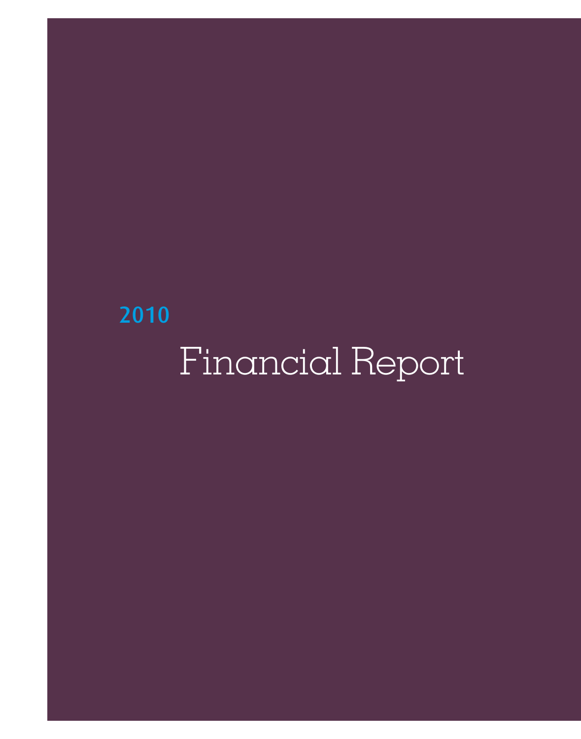**2010**

# Financial Report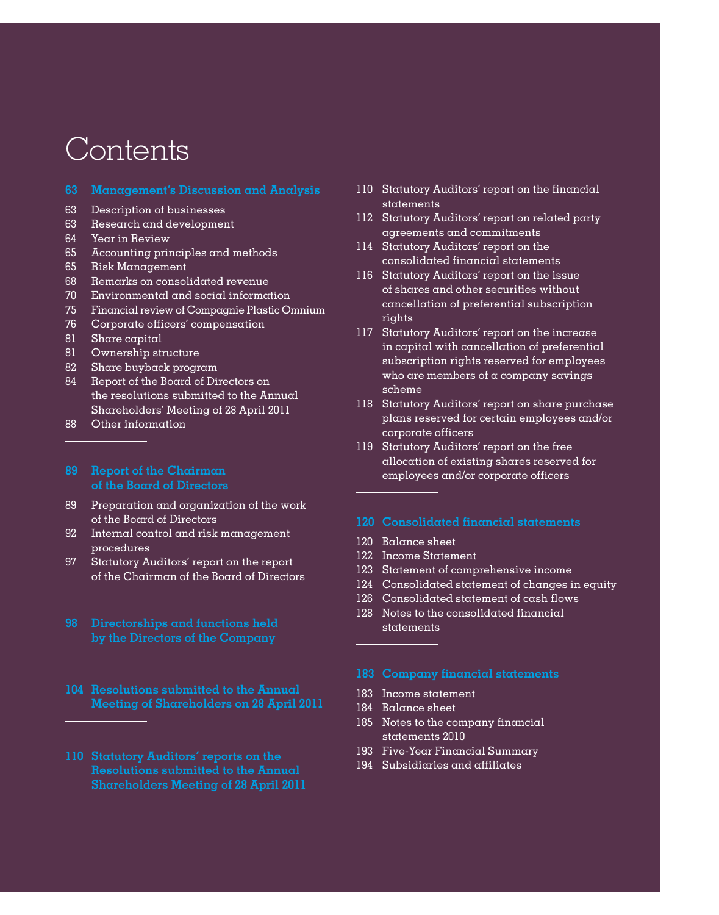# Contents

**63 Management's Discussion and Analysis**

- 63 Description of businesses
- 63 Research and development
- 64 Year in Review
- 65 Accounting principles and methods
- 65 Risk Management
- 68 Remarks on consolidated revenue
- 70 Environmental and social information
- 75 Financial review of Compagnie Plastic Omnium
- 76 Corporate officers' compensation
- 81 Share capital
- 81 Ownership structure
- 82 Share buyback program
- 84 Report of the Board of Directors on the resolutions submitted to the Annual Shareholders' Meeting of 28 April 2011
- 88 Other information

**89 Report of the Chairman of the Board of Directors**

- 89 Preparation and organization of the work of the Board of Directors
- 92 Internal control and risk management procedures
- 97 Statutory Auditors' report on the report of the Chairman of the Board of Directors

**98 Directorships and functions held by the Directors of the Company**

**104 Resolutions submitted to the Annual Meeting of Shareholders on 28 April 2011**

**110 Statutory Auditors' reports on the Resolutions submitted to the Annual Shareholders Meeting of 28 April 2011**

- 110 Statutory Auditors' report on the financial statements
- 112 Statutory Auditors' report on related party agreements and commitments
- 114 Statutory Auditors' report on the consolidated financial statements
- 116 Statutory Auditors' report on the issue of shares and other securities without cancellation of preferential subscription rights
- 117 Statutory Auditors' report on the increase in capital with cancellation of preferential subscription rights reserved for employees who are members of a company savings scheme
- 118 Statutory Auditors' report on share purchase plans reserved for certain employees and/or corporate officers
- 119 Statutory Auditors' report on the free allocation of existing shares reserved for employees and/or corporate officers

**120 Consolidated financial statements**

- 120 Balance sheet
- 122 Income Statement
- 123 Statement of comprehensive income
- 124 Consolidated statement of changes in equity
- 126 Consolidated statement of cash flows
- 128 Notes to the consolidated financial statements

**183 Company financial statements**

- 183 Income statement
- 184 Balance sheet
- 185 Notes to the company financial statements 2010
- 193 Five-Year Financial Summary
- 194 Subsidiaries and affiliates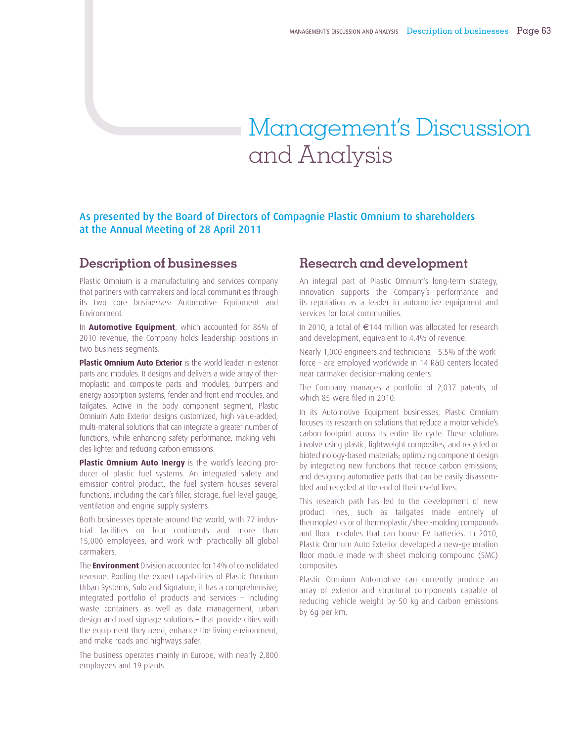# Management's Discussion and Analysis

**As presented by the Board of Directors of Compagnie Plastic Omnium to shareholders at the Annual Meeting of 28 April 2011**

## Description of businesses

Plastic Omnium is a manufacturing and services company that partners with carmakers and local communities through its two core businesses: Automotive Equipment and Environment.

In **Automotive Equipment**, which accounted for 86% of 2010 revenue, the Company holds leadership positions in two business segments.

**Plastic Omnium Auto Exterior** is the world leader in exterior parts and modules. It designs and delivers a wide array of thermoplastic and composite parts and modules, bumpers and energy absorption systems, fender and front-end modules, and tailgates. Active in the body component segment, Plastic Omnium Auto Exterior designs customized, high value-added, multi-material solutions that can integrate a greater number of functions, while enhancing safety performance, making vehicles lighter and reducing carbon emissions.

**Plastic Omnium Auto Inergy** is the world's leading producer of plastic fuel systems. An integrated safety and emission-control product, the fuel system houses several functions, including the car's filler, storage, fuel level gauge, ventilation and engine supply systems.

Both businesses operate around the world, with 77 industrial facilities on four continents and more than 15,000 employees, and work with practically all global carmakers.

The **Environment** Division accounted for 14% of consolidated revenue. Pooling the expert capabilities of Plastic Omnium Urban Systems, Sulo and Signature, it has a comprehensive, integrated portfolio of products and services – including waste containers as well as data management, urban design and road signage solutions – that provide cities with the equipment they need, enhance the living environment, and make roads and highways safer.

The business operates mainly in Europe, with nearly 2,800 employees and 19 plants.

## Research and development

An integral part of Plastic Omnium's long-term strategy, innovation supports the Company's performance and its reputation as a leader in automotive equipment and services for local communities.

In 2010, a total of €144 million was allocated for research and development, equivalent to 4.4% of revenue.

Nearly 1,000 engineers and technicians – 5.5% of the workforce – are employed worldwide in 14 R&D centers located near carmaker decision-making centers.

The Company manages a portfolio of 2,037 patents, of which 85 were filed in 2010.

In its Automotive Equipment businesses, Plastic Omnium focuses its research on solutions that reduce a motor vehicle's carbon footprint across its entire life cycle. These solutions involve using plastic, lightweight composites, and recycled or biotechnology-based materials; optimizing component design by integrating new functions that reduce carbon emissions; and designing automotive parts that can be easily disassembled and recycled at the end of their useful lives.

This research path has led to the development of new product lines, such as tailgates made entirely of thermoplastics or of thermoplastic/sheet-molding compounds and floor modules that can house EV batteries. In 2010, Plastic Omnium Auto Exterior developed a new-generation floor module made with sheet molding compound (SMC) composites.

Plastic Omnium Automotive can currently produce an array of exterior and structural components capable of reducing vehicle weight by 50 kg and carbon emissions by 6g per km.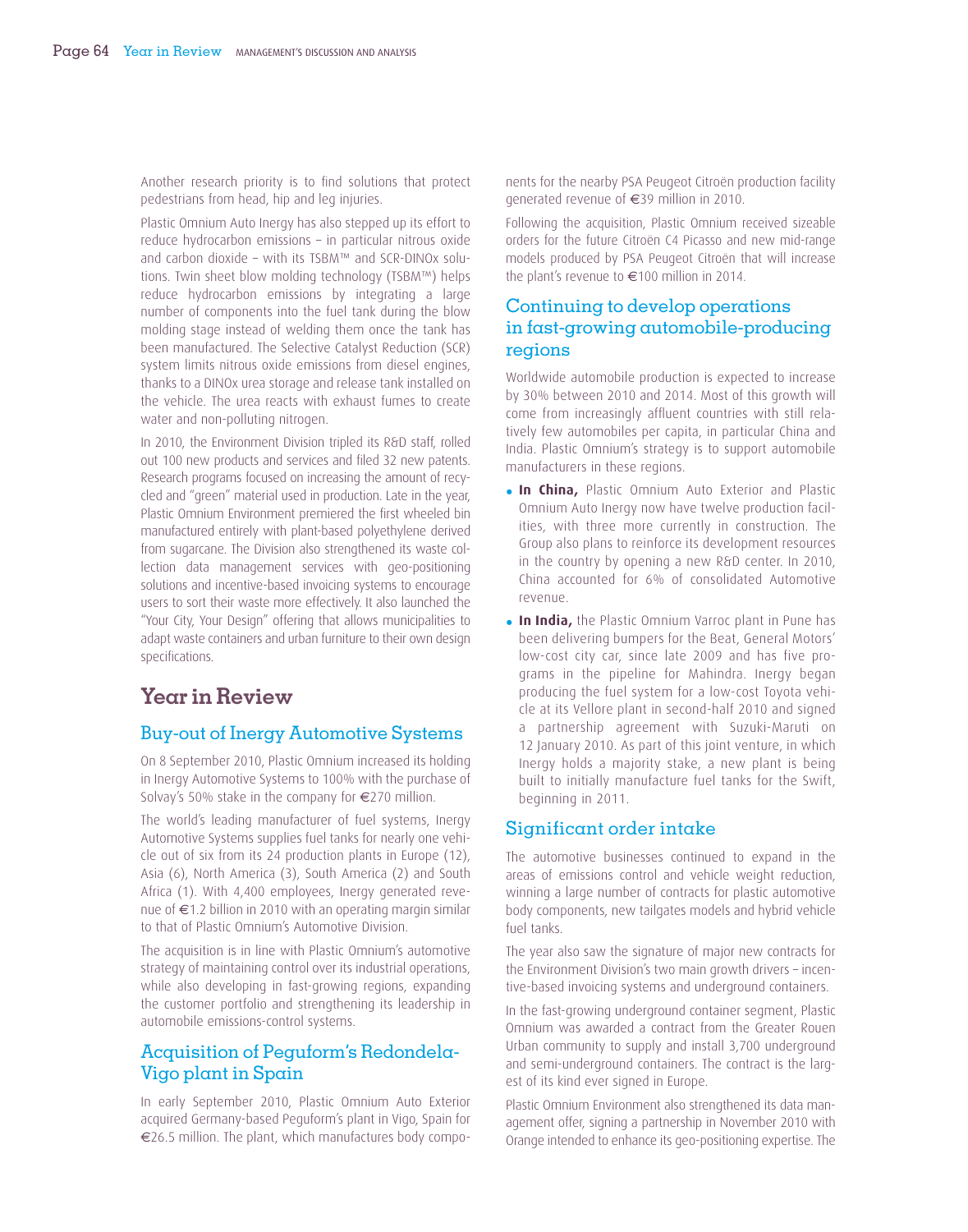Another research priority is to find solutions that protect pedestrians from head, hip and leg injuries.

Plastic Omnium Auto Inergy has also stepped up its effort to reduce hydrocarbon emissions – in particular nitrous oxide and carbon dioxide – with its TSBM™ and SCR-DINOx solutions. Twin sheet blow molding technology (TSBM™) helps reduce hydrocarbon emissions by integrating a large number of components into the fuel tank during the blow molding stage instead of welding them once the tank has been manufactured. The Selective Catalyst Reduction (SCR) system limits nitrous oxide emissions from diesel engines, thanks to a DINOx urea storage and release tank installed on the vehicle. The urea reacts with exhaust fumes to create water and non-polluting nitrogen.

In 2010, the Environment Division tripled its R&D staff, rolled out 100 new products and services and filed 32 new patents. Research programs focused on increasing the amount of recycled and "green" material used in production. Late in the year, Plastic Omnium Environment premiered the first wheeled bin manufactured entirely with plant-based polyethylene derived from sugarcane. The Division also strengthened its waste collection data management services with geo-positioning solutions and incentive-based invoicing systems to encourage users to sort their waste more effectively. It also launched the "Your City, Your Design" offering that allows municipalities to adapt waste containers and urban furniture to their own design specifications.

# Year in Review

## Buy-out of Inergy Automotive Systems

On 8 September 2010, Plastic Omnium increased its holding in Inergy Automotive Systems to 100% with the purchase of Solvay's 50% stake in the company for €270 million.

The world's leading manufacturer of fuel systems, Inergy Automotive Systems supplies fuel tanks for nearly one vehicle out of six from its 24 production plants in Europe (12), Asia (6), North America (3), South America (2) and South Africa (1). With 4,400 employees, Inergy generated revenue of €1.2 billion in 2010 with an operating margin similar to that of Plastic Omnium's Automotive Division.

The acquisition is in line with Plastic Omnium's automotive strategy of maintaining control over its industrial operations, while also developing in fast-growing regions, expanding the customer portfolio and strengthening its leadership in automobile emissions-control systems.

## Acquisition of Peguform's Redondela-Vigo plant in Spain

In early September 2010, Plastic Omnium Auto Exterior acquired Germany-based Peguform's plant in Vigo, Spain for €26.5 million. The plant, which manufactures body components for the nearby PSA Peugeot Citroën production facility generated revenue of €39 million in 2010.

Following the acquisition, Plastic Omnium received sizeable orders for the future Citroën C4 Picasso and new mid-range models produced by PSA Peugeot Citroën that will increase the plant's revenue to €100 million in 2014.

## Continuing to develop operations in fast-growing automobile-producing regions

Worldwide automobile production is expected to increase by 30% between 2010 and 2014. Most of this growth will come from increasingly affluent countries with still relatively few automobiles per capita, in particular China and India. Plastic Omnium's strategy is to support automobile manufacturers in these regions.

- **In China,** Plastic Omnium Auto Exterior and Plastic Omnium Auto Inergy now have twelve production facilities, with three more currently in construction. The Group also plans to reinforce its development resources in the country by opening a new R&D center. In 2010, China accounted for 6% of consolidated Automotive revenue.
- **In India,** the Plastic Omnium Varroc plant in Pune has been delivering bumpers for the Beat, General Motors' low-cost city car, since late 2009 and has five programs in the pipeline for Mahindra. Inergy began producing the fuel system for a low-cost Toyota vehicle at its Vellore plant in second-half 2010 and signed a partnership agreement with Suzuki-Maruti on 12 January 2010. As part of this joint venture, in which Inergy holds a majority stake, a new plant is being built to initially manufacture fuel tanks for the Swift, beginning in 2011.

## Significant order intake

The automotive businesses continued to expand in the areas of emissions control and vehicle weight reduction, winning a large number of contracts for plastic automotive body components, new tailgates models and hybrid vehicle fuel tanks.

The year also saw the signature of major new contracts for the Environment Division's two main growth drivers – incentive-based invoicing systems and underground containers.

In the fast-growing underground container segment, Plastic Omnium was awarded a contract from the Greater Rouen Urban community to supply and install 3,700 underground and semi-underground containers. The contract is the largest of its kind ever signed in Europe.

Plastic Omnium Environment also strengthened its data management offer, signing a partnership in November 2010 with Orange intended to enhance its geo-positioning expertise. The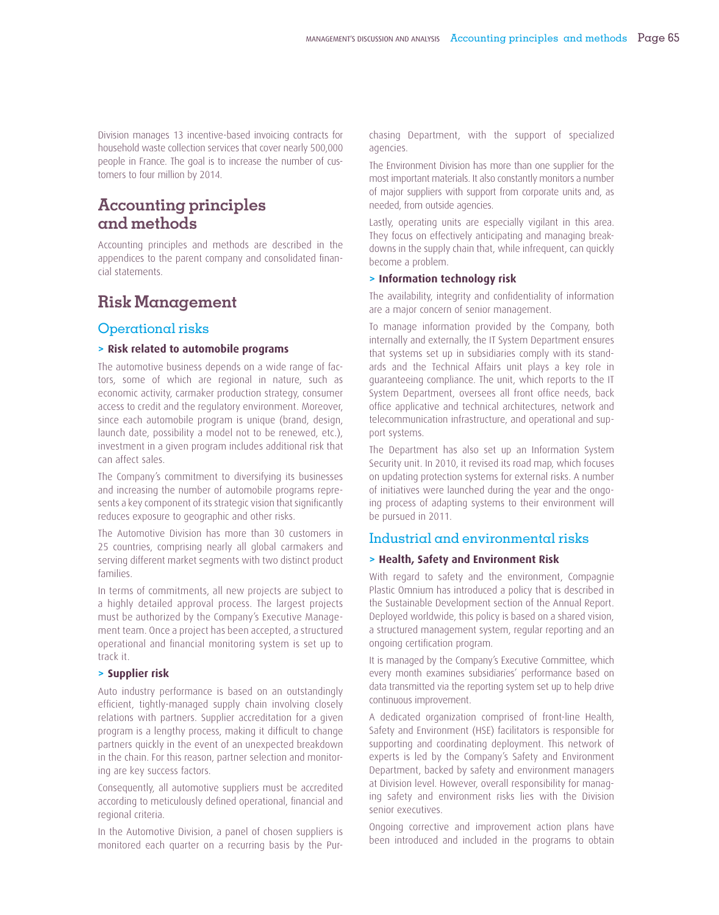Division manages 13 incentive-based invoicing contracts for household waste collection services that cover nearly 500,000 people in France. The goal is to increase the number of customers to four million by 2014.

## Accounting principles and methods

Accounting principles and methods are described in the appendices to the parent company and consolidated financial statements.

## Risk Management

### Operational risks

#### > Risk related to automobile programs

The automotive business depends on a wide range of factors, some of which are regional in nature, such as economic activity, carmaker production strategy, consumer access to credit and the regulatory environment. Moreover, since each automobile program is unique (brand, design, launch date, possibility a model not to be renewed, etc.), investment in a given program includes additional risk that can affect sales.

The Company's commitment to diversifying its businesses and increasing the number of automobile programs represents a key component of its strategic vision that significantly reduces exposure to geographic and other risks.

The Automotive Division has more than 30 customers in 25 countries, comprising nearly all global carmakers and serving different market segments with two distinct product families.

In terms of commitments, all new projects are subject to a highly detailed approval process. The largest projects must be authorized by the Company's Executive Management team. Once a project has been accepted, a structured operational and financial monitoring system is set up to track it.

#### > Supplier risk

Auto industry performance is based on an outstandingly efficient, tightly-managed supply chain involving closely relations with partners. Supplier accreditation for a given program is a lengthy process, making it difficult to change partners quickly in the event of an unexpected breakdown in the chain. For this reason, partner selection and monitoring are key success factors.

Consequently, all automotive suppliers must be accredited according to meticulously defined operational, financial and regional criteria.

In the Automotive Division, a panel of chosen suppliers is monitored each quarter on a recurring basis by the Purchasing Department, with the support of specialized agencies.

The Environment Division has more than one supplier for the most important materials. It also constantly monitors a number of major suppliers with support from corporate units and, as needed, from outside agencies.

Lastly, operating units are especially vigilant in this area. They focus on effectively anticipating and managing breakdowns in the supply chain that, while infrequent, can quickly become a problem.

#### > Information technology risk

The availability, integrity and confidentiality of information are a major concern of senior management.

To manage information provided by the Company, both internally and externally, the IT System Department ensures that systems set up in subsidiaries comply with its standards and the Technical Affairs unit plays a key role in guaranteeing compliance. The unit, which reports to the IT System Department, oversees all front office needs, back office applicative and technical architectures, network and telecommunication infrastructure, and operational and support systems.

The Department has also set up an Information System Security unit. In 2010, it revised its road map, which focuses on updating protection systems for external risks. A number of initiatives were launched during the year and the ongoing process of adapting systems to their environment will be pursued in 2011.

### Industrial and environmental risks

#### > Health, Safety and Environment Risk

With regard to safety and the environment, Compagnie Plastic Omnium has introduced a policy that is described in the Sustainable Development section of the Annual Report. Deployed worldwide, this policy is based on a shared vision, a structured management system, regular reporting and an ongoing certification program.

It is managed by the Company's Executive Committee, which every month examines subsidiaries' performance based on data transmitted via the reporting system set up to help drive continuous improvement.

A dedicated organization comprised of front-line Health, Safety and Environment (HSE) facilitators is responsible for supporting and coordinating deployment. This network of experts is led by the Company's Safety and Environment Department, backed by safety and environment managers at Division level. However, overall responsibility for managing safety and environment risks lies with the Division senior executives.

Ongoing corrective and improvement action plans have been introduced and included in the programs to obtain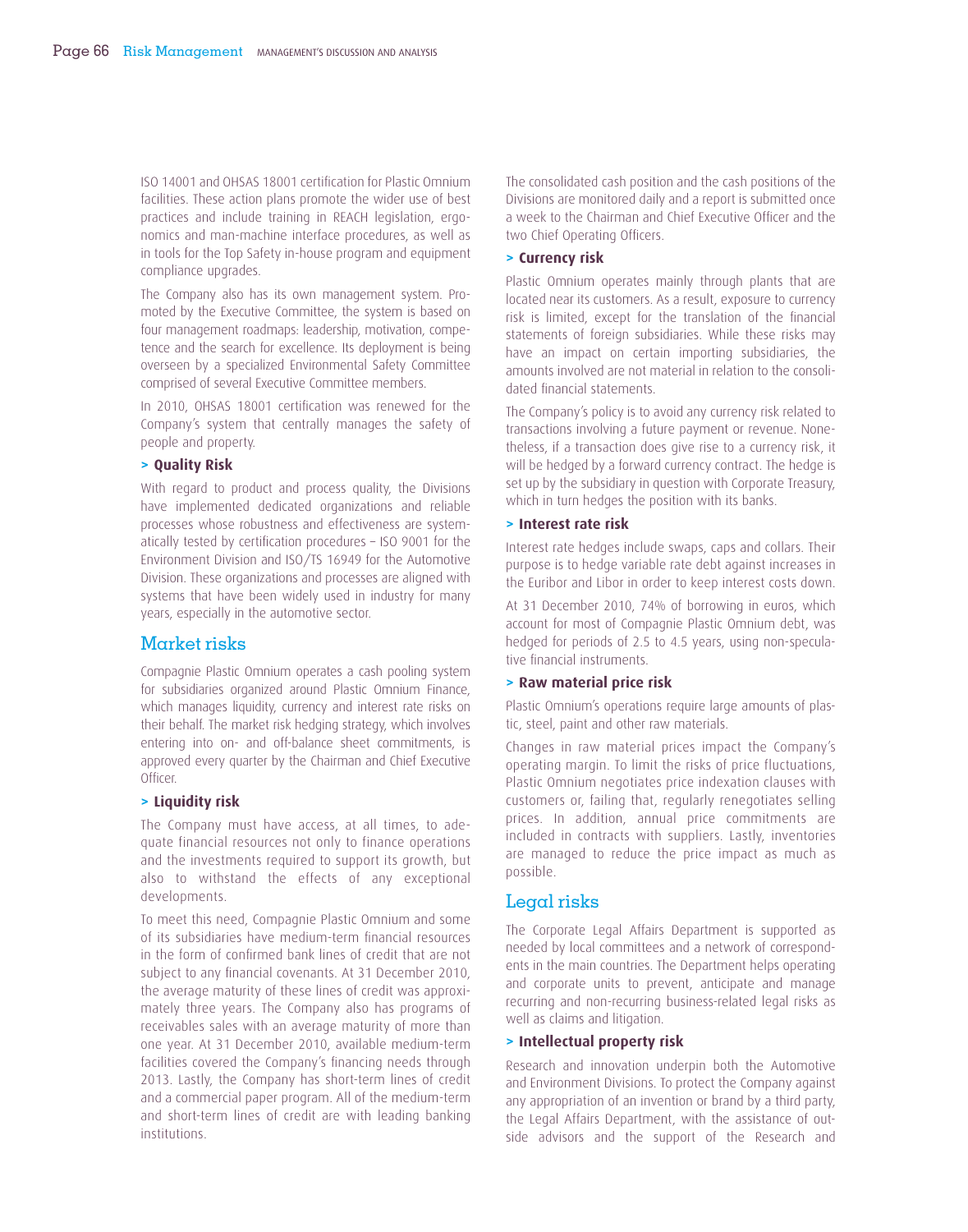ISO 14001 and OHSAS 18001 certification for Plastic Omnium facilities. These action plans promote the wider use of best practices and include training in REACH legislation, ergonomics and man-machine interface procedures, as well as in tools for the Top Safety in-house program and equipment compliance upgrades.

The Company also has its own management system. Promoted by the Executive Committee, the system is based on four management roadmaps: leadership, motivation, competence and the search for excellence. Its deployment is being overseen by a specialized Environmental Safety Committee comprised of several Executive Committee members.

In 2010, OHSAS 18001 certification was renewed for the Company's system that centrally manages the safety of people and property.

### > Quality Risk

With regard to product and process quality, the Divisions have implemented dedicated organizations and reliable processes whose robustness and effectiveness are systematically tested by certification procedures – ISO 9001 for the Environment Division and ISO/TS 16949 for the Automotive Division. These organizations and processes are aligned with systems that have been widely used in industry for many years, especially in the automotive sector.

## Market risks

Compagnie Plastic Omnium operates a cash pooling system for subsidiaries organized around Plastic Omnium Finance, which manages liquidity, currency and interest rate risks on their behalf. The market risk hedging strategy, which involves entering into on- and off-balance sheet commitments, is approved every quarter by the Chairman and Chief Executive Officer.

### > Liquidity risk

The Company must have access, at all times, to adequate financial resources not only to finance operations and the investments required to support its growth, but also to withstand the effects of any exceptional developments.

To meet this need, Compagnie Plastic Omnium and some of its subsidiaries have medium-term financial resources in the form of confirmed bank lines of credit that are not subject to any financial covenants. At 31 December 2010, the average maturity of these lines of credit was approximately three years. The Company also has programs of receivables sales with an average maturity of more than one year. At 31 December 2010, available medium-term facilities covered the Company's financing needs through 2013. Lastly, the Company has short-term lines of credit and a commercial paper program. All of the medium-term and short-term lines of credit are with leading banking institutions.

The consolidated cash position and the cash positions of the Divisions are monitored daily and a report is submitted once a week to the Chairman and Chief Executive Officer and the two Chief Operating Officers.

### > Currency risk

Plastic Omnium operates mainly through plants that are located near its customers. As a result, exposure to currency risk is limited, except for the translation of the financial statements of foreign subsidiaries. While these risks may have an impact on certain importing subsidiaries, the amounts involved are not material in relation to the consolidated financial statements.

The Company's policy is to avoid any currency risk related to transactions involving a future payment or revenue. Nonetheless, if a transaction does give rise to a currency risk, it will be hedged by a forward currency contract. The hedge is set up by the subsidiary in question with Corporate Treasury, which in turn hedges the position with its banks.

### > Interest rate risk

Interest rate hedges include swaps, caps and collars. Their purpose is to hedge variable rate debt against increases in the Euribor and Libor in order to keep interest costs down.

At 31 December 2010, 74% of borrowing in euros, which account for most of Compagnie Plastic Omnium debt, was hedged for periods of 2.5 to 4.5 years, using non-speculative financial instruments.

### > Raw material price risk

Plastic Omnium's operations require large amounts of plastic, steel, paint and other raw materials.

Changes in raw material prices impact the Company's operating margin. To limit the risks of price fluctuations, Plastic Omnium negotiates price indexation clauses with customers or, failing that, regularly renegotiates selling prices. In addition, annual price commitments are included in contracts with suppliers. Lastly, inventories are managed to reduce the price impact as much as possible.

## Legal risks

The Corporate Legal Affairs Department is supported as needed by local committees and a network of correspondents in the main countries. The Department helps operating and corporate units to prevent, anticipate and manage recurring and non-recurring business-related legal risks as well as claims and litigation.

### > Intellectual property risk

Research and innovation underpin both the Automotive and Environment Divisions. To protect the Company against any appropriation of an invention or brand by a third party, the Legal Affairs Department, with the assistance of outside advisors and the support of the Research and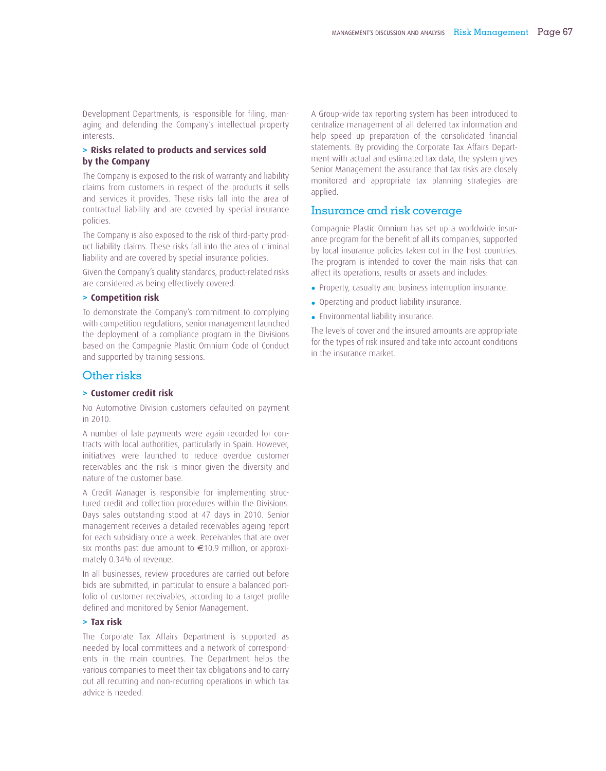Development Departments, is responsible for filing, managing and defending the Company's intellectual property interests.

### > Risks related to products and services sold by the Company

The Company is exposed to the risk of warranty and liability claims from customers in respect of the products it sells and services it provides. These risks fall into the area of contractual liability and are covered by special insurance policies.

The Company is also exposed to the risk of third-party product liability claims. These risks fall into the area of criminal liability and are covered by special insurance policies.

Given the Company's quality standards, product-related risks are considered as being effectively covered.

### > Competition risk

To demonstrate the Company's commitment to complying with competition regulations, senior management launched the deployment of a compliance program in the Divisions based on the Compagnie Plastic Omnium Code of Conduct and supported by training sessions.

## Other risks

### > Customer credit risk

No Automotive Division customers defaulted on payment in 2010.

A number of late payments were again recorded for contracts with local authorities, particularly in Spain. However, initiatives were launched to reduce overdue customer receivables and the risk is minor given the diversity and nature of the customer base.

A Credit Manager is responsible for implementing structured credit and collection procedures within the Divisions. Days sales outstanding stood at 47 days in 2010. Senior management receives a detailed receivables ageing report for each subsidiary once a week. Receivables that are over six months past due amount to €10.9 million, or approximately 0.34% of revenue.

In all businesses, review procedures are carried out before bids are submitted, in particular to ensure a balanced portfolio of customer receivables, according to a target profile defined and monitored by Senior Management.

### > Tax risk

The Corporate Tax Affairs Department is supported as needed by local committees and a network of correspondents in the main countries. The Department helps the various companies to meet their tax obligations and to carry out all recurring and non-recurring operations in which tax advice is needed.

A Group-wide tax reporting system has been introduced to centralize management of all deferred tax information and help speed up preparation of the consolidated financial statements. By providing the Corporate Tax Affairs Department with actual and estimated tax data, the system gives Senior Management the assurance that tax risks are closely monitored and appropriate tax planning strategies are applied.

## Insurance and risk coverage

Compagnie Plastic Omnium has set up a worldwide insurance program for the benefit of all its companies, supported by local insurance policies taken out in the host countries. The program is intended to cover the main risks that can affect its operations, results or assets and includes:

- Property, casualty and business interruption insurance.
- Operating and product liability insurance.
- Environmental liability insurance.

The levels of cover and the insured amounts are appropriate for the types of risk insured and take into account conditions in the insurance market.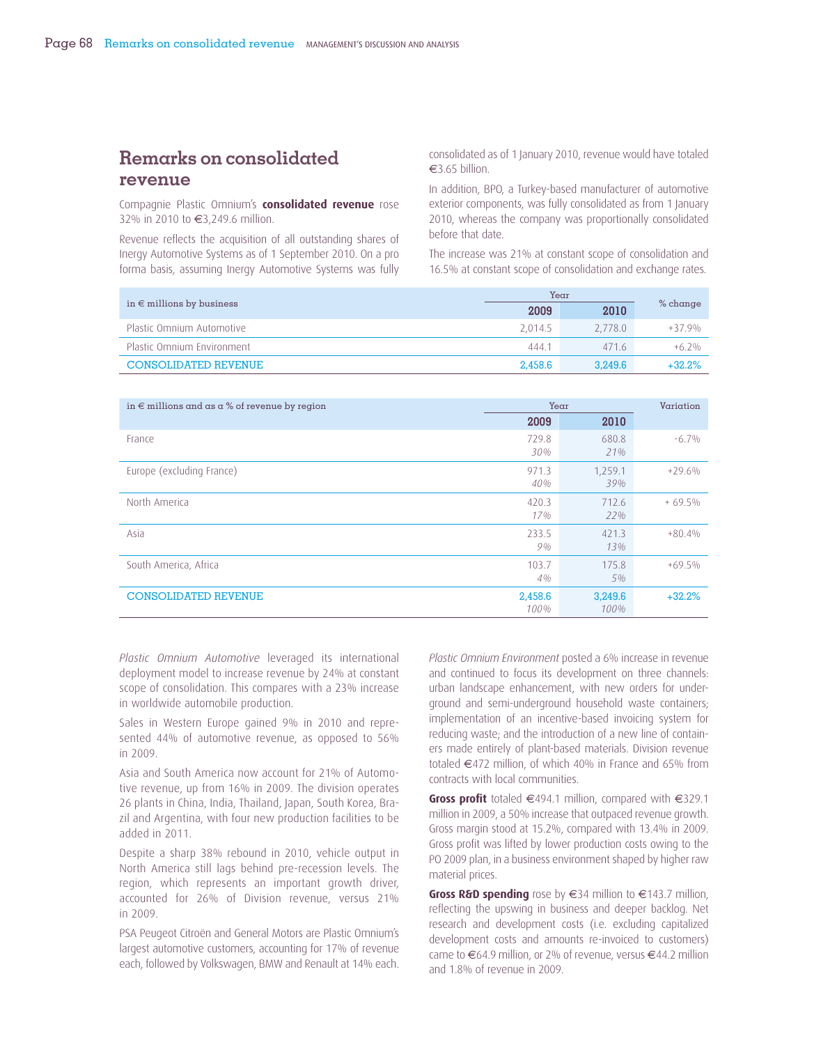## Remarks on consolidated revenue

Compagnie Plastic Omnium's **consolidated revenue** rose 32% in 2010 to €3,249.6 million.

Revenue reflects the acquisition of all outstanding shares of Inergy Automotive Systems as of 1 September 2010. On a pro forma basis, assuming Inergy Automotive Systems was fully consolidated as of 1 January 2010, revenue would have totaled €3.65 billion.

In addition, BPO, a Turkey-based manufacturer of automotive exterior components, was fully consolidated as from 1 January 2010, whereas the company was proportionally consolidated before that date.

The increase was 21% at constant scope of consolidation and 16.5% at constant scope of consolidation and exchange rates.

| in € millions by business | Year | | % change |
|---|---|---|---|
| | 2009 | 2010 | |
| Plastic Omnium Automotive | 2,014.5 | 2,778.0 | +37.9% |
| Plastic Omnium Environment | 444.1 | 471.6 | +6.2% |
| CONSOLIDATED REVENUE | 2,458.6 | 3,249.6 | +32.2% |

| in € millions and as a % of revenue by region | Year | | Variation |
|---|---|---|---|
| | 2009 | 2010 | |
| France | 729.8<br>*30%* | 680.8<br>*21%* | -6.7% |
| Europe (excluding France) | 971.3<br>*40%* | 1,259.1<br>*39%* | +29.6% |
| North America | 420.3<br>*17%* | 712.6<br>*22%* | + 69.5% |
| Asia | 233.5<br>*9%* | 421.3<br>*13%* | +80.4% |
| South America, Africa | 103.7<br>*4%* | 175.8<br>*5%* | +69.5% |
| CONSOLIDATED REVENUE | 2,458.6<br>*100%* | 3,249.6<br>*100%* | +32.2% |

*Plastic Omnium Automotive* leveraged its international deployment model to increase revenue by 24% at constant scope of consolidation. This compares with a 23% increase in worldwide automobile production.

Sales in Western Europe gained 9% in 2010 and represented 44% of automotive revenue, as opposed to 56% in 2009.

Asia and South America now account for 21% of Automotive revenue, up from 16% in 2009. The division operates 26 plants in China, India, Thailand, Japan, South Korea, Brazil and Argentina, with four new production facilities to be added in 2011.

Despite a sharp 38% rebound in 2010, vehicle output in North America still lags behind pre-recession levels. The region, which represents an important growth driver, accounted for 26% of Division revenue, versus 21% in 2009.

PSA Peugeot Citroën and General Motors are Plastic Omnium's largest automotive customers, accounting for 17% of revenue each, followed by Volkswagen, BMW and Renault at 14% each.

*Plastic Omnium Environment* posted a 6% increase in revenue and continued to focus its development on three channels: urban landscape enhancement, with new orders for underground and semi-underground household waste containers; implementation of an incentive-based invoicing system for reducing waste; and the introduction of a new line of containers made entirely of plant-based materials. Division revenue totaled €472 million, of which 40% in France and 65% from contracts with local communities.

**Gross profit** totaled €494.1 million, compared with €329.1 million in 2009, a 50% increase that outpaced revenue growth. Gross margin stood at 15.2%, compared with 13.4% in 2009. Gross profit was lifted by lower production costs owing to the PO 2009 plan, in a business environment shaped by higher raw material prices.

**Gross R&D spending** rose by €34 million to €143.7 million, reflecting the upswing in business and deeper backlog. Net research and development costs (i.e. excluding capitalized development costs and amounts re-invoiced to customers) came to €64.9 million, or 2% of revenue, versus €44.2 million and 1.8% of revenue in 2009.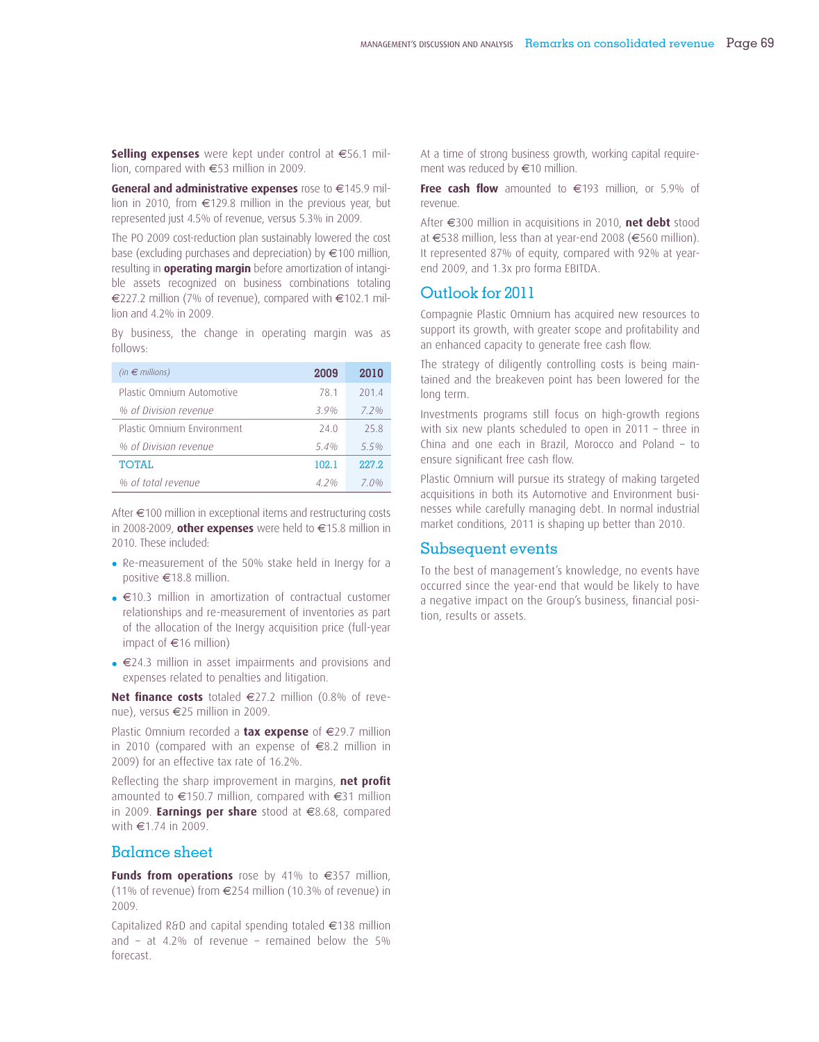**Selling expenses** were kept under control at €56.1 million, compared with €53 million in 2009.

**General and administrative expenses** rose to €145.9 million in 2010, from €129.8 million in the previous year, but represented just 4.5% of revenue, versus 5.3% in 2009.

The PO 2009 cost-reduction plan sustainably lowered the cost base (excluding purchases and depreciation) by €100 million, resulting in **operating margin** before amortization of intangible assets recognized on business combinations totaling €227.2 million (7% of revenue), compared with €102.1 million and 4.2% in 2009.

By business, the change in operating margin was as follows:

| *(in € millions)* | 2009 | 2010 |
|---|---|---|
| Plastic Omnium Automotive | 78.1 | 201.4 |
| *% of Division revenue* | *3.9%* | *7.2%* |
| Plastic Omnium Environment | 24.0 | 25.8 |
| *% of Division revenue* | *5.4%* | *5.5%* |
| TOTAL | 102.1 | 227.2 |
| *% of total revenue* | *4.2%* | *7.0%* |

After €100 million in exceptional items and restructuring costs in 2008-2009, **other expenses** were held to €15.8 million in 2010. These included:

- Re-measurement of the 50% stake held in Inergy for a positive €18.8 million.
- €10.3 million in amortization of contractual customer relationships and re-measurement of inventories as part of the allocation of the Inergy acquisition price (full-year impact of €16 million)
- €24.3 million in asset impairments and provisions and expenses related to penalties and litigation.

**Net finance costs** totaled €27.2 million (0.8% of revenue), versus €25 million in 2009.

Plastic Omnium recorded a **tax expense** of €29.7 million in 2010 (compared with an expense of €8.2 million in 2009) for an effective tax rate of 16.2%.

Reflecting the sharp improvement in margins, **net profit** amounted to €150.7 million, compared with €31 million in 2009. **Earnings per share** stood at €8.68, compared with €1.74 in 2009.

## Balance sheet

**Funds from operations** rose by 41% to €357 million, (11% of revenue) from €254 million (10.3% of revenue) in 2009.

Capitalized R&D and capital spending totaled €138 million and – at 4.2% of revenue – remained below the 5% forecast.

At a time of strong business growth, working capital requirement was reduced by €10 million.

**Free cash flow** amounted to €193 million, or 5.9% of revenue.

After €300 million in acquisitions in 2010, **net debt** stood at €538 million, less than at year-end 2008 (€560 million). It represented 87% of equity, compared with 92% at year-end 2009, and 1.3x pro forma EBITDA.

## Outlook for 2011

Compagnie Plastic Omnium has acquired new resources to support its growth, with greater scope and profitability and an enhanced capacity to generate free cash flow.

The strategy of diligently controlling costs is being maintained and the breakeven point has been lowered for the long term.

Investments programs still focus on high-growth regions with six new plants scheduled to open in 2011 – three in China and one each in Brazil, Morocco and Poland – to ensure significant free cash flow.

Plastic Omnium will pursue its strategy of making targeted acquisitions in both its Automotive and Environment businesses while carefully managing debt. In normal industrial market conditions, 2011 is shaping up better than 2010.

## Subsequent events

To the best of management's knowledge, no events have occurred since the year-end that would be likely to have a negative impact on the Group's business, financial position, results or assets.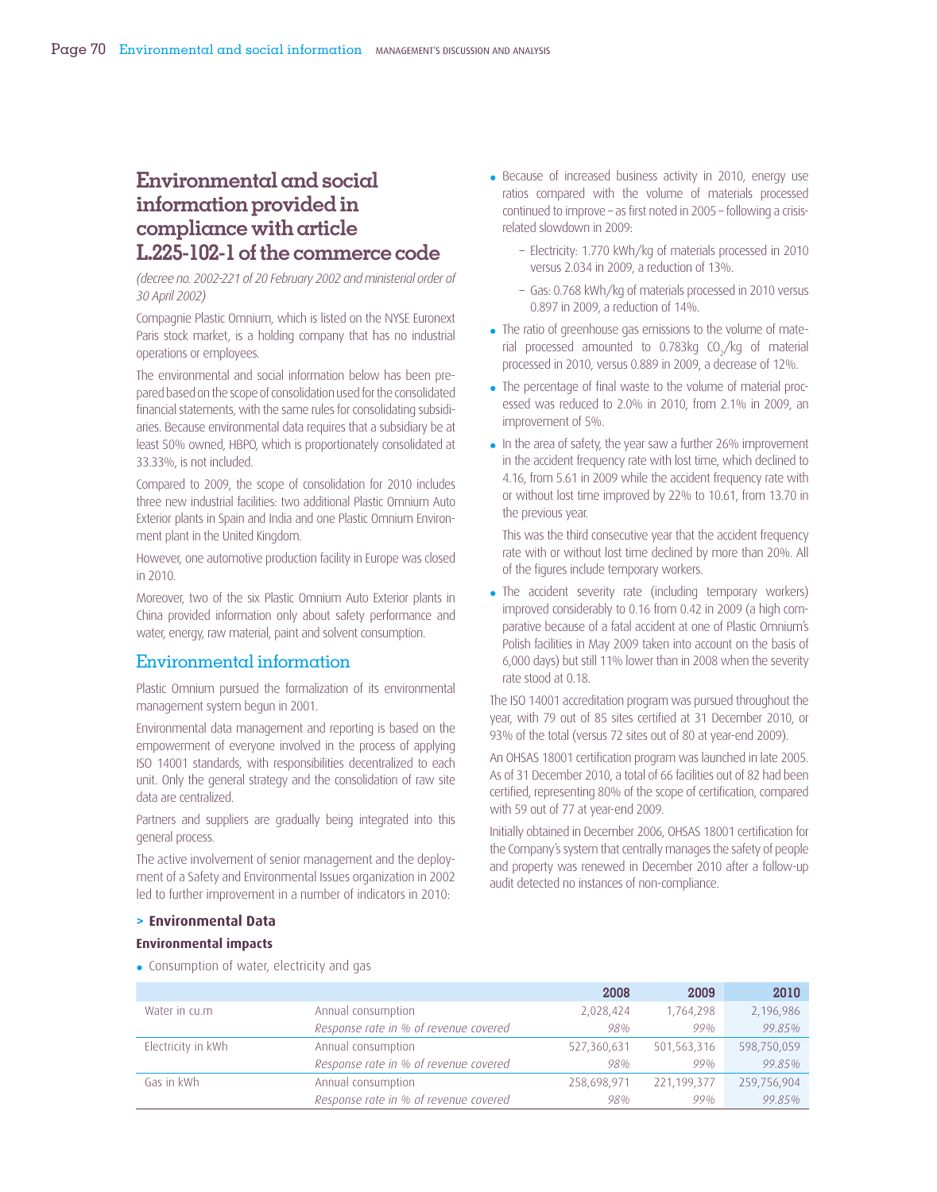# Environmental and social information provided in compliance with article L.225-102-1 of the commerce code

*(decree no. 2002-221 of 20 February 2002 and ministerial order of 30 April 2002)*

Compagnie Plastic Omnium, which is listed on the NYSE Euronext Paris stock market, is a holding company that has no industrial operations or employees.

The environmental and social information below has been prepared based on the scope of consolidation used for the consolidated financial statements, with the same rules for consolidating subsidiaries. Because environmental data requires that a subsidiary be at least 50% owned, HBPO, which is proportionately consolidated at 33.33%, is not included.

Compared to 2009, the scope of consolidation for 2010 includes three new industrial facilities: two additional Plastic Omnium Auto Exterior plants in Spain and India and one Plastic Omnium Environment plant in the United Kingdom.

However, one automotive production facility in Europe was closed in 2010.

Moreover, two of the six Plastic Omnium Auto Exterior plants in China provided information only about safety performance and water, energy, raw material, paint and solvent consumption.

## Environmental information

Plastic Omnium pursued the formalization of its environmental management system begun in 2001.

Environmental data management and reporting is based on the empowerment of everyone involved in the process of applying ISO 14001 standards, with responsibilities decentralized to each unit. Only the general strategy and the consolidation of raw site data are centralized.

Partners and suppliers are gradually being integrated into this general process.

The active involvement of senior management and the deployment of a Safety and Environmental Issues organization in 2002 led to further improvement in a number of indicators in 2010:

- Because of increased business activity in 2010, energy use ratios compared with the volume of materials processed continued to improve – as first noted in 2005 – following a crisis-related slowdown in 2009:
  - Electricity: 1.770 kWh/kg of materials processed in 2010 versus 2.034 in 2009, a reduction of 13%.
  - Gas: 0.768 kWh/kg of materials processed in 2010 versus 0.897 in 2009, a reduction of 14%.
- The ratio of greenhouse gas emissions to the volume of material processed amounted to 0.783kg $CO_2$/kg of material processed in 2010, versus 0.889 in 2009, a decrease of 12%.
- The percentage of final waste to the volume of material processed was reduced to 2.0% in 2010, from 2.1% in 2009, an improvement of 5%.
- In the area of safety, the year saw a further 26% improvement in the accident frequency rate with lost time, which declined to 4.16, from 5.61 in 2009 while the accident frequency rate with or without lost time improved by 22% to 10.61, from 13.70 in the previous year.

  This was the third consecutive year that the accident frequency rate with or without lost time declined by more than 20%. All of the figures include temporary workers.
- The accident severity rate (including temporary workers) improved considerably to 0.16 from 0.42 in 2009 (a high comparative because of a fatal accident at one of Plastic Omnium's Polish facilities in May 2009 taken into account on the basis of 6,000 days) but still 11% lower than in 2008 when the severity rate stood at 0.18.

The ISO 14001 accreditation program was pursued throughout the year, with 79 out of 85 sites certified at 31 December 2010, or 93% of the total (versus 72 sites out of 80 at year-end 2009).

An OHSAS 18001 certification program was launched in late 2005. As of 31 December 2010, a total of 66 facilities out of 82 had been certified, representing 80% of the scope of certification, compared with 59 out of 77 at year-end 2009.

Initially obtained in December 2006, OHSAS 18001 certification for the Company's system that centrally manages the safety of people and property was renewed in December 2010 after a follow-up audit detected no instances of non-compliance.

### > Environmental Data

#### Environmental impacts

- Consumption of water, electricity and gas

| | | 2008 | 2009 | 2010 |
|---|---|---|---|---|
| Water in cu.m | Annual consumption | 2,028,424 | 1,764,298 | 2,196,986 |
| | *Response rate in % of revenue covered* | *98%* | *99%* | *99.85%* |
| Electricity in kWh | Annual consumption | 527,360,631 | 501,563,316 | 598,750,059 |
| | *Response rate in % of revenue covered* | *98%* | *99%* | *99.85%* |
| Gas in kWh | Annual consumption | 258,698,971 | 221,199,377 | 259,756,904 |
| | *Response rate in % of revenue covered* | *98%* | *99%* | *99.85%* |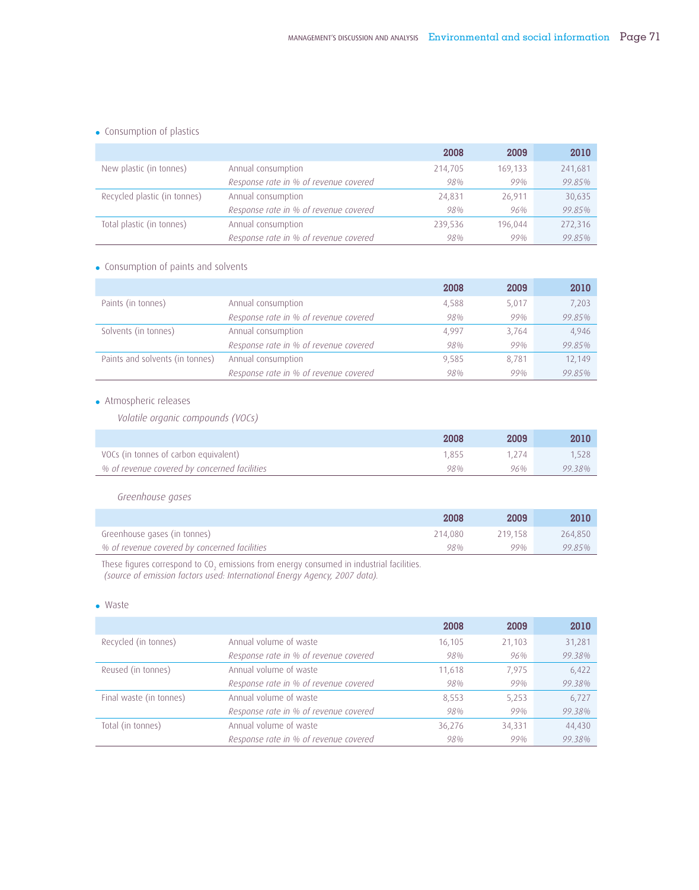- Consumption of plastics

| | | 2008 | 2009 | 2010 |
|---|---|---|---|---|
| New plastic (in tonnes) | Annual consumption | 214,705 | 169,133 | 241,681 |
| | *Response rate in % of revenue covered* | *98%* | *99%* | *99.85%* |
| Recycled plastic (in tonnes) | Annual consumption | 24,831 | 26,911 | 30,635 |
| | *Response rate in % of revenue covered* | *98%* | *96%* | *99.85%* |
| Total plastic (in tonnes) | Annual consumption | 239,536 | 196,044 | 272,316 |
| | *Response rate in % of revenue covered* | *98%* | *99%* | *99.85%* |

- Consumption of paints and solvents

| | | 2008 | 2009 | 2010 |
|---|---|---|---|---|
| Paints (in tonnes) | Annual consumption | 4,588 | 5,017 | 7,203 |
| | *Response rate in % of revenue covered* | *98%* | *99%* | *99.85%* |
| Solvents (in tonnes) | Annual consumption | 4,997 | 3,764 | 4,946 |
| | *Response rate in % of revenue covered* | *98%* | *99%* | *99.85%* |
| Paints and solvents (in tonnes) | Annual consumption | 9,585 | 8,781 | 12,149 |
| | *Response rate in % of revenue covered* | *98%* | *99%* | *99.85%* |

- Atmospheric releases

*Volatile organic compounds (VOCs)*

| | 2008 | 2009 | 2010 |
|---|---|---|---|
| VOCs (in tonnes of carbon equivalent) | 1,855 | 1,274 | 1,528 |
| *% of revenue covered by concerned facilities* | *98%* | *96%* | *99.38%* |

*Greenhouse gases*

| | 2008 | 2009 | 2010 |
|---|---|---|---|
| Greenhouse gases (in tonnes) | 214,080 | 219,158 | 264,850 |
| *% of revenue covered by concerned facilities* | *98%* | *99%* | *99.85%* |

These figures correspond to $CO_2$ emissions from energy consumed in industrial facilities.
*(source of emission factors used: International Energy Agency, 2007 data).*

- Waste

| | | 2008 | 2009 | 2010 |
|---|---|---|---|---|
| Recycled (in tonnes) | Annual volume of waste | 16,105 | 21,103 | 31,281 |
| | *Response rate in % of revenue covered* | *98%* | *96%* | *99.38%* |
| Reused (in tonnes) | Annual volume of waste | 11,618 | 7,975 | 6,422 |
| | *Response rate in % of revenue covered* | *98%* | *99%* | *99.38%* |
| Final waste (in tonnes) | Annual volume of waste | 8,553 | 5,253 | 6,727 |
| | *Response rate in % of revenue covered* | *98%* | *99%* | *99.38%* |
| Total (in tonnes) | Annual volume of waste | 36,276 | 34,331 | 44,430 |
| | *Response rate in % of revenue covered* | *98%* | *99%* | *99.38%* |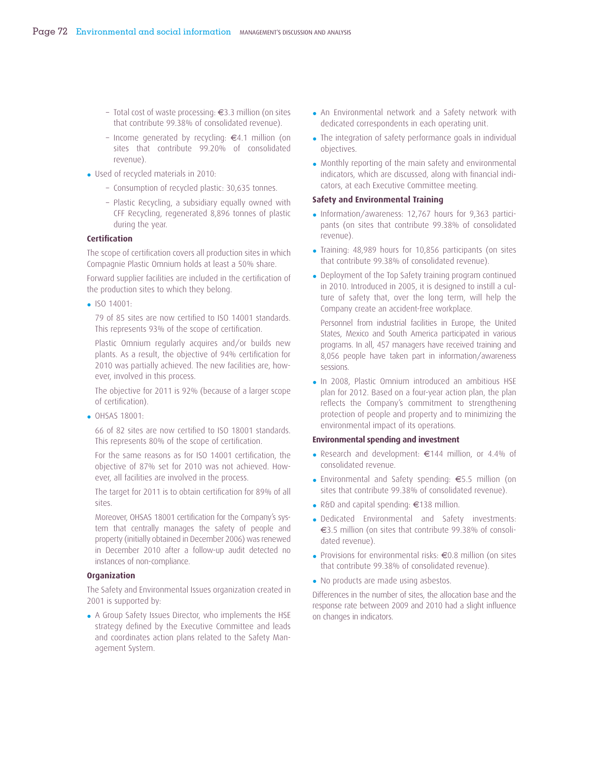- Total cost of waste processing: €3.3 million (on sites that contribute 99.38% of consolidated revenue).
- Income generated by recycling: €4.1 million (on sites that contribute 99.20% of consolidated revenue).

- Used of recycled materials in 2010:
  - Consumption of recycled plastic: 30,635 tonnes.
  - Plastic Recycling, a subsidiary equally owned with CFF Recycling, regenerated 8,896 tonnes of plastic during the year.

**Certification**

The scope of certification covers all production sites in which Compagnie Plastic Omnium holds at least a 50% share.

Forward supplier facilities are included in the certification of the production sites to which they belong.

- ISO 14001:

  79 of 85 sites are now certified to ISO 14001 standards. This represents 93% of the scope of certification.

  Plastic Omnium regularly acquires and/or builds new plants. As a result, the objective of 94% certification for 2010 was partially achieved. The new facilities are, however, involved in this process.

  The objective for 2011 is 92% (because of a larger scope of certification).

- OHSAS 18001:

  66 of 82 sites are now certified to ISO 18001 standards. This represents 80% of the scope of certification.

  For the same reasons as for ISO 14001 certification, the objective of 87% set for 2010 was not achieved. However, all facilities are involved in the process.

  The target for 2011 is to obtain certification for 89% of all sites.

  Moreover, OHSAS 18001 certification for the Company's system that centrally manages the safety of people and property (initially obtained in December 2006) was renewed in December 2010 after a follow-up audit detected no instances of non-compliance.

**Organization**

The Safety and Environmental Issues organization created in 2001 is supported by:

- A Group Safety Issues Director, who implements the HSE strategy defined by the Executive Committee and leads and coordinates action plans related to the Safety Management System.
- An Environmental network and a Safety network with dedicated correspondents in each operating unit.
- The integration of safety performance goals in individual objectives.
- Monthly reporting of the main safety and environmental indicators, which are discussed, along with financial indicators, at each Executive Committee meeting.

**Safety and Environmental Training**

- Information/awareness: 12,767 hours for 9,363 participants (on sites that contribute 99.38% of consolidated revenue).
- Training: 48,989 hours for 10,856 participants (on sites that contribute 99.38% of consolidated revenue).
- Deployment of the Top Safety training program continued in 2010. Introduced in 2005, it is designed to instill a culture of safety that, over the long term, will help the Company create an accident-free workplace.

  Personnel from industrial facilities in Europe, the United States, Mexico and South America participated in various programs. In all, 457 managers have received training and 8,056 people have taken part in information/awareness sessions.

- In 2008, Plastic Omnium introduced an ambitious HSE plan for 2012. Based on a four-year action plan, the plan reflects the Company's commitment to strengthening protection of people and property and to minimizing the environmental impact of its operations.

**Environmental spending and investment**

- Research and development: €144 million, or 4.4% of consolidated revenue.
- Environmental and Safety spending: €5.5 million (on sites that contribute 99.38% of consolidated revenue).
- R&D and capital spending: €138 million.
- Dedicated Environmental and Safety investments: €3.5 million (on sites that contribute 99.38% of consolidated revenue).
- Provisions for environmental risks: €0.8 million (on sites that contribute 99.38% of consolidated revenue).
- No products are made using asbestos.

Differences in the number of sites, the allocation base and the response rate between 2009 and 2010 had a slight influence on changes in indicators.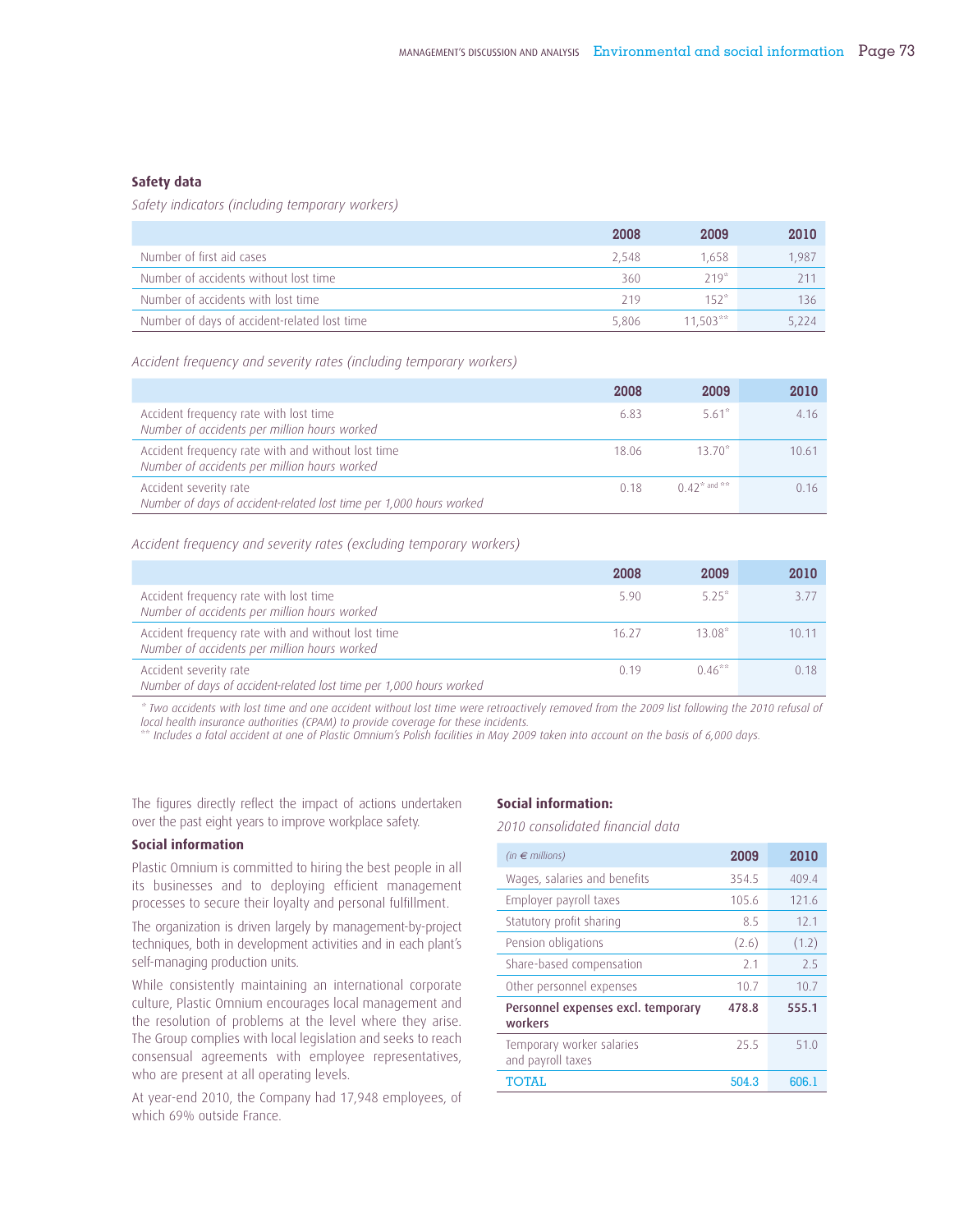### Safety data

*Safety indicators (including temporary workers)*

| | 2008 | 2009 | 2010 |
|---|---|---|---|
| Number of first aid cases | 2,548 | 1,658 | 1,987 |
| Number of accidents without lost time | 360 | 219* | 211 |
| Number of accidents with lost time | 219 | 152* | 136 |
| Number of days of accident-related lost time | 5,806 | 11,503** | 5,224 |

*Accident frequency and severity rates (including temporary workers)*

| | 2008 | 2009 | 2010 |
|---|---|---|---|
| Accident frequency rate with lost time<br>*Number of accidents per million hours worked* | 6.83 | 5.61* | 4.16 |
| Accident frequency rate with and without lost time<br>*Number of accidents per million hours worked* | 18.06 | 13.70* | 10.61 |
| Accident severity rate<br>*Number of days of accident-related lost time per 1,000 hours worked* | 0.18 | 0.42* and ** | 0.16 |

*Accident frequency and severity rates (excluding temporary workers)*

| | 2008 | 2009 | 2010 |
|---|---|---|---|
| Accident frequency rate with lost time<br>*Number of accidents per million hours worked* | 5.90 | 5.25* | 3.77 |
| Accident frequency rate with and without lost time<br>*Number of accidents per million hours worked* | 16.27 | 13.08* | 10.11 |
| Accident severity rate<br>*Number of days of accident-related lost time per 1,000 hours worked* | 0.19 | 0.46** | 0.18 |

*\* Two accidents with lost time and one accident without lost time were retroactively removed from the 2009 list following the 2010 refusal of local health insurance authorities (CPAM) to provide coverage for these incidents.*
*\*\* Includes a fatal accident at one of Plastic Omnium's Polish facilities in May 2009 taken into account on the basis of 6,000 days.*

The figures directly reflect the impact of actions undertaken over the past eight years to improve workplace safety.

### Social information

Plastic Omnium is committed to hiring the best people in all its businesses and to deploying efficient management processes to secure their loyalty and personal fulfillment.

The organization is driven largely by management-by-project techniques, both in development activities and in each plant's self-managing production units.

While consistently maintaining an international corporate culture, Plastic Omnium encourages local management and the resolution of problems at the level where they arise. The Group complies with local legislation and seeks to reach consensual agreements with employee representatives, who are present at all operating levels.

At year-end 2010, the Company had 17,948 employees, of which 69% outside France.

### Social information:

*2010 consolidated financial data*

| *(in € millions)* | 2009 | 2010 |
|---|---|---|
| Wages, salaries and benefits | 354.5 | 409.4 |
| Employer payroll taxes | 105.6 | 121.6 |
| Statutory profit sharing | 8.5 | 12.1 |
| Pension obligations | (2.6) | (1.2) |
| Share-based compensation | 2.1 | 2.5 |
| Other personnel expenses | 10.7 | 10.7 |
| **Personnel expenses excl. temporary workers** | **478.8** | **555.1** |
| Temporary worker salaries and payroll taxes | 25.5 | 51.0 |
| TOTAL | 504.3 | 606.1 |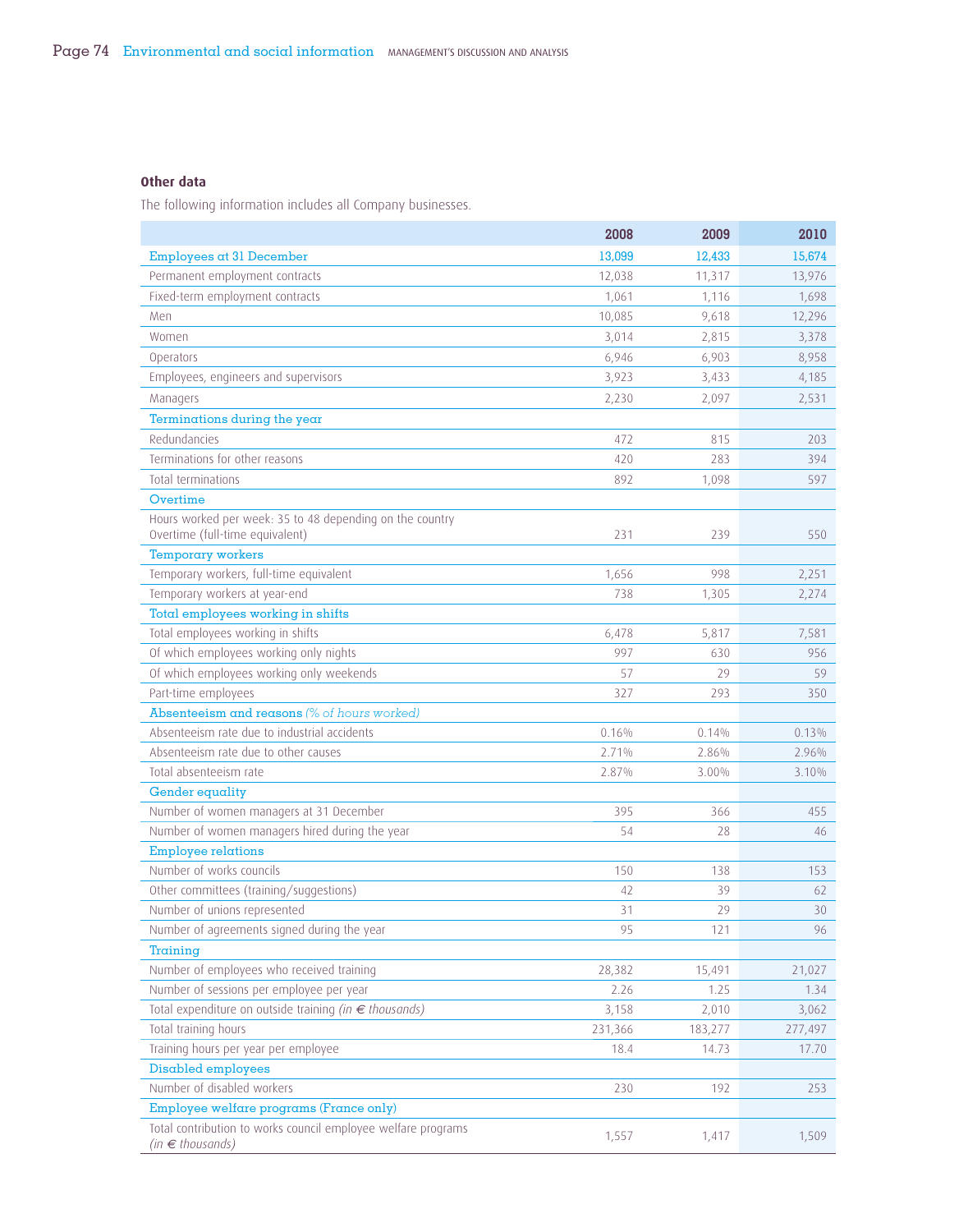### Other data

The following information includes all Company businesses.

| | 2008 | 2009 | 2010 |
|---|---|---|---|
| **Employees at 31 December** | **13,099** | **12,433** | **15,674** |
| Permanent employment contracts | 12,038 | 11,317 | 13,976 |
| Fixed-term employment contracts | 1,061 | 1,116 | 1,698 |
| Men | 10,085 | 9,618 | 12,296 |
| Women | 3,014 | 2,815 | 3,378 |
| Operators | 6,946 | 6,903 | 8,958 |
| Employees, engineers and supervisors | 3,923 | 3,433 | 4,185 |
| Managers | 2,230 | 2,097 | 2,531 |
| **Terminations during the year** | | | |
| Redundancies | 472 | 815 | 203 |
| Terminations for other reasons | 420 | 283 | 394 |
| Total terminations | 892 | 1,098 | 597 |
| **Overtime** | | | |
| Hours worked per week: 35 to 48 depending on the country Overtime (full-time equivalent) | 231 | 239 | 550 |
| **Temporary workers** | | | |
| Temporary workers, full-time equivalent | 1,656 | 998 | 2,251 |
| Temporary workers at year-end | 738 | 1,305 | 2,274 |
| **Total employees working in shifts** | | | |
| Total employees working in shifts | 6,478 | 5,817 | 7,581 |
| Of which employees working only nights | 997 | 630 | 956 |
| Of which employees working only weekends | 57 | 29 | 59 |
| Part-time employees | 327 | 293 | 350 |
| **Absenteeism and reasons** *(% of hours worked)* | | | |
| Absenteeism rate due to industrial accidents | 0.16% | 0.14% | 0.13% |
| Absenteeism rate due to other causes | 2.71% | 2.86% | 2.96% |
| Total absenteeism rate | 2.87% | 3.00% | 3.10% |
| **Gender equality** | | | |
| Number of women managers at 31 December | 395 | 366 | 455 |
| Number of women managers hired during the year | 54 | 28 | 46 |
| **Employee relations** | | | |
| Number of works councils | 150 | 138 | 153 |
| Other committees (training/suggestions) | 42 | 39 | 62 |
| Number of unions represented | 31 | 29 | 30 |
| Number of agreements signed during the year | 95 | 121 | 96 |
| **Training** | | | |
| Number of employees who received training | 28,382 | 15,491 | 21,027 |
| Number of sessions per employee per year | 2.26 | 1.25 | 1.34 |
| Total expenditure on outside training *(in € thousands)* | 3,158 | 2,010 | 3,062 |
| Total training hours | 231,366 | 183,277 | 277,497 |
| Training hours per year per employee | 18.4 | 14.73 | 17.70 |
| **Disabled employees** | | | |
| Number of disabled workers | 230 | 192 | 253 |
| **Employee welfare programs (France only)** | | | |
| Total contribution to works council employee welfare programs *(in € thousands)* | 1,557 | 1,417 | 1,509 |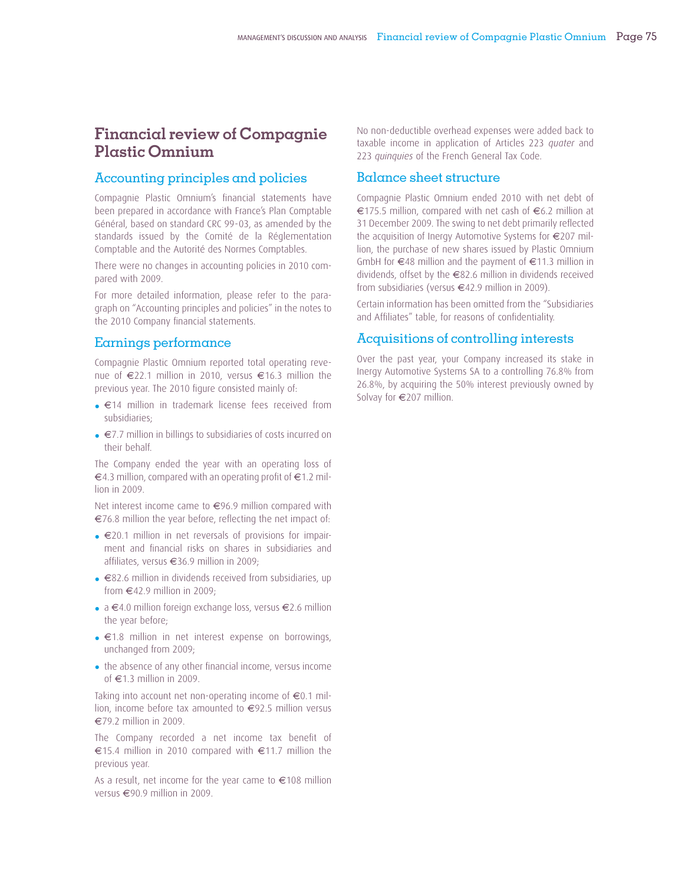# Financial review of Compagnie Plastic Omnium

## Accounting principles and policies

Compagnie Plastic Omnium's financial statements have been prepared in accordance with France's Plan Comptable Général, based on standard CRC 99-03, as amended by the standards issued by the Comité de la Réglementation Comptable and the Autorité des Normes Comptables.

There were no changes in accounting policies in 2010 compared with 2009.

For more detailed information, please refer to the paragraph on "Accounting principles and policies" in the notes to the 2010 Company financial statements.

## Earnings performance

Compagnie Plastic Omnium reported total operating revenue of €22.1 million in 2010, versus €16.3 million the previous year. The 2010 figure consisted mainly of:

- €14 million in trademark license fees received from subsidiaries;
- €7.7 million in billings to subsidiaries of costs incurred on their behalf.

The Company ended the year with an operating loss of €4.3 million, compared with an operating profit of €1.2 million in 2009.

Net interest income came to €96.9 million compared with €76.8 million the year before, reflecting the net impact of:

- €20.1 million in net reversals of provisions for impairment and financial risks on shares in subsidiaries and affiliates, versus €36.9 million in 2009;
- €82.6 million in dividends received from subsidiaries, up from €42.9 million in 2009;
- a €4.0 million foreign exchange loss, versus €2.6 million the year before;
- €1.8 million in net interest expense on borrowings, unchanged from 2009;
- the absence of any other financial income, versus income of €1.3 million in 2009.

Taking into account net non-operating income of €0.1 million, income before tax amounted to €92.5 million versus €79.2 million in 2009.

The Company recorded a net income tax benefit of €15.4 million in 2010 compared with €11.7 million the previous year.

As a result, net income for the year came to €108 million versus €90.9 million in 2009.

No non-deductible overhead expenses were added back to taxable income in application of Articles 223 *quater* and 223 *quinquies* of the French General Tax Code.

## Balance sheet structure

Compagnie Plastic Omnium ended 2010 with net debt of €175.5 million, compared with net cash of €6.2 million at 31 December 2009. The swing to net debt primarily reflected the acquisition of Inergy Automotive Systems for €207 million, the purchase of new shares issued by Plastic Omnium GmbH for €48 million and the payment of €11.3 million in dividends, offset by the €82.6 million in dividends received from subsidiaries (versus €42.9 million in 2009).

Certain information has been omitted from the "Subsidiaries and Affiliates" table, for reasons of confidentiality.

## Acquisitions of controlling interests

Over the past year, your Company increased its stake in Inergy Automotive Systems SA to a controlling 76.8% from 26.8%, by acquiring the 50% interest previously owned by Solvay for €207 million.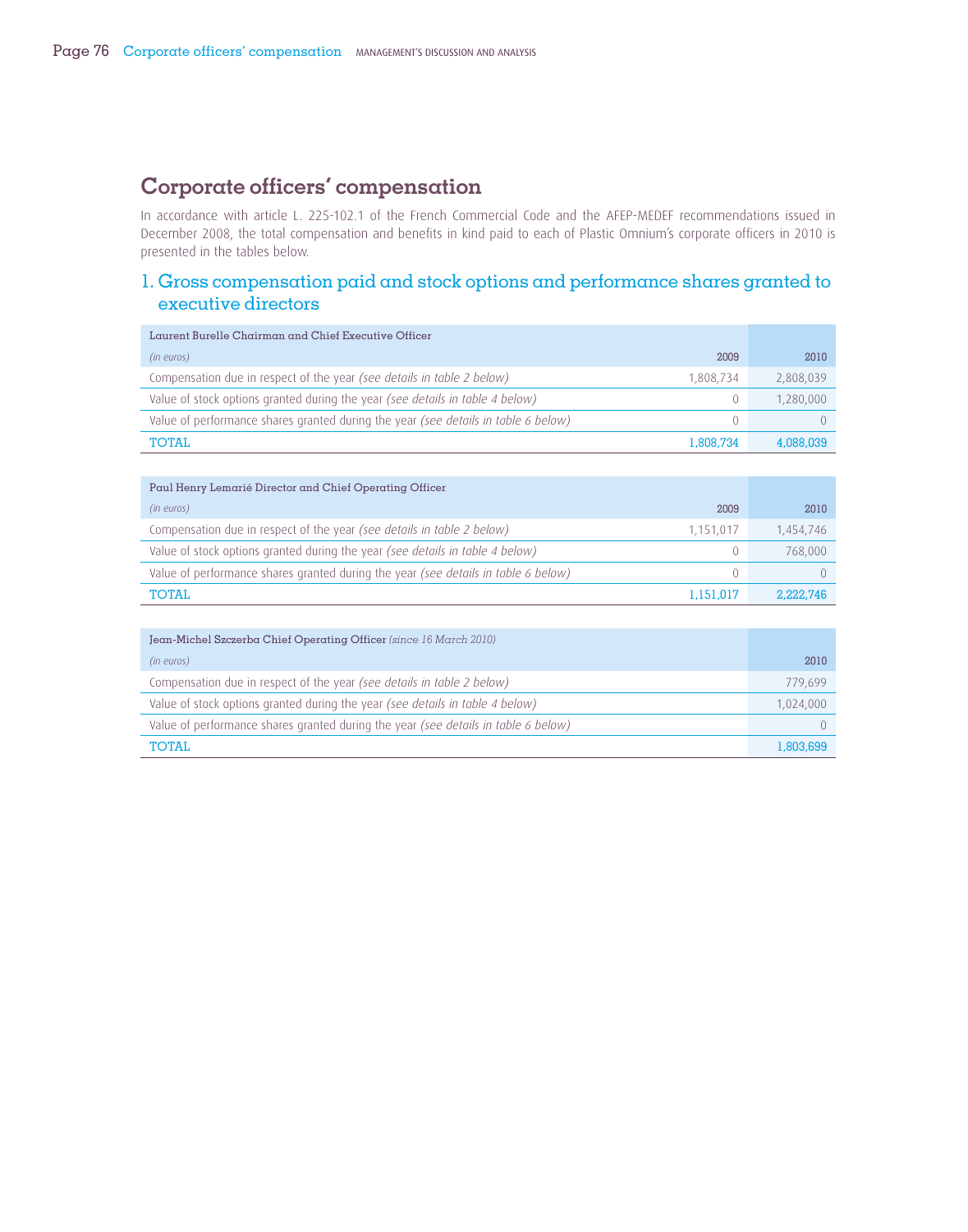# Corporate officers' compensation

In accordance with article L. 225-102.1 of the French Commercial Code and the AFEP-MEDEF recommendations issued in December 2008, the total compensation and benefits in kind paid to each of Plastic Omnium's corporate officers in 2010 is presented in the tables below.

## 1. Gross compensation paid and stock options and performance shares granted to executive directors

| Laurent Burelle Chairman and Chief Executive Officer | | |
|---|---|---|
| *(in euros)* | 2009 | 2010 |
| Compensation due in respect of the year *(see details in table 2 below)* | 1,808,734 | 2,808,039 |
| Value of stock options granted during the year *(see details in table 4 below)* | 0 | 1,280,000 |
| Value of performance shares granted during the year *(see details in table 6 below)* | 0 | 0 |
| TOTAL | 1,808,734 | 4,088,039 |

| Paul Henry Lemarié Director and Chief Operating Officer | | |
|---|---|---|
| *(in euros)* | 2009 | 2010 |
| Compensation due in respect of the year *(see details in table 2 below)* | 1,151,017 | 1,454,746 |
| Value of stock options granted during the year *(see details in table 4 below)* | 0 | 768,000 |
| Value of performance shares granted during the year *(see details in table 6 below)* | 0 | 0 |
| TOTAL | 1,151,017 | 2,222,746 |

| Jean-Michel Szczerba Chief Operating Officer *(since 16 March 2010)* | |
|---|---|
| *(in euros)* | 2010 |
| Compensation due in respect of the year *(see details in table 2 below)* | 779,699 |
| Value of stock options granted during the year *(see details in table 4 below)* | 1,024,000 |
| Value of performance shares granted during the year *(see details in table 6 below)* | 0 |
| TOTAL | 1,803,699 |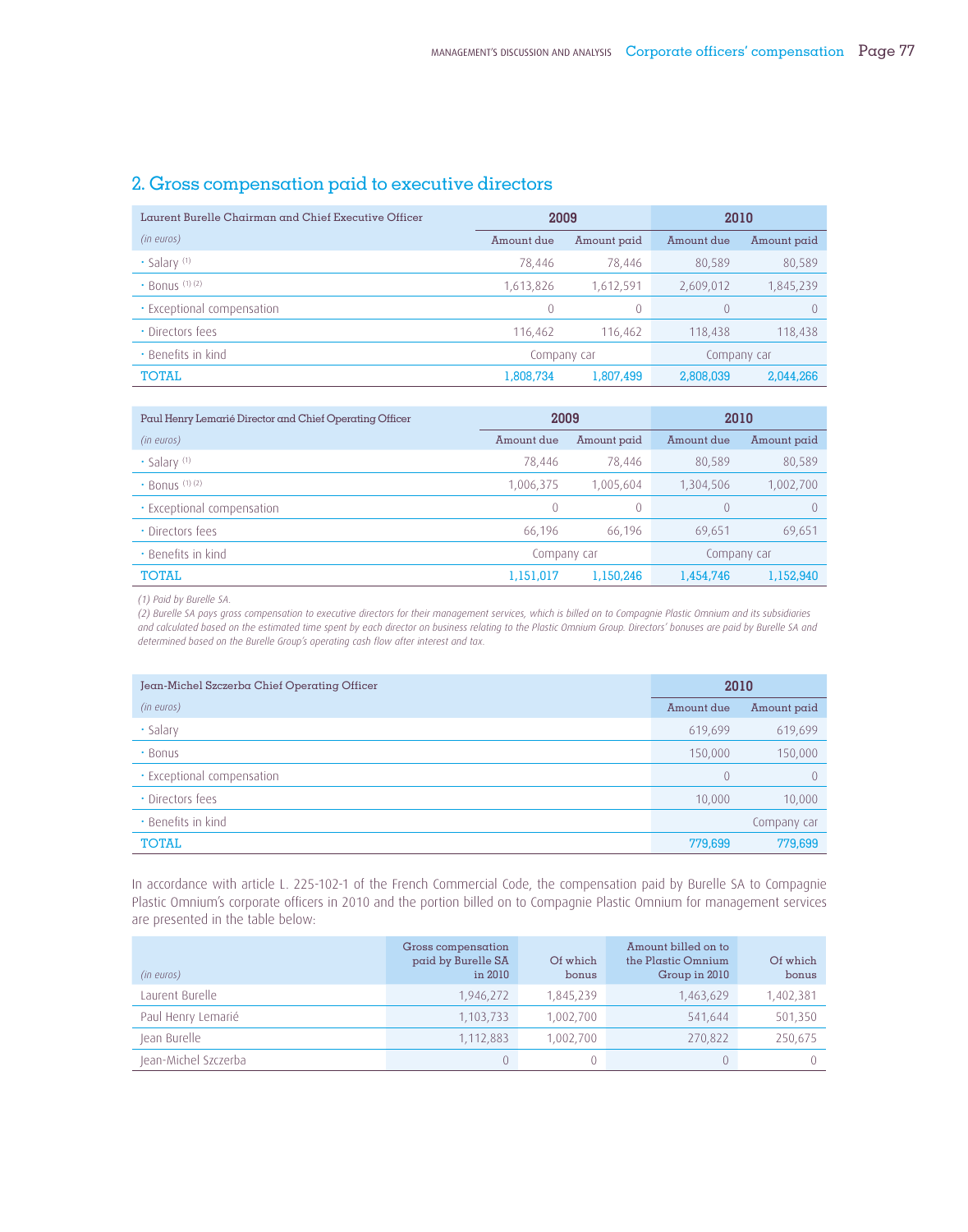## 2. Gross compensation paid to executive directors

| Laurent Burelle Chairman and Chief Executive Officer | 2009 | | 2010 | |
|---|---|---|---|---|
| *(in euros)* | Amount due | Amount paid | Amount due | Amount paid |
| • Salary [(1)] | 78,446 | 78,446 | 80,589 | 80,589 |
| • Bonus [(1) (2)] | 1,613,826 | 1,612,591 | 2,609,012 | 1,845,239 |
| • Exceptional compensation | 0 | 0 | 0 | 0 |
| • Directors fees | 116,462 | 116,462 | 118,438 | 118,438 |
| • Benefits in kind | Company car | | Company car | |
| **TOTAL** | **1,808,734** | **1,807,499** | **2,808,039** | **2,044,266** |

| Paul Henry Lemarié Director and Chief Operating Officer | 2009 | | 2010 | |
|---|---|---|---|---|
| *(in euros)* | Amount due | Amount paid | Amount due | Amount paid |
| • Salary [(1)] | 78,446 | 78,446 | 80,589 | 80,589 |
| • Bonus [(1) (2)] | 1,006,375 | 1,005,604 | 1,304,506 | 1,002,700 |
| • Exceptional compensation | 0 | 0 | 0 | 0 |
| • Directors fees | 66,196 | 66,196 | 69,651 | 69,651 |
| • Benefits in kind | Company car | | Company car | |
| **TOTAL** | **1,151,017** | **1,150,246** | **1,454,746** | **1,152,940** |

*(1) Paid by Burelle SA.*

*(2) Burelle SA pays gross compensation to executive directors for their management services, which is billed on to Compagnie Plastic Omnium and its subsidiaries and calculated based on the estimated time spent by each director on business relating to the Plastic Omnium Group. Directors' bonuses are paid by Burelle SA and determined based on the Burelle Group's operating cash flow after interest and tax.*

| Jean-Michel Szczerba Chief Operating Officer | 2010 | |
|---|---|---|
| *(in euros)* | Amount due | Amount paid |
| • Salary | 619,699 | 619,699 |
| • Bonus | 150,000 | 150,000 |
| • Exceptional compensation | 0 | 0 |
| • Directors fees | 10,000 | 10,000 |
| • Benefits in kind | | Company car |
| **TOTAL** | **779,699** | **779,699** |

In accordance with article L. 225-102-1 of the French Commercial Code, the compensation paid by Burelle SA to Compagnie Plastic Omnium's corporate officers in 2010 and the portion billed on to Compagnie Plastic Omnium for management services are presented in the table below:

| *(in euros)* | Gross compensation paid by Burelle SA in 2010 | Of which bonus | Amount billed on to the Plastic Omnium Group in 2010 | Of which bonus |
|---|---|---|---|---|
| Laurent Burelle | 1,946,272 | 1,845,239 | 1,463,629 | 1,402,381 |
| Paul Henry Lemarié | 1,103,733 | 1,002,700 | 541,644 | 501,350 |
| Jean Burelle | 1,112,883 | 1,002,700 | 270,822 | 250,675 |
| Jean-Michel Szczerba | 0 | 0 | 0 | 0 |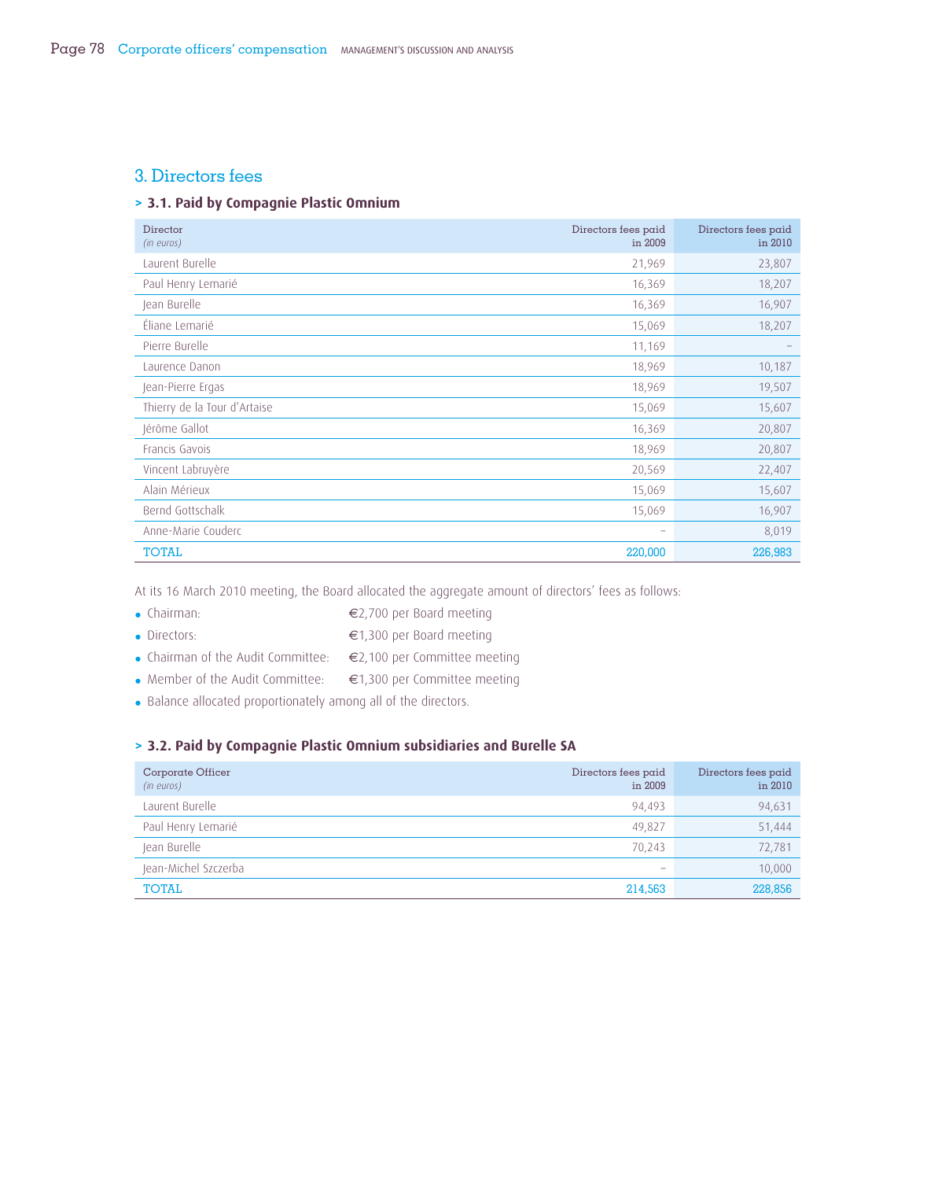## 3. Directors fees

### > 3.1. Paid by Compagnie Plastic Omnium

| Director *(in euros)* | Directors fees paid in 2009 | Directors fees paid in 2010 |
|---|---|---|
| Laurent Burelle | 21,969 | 23,807 |
| Paul Henry Lemarié | 16,369 | 18,207 |
| Jean Burelle | 16,369 | 16,907 |
| Éliane Lemarié | 15,069 | 18,207 |
| Pierre Burelle | 11,169 | – |
| Laurence Danon | 18,969 | 10,187 |
| Jean-Pierre Ergas | 18,969 | 19,507 |
| Thierry de la Tour d'Artaise | 15,069 | 15,607 |
| Jérôme Gallot | 16,369 | 20,807 |
| Francis Gavois | 18,969 | 20,807 |
| Vincent Labruyère | 20,569 | 22,407 |
| Alain Mérieux | 15,069 | 15,607 |
| Bernd Gottschalk | 15,069 | 16,907 |
| Anne-Marie Couderc | – | 8,019 |
| TOTAL | 220,000 | 226,983 |

At its 16 March 2010 meeting, the Board allocated the aggregate amount of directors' fees as follows:

- Chairman: €2,700 per Board meeting
- Directors: €1,300 per Board meeting
- Chairman of the Audit Committee: €2,100 per Committee meeting
- Member of the Audit Committee: €1,300 per Committee meeting
- Balance allocated proportionately among all of the directors.

### > 3.2. Paid by Compagnie Plastic Omnium subsidiaries and Burelle SA

| Corporate Officer *(in euros)* | Directors fees paid in 2009 | Directors fees paid in 2010 |
|---|---|---|
| Laurent Burelle | 94,493 | 94,631 |
| Paul Henry Lemarié | 49,827 | 51,444 |
| Jean Burelle | 70,243 | 72,781 |
| Jean-Michel Szczerba | – | 10,000 |
| TOTAL | 214,563 | 228,856 |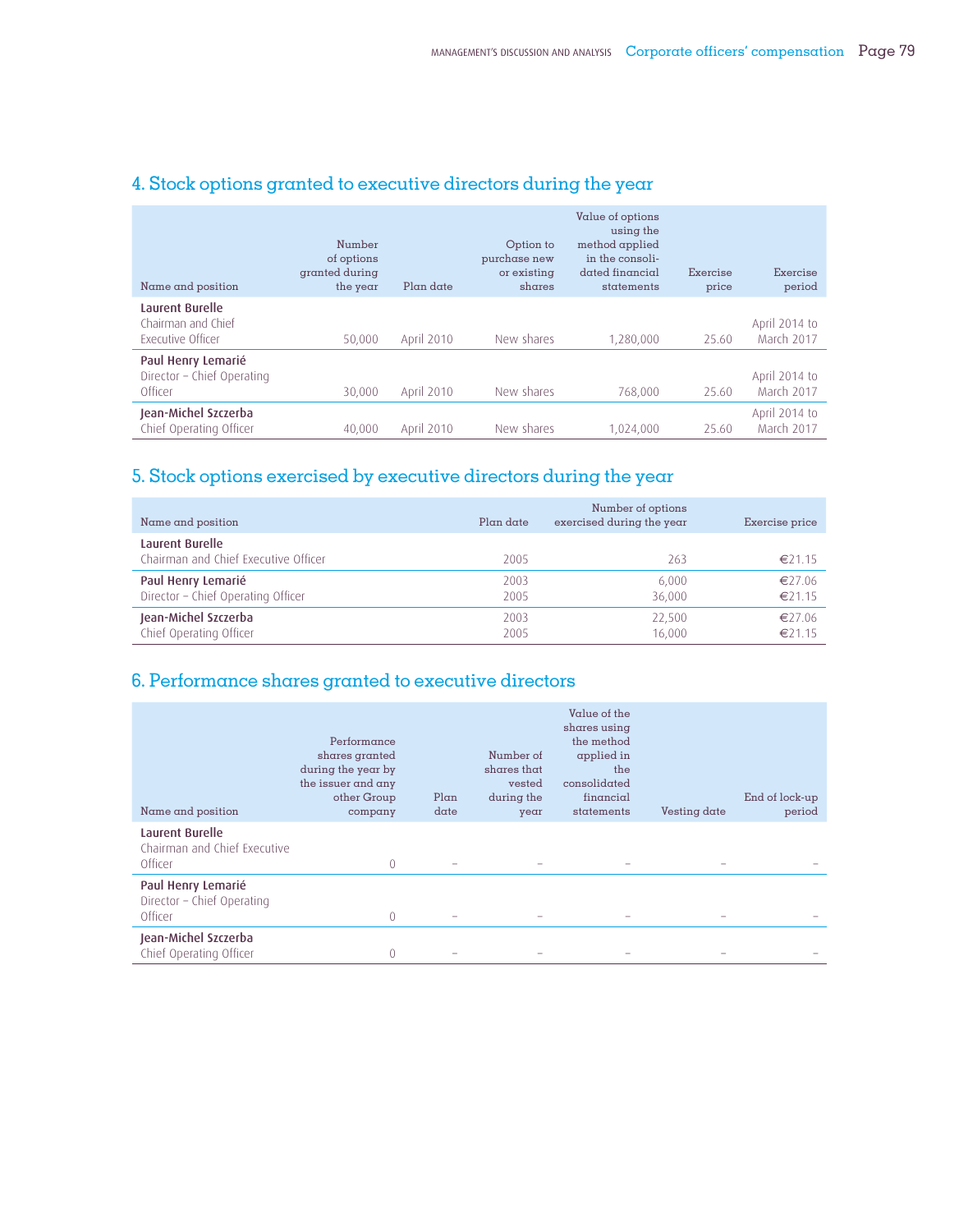## 4. Stock options granted to executive directors during the year

| Name and position | Number of options granted during the year | Plan date | Option to purchase new or existing shares | Value of options using the method applied in the consolidated financial statements | Exercise price | Exercise period |
|---|---|---|---|---|---|---|
| **Laurent Burelle** Chairman and Chief Executive Officer | 50,000 | April 2010 | New shares | 1,280,000 | 25.60 | April 2014 to March 2017 |
| **Paul Henry Lemarié** Director – Chief Operating Officer | 30,000 | April 2010 | New shares | 768,000 | 25.60 | April 2014 to March 2017 |
| **Jean-Michel Szczerba** Chief Operating Officer | 40,000 | April 2010 | New shares | 1,024,000 | 25.60 | April 2014 to March 2017 |

## 5. Stock options exercised by executive directors during the year

| Name and position | Plan date | Number of options exercised during the year | Exercise price |
|---|---|---|---|
| **Laurent Burelle** Chairman and Chief Executive Officer | 2005 | 263 | €21.15 |
| **Paul Henry Lemarié** Director – Chief Operating Officer | 2003 | 6,000 | €27.06 |
| | 2005 | 36,000 | €21.15 |
| **Jean-Michel Szczerba** Chief Operating Officer | 2003 | 22,500 | €27.06 |
| | 2005 | 16,000 | €21.15 |

## 6. Performance shares granted to executive directors

| Name and position | Performance shares granted during the year by the issuer and any other Group company | Plan date | Number of shares that vested during the year | Value of the shares using the method applied in the consolidated financial statements | Vesting date | End of lock-up period |
|---|---|---|---|---|---|---|
| **Laurent Burelle** Chairman and Chief Executive Officer | 0 | – | – | – | – | – |
| **Paul Henry Lemarié** Director – Chief Operating Officer | 0 | – | – | – | – | – |
| **Jean-Michel Szczerba** Chief Operating Officer | 0 | – | – | – | – | – |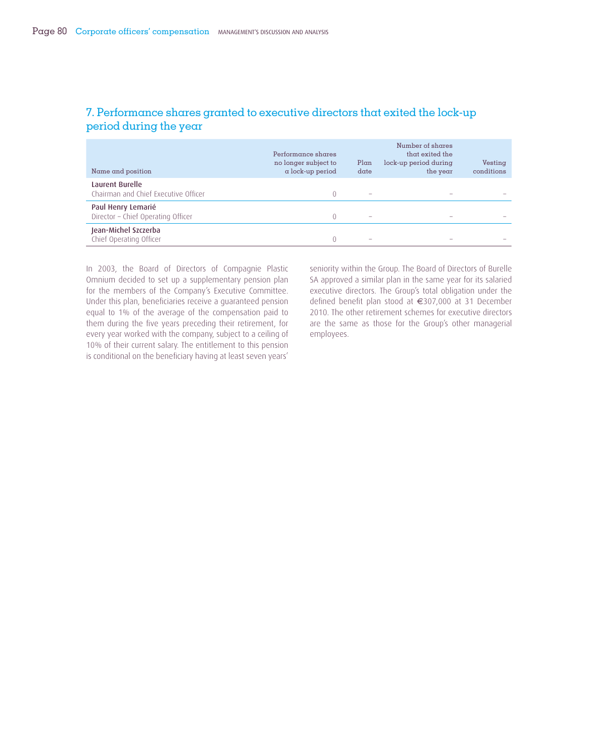## 7. Performance shares granted to executive directors that exited the lock-up period during the year

| Name and position | Performance shares no longer subject to a lock-up period | Plan date | Number of shares that exited the lock-up period during the year | Vesting conditions |
|---|---|---|---|---|
| **Laurent Burelle**<br>Chairman and Chief Executive Officer | 0 | – | – | – |
| **Paul Henry Lemarié**<br>Director – Chief Operating Officer | 0 | – | – | – |
| **Jean-Michel Szczerba**<br>Chief Operating Officer | 0 | – | – | – |

In 2003, the Board of Directors of Compagnie Plastic Omnium decided to set up a supplementary pension plan for the members of the Company's Executive Committee. Under this plan, beneficiaries receive a guaranteed pension equal to 1% of the average of the compensation paid to them during the five years preceding their retirement, for every year worked with the company, subject to a ceiling of 10% of their current salary. The entitlement to this pension is conditional on the beneficiary having at least seven years' seniority within the Group. The Board of Directors of Burelle SA approved a similar plan in the same year for its salaried executive directors. The Group's total obligation under the defined benefit plan stood at €307,000 at 31 December 2010. The other retirement schemes for executive directors are the same as those for the Group's other managerial employees.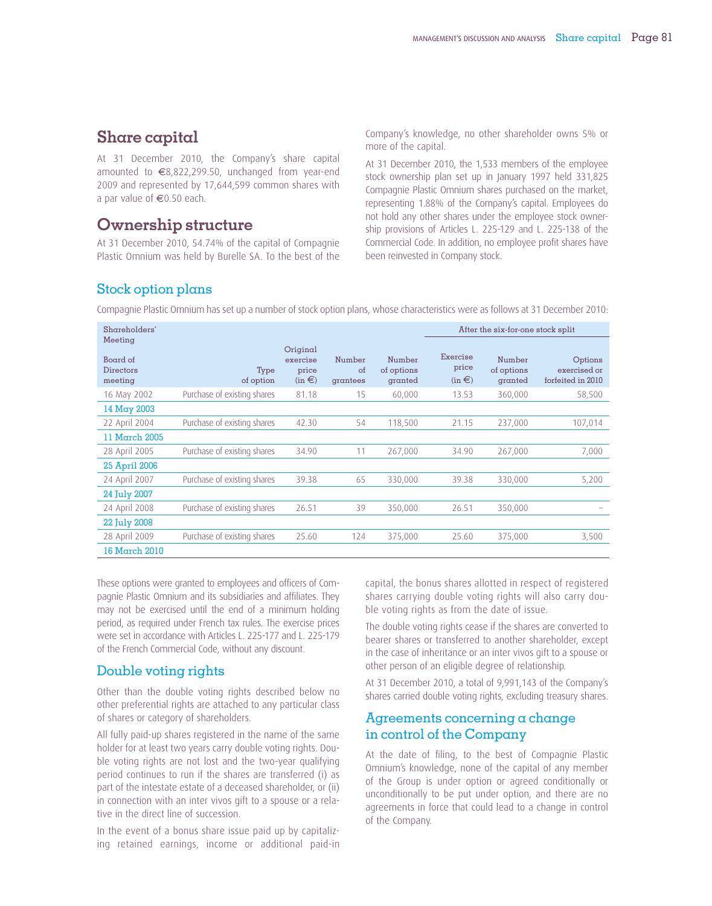## Share capital

At 31 December 2010, the Company's share capital amounted to €8,822,299.50, unchanged from year-end 2009 and represented by 17,644,599 common shares with a par value of €0.50 each.

## Ownership structure

At 31 December 2010, 54.74% of the capital of Compagnie Plastic Omnium was held by Burelle SA. To the best of the Company's knowledge, no other shareholder owns 5% or more of the capital.

At 31 December 2010, the 1,533 members of the employee stock ownership plan set up in January 1997 held 331,825 Compagnie Plastic Omnium shares purchased on the market, representing 1.88% of the Company's capital. Employees do not hold any other shares under the employee stock ownership provisions of Articles L. 225-129 and L. 225-138 of the Commercial Code. In addition, no employee profit shares have been reinvested in Company stock.

### Stock option plans

Compagnie Plastic Omnium has set up a number of stock option plans, whose characteristics were as follows at 31 December 2010:

| Shareholders' Meeting / Board of Directors meeting | Type of option | Original exercise price (in €) | Number of grantees | Number of options granted | After the six-for-one stock split: Exercise price (in €) | After the six-for-one stock split: Number of options granted | After the six-for-one stock split: Options exercised or forfeited in 2010 |
|---|---|---|---|---|---|---|---|
| 16 May 2002 | Purchase of existing shares | 81.18 | 15 | 60,000 | 13.53 | 360,000 | 58,500 |
| 14 May 2003 | | | | | | | |
| 22 April 2004 | Purchase of existing shares | 42.30 | 54 | 118,500 | 21.15 | 237,000 | 107,014 |
| 11 March 2005 | | | | | | | |
| 28 April 2005 | Purchase of existing shares | 34.90 | 11 | 267,000 | 34.90 | 267,000 | 7,000 |
| 25 April 2006 | | | | | | | |
| 24 April 2007 | Purchase of existing shares | 39.38 | 65 | 330,000 | 39.38 | 330,000 | 5,200 |
| 24 July 2007 | | | | | | | |
| 24 April 2008 | Purchase of existing shares | 26.51 | 39 | 350,000 | 26.51 | 350,000 | – |
| 22 July 2008 | | | | | | | |
| 28 April 2009 | Purchase of existing shares | 25.60 | 124 | 375,000 | 25.60 | 375,000 | 3,500 |
| 16 March 2010 | | | | | | | |

These options were granted to employees and officers of Compagnie Plastic Omnium and its subsidiaries and affiliates. They may not be exercised until the end of a minimum holding period, as required under French tax rules. The exercise prices were set in accordance with Articles L. 225-177 and L. 225-179 of the French Commercial Code, without any discount.

### Double voting rights

Other than the double voting rights described below no other preferential rights are attached to any particular class of shares or category of shareholders.

All fully paid-up shares registered in the name of the same holder for at least two years carry double voting rights. Double voting rights are not lost and the two-year qualifying period continues to run if the shares are transferred (i) as part of the intestate estate of a deceased shareholder, or (ii) in connection with an inter vivos gift to a spouse or a relative in the direct line of succession.

In the event of a bonus share issue paid up by capitalizing retained earnings, income or additional paid-in capital, the bonus shares allotted in respect of registered shares carrying double voting rights will also carry double voting rights as from the date of issue.

The double voting rights cease if the shares are converted to bearer shares or transferred to another shareholder, except in the case of inheritance or an inter vivos gift to a spouse or other person of an eligible degree of relationship.

At 31 December 2010, a total of 9,991,143 of the Company's shares carried double voting rights, excluding treasury shares.

### Agreements concerning a change in control of the Company

At the date of filing, to the best of Compagnie Plastic Omnium's knowledge, none of the capital of any member of the Group is under option or agreed conditionally or unconditionally to be put under option, and there are no agreements in force that could lead to a change in control of the Company.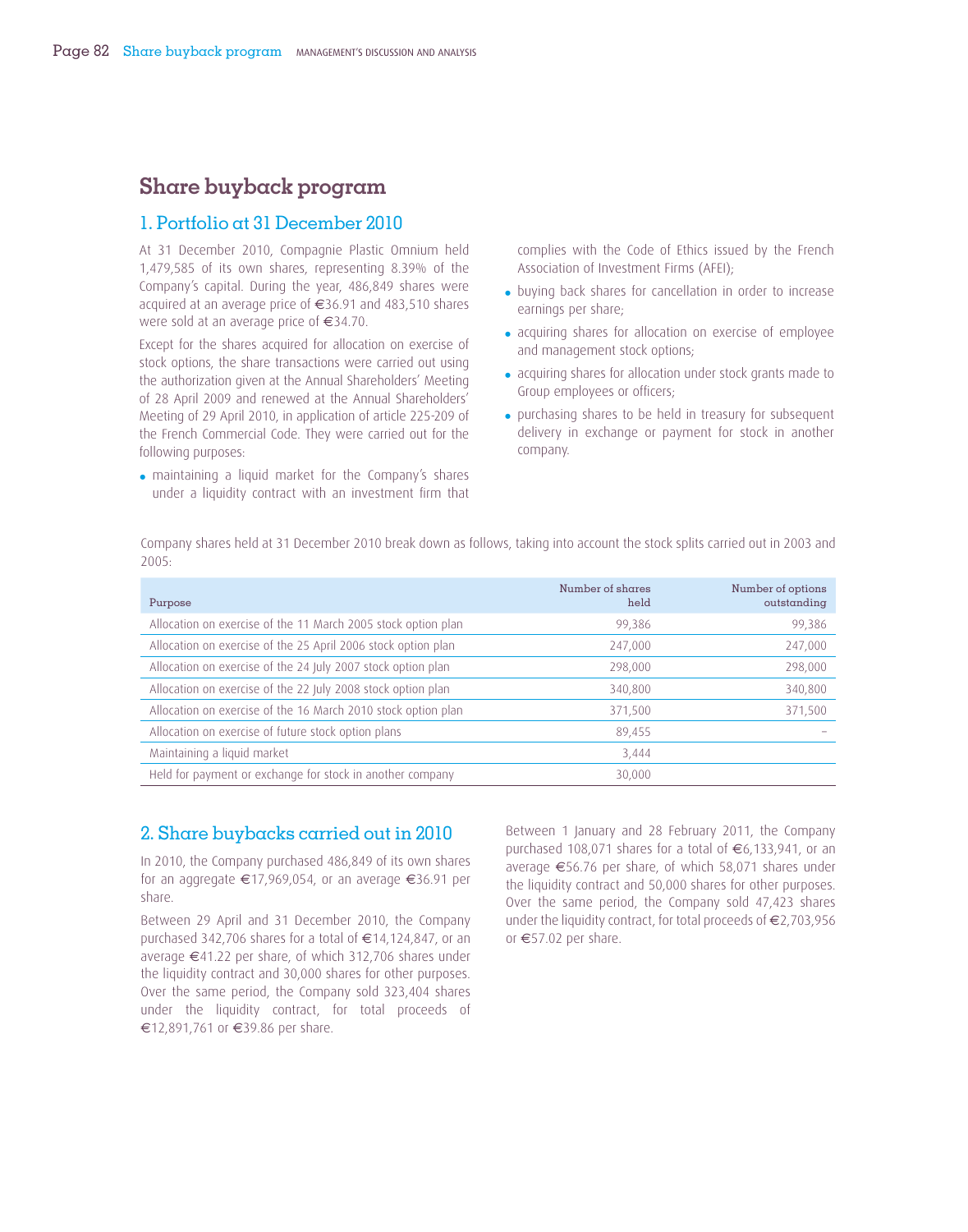# Share buyback program

## 1. Portfolio at 31 December 2010

At 31 December 2010, Compagnie Plastic Omnium held 1,479,585 of its own shares, representing 8.39% of the Company's capital. During the year, 486,849 shares were acquired at an average price of €36.91 and 483,510 shares were sold at an average price of €34.70.

Except for the shares acquired for allocation on exercise of stock options, the share transactions were carried out using the authorization given at the Annual Shareholders' Meeting of 28 April 2009 and renewed at the Annual Shareholders' Meeting of 29 April 2010, in application of article 225-209 of the French Commercial Code. They were carried out for the following purposes:

- maintaining a liquid market for the Company's shares under a liquidity contract with an investment firm that complies with the Code of Ethics issued by the French Association of Investment Firms (AFEI);
- buying back shares for cancellation in order to increase earnings per share;
- acquiring shares for allocation on exercise of employee and management stock options;
- acquiring shares for allocation under stock grants made to Group employees or officers;
- purchasing shares to be held in treasury for subsequent delivery in exchange or payment for stock in another company.

Company shares held at 31 December 2010 break down as follows, taking into account the stock splits carried out in 2003 and 2005:

| Purpose | Number of shares held | Number of options outstanding |
|---|---|---|
| Allocation on exercise of the 11 March 2005 stock option plan | 99,386 | 99,386 |
| Allocation on exercise of the 25 April 2006 stock option plan | 247,000 | 247,000 |
| Allocation on exercise of the 24 July 2007 stock option plan | 298,000 | 298,000 |
| Allocation on exercise of the 22 July 2008 stock option plan | 340,800 | 340,800 |
| Allocation on exercise of the 16 March 2010 stock option plan | 371,500 | 371,500 |
| Allocation on exercise of future stock option plans | 89,455 | – |
| Maintaining a liquid market | 3,444 | |
| Held for payment or exchange for stock in another company | 30,000 | |

## 2. Share buybacks carried out in 2010

In 2010, the Company purchased 486,849 of its own shares for an aggregate €17,969,054, or an average €36.91 per share.

Between 29 April and 31 December 2010, the Company purchased 342,706 shares for a total of €14,124,847, or an average €41.22 per share, of which 312,706 shares under the liquidity contract and 30,000 shares for other purposes. Over the same period, the Company sold 323,404 shares under the liquidity contract, for total proceeds of €12,891,761 or €39.86 per share.

Between 1 January and 28 February 2011, the Company purchased 108,071 shares for a total of €6,133,941, or an average €56.76 per share, of which 58,071 shares under the liquidity contract and 50,000 shares for other purposes. Over the same period, the Company sold 47,423 shares under the liquidity contract, for total proceeds of €2,703,956 or €57.02 per share.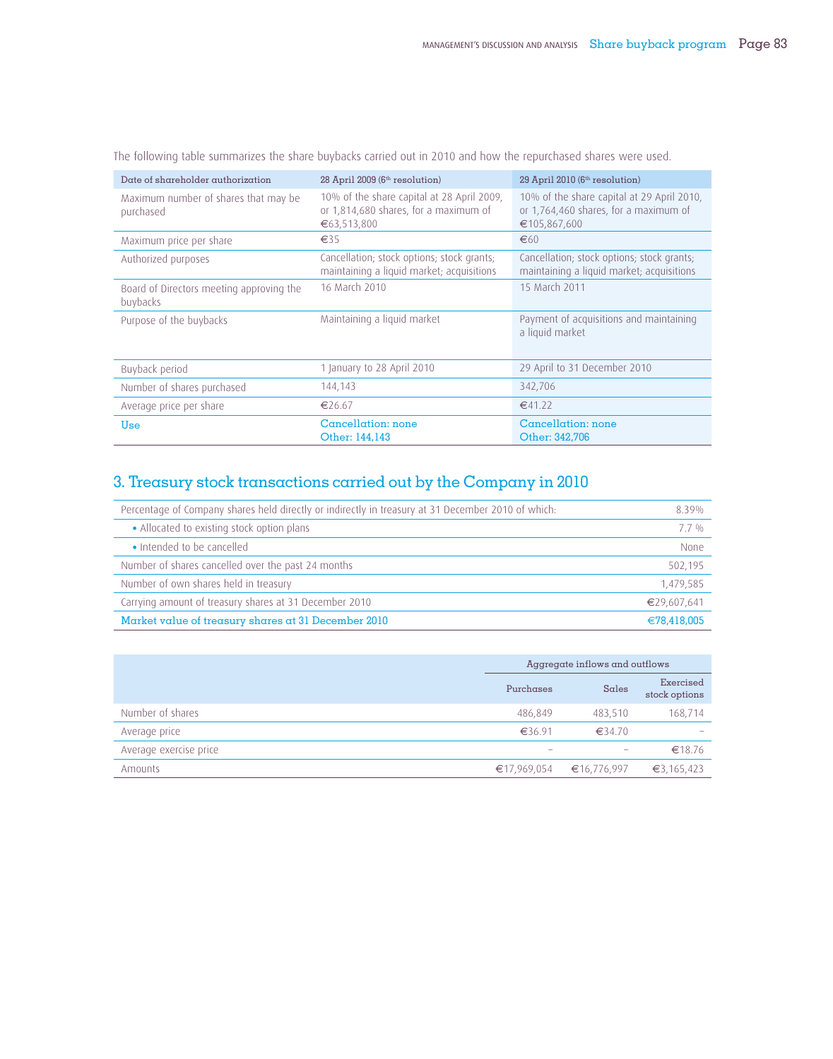The following table summarizes the share buybacks carried out in 2010 and how the repurchased shares were used.

| Date of shareholder authorization | 28 April 2009 (6th resolution) | 29 April 2010 (6th resolution) |
|---|---|---|
| Maximum number of shares that may be purchased | 10% of the share capital at 28 April 2009, or 1,814,680 shares, for a maximum of €63,513,800 | 10% of the share capital at 29 April 2010, or 1,764,460 shares, for a maximum of €105,867,600 |
| Maximum price per share | €35 | €60 |
| Authorized purposes | Cancellation; stock options; stock grants; maintaining a liquid market; acquisitions | Cancellation; stock options; stock grants; maintaining a liquid market; acquisitions |
| Board of Directors meeting approving the buybacks | 16 March 2010 | 15 March 2011 |
| Purpose of the buybacks | Maintaining a liquid market | Payment of acquisitions and maintaining a liquid market |
| Buyback period | 1 January to 28 April 2010 | 29 April to 31 December 2010 |
| Number of shares purchased | 144,143 | 342,706 |
| Average price per share | €26.67 | €41.22 |
| Use | Cancellation: none<br>Other: 144,143 | Cancellation: none<br>Other: 342,706 |

## 3. Treasury stock transactions carried out by the Company in 2010

| | |
|---|---|
| Percentage of Company shares held directly or indirectly in treasury at 31 December 2010 of which: | 8.39% |
| • Allocated to existing stock option plans | 7.7 % |
| • Intended to be cancelled | None |
| Number of shares cancelled over the past 24 months | 502,195 |
| Number of own shares held in treasury | 1,479,585 |
| Carrying amount of treasury shares at 31 December 2010 | €29,607,641 |
| Market value of treasury shares at 31 December 2010 | €78,418,005 |

| | Aggregate inflows and outflows | | |
|---|---|---|---|
| | Purchases | Sales | Exercised stock options |
| Number of shares | 486,849 | 483,510 | 168,714 |
| Average price | €36.91 | €34.70 | – |
| Average exercise price | – | – | €18.76 |
| Amounts | €17,969,054 | €16,776,997 | €3,165,423 |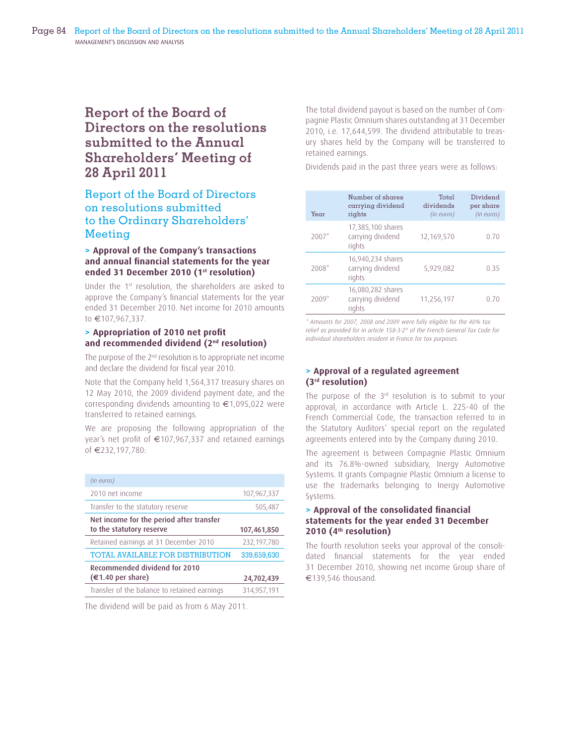# Report of the Board of Directors on the resolutions submitted to the Annual Shareholders' Meeting of 28 April 2011

## Report of the Board of Directors on resolutions submitted to the Ordinary Shareholders' Meeting

### > Approval of the Company's transactions and annual financial statements for the year ended 31 December 2010 (1st resolution)

Under the 1st resolution, the shareholders are asked to approve the Company's financial statements for the year ended 31 December 2010. Net income for 2010 amounts to €107,967,337.

### > Appropriation of 2010 net profit and recommended dividend (2nd resolution)

The purpose of the 2nd resolution is to appropriate net income and declare the dividend for fiscal year 2010.

Note that the Company held 1,564,317 treasury shares on 12 May 2010, the 2009 dividend payment date, and the corresponding dividends amounting to €1,095,022 were transferred to retained earnings.

We are proposing the following appropriation of the year's net profit of €107,967,337 and retained earnings of €232,197,780:

| *(in euros)* | |
|---|---|
| 2010 net income | 107,967,337 |
| Transfer to the statutory reserve | 505,487 |
| **Net income for the period after transfer to the statutory reserve** | **107,461,850** |
| Retained earnings at 31 December 2010 | 232,197,780 |
| TOTAL AVAILABLE FOR DISTRIBUTION | 339,659,630 |
| **Recommended dividend for 2010 (€1.40 per share)** | **24,702,439** |
| Transfer of the balance to retained earnings | 314,957,191 |

The dividend will be paid as from 6 May 2011.

The total dividend payout is based on the number of Compagnie Plastic Omnium shares outstanding at 31 December 2010, i.e. 17,644,599. The dividend attributable to treasury shares held by the Company will be transferred to retained earnings.

Dividends paid in the past three years were as follows:

| Year | Number of shares carrying dividend rights | Total dividends *(in euros)* | Dividend per share *(in euros)* |
|---|---|---|---|
| 2007* | 17,385,100 shares carrying dividend rights | 12,169,570 | 0.70 |
| 2008* | 16,940,234 shares carrying dividend rights | 5,929,082 | 0.35 |
| 2009* | 16,080,282 shares carrying dividend rights | 11,256,197 | 0.70 |

*\* Amounts for 2007, 2008 and 2009 were fully eligible for the 40% tax relief as provided for in article 158-3-2° of the French General Tax Code for individual shareholders resident in France for tax purposes.*

### > Approval of a regulated agreement (3rd resolution)

The purpose of the 3rd resolution is to submit to your approval, in accordance with Article L. 225-40 of the French Commercial Code, the transaction referred to in the Statutory Auditors' special report on the regulated agreements entered into by the Company during 2010.

The agreement is between Compagnie Plastic Omnium and its 76.8%-owned subsidiary, Inergy Automotive Systems. It grants Compagnie Plastic Omnium a license to use the trademarks belonging to Inergy Automotive Systems.

### > Approval of the consolidated financial statements for the year ended 31 December 2010 (4th resolution)

The fourth resolution seeks your approval of the consolidated financial statements for the year ended 31 December 2010, showing net income Group share of €139,546 thousand.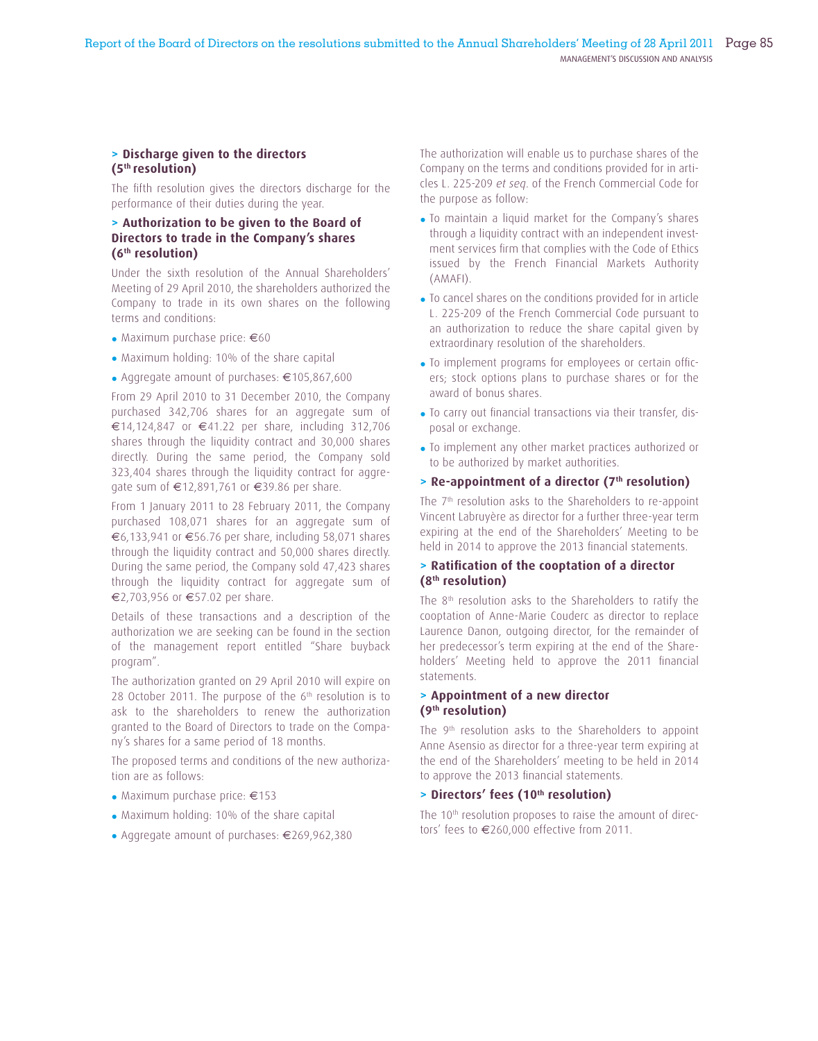### > Discharge given to the directors (5th resolution)

The fifth resolution gives the directors discharge for the performance of their duties during the year.

### > Authorization to be given to the Board of Directors to trade in the Company's shares (6th resolution)

Under the sixth resolution of the Annual Shareholders' Meeting of 29 April 2010, the shareholders authorized the Company to trade in its own shares on the following terms and conditions:

- Maximum purchase price: €60
- Maximum holding: 10% of the share capital
- Aggregate amount of purchases: €105,867,600

From 29 April 2010 to 31 December 2010, the Company purchased 342,706 shares for an aggregate sum of €14,124,847 or €41.22 per share, including 312,706 shares through the liquidity contract and 30,000 shares directly. During the same period, the Company sold 323,404 shares through the liquidity contract for aggregate sum of €12,891,761 or €39.86 per share.

From 1 January 2011 to 28 February 2011, the Company purchased 108,071 shares for an aggregate sum of €6,133,941 or €56.76 per share, including 58,071 shares through the liquidity contract and 50,000 shares directly. During the same period, the Company sold 47,423 shares through the liquidity contract for aggregate sum of €2,703,956 or €57.02 per share.

Details of these transactions and a description of the authorization we are seeking can be found in the section of the management report entitled "Share buyback program".

The authorization granted on 29 April 2010 will expire on 28 October 2011. The purpose of the 6th resolution is to ask to the shareholders to renew the authorization granted to the Board of Directors to trade on the Company's shares for a same period of 18 months.

The proposed terms and conditions of the new authorization are as follows:

- Maximum purchase price: €153
- Maximum holding: 10% of the share capital
- Aggregate amount of purchases: €269,962,380

The authorization will enable us to purchase shares of the Company on the terms and conditions provided for in articles L. 225-209 *et seq*. of the French Commercial Code for the purpose as follow:

- To maintain a liquid market for the Company's shares through a liquidity contract with an independent investment services firm that complies with the Code of Ethics issued by the French Financial Markets Authority (AMAFI).
- To cancel shares on the conditions provided for in article L. 225-209 of the French Commercial Code pursuant to an authorization to reduce the share capital given by extraordinary resolution of the shareholders.
- To implement programs for employees or certain officers; stock options plans to purchase shares or for the award of bonus shares.
- To carry out financial transactions via their transfer, disposal or exchange.
- To implement any other market practices authorized or to be authorized by market authorities.

### > Re-appointment of a director (7th resolution)

The 7th resolution asks to the Shareholders to re-appoint Vincent Labruyère as director for a further three-year term expiring at the end of the Shareholders' Meeting to be held in 2014 to approve the 2013 financial statements.

### > Ratification of the cooptation of a director (8th resolution)

The 8th resolution asks to the Shareholders to ratify the cooptation of Anne-Marie Couderc as director to replace Laurence Danon, outgoing director, for the remainder of her predecessor's term expiring at the end of the Shareholders' Meeting held to approve the 2011 financial statements.

### > Appointment of a new director (9th resolution)

The 9th resolution asks to the Shareholders to appoint Anne Asensio as director for a three-year term expiring at the end of the Shareholders' meeting to be held in 2014 to approve the 2013 financial statements.

### > Directors' fees (10th resolution)

The 10th resolution proposes to raise the amount of directors' fees to €260,000 effective from 2011.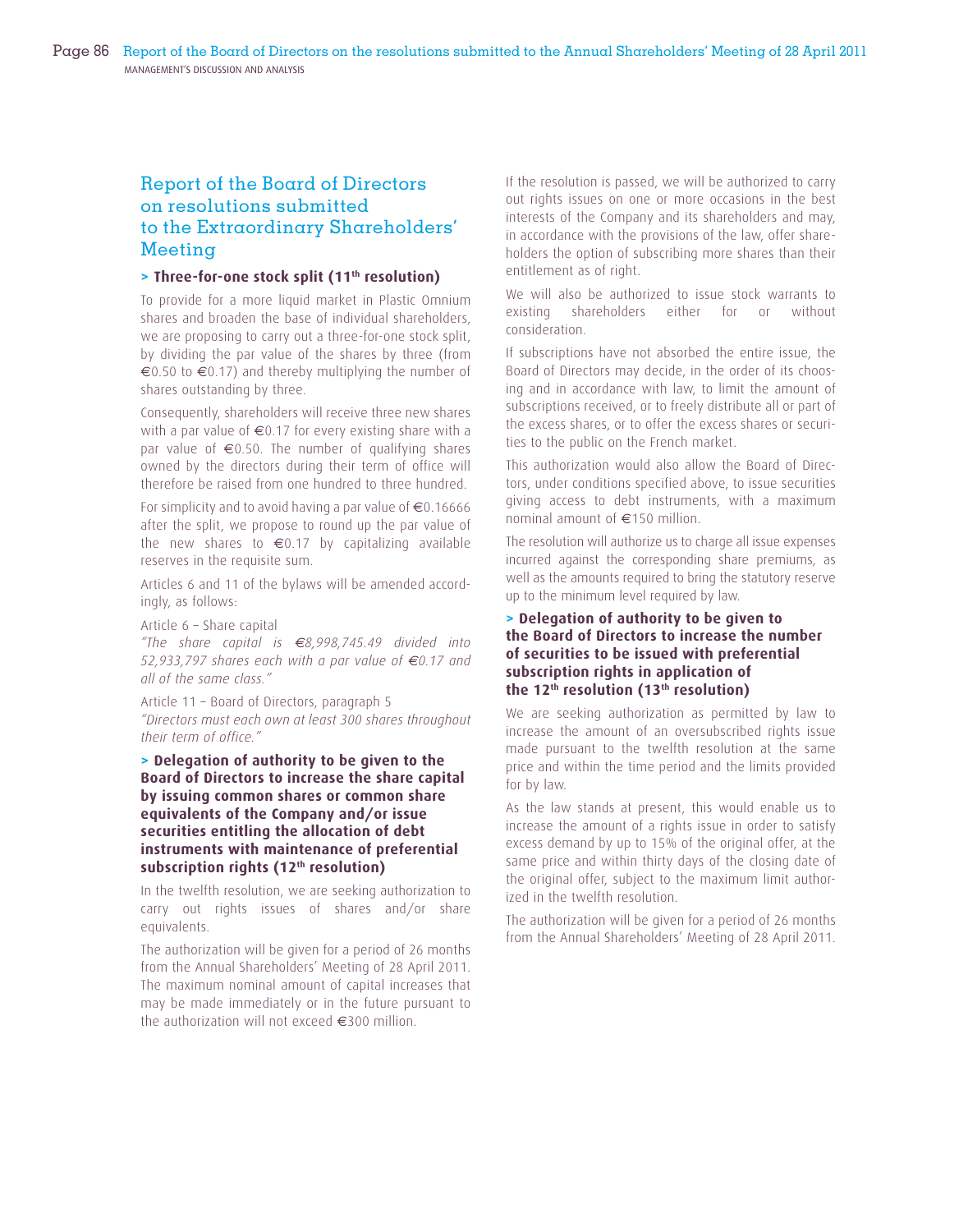## Report of the Board of Directors on resolutions submitted to the Extraordinary Shareholders' Meeting

### > Three-for-one stock split (11th resolution)

To provide for a more liquid market in Plastic Omnium shares and broaden the base of individual shareholders, we are proposing to carry out a three-for-one stock split, by dividing the par value of the shares by three (from €0.50 to €0.17) and thereby multiplying the number of shares outstanding by three.

Consequently, shareholders will receive three new shares with a par value of €0.17 for every existing share with a par value of €0.50. The number of qualifying shares owned by the directors during their term of office will therefore be raised from one hundred to three hundred.

For simplicity and to avoid having a par value of €0.16666 after the split, we propose to round up the par value of the new shares to €0.17 by capitalizing available reserves in the requisite sum.

Articles 6 and 11 of the bylaws will be amended accordingly, as follows:

Article 6 – Share capital
*"The share capital is €8,998,745.49 divided into 52,933,797 shares each with a par value of €0.17 and all of the same class."*

Article 11 – Board of Directors, paragraph 5
*"Directors must each own at least 300 shares throughout their term of office."*

### > Delegation of authority to be given to the Board of Directors to increase the share capital by issuing common shares or common share equivalents of the Company and/or issue securities entitling the allocation of debt instruments with maintenance of preferential subscription rights (12th resolution)

In the twelfth resolution, we are seeking authorization to carry out rights issues of shares and/or share equivalents.

The authorization will be given for a period of 26 months from the Annual Shareholders' Meeting of 28 April 2011. The maximum nominal amount of capital increases that may be made immediately or in the future pursuant to the authorization will not exceed €300 million.

If the resolution is passed, we will be authorized to carry out rights issues on one or more occasions in the best interests of the Company and its shareholders and may, in accordance with the provisions of the law, offer shareholders the option of subscribing more shares than their entitlement as of right.

We will also be authorized to issue stock warrants to existing shareholders either for or without consideration.

If subscriptions have not absorbed the entire issue, the Board of Directors may decide, in the order of its choosing and in accordance with law, to limit the amount of subscriptions received, or to freely distribute all or part of the excess shares, or to offer the excess shares or securities to the public on the French market.

This authorization would also allow the Board of Directors, under conditions specified above, to issue securities giving access to debt instruments, with a maximum nominal amount of €150 million.

The resolution will authorize us to charge all issue expenses incurred against the corresponding share premiums, as well as the amounts required to bring the statutory reserve up to the minimum level required by law.

### > Delegation of authority to be given to the Board of Directors to increase the number of securities to be issued with preferential subscription rights in application of the 12th resolution (13th resolution)

We are seeking authorization as permitted by law to increase the amount of an oversubscribed rights issue made pursuant to the twelfth resolution at the same price and within the time period and the limits provided for by law.

As the law stands at present, this would enable us to increase the amount of a rights issue in order to satisfy excess demand by up to 15% of the original offer, at the same price and within thirty days of the closing date of the original offer, subject to the maximum limit authorized in the twelfth resolution.

The authorization will be given for a period of 26 months from the Annual Shareholders' Meeting of 28 April 2011.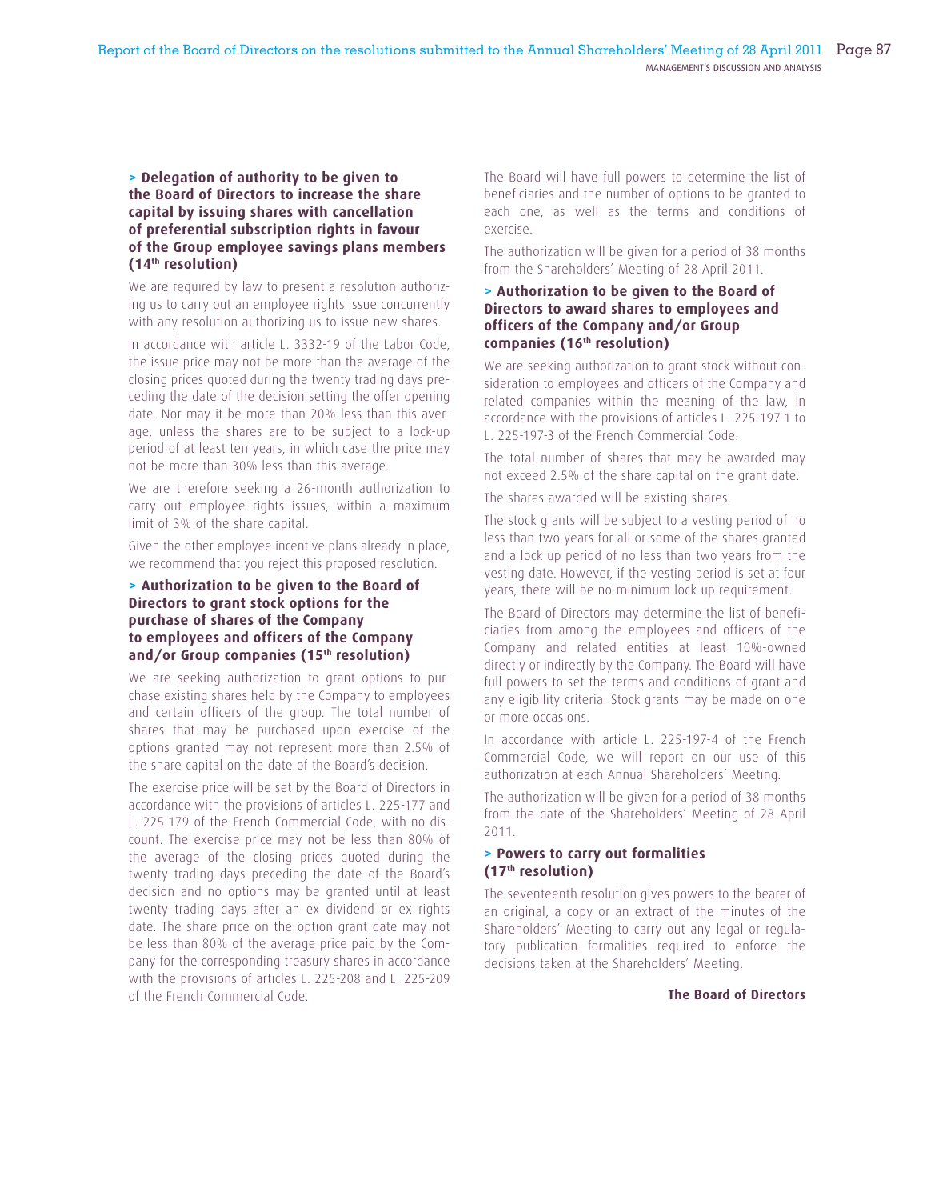### > Delegation of authority to be given to the Board of Directors to increase the share capital by issuing shares with cancellation of preferential subscription rights in favour of the Group employee savings plans members (14th resolution)

We are required by law to present a resolution authorizing us to carry out an employee rights issue concurrently with any resolution authorizing us to issue new shares.

In accordance with article L. 3332-19 of the Labor Code, the issue price may not be more than the average of the closing prices quoted during the twenty trading days preceding the date of the decision setting the offer opening date. Nor may it be more than 20% less than this average, unless the shares are to be subject to a lock-up period of at least ten years, in which case the price may not be more than 30% less than this average.

We are therefore seeking a 26-month authorization to carry out employee rights issues, within a maximum limit of 3% of the share capital.

Given the other employee incentive plans already in place, we recommend that you reject this proposed resolution.

### > Authorization to be given to the Board of Directors to grant stock options for the purchase of shares of the Company to employees and officers of the Company and/or Group companies (15th resolution)

We are seeking authorization to grant options to purchase existing shares held by the Company to employees and certain officers of the group. The total number of shares that may be purchased upon exercise of the options granted may not represent more than 2.5% of the share capital on the date of the Board's decision.

The exercise price will be set by the Board of Directors in accordance with the provisions of articles L. 225-177 and L. 225-179 of the French Commercial Code, with no discount. The exercise price may not be less than 80% of the average of the closing prices quoted during the twenty trading days preceding the date of the Board's decision and no options may be granted until at least twenty trading days after an ex dividend or ex rights date. The share price on the option grant date may not be less than 80% of the average price paid by the Company for the corresponding treasury shares in accordance with the provisions of articles L. 225-208 and L. 225-209 of the French Commercial Code.

The Board will have full powers to determine the list of beneficiaries and the number of options to be granted to each one, as well as the terms and conditions of exercise.

The authorization will be given for a period of 38 months from the Shareholders' Meeting of 28 April 2011.

### > Authorization to be given to the Board of Directors to award shares to employees and officers of the Company and/or Group companies (16th resolution)

We are seeking authorization to grant stock without consideration to employees and officers of the Company and related companies within the meaning of the law, in accordance with the provisions of articles L. 225-197-1 to L. 225-197-3 of the French Commercial Code.

The total number of shares that may be awarded may not exceed 2.5% of the share capital on the grant date.

The shares awarded will be existing shares.

The stock grants will be subject to a vesting period of no less than two years for all or some of the shares granted and a lock up period of no less than two years from the vesting date. However, if the vesting period is set at four years, there will be no minimum lock-up requirement.

The Board of Directors may determine the list of beneficiaries from among the employees and officers of the Company and related entities at least 10%-owned directly or indirectly by the Company. The Board will have full powers to set the terms and conditions of grant and any eligibility criteria. Stock grants may be made on one or more occasions.

In accordance with article L. 225-197-4 of the French Commercial Code, we will report on our use of this authorization at each Annual Shareholders' Meeting.

The authorization will be given for a period of 38 months from the date of the Shareholders' Meeting of 28 April 2011.

### > Powers to carry out formalities (17th resolution)

The seventeenth resolution gives powers to the bearer of an original, a copy or an extract of the minutes of the Shareholders' Meeting to carry out any legal or regulatory publication formalities required to enforce the decisions taken at the Shareholders' Meeting.

**The Board of Directors**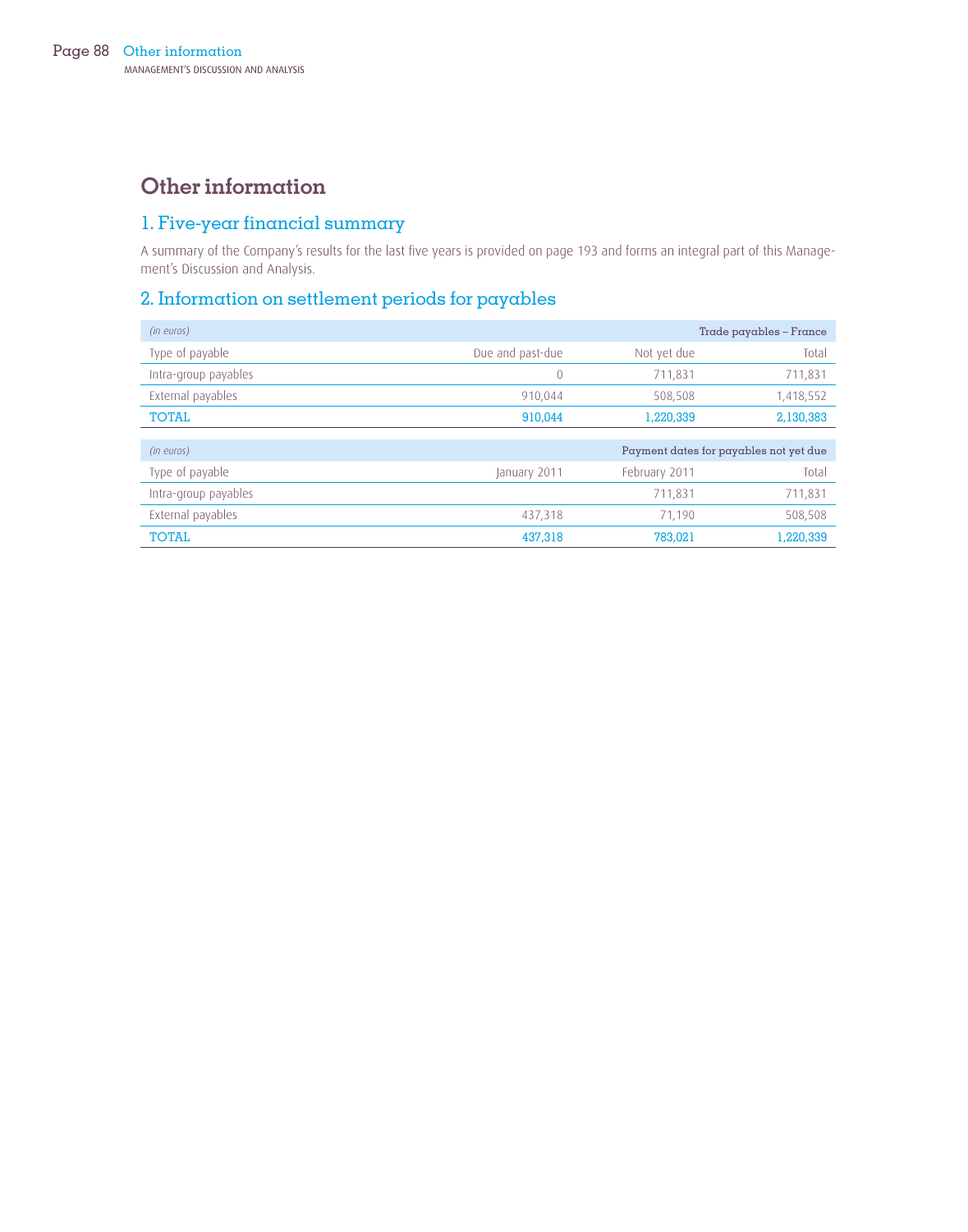# Other information

## 1. Five-year financial summary

A summary of the Company's results for the last five years is provided on page 193 and forms an integral part of this Management's Discussion and Analysis.

## 2. Information on settlement periods for payables

| *(in euros)* | | | Trade payables – France |
|---|---|---|---|
| Type of payable | Due and past-due | Not yet due | Total |
| Intra-group payables | 0 | 711,831 | 711,831 |
| External payables | 910,044 | 508,508 | 1,418,552 |
| **TOTAL** | **910,044** | **1,220,339** | **2,130,383** |

| *(in euros)* | | | Payment dates for payables not yet due |
|---|---|---|---|
| Type of payable | January 2011 | February 2011 | Total |
| Intra-group payables | | 711,831 | 711,831 |
| External payables | 437,318 | 71,190 | 508,508 |
| **TOTAL** | **437,318** | **783,021** | **1,220,339** |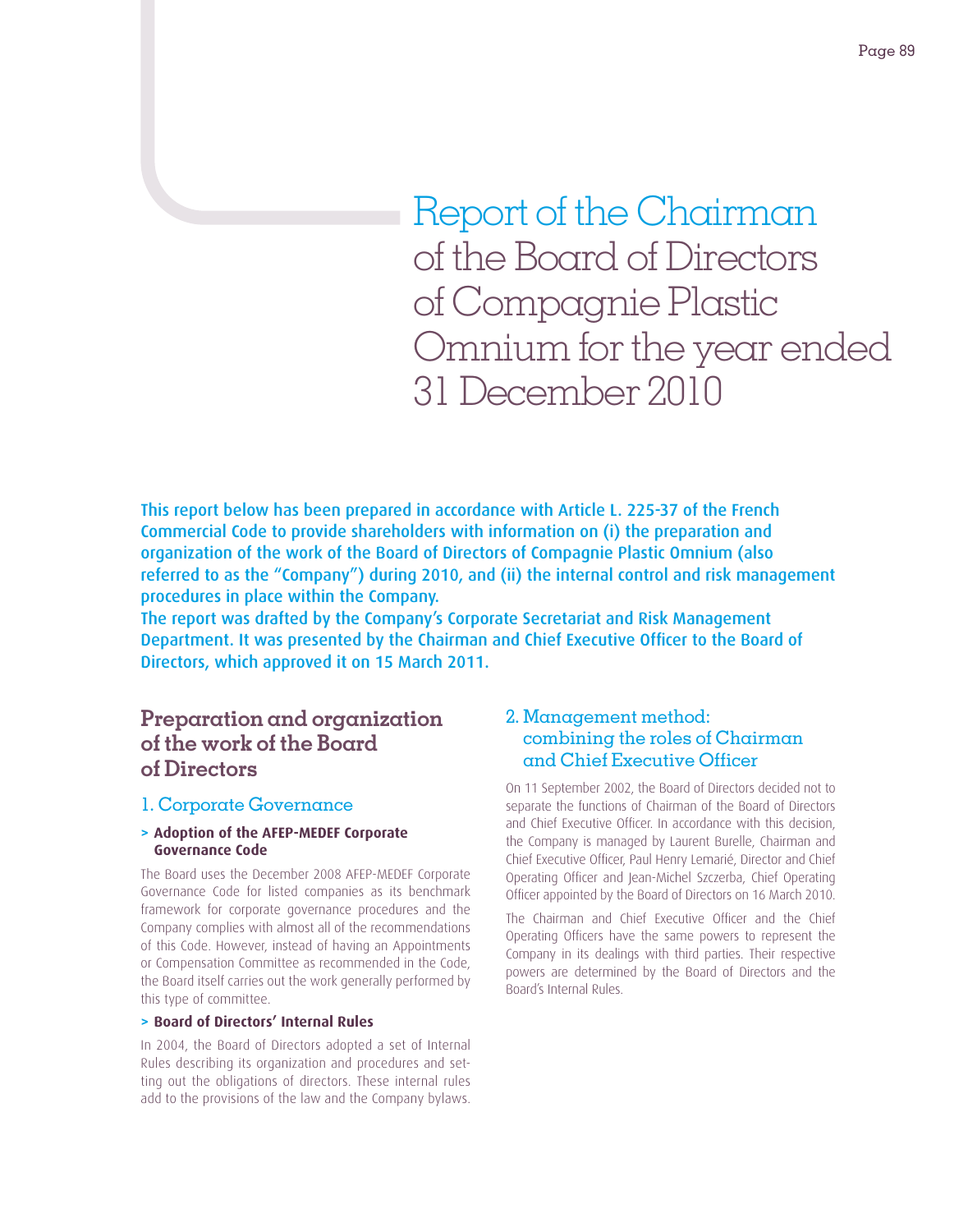# Report of the Chairman of the Board of Directors of Compagnie Plastic Omnium for the year ended 31 December 2010

**This report below has been prepared in accordance with Article L. 225-37 of the French Commercial Code to provide shareholders with information on (i) the preparation and organization of the work of the Board of Directors of Compagnie Plastic Omnium (also referred to as the "Company") during 2010, and (ii) the internal control and risk management procedures in place within the Company.**
**The report was drafted by the Company's Corporate Secretariat and Risk Management Department. It was presented by the Chairman and Chief Executive Officer to the Board of Directors, which approved it on 15 March 2011.**

## Preparation and organization of the work of the Board of Directors

### 1. Corporate Governance

#### > Adoption of the AFEP-MEDEF Corporate Governance Code

The Board uses the December 2008 AFEP-MEDEF Corporate Governance Code for listed companies as its benchmark framework for corporate governance procedures and the Company complies with almost all of the recommendations of this Code. However, instead of having an Appointments or Compensation Committee as recommended in the Code, the Board itself carries out the work generally performed by this type of committee.

#### > Board of Directors' Internal Rules

In 2004, the Board of Directors adopted a set of Internal Rules describing its organization and procedures and setting out the obligations of directors. These internal rules add to the provisions of the law and the Company bylaws.

### 2. Management method: combining the roles of Chairman and Chief Executive Officer

On 11 September 2002, the Board of Directors decided not to separate the functions of Chairman of the Board of Directors and Chief Executive Officer. In accordance with this decision, the Company is managed by Laurent Burelle, Chairman and Chief Executive Officer, Paul Henry Lemarié, Director and Chief Operating Officer and Jean-Michel Szczerba, Chief Operating Officer appointed by the Board of Directors on 16 March 2010.

The Chairman and Chief Executive Officer and the Chief Operating Officers have the same powers to represent the Company in its dealings with third parties. Their respective powers are determined by the Board of Directors and the Board's Internal Rules.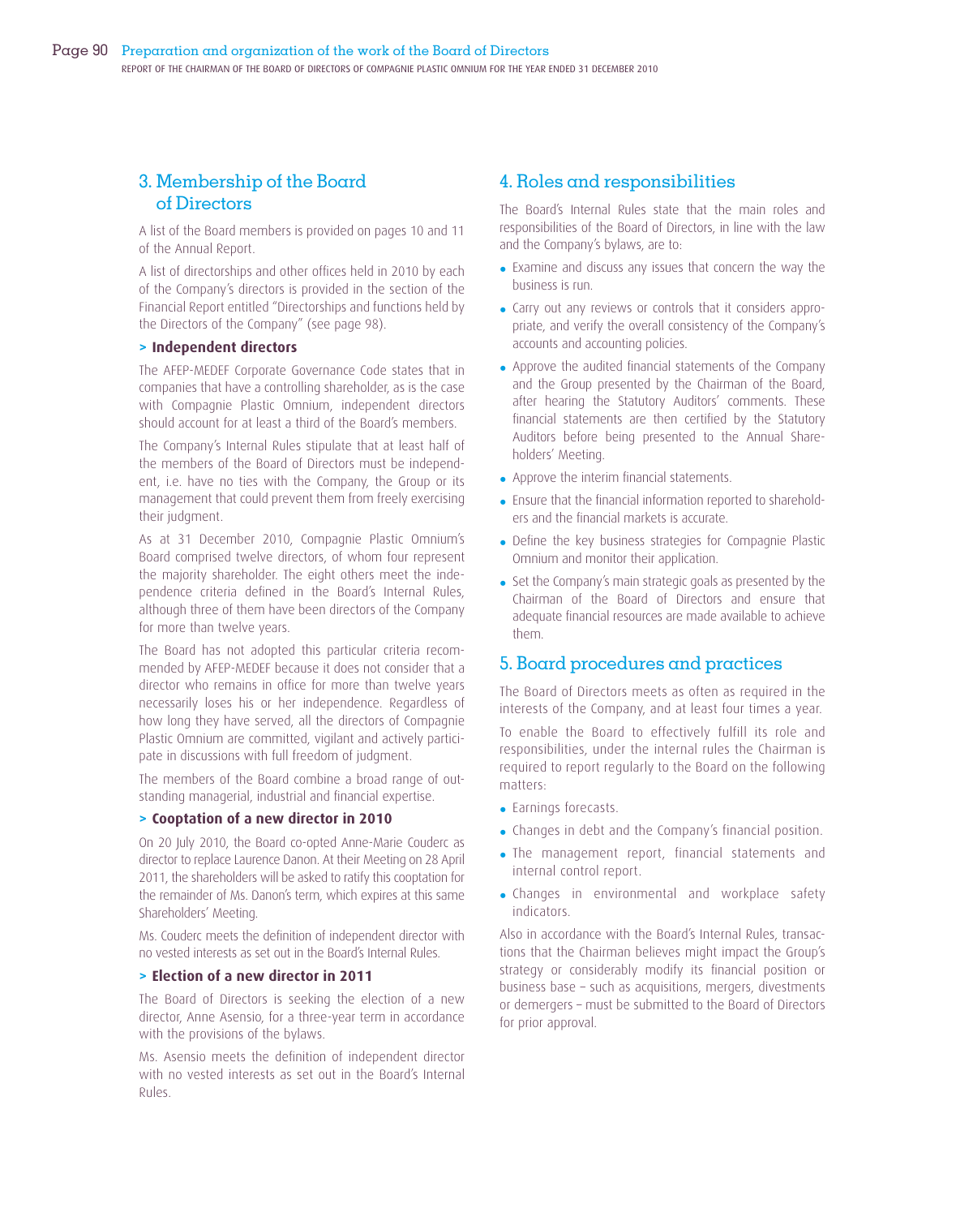## 3. Membership of the Board of Directors

A list of the Board members is provided on pages 10 and 11 of the Annual Report.

A list of directorships and other offices held in 2010 by each of the Company's directors is provided in the section of the Financial Report entitled "Directorships and functions held by the Directors of the Company" (see page 98).

### > Independent directors

The AFEP-MEDEF Corporate Governance Code states that in companies that have a controlling shareholder, as is the case with Compagnie Plastic Omnium, independent directors should account for at least a third of the Board's members.

The Company's Internal Rules stipulate that at least half of the members of the Board of Directors must be independent, i.e. have no ties with the Company, the Group or its management that could prevent them from freely exercising their judgment.

As at 31 December 2010, Compagnie Plastic Omnium's Board comprised twelve directors, of whom four represent the majority shareholder. The eight others meet the independence criteria defined in the Board's Internal Rules, although three of them have been directors of the Company for more than twelve years.

The Board has not adopted this particular criteria recommended by AFEP-MEDEF because it does not consider that a director who remains in office for more than twelve years necessarily loses his or her independence. Regardless of how long they have served, all the directors of Compagnie Plastic Omnium are committed, vigilant and actively participate in discussions with full freedom of judgment.

The members of the Board combine a broad range of outstanding managerial, industrial and financial expertise.

### > Cooptation of a new director in 2010

On 20 July 2010, the Board co-opted Anne-Marie Couderc as director to replace Laurence Danon. At their Meeting on 28 April 2011, the shareholders will be asked to ratify this cooptation for the remainder of Ms. Danon's term, which expires at this same Shareholders' Meeting.

Ms. Couderc meets the definition of independent director with no vested interests as set out in the Board's Internal Rules.

### > Election of a new director in 2011

The Board of Directors is seeking the election of a new director, Anne Asensio, for a three-year term in accordance with the provisions of the bylaws.

Ms. Asensio meets the definition of independent director with no vested interests as set out in the Board's Internal Rules.

## 4. Roles and responsibilities

The Board's Internal Rules state that the main roles and responsibilities of the Board of Directors, in line with the law and the Company's bylaws, are to:

- Examine and discuss any issues that concern the way the business is run.
- Carry out any reviews or controls that it considers appropriate, and verify the overall consistency of the Company's accounts and accounting policies.
- Approve the audited financial statements of the Company and the Group presented by the Chairman of the Board, after hearing the Statutory Auditors' comments. These financial statements are then certified by the Statutory Auditors before being presented to the Annual Shareholders' Meeting.
- Approve the interim financial statements.
- Ensure that the financial information reported to shareholders and the financial markets is accurate.
- Define the key business strategies for Compagnie Plastic Omnium and monitor their application.
- Set the Company's main strategic goals as presented by the Chairman of the Board of Directors and ensure that adequate financial resources are made available to achieve them.

## 5. Board procedures and practices

The Board of Directors meets as often as required in the interests of the Company, and at least four times a year.

To enable the Board to effectively fulfill its role and responsibilities, under the internal rules the Chairman is required to report regularly to the Board on the following matters:

- Earnings forecasts.
- Changes in debt and the Company's financial position.
- The management report, financial statements and internal control report.
- Changes in environmental and workplace safety indicators.

Also in accordance with the Board's Internal Rules, transactions that the Chairman believes might impact the Group's strategy or considerably modify its financial position or business base – such as acquisitions, mergers, divestments or demergers – must be submitted to the Board of Directors for prior approval.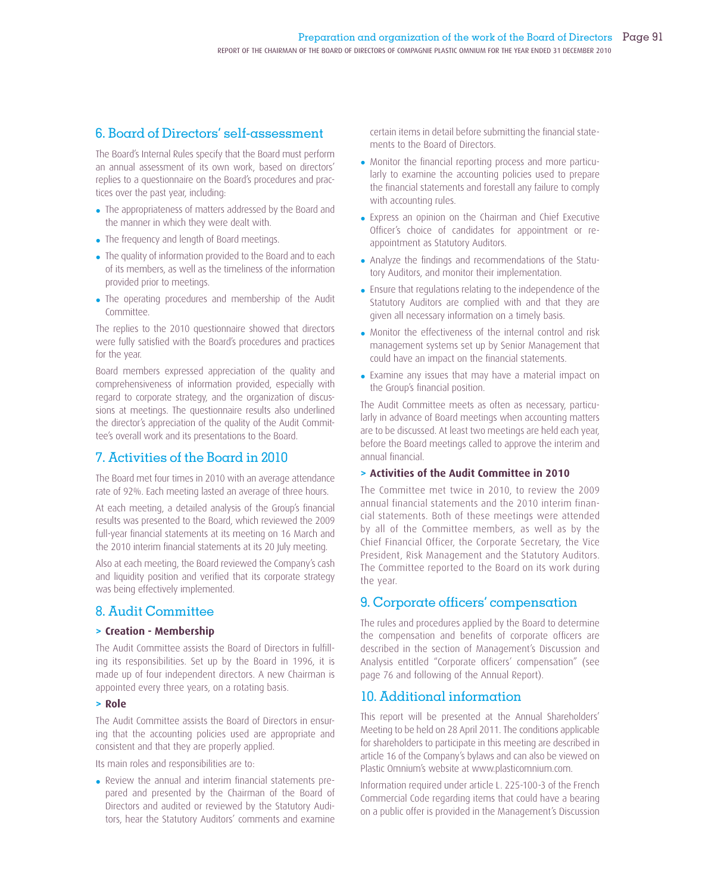## 6. Board of Directors' self-assessment

The Board's Internal Rules specify that the Board must perform an annual assessment of its own work, based on directors' replies to a questionnaire on the Board's procedures and practices over the past year, including:

- The appropriateness of matters addressed by the Board and the manner in which they were dealt with.
- The frequency and length of Board meetings.
- The quality of information provided to the Board and to each of its members, as well as the timeliness of the information provided prior to meetings.
- The operating procedures and membership of the Audit Committee.

The replies to the 2010 questionnaire showed that directors were fully satisfied with the Board's procedures and practices for the year.

Board members expressed appreciation of the quality and comprehensiveness of information provided, especially with regard to corporate strategy, and the organization of discussions at meetings. The questionnaire results also underlined the director's appreciation of the quality of the Audit Committee's overall work and its presentations to the Board.

## 7. Activities of the Board in 2010

The Board met four times in 2010 with an average attendance rate of 92%. Each meeting lasted an average of three hours.

At each meeting, a detailed analysis of the Group's financial results was presented to the Board, which reviewed the 2009 full-year financial statements at its meeting on 16 March and the 2010 interim financial statements at its 20 July meeting.

Also at each meeting, the Board reviewed the Company's cash and liquidity position and verified that its corporate strategy was being effectively implemented.

## 8. Audit Committee

### > Creation - Membership

The Audit Committee assists the Board of Directors in fulfilling its responsibilities. Set up by the Board in 1996, it is made up of four independent directors. A new Chairman is appointed every three years, on a rotating basis.

### > Role

The Audit Committee assists the Board of Directors in ensuring that the accounting policies used are appropriate and consistent and that they are properly applied.

Its main roles and responsibilities are to:

- Review the annual and interim financial statements prepared and presented by the Chairman of the Board of Directors and audited or reviewed by the Statutory Auditors, hear the Statutory Auditors' comments and examine certain items in detail before submitting the financial statements to the Board of Directors.
- Monitor the financial reporting process and more particularly to examine the accounting policies used to prepare the financial statements and forestall any failure to comply with accounting rules.
- Express an opinion on the Chairman and Chief Executive Officer's choice of candidates for appointment or reappointment as Statutory Auditors.
- Analyze the findings and recommendations of the Statutory Auditors, and monitor their implementation.
- Ensure that regulations relating to the independence of the Statutory Auditors are complied with and that they are given all necessary information on a timely basis.
- Monitor the effectiveness of the internal control and risk management systems set up by Senior Management that could have an impact on the financial statements.
- Examine any issues that may have a material impact on the Group's financial position.

The Audit Committee meets as often as necessary, particularly in advance of Board meetings when accounting matters are to be discussed. At least two meetings are held each year, before the Board meetings called to approve the interim and annual financial.

### > Activities of the Audit Committee in 2010

The Committee met twice in 2010, to review the 2009 annual financial statements and the 2010 interim financial statements. Both of these meetings were attended by all of the Committee members, as well as by the Chief Financial Officer, the Corporate Secretary, the Vice President, Risk Management and the Statutory Auditors. The Committee reported to the Board on its work during the year.

## 9. Corporate officers' compensation

The rules and procedures applied by the Board to determine the compensation and benefits of corporate officers are described in the section of Management's Discussion and Analysis entitled "Corporate officers' compensation" (see page 76 and following of the Annual Report).

## 10. Additional information

This report will be presented at the Annual Shareholders' Meeting to be held on 28 April 2011. The conditions applicable for shareholders to participate in this meeting are described in article 16 of the Company's bylaws and can also be viewed on Plastic Omnium's website at www.plasticomnium.com.

Information required under article L. 225-100-3 of the French Commercial Code regarding items that could have a bearing on a public offer is provided in the Management's Discussion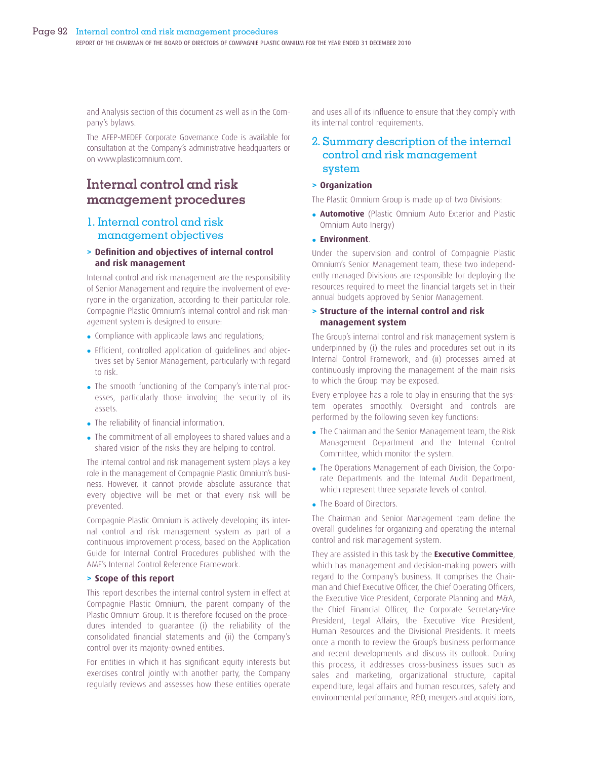and Analysis section of this document as well as in the Company's bylaws.

The AFEP-MEDEF Corporate Governance Code is available for consultation at the Company's administrative headquarters or on www.plasticomnium.com.

# Internal control and risk management procedures

## 1. Internal control and risk management objectives

### > Definition and objectives of internal control and risk management

Internal control and risk management are the responsibility of Senior Management and require the involvement of everyone in the organization, according to their particular role. Compagnie Plastic Omnium's internal control and risk management system is designed to ensure:

- Compliance with applicable laws and regulations;
- Efficient, controlled application of guidelines and objectives set by Senior Management, particularly with regard to risk.
- The smooth functioning of the Company's internal processes, particularly those involving the security of its assets.
- The reliability of financial information.
- The commitment of all employees to shared values and a shared vision of the risks they are helping to control.

The internal control and risk management system plays a key role in the management of Compagnie Plastic Omnium's business. However, it cannot provide absolute assurance that every objective will be met or that every risk will be prevented.

Compagnie Plastic Omnium is actively developing its internal control and risk management system as part of a continuous improvement process, based on the Application Guide for Internal Control Procedures published with the AMF's Internal Control Reference Framework.

### > Scope of this report

This report describes the internal control system in effect at Compagnie Plastic Omnium, the parent company of the Plastic Omnium Group. It is therefore focused on the procedures intended to guarantee (i) the reliability of the consolidated financial statements and (ii) the Company's control over its majority-owned entities.

For entities in which it has significant equity interests but exercises control jointly with another party, the Company regularly reviews and assesses how these entities operate and uses all of its influence to ensure that they comply with its internal control requirements.

## 2. Summary description of the internal control and risk management system

### > Organization

The Plastic Omnium Group is made up of two Divisions:

- **Automotive** (Plastic Omnium Auto Exterior and Plastic Omnium Auto Inergy)
- **Environment**.

Under the supervision and control of Compagnie Plastic Omnium's Senior Management team, these two independently managed Divisions are responsible for deploying the resources required to meet the financial targets set in their annual budgets approved by Senior Management.

### > Structure of the internal control and risk management system

The Group's internal control and risk management system is underpinned by (i) the rules and procedures set out in its Internal Control Framework, and (ii) processes aimed at continuously improving the management of the main risks to which the Group may be exposed.

Every employee has a role to play in ensuring that the system operates smoothly. Oversight and controls are performed by the following seven key functions:

- The Chairman and the Senior Management team, the Risk Management Department and the Internal Control Committee, which monitor the system.
- The Operations Management of each Division, the Corporate Departments and the Internal Audit Department, which represent three separate levels of control.
- The Board of Directors.

The Chairman and Senior Management team define the overall guidelines for organizing and operating the internal control and risk management system.

They are assisted in this task by the **Executive Committee**, which has management and decision-making powers with regard to the Company's business. It comprises the Chairman and Chief Executive Officer, the Chief Operating Officers, the Executive Vice President, Corporate Planning and M&A, the Chief Financial Officer, the Corporate Secretary-Vice President, Legal Affairs, the Executive Vice President, Human Resources and the Divisional Presidents. It meets once a month to review the Group's business performance and recent developments and discuss its outlook. During this process, it addresses cross-business issues such as sales and marketing, organizational structure, capital expenditure, legal affairs and human resources, safety and environmental performance, R&D, mergers and acquisitions,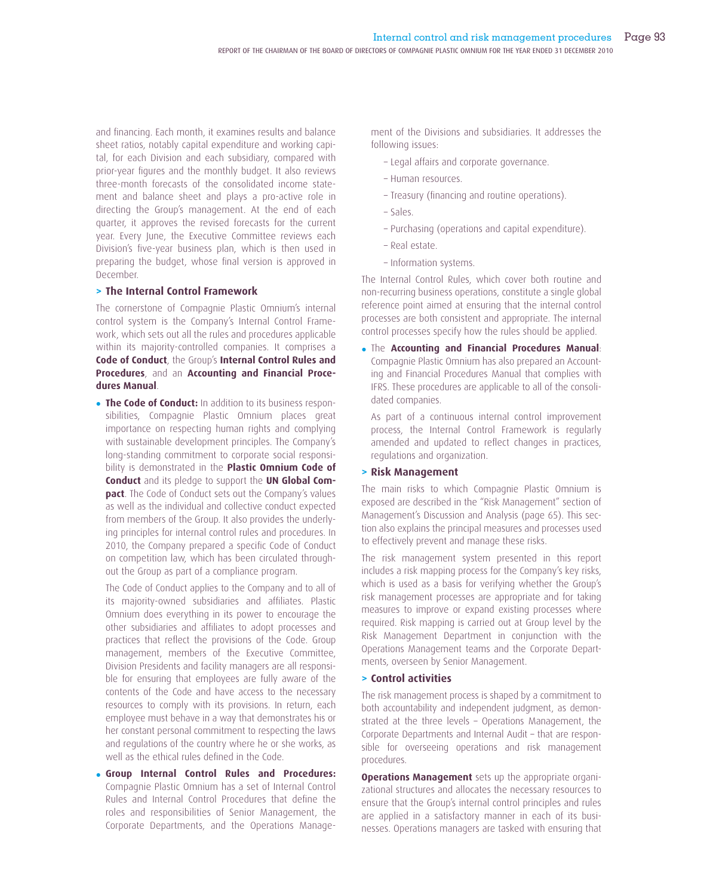and financing. Each month, it examines results and balance sheet ratios, notably capital expenditure and working capital, for each Division and each subsidiary, compared with prior-year figures and the monthly budget. It also reviews three-month forecasts of the consolidated income statement and balance sheet and plays a pro-active role in directing the Group's management. At the end of each quarter, it approves the revised forecasts for the current year. Every June, the Executive Committee reviews each Division's five-year business plan, which is then used in preparing the budget, whose final version is approved in December.

### > The Internal Control Framework

The cornerstone of Compagnie Plastic Omnium's internal control system is the Company's Internal Control Framework, which sets out all the rules and procedures applicable within its majority-controlled companies. It comprises a **Code of Conduct**, the Group's **Internal Control Rules and Procedures**, and an **Accounting and Financial Procedures Manual**.

- **The Code of Conduct:** In addition to its business responsibilities, Compagnie Plastic Omnium places great importance on respecting human rights and complying with sustainable development principles. The Company's long-standing commitment to corporate social responsibility is demonstrated in the **Plastic Omnium Code of Conduct** and its pledge to support the **UN Global Compact**. The Code of Conduct sets out the Company's values as well as the individual and collective conduct expected from members of the Group. It also provides the underlying principles for internal control rules and procedures. In 2010, the Company prepared a specific Code of Conduct on competition law, which has been circulated throughout the Group as part of a compliance program.

  The Code of Conduct applies to the Company and to all of its majority-owned subsidiaries and affiliates. Plastic Omnium does everything in its power to encourage the other subsidiaries and affiliates to adopt processes and practices that reflect the provisions of the Code. Group management, members of the Executive Committee, Division Presidents and facility managers are all responsible for ensuring that employees are fully aware of the contents of the Code and have access to the necessary resources to comply with its provisions. In return, each employee must behave in a way that demonstrates his or her constant personal commitment to respecting the laws and regulations of the country where he or she works, as well as the ethical rules defined in the Code.

- **Group Internal Control Rules and Procedures:** Compagnie Plastic Omnium has a set of Internal Control Rules and Internal Control Procedures that define the roles and responsibilities of Senior Management, the Corporate Departments, and the Operations Management of the Divisions and subsidiaries. It addresses the following issues:

  – Legal affairs and corporate governance.

  – Human resources.

  – Treasury (financing and routine operations).

  – Sales.

  – Purchasing (operations and capital expenditure).

  – Real estate.

  – Information systems.

  The Internal Control Rules, which cover both routine and non-recurring business operations, constitute a single global reference point aimed at ensuring that the internal control processes are both consistent and appropriate. The internal control processes specify how the rules should be applied.

- The **Accounting and Financial Procedures Manual**: Compagnie Plastic Omnium has also prepared an Accounting and Financial Procedures Manual that complies with IFRS. These procedures are applicable to all of the consolidated companies.

  As part of a continuous internal control improvement process, the Internal Control Framework is regularly amended and updated to reflect changes in practices, regulations and organization.

### > Risk Management

The main risks to which Compagnie Plastic Omnium is exposed are described in the "Risk Management" section of Management's Discussion and Analysis (page 65). This section also explains the principal measures and processes used to effectively prevent and manage these risks.

The risk management system presented in this report includes a risk mapping process for the Company's key risks, which is used as a basis for verifying whether the Group's risk management processes are appropriate and for taking measures to improve or expand existing processes where required. Risk mapping is carried out at Group level by the Risk Management Department in conjunction with the Operations Management teams and the Corporate Departments, overseen by Senior Management.

### > Control activities

The risk management process is shaped by a commitment to both accountability and independent judgment, as demonstrated at the three levels – Operations Management, the Corporate Departments and Internal Audit – that are responsible for overseeing operations and risk management procedures.

**Operations Management** sets up the appropriate organizational structures and allocates the necessary resources to ensure that the Group's internal control principles and rules are applied in a satisfactory manner in each of its businesses. Operations managers are tasked with ensuring that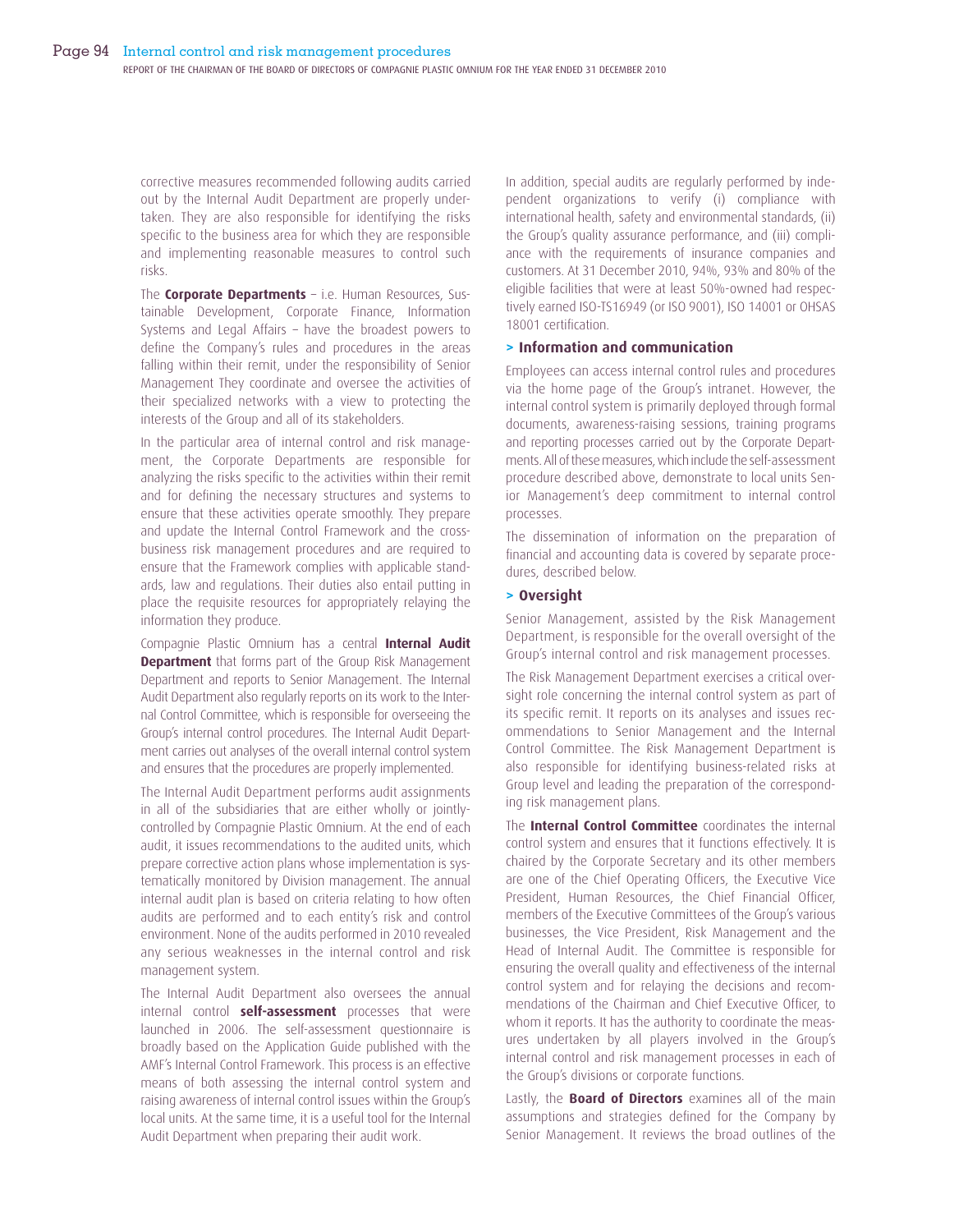corrective measures recommended following audits carried out by the Internal Audit Department are properly undertaken. They are also responsible for identifying the risks specific to the business area for which they are responsible and implementing reasonable measures to control such risks.

The **Corporate Departments** – i.e. Human Resources, Sustainable Development, Corporate Finance, Information Systems and Legal Affairs – have the broadest powers to define the Company's rules and procedures in the areas falling within their remit, under the responsibility of Senior Management They coordinate and oversee the activities of their specialized networks with a view to protecting the interests of the Group and all of its stakeholders.

In the particular area of internal control and risk management, the Corporate Departments are responsible for analyzing the risks specific to the activities within their remit and for defining the necessary structures and systems to ensure that these activities operate smoothly. They prepare and update the Internal Control Framework and the cross-business risk management procedures and are required to ensure that the Framework complies with applicable standards, law and regulations. Their duties also entail putting in place the requisite resources for appropriately relaying the information they produce.

Compagnie Plastic Omnium has a central **Internal Audit Department** that forms part of the Group Risk Management Department and reports to Senior Management. The Internal Audit Department also regularly reports on its work to the Internal Control Committee, which is responsible for overseeing the Group's internal control procedures. The Internal Audit Department carries out analyses of the overall internal control system and ensures that the procedures are properly implemented.

The Internal Audit Department performs audit assignments in all of the subsidiaries that are either wholly or jointly-controlled by Compagnie Plastic Omnium. At the end of each audit, it issues recommendations to the audited units, which prepare corrective action plans whose implementation is systematically monitored by Division management. The annual internal audit plan is based on criteria relating to how often audits are performed and to each entity's risk and control environment. None of the audits performed in 2010 revealed any serious weaknesses in the internal control and risk management system.

The Internal Audit Department also oversees the annual internal control **self-assessment** processes that were launched in 2006. The self-assessment questionnaire is broadly based on the Application Guide published with the AMF's Internal Control Framework. This process is an effective means of both assessing the internal control system and raising awareness of internal control issues within the Group's local units. At the same time, it is a useful tool for the Internal Audit Department when preparing their audit work.

In addition, special audits are regularly performed by independent organizations to verify (i) compliance with international health, safety and environmental standards, (ii) the Group's quality assurance performance, and (iii) compliance with the requirements of insurance companies and customers. At 31 December 2010, 94%, 93% and 80% of the eligible facilities that were at least 50%-owned had respectively earned ISO-TS16949 (or ISO 9001), ISO 14001 or OHSAS 18001 certification.

### > Information and communication

Employees can access internal control rules and procedures via the home page of the Group's intranet. However, the internal control system is primarily deployed through formal documents, awareness-raising sessions, training programs and reporting processes carried out by the Corporate Departments. All of these measures, which include the self-assessment procedure described above, demonstrate to local units Senior Management's deep commitment to internal control processes.

The dissemination of information on the preparation of financial and accounting data is covered by separate procedures, described below.

### > Oversight

Senior Management, assisted by the Risk Management Department, is responsible for the overall oversight of the Group's internal control and risk management processes.

The Risk Management Department exercises a critical oversight role concerning the internal control system as part of its specific remit. It reports on its analyses and issues recommendations to Senior Management and the Internal Control Committee. The Risk Management Department is also responsible for identifying business-related risks at Group level and leading the preparation of the corresponding risk management plans.

The **Internal Control Committee** coordinates the internal control system and ensures that it functions effectively. It is chaired by the Corporate Secretary and its other members are one of the Chief Operating Officers, the Executive Vice President, Human Resources, the Chief Financial Officer, members of the Executive Committees of the Group's various businesses, the Vice President, Risk Management and the Head of Internal Audit. The Committee is responsible for ensuring the overall quality and effectiveness of the internal control system and for relaying the decisions and recommendations of the Chairman and Chief Executive Officer, to whom it reports. It has the authority to coordinate the measures undertaken by all players involved in the Group's internal control and risk management processes in each of the Group's divisions or corporate functions.

Lastly, the **Board of Directors** examines all of the main assumptions and strategies defined for the Company by Senior Management. It reviews the broad outlines of the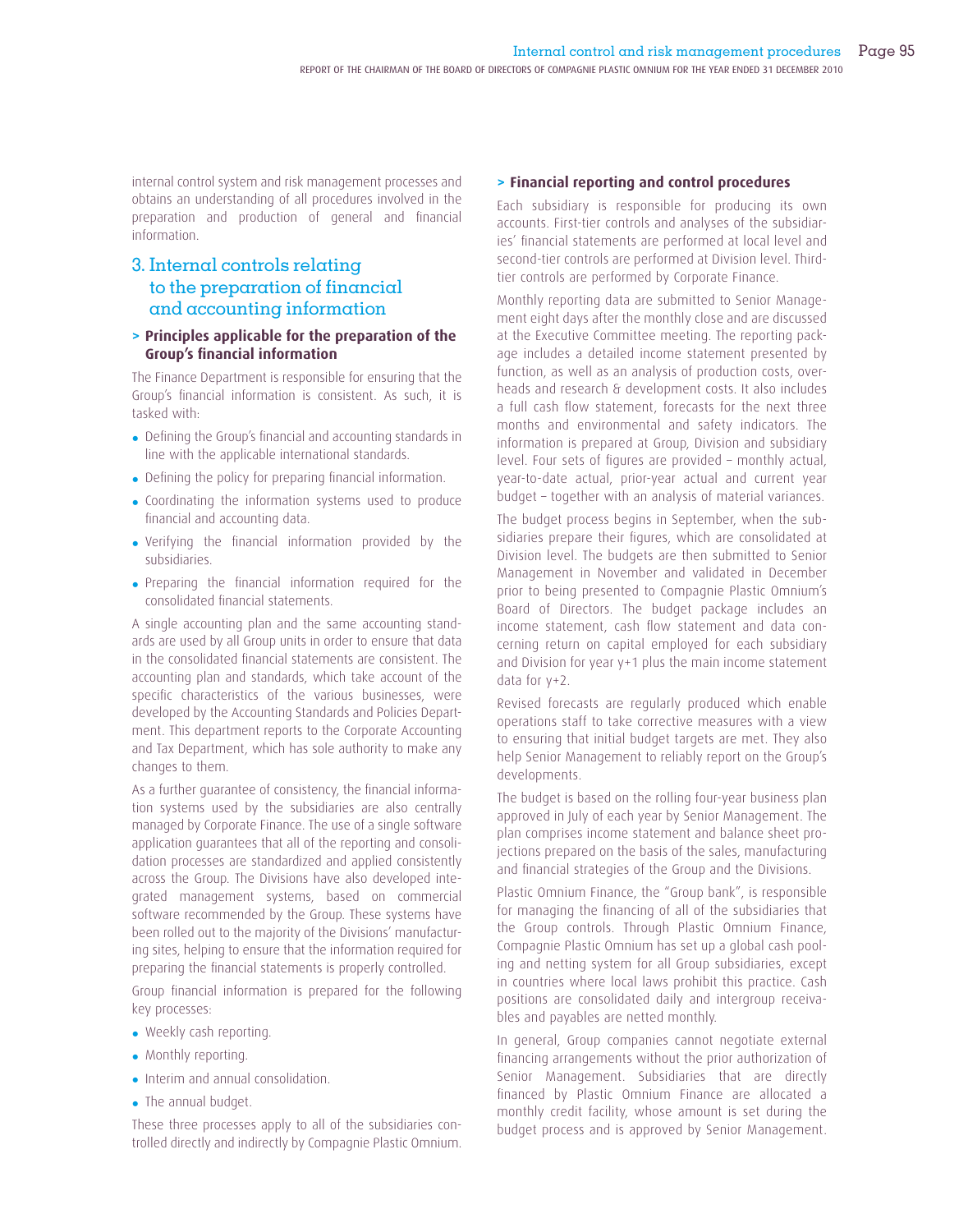internal control system and risk management processes and obtains an understanding of all procedures involved in the preparation and production of general and financial information.

## 3. Internal controls relating to the preparation of financial and accounting information

### > Principles applicable for the preparation of the Group's financial information

The Finance Department is responsible for ensuring that the Group's financial information is consistent. As such, it is tasked with:

- Defining the Group's financial and accounting standards in line with the applicable international standards.
- Defining the policy for preparing financial information.
- Coordinating the information systems used to produce financial and accounting data.
- Verifying the financial information provided by the subsidiaries.
- Preparing the financial information required for the consolidated financial statements.

A single accounting plan and the same accounting standards are used by all Group units in order to ensure that data in the consolidated financial statements are consistent. The accounting plan and standards, which take account of the specific characteristics of the various businesses, were developed by the Accounting Standards and Policies Department. This department reports to the Corporate Accounting and Tax Department, which has sole authority to make any changes to them.

As a further guarantee of consistency, the financial information systems used by the subsidiaries are also centrally managed by Corporate Finance. The use of a single software application guarantees that all of the reporting and consolidation processes are standardized and applied consistently across the Group. The Divisions have also developed integrated management systems, based on commercial software recommended by the Group. These systems have been rolled out to the majority of the Divisions' manufacturing sites, helping to ensure that the information required for preparing the financial statements is properly controlled.

Group financial information is prepared for the following key processes:

- Weekly cash reporting.
- Monthly reporting.
- Interim and annual consolidation.
- The annual budget.

These three processes apply to all of the subsidiaries controlled directly and indirectly by Compagnie Plastic Omnium.

### > Financial reporting and control procedures

Each subsidiary is responsible for producing its own accounts. First-tier controls and analyses of the subsidiaries' financial statements are performed at local level and second-tier controls are performed at Division level. Third-tier controls are performed by Corporate Finance.

Monthly reporting data are submitted to Senior Management eight days after the monthly close and are discussed at the Executive Committee meeting. The reporting package includes a detailed income statement presented by function, as well as an analysis of production costs, overheads and research & development costs. It also includes a full cash flow statement, forecasts for the next three months and environmental and safety indicators. The information is prepared at Group, Division and subsidiary level. Four sets of figures are provided – monthly actual, year-to-date actual, prior-year actual and current year budget – together with an analysis of material variances.

The budget process begins in September, when the subsidiaries prepare their figures, which are consolidated at Division level. The budgets are then submitted to Senior Management in November and validated in December prior to being presented to Compagnie Plastic Omnium's Board of Directors. The budget package includes an income statement, cash flow statement and data concerning return on capital employed for each subsidiary and Division for year y+1 plus the main income statement data for y+2.

Revised forecasts are regularly produced which enable operations staff to take corrective measures with a view to ensuring that initial budget targets are met. They also help Senior Management to reliably report on the Group's developments.

The budget is based on the rolling four-year business plan approved in July of each year by Senior Management. The plan comprises income statement and balance sheet projections prepared on the basis of the sales, manufacturing and financial strategies of the Group and the Divisions.

Plastic Omnium Finance, the "Group bank", is responsible for managing the financing of all of the subsidiaries that the Group controls. Through Plastic Omnium Finance, Compagnie Plastic Omnium has set up a global cash pooling and netting system for all Group subsidiaries, except in countries where local laws prohibit this practice. Cash positions are consolidated daily and intergroup receivables and payables are netted monthly.

In general, Group companies cannot negotiate external financing arrangements without the prior authorization of Senior Management. Subsidiaries that are directly financed by Plastic Omnium Finance are allocated a monthly credit facility, whose amount is set during the budget process and is approved by Senior Management.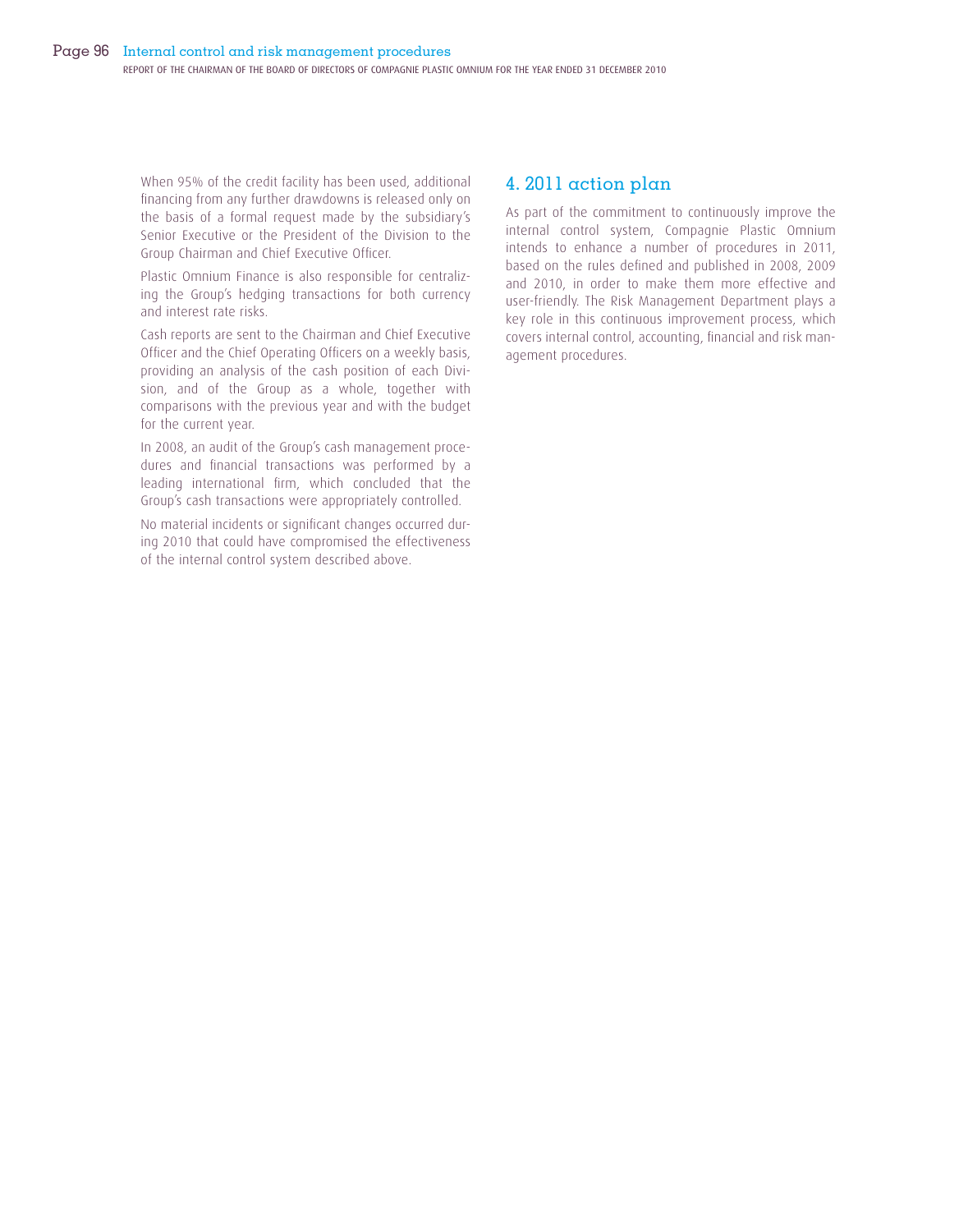When 95% of the credit facility has been used, additional financing from any further drawdowns is released only on the basis of a formal request made by the subsidiary's Senior Executive or the President of the Division to the Group Chairman and Chief Executive Officer.

Plastic Omnium Finance is also responsible for centralizing the Group's hedging transactions for both currency and interest rate risks.

Cash reports are sent to the Chairman and Chief Executive Officer and the Chief Operating Officers on a weekly basis, providing an analysis of the cash position of each Division, and of the Group as a whole, together with comparisons with the previous year and with the budget for the current year.

In 2008, an audit of the Group's cash management procedures and financial transactions was performed by a leading international firm, which concluded that the Group's cash transactions were appropriately controlled.

No material incidents or significant changes occurred during 2010 that could have compromised the effectiveness of the internal control system described above.

## 4. 2011 action plan

As part of the commitment to continuously improve the internal control system, Compagnie Plastic Omnium intends to enhance a number of procedures in 2011, based on the rules defined and published in 2008, 2009 and 2010, in order to make them more effective and user-friendly. The Risk Management Department plays a key role in this continuous improvement process, which covers internal control, accounting, financial and risk management procedures.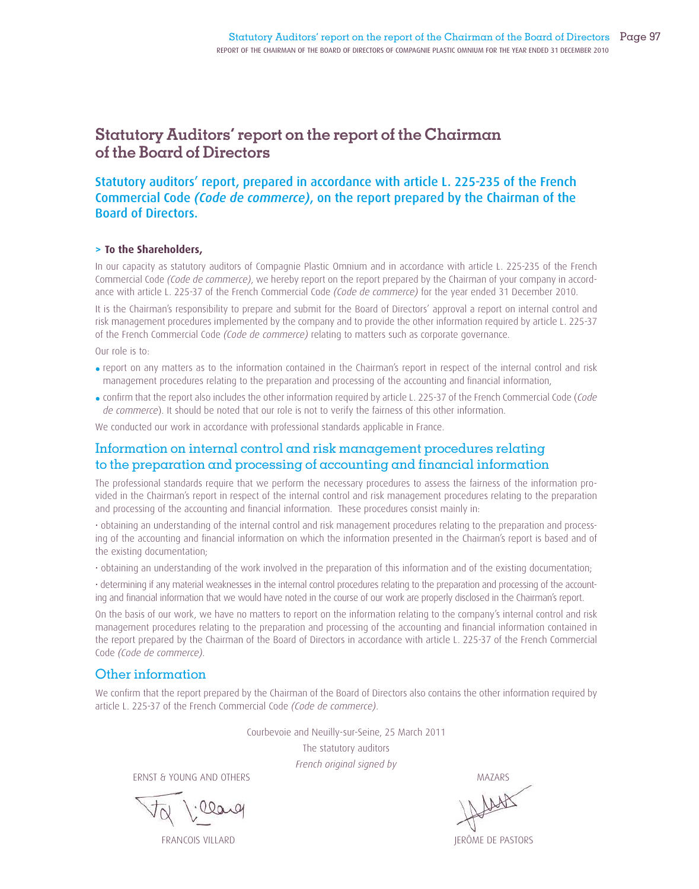# Statutory Auditors' report on the report of the Chairman of the Board of Directors

## Statutory auditors' report, prepared in accordance with article L. 225-235 of the French Commercial Code *(Code de commerce)*, on the report prepared by the Chairman of the Board of Directors.

**> To the Shareholders,**

In our capacity as statutory auditors of Compagnie Plastic Omnium and in accordance with article L. 225-235 of the French Commercial Code *(Code de commerce)*, we hereby report on the report prepared by the Chairman of your company in accordance with article L. 225-37 of the French Commercial Code *(Code de commerce)* for the year ended 31 December 2010.

It is the Chairman's responsibility to prepare and submit for the Board of Directors' approval a report on internal control and risk management procedures implemented by the company and to provide the other information required by article L. 225-37 of the French Commercial Code *(Code de commerce)* relating to matters such as corporate governance.

Our role is to:

- report on any matters as to the information contained in the Chairman's report in respect of the internal control and risk management procedures relating to the preparation and processing of the accounting and financial information,
- confirm that the report also includes the other information required by article L. 225-37 of the French Commercial Code (*Code de commerce*). It should be noted that our role is not to verify the fairness of this other information.

We conducted our work in accordance with professional standards applicable in France.

## Information on internal control and risk management procedures relating to the preparation and processing of accounting and financial information

The professional standards require that we perform the necessary procedures to assess the fairness of the information provided in the Chairman's report in respect of the internal control and risk management procedures relating to the preparation and processing of the accounting and financial information. These procedures consist mainly in:

- obtaining an understanding of the internal control and risk management procedures relating to the preparation and processing of the accounting and financial information on which the information presented in the Chairman's report is based and of the existing documentation;
- obtaining an understanding of the work involved in the preparation of this information and of the existing documentation;
- determining if any material weaknesses in the internal control procedures relating to the preparation and processing of the accounting and financial information that we would have noted in the course of our work are properly disclosed in the Chairman's report.

On the basis of our work, we have no matters to report on the information relating to the company's internal control and risk management procedures relating to the preparation and processing of the accounting and financial information contained in the report prepared by the Chairman of the Board of Directors in accordance with article L. 225-37 of the French Commercial Code *(Code de commerce)*.

## Other information

We confirm that the report prepared by the Chairman of the Board of Directors also contains the other information required by article L. 225-37 of the French Commercial Code *(Code de commerce)*.

Courbevoie and Neuilly-sur-Seine, 25 March 2011

The statutory auditors

*French original signed by*

ERNST & YOUNG AND OTHERS

FRANCOIS VILLARD

MAZARS

JERÔME DE PASTORS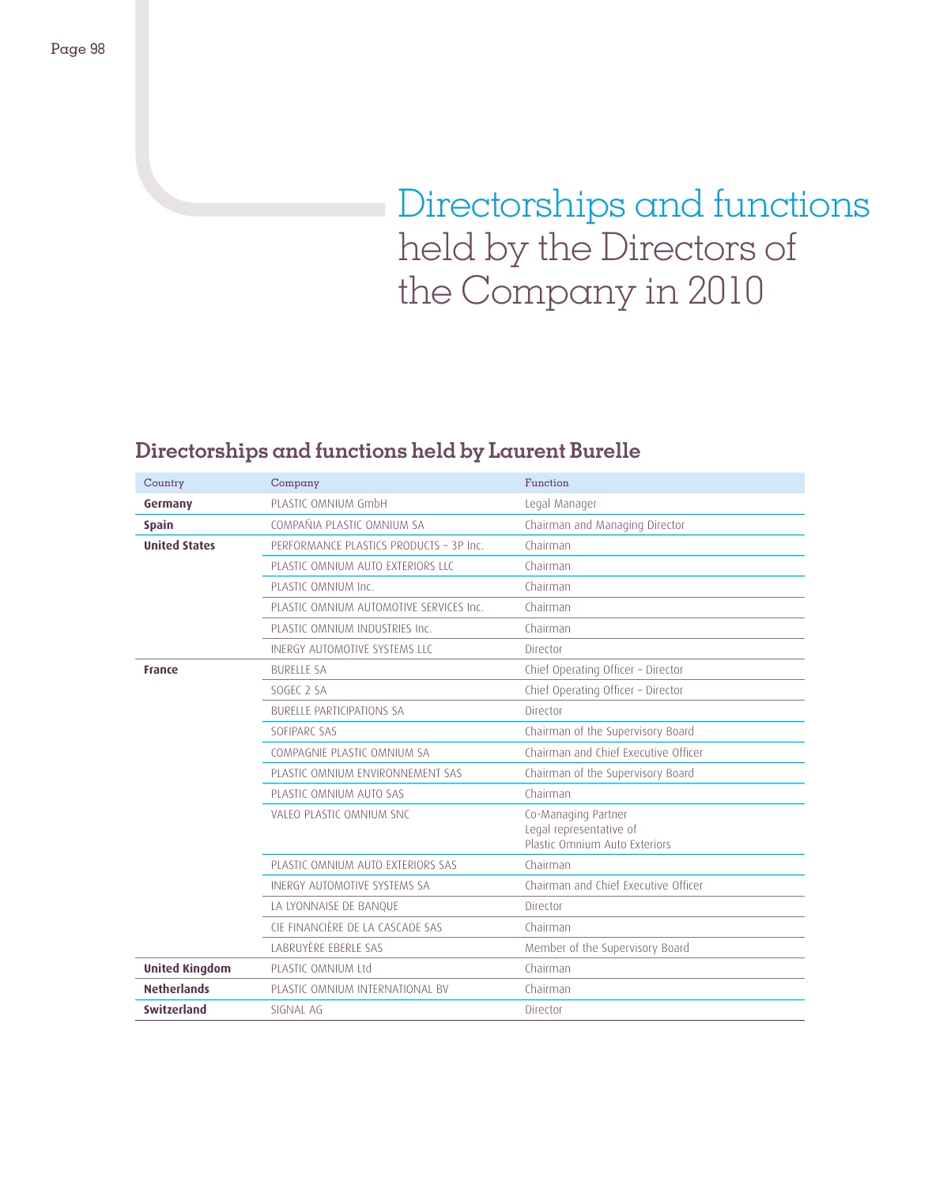# Directorships and functions held by the Directors of the Company in 2010

## Directorships and functions held by Laurent Burelle

| Country | Company | Function |
|---|---|---|
| **Germany** | PLASTIC OMNIUM GmbH | Legal Manager |
| **Spain** | COMPAÑIA PLASTIC OMNIUM SA | Chairman and Managing Director |
| **United States** | PERFORMANCE PLASTICS PRODUCTS – 3P Inc. | Chairman |
| | PLASTIC OMNIUM AUTO EXTERIORS LLC | Chairman |
| | PLASTIC OMNIUM Inc. | Chairman |
| | PLASTIC OMNIUM AUTOMOTIVE SERVICES Inc. | Chairman |
| | PLASTIC OMNIUM INDUSTRIES Inc. | Chairman |
| | INERGY AUTOMOTIVE SYSTEMS LLC | Director |
| **France** | BURELLE SA | Chief Operating Officer – Director |
| | SOGEC 2 SA | Chief Operating Officer – Director |
| | BURELLE PARTICIPATIONS SA | Director |
| | SOFIPARC SAS | Chairman of the Supervisory Board |
| | COMPAGNIE PLASTIC OMNIUM SA | Chairman and Chief Executive Officer |
| | PLASTIC OMNIUM ENVIRONNEMENT SAS | Chairman of the Supervisory Board |
| | PLASTIC OMNIUM AUTO SAS | Chairman |
| | VALEO PLASTIC OMNIUM SNC | Co-Managing Partner<br>Legal representative of<br>Plastic Omnium Auto Exteriors |
| | PLASTIC OMNIUM AUTO EXTERIORS SAS | Chairman |
| | INERGY AUTOMOTIVE SYSTEMS SA | Chairman and Chief Executive Officer |
| | LA LYONNAISE DE BANQUE | Director |
| | CIE FINANCIÈRE DE LA CASCADE SAS | Chairman |
| | LABRUYÈRE EBERLE SAS | Member of the Supervisory Board |
| **United Kingdom** | PLASTIC OMNIUM Ltd | Chairman |
| **Netherlands** | PLASTIC OMNIUM INTERNATIONAL BV | Chairman |
| **Switzerland** | SIGNAL AG | Director |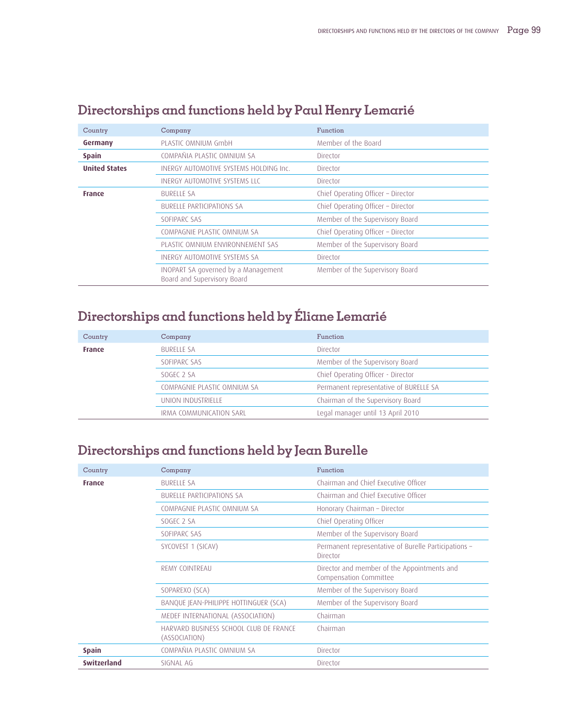## Directorships and functions held by Paul Henry Lemarié

| Country | Company | Function |
|---|---|---|
| **Germany** | PLASTIC OMNIUM GmbH | Member of the Board |
| **Spain** | COMPAÑIA PLASTIC OMNIUM SA | Director |
| **United States** | INERGY AUTOMOTIVE SYSTEMS HOLDING Inc. | Director |
| | INERGY AUTOMOTIVE SYSTEMS LLC | Director |
| **France** | BURELLE SA | Chief Operating Officer – Director |
| | BURELLE PARTICIPATIONS SA | Chief Operating Officer – Director |
| | SOFIPARC SAS | Member of the Supervisory Board |
| | COMPAGNIE PLASTIC OMNIUM SA | Chief Operating Officer – Director |
| | PLASTIC OMNIUM ENVIRONNEMENT SAS | Member of the Supervisory Board |
| | INERGY AUTOMOTIVE SYSTEMS SA | Director |
| | INOPART SA governed by a Management Board and Supervisory Board | Member of the Supervisory Board |

## Directorships and functions held by Éliane Lemarié

| Country | Company | Function |
|---|---|---|
| **France** | BURELLE SA | Director |
| | SOFIPARC SAS | Member of the Supervisory Board |
| | SOGEC 2 SA | Chief Operating Officer - Director |
| | COMPAGNIE PLASTIC OMNIUM SA | Permanent representative of BURELLE SA |
| | UNION INDUSTRIELLE | Chairman of the Supervisory Board |
| | IRMA COMMUNICATION SARL | Legal manager until 13 April 2010 |

## Directorships and functions held by Jean Burelle

| Country | Company | Function |
|---|---|---|
| **France** | BURELLE SA | Chairman and Chief Executive Officer |
| | BURELLE PARTICIPATIONS SA | Chairman and Chief Executive Officer |
| | COMPAGNIE PLASTIC OMNIUM SA | Honorary Chairman – Director |
| | SOGEC 2 SA | Chief Operating Officer |
| | SOFIPARC SAS | Member of the Supervisory Board |
| | SYCOVEST 1 (SICAV) | Permanent representative of Burelle Participations – Director |
| | REMY COINTREAU | Director and member of the Appointments and Compensation Committee |
| | SOPAREXO (SCA) | Member of the Supervisory Board |
| | BANQUE JEAN-PHILIPPE HOTTINGUER (SCA) | Member of the Supervisory Board |
| | MEDEF INTERNATIONAL (ASSOCIATION) | Chairman |
| | HARVARD BUSINESS SCHOOL CLUB DE FRANCE (ASSOCIATION) | Chairman |
| **Spain** | COMPAÑIA PLASTIC OMNIUM SA | Director |
| **Switzerland** | SIGNAL AG | Director |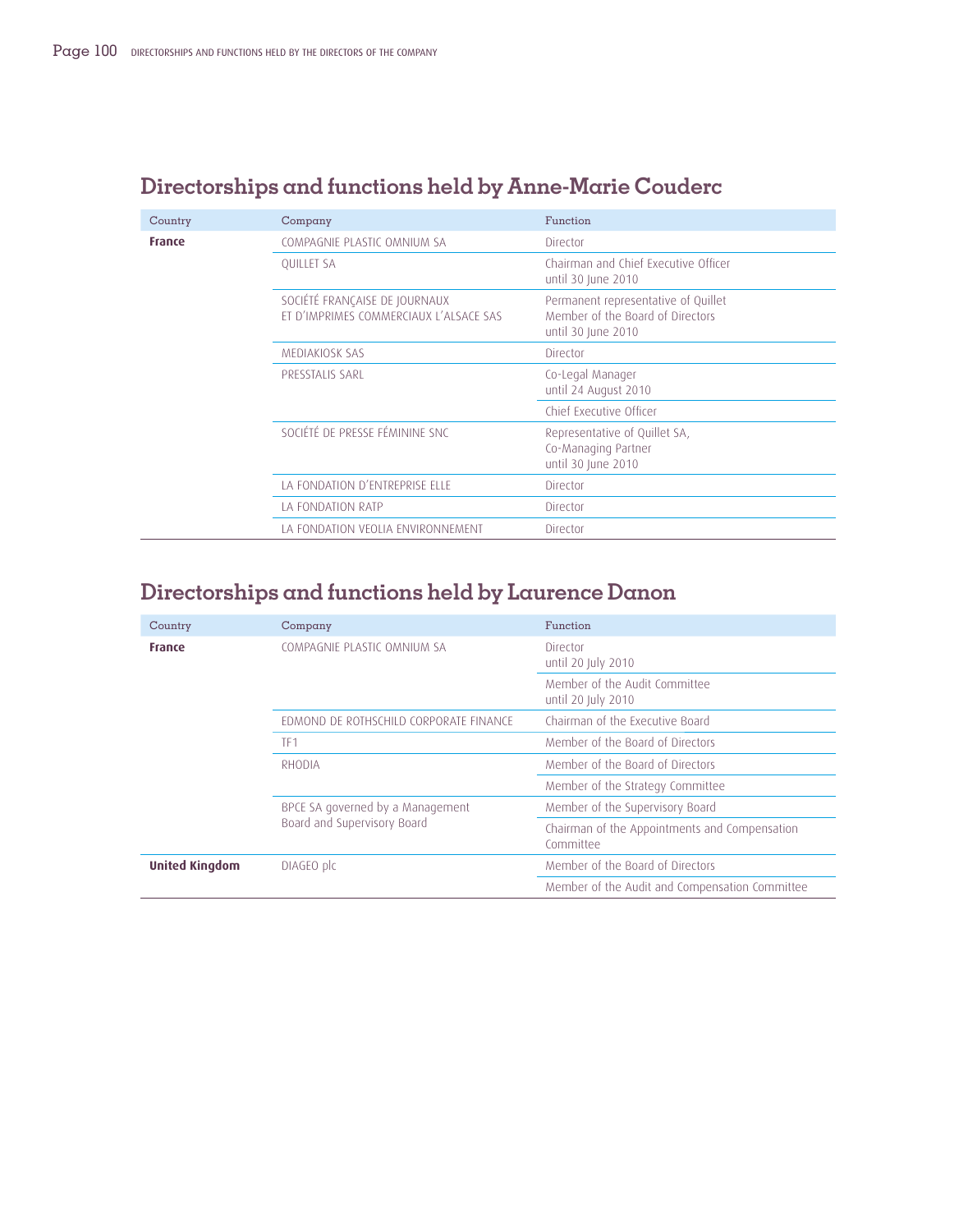## Directorships and functions held by Anne-Marie Couderc

| Country | Company | Function |
|---|---|---|
| **France** | COMPAGNIE PLASTIC OMNIUM SA | Director |
| | QUILLET SA | Chairman and Chief Executive Officer until 30 June 2010 |
| | SOCIÉTÉ FRANÇAISE DE JOURNAUX ET D'IMPRIMES COMMERCIAUX L'ALSACE SAS | Permanent representative of Quillet Member of the Board of Directors until 30 June 2010 |
| | MEDIAKIOSK SAS | Director |
| | PRESSTALIS SARL | Co-Legal Manager until 24 August 2010 |
| | | Chief Executive Officer |
| | SOCIÉTÉ DE PRESSE FÉMININE SNC | Representative of Quillet SA, Co-Managing Partner until 30 June 2010 |
| | LA FONDATION D'ENTREPRISE ELLE | Director |
| | LA FONDATION RATP | Director |
| | LA FONDATION VEOLIA ENVIRONNEMENT | Director |

## Directorships and functions held by Laurence Danon

| Country | Company | Function |
|---|---|---|
| **France** | COMPAGNIE PLASTIC OMNIUM SA | Director until 20 July 2010 |
| | | Member of the Audit Committee until 20 July 2010 |
| | EDMOND DE ROTHSCHILD CORPORATE FINANCE | Chairman of the Executive Board |
| | TF1 | Member of the Board of Directors |
| | RHODIA | Member of the Board of Directors |
| | | Member of the Strategy Committee |
| | BPCE SA governed by a Management Board and Supervisory Board | Member of the Supervisory Board |
| | | Chairman of the Appointments and Compensation Committee |
| **United Kingdom** | DIAGEO plc | Member of the Board of Directors |
| | | Member of the Audit and Compensation Committee |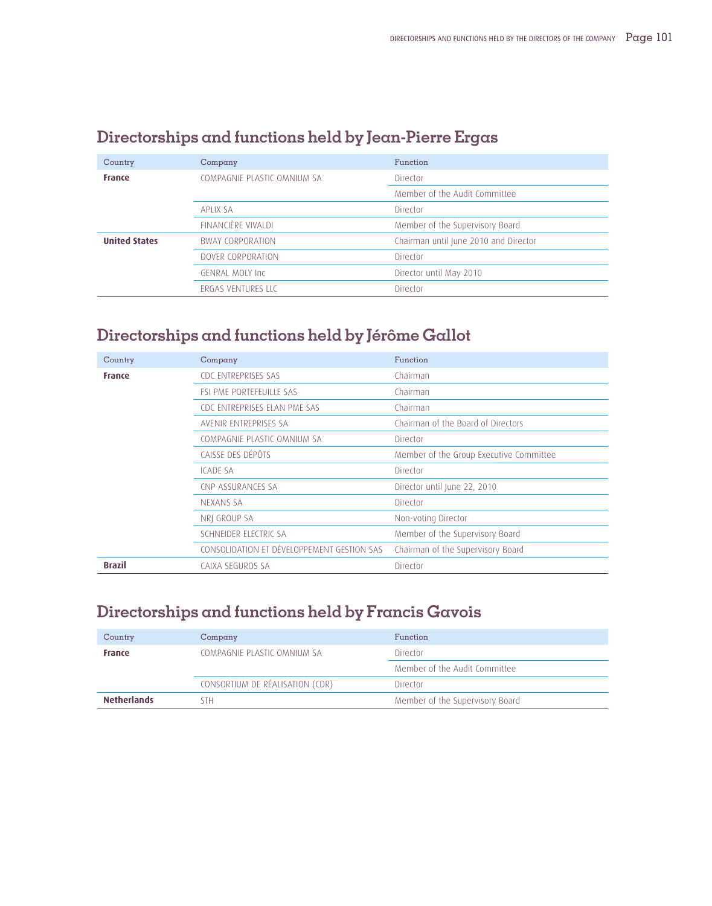## Directorships and functions held by Jean-Pierre Ergas

| Country | Company | Function |
|---|---|---|
| **France** | COMPAGNIE PLASTIC OMNIUM SA | Director |
| | | Member of the Audit Committee |
| | APLIX SA | Director |
| | FINANCIÈRE VIVALDI | Member of the Supervisory Board |
| **United States** | BWAY CORPORATION | Chairman until June 2010 and Director |
| | DOVER CORPORATION | Director |
| | GENRAL MOLY Inc | Director until May 2010 |
| | ERGAS VENTURES LLC | Director |

## Directorships and functions held by Jérôme Gallot

| Country | Company | Function |
|---|---|---|
| **France** | CDC ENTREPRISES SAS | Chairman |
| | FSI PME PORTEFEUILLE SAS | Chairman |
| | CDC ENTREPRISES ELAN PME SAS | Chairman |
| | AVENIR ENTREPRISES SA | Chairman of the Board of Directors |
| | COMPAGNIE PLASTIC OMNIUM SA | Director |
| | CAISSE DES DÉPÔTS | Member of the Group Executive Committee |
| | ICADE SA | Director |
| | CNP ASSURANCES SA | Director until June 22, 2010 |
| | NEXANS SA | Director |
| | NRJ GROUP SA | Non-voting Director |
| | SCHNEIDER ELECTRIC SA | Member of the Supervisory Board |
| | CONSOLIDATION ET DÉVELOPPEMENT GESTION SAS | Chairman of the Supervisory Board |
| **Brazil** | CAIXA SEGUROS SA | Director |

## Directorships and functions held by Francis Gavois

| Country | Company | Function |
|---|---|---|
| **France** | COMPAGNIE PLASTIC OMNIUM SA | Director |
| | | Member of the Audit Committee |
| | CONSORTIUM DE RÉALISATION (CDR) | Director |
| **Netherlands** | STH | Member of the Supervisory Board |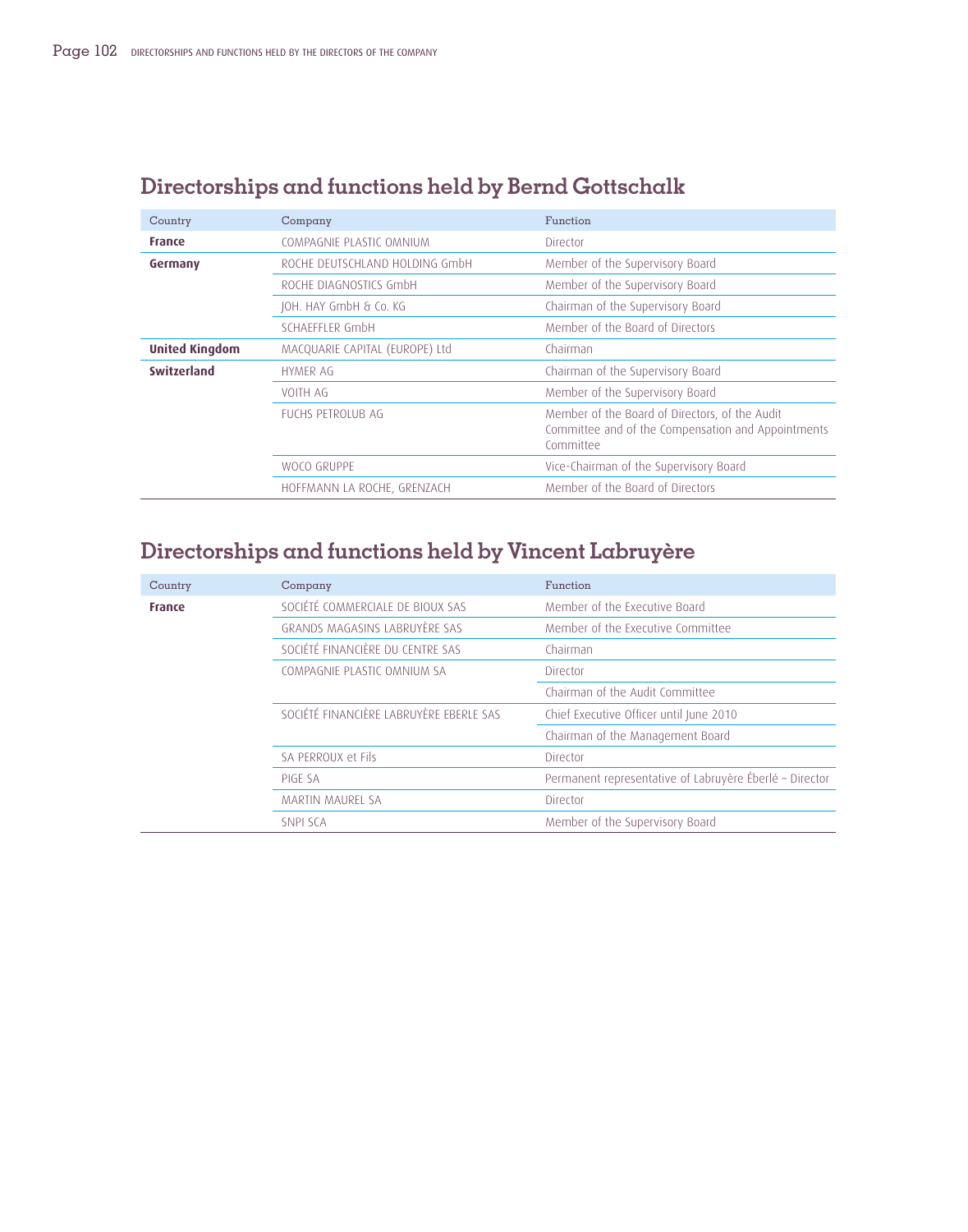## Directorships and functions held by Bernd Gottschalk

| Country | Company | Function |
| --- | --- | --- |
| **France** | COMPAGNIE PLASTIC OMNIUM | Director |
| **Germany** | ROCHE DEUTSCHLAND HOLDING GmbH | Member of the Supervisory Board |
| | ROCHE DIAGNOSTICS GmbH | Member of the Supervisory Board |
| | JOH. HAY GmbH & Co. KG | Chairman of the Supervisory Board |
| | SCHAEFFLER GmbH | Member of the Board of Directors |
| **United Kingdom** | MACQUARIE CAPITAL (EUROPE) Ltd | Chairman |
| **Switzerland** | HYMER AG | Chairman of the Supervisory Board |
| | VOITH AG | Member of the Supervisory Board |
| | FUCHS PETROLUB AG | Member of the Board of Directors, of the Audit Committee and of the Compensation and Appointments Committee |
| | WOCO GRUPPE | Vice-Chairman of the Supervisory Board |
| | HOFFMANN LA ROCHE, GRENZACH | Member of the Board of Directors |

## Directorships and functions held by Vincent Labruyère

| Country | Company | Function |
| --- | --- | --- |
| **France** | SOCIÉTÉ COMMERCIALE DE BIOUX SAS | Member of the Executive Board |
| | GRANDS MAGASINS LABRUYÈRE SAS | Member of the Executive Committee |
| | SOCIÉTÉ FINANCIÈRE DU CENTRE SAS | Chairman |
| | COMPAGNIE PLASTIC OMNIUM SA | Director |
| | | Chairman of the Audit Committee |
| | SOCIÉTÉ FINANCIÈRE LABRUYÈRE EBERLE SAS | Chief Executive Officer until June 2010 |
| | | Chairman of the Management Board |
| | SA PERROUX et Fils | Director |
| | PIGE SA | Permanent representative of Labruyère Éberlé – Director |
| | MARTIN MAUREL SA | Director |
| | SNPI SCA | Member of the Supervisory Board |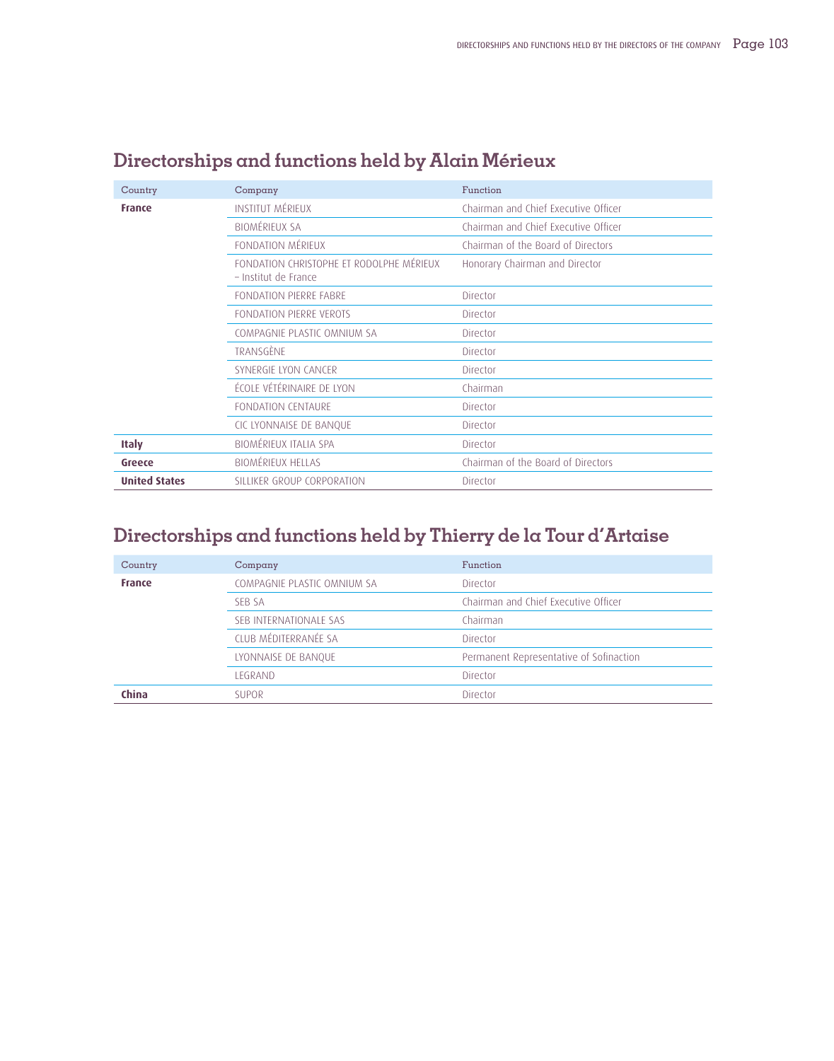## Directorships and functions held by Alain Mérieux

| Country | Company | Function |
|---|---|---|
| **France** | INSTITUT MÉRIEUX | Chairman and Chief Executive Officer |
| | BIOMÉRIEUX SA | Chairman and Chief Executive Officer |
| | FONDATION MÉRIEUX | Chairman of the Board of Directors |
| | FONDATION CHRISTOPHE ET RODOLPHE MÉRIEUX – Institut de France | Honorary Chairman and Director |
| | FONDATION PIERRE FABRE | Director |
| | FONDATION PIERRE VEROTS | Director |
| | COMPAGNIE PLASTIC OMNIUM SA | Director |
| | TRANSGÈNE | Director |
| | SYNERGIE LYON CANCER | Director |
| | ÉCOLE VÉTÉRINAIRE DE LYON | Chairman |
| | FONDATION CENTAURE | Director |
| | CIC LYONNAISE DE BANQUE | Director |
| **Italy** | BIOMÉRIEUX ITALIA SPA | Director |
| **Greece** | BIOMÉRIEUX HELLAS | Chairman of the Board of Directors |
| **United States** | SILLIKER GROUP CORPORATION | Director |

## Directorships and functions held by Thierry de la Tour d'Artaise

| Country | Company | Function |
|---|---|---|
| **France** | COMPAGNIE PLASTIC OMNIUM SA | Director |
| | SEB SA | Chairman and Chief Executive Officer |
| | SEB INTERNATIONALE SAS | Chairman |
| | CLUB MÉDITERRANÉE SA | Director |
| | LYONNAISE DE BANQUE | Permanent Representative of Sofinaction |
| | LEGRAND | Director |
| **China** | SUPOR | Director |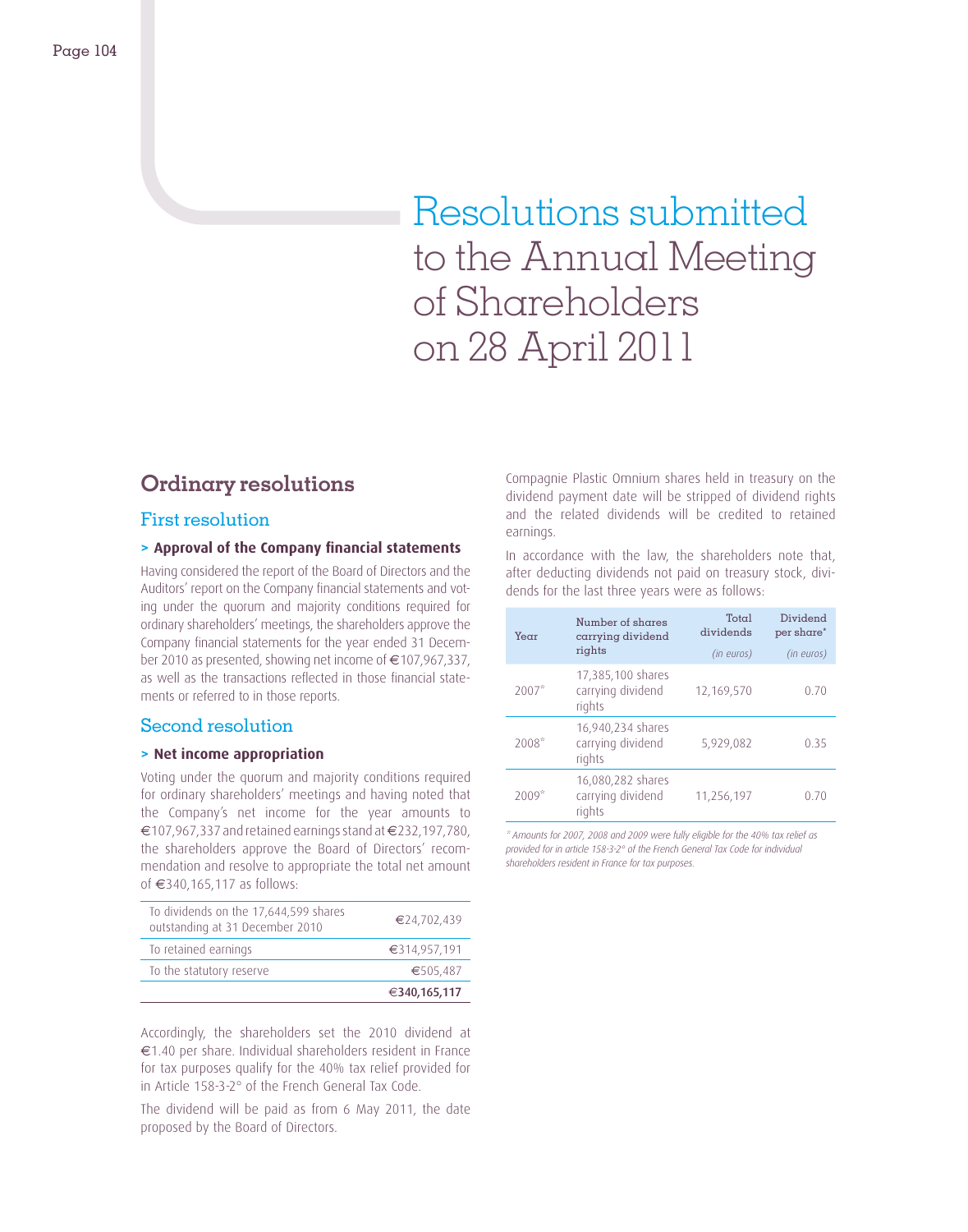# Resolutions submitted to the Annual Meeting of Shareholders on 28 April 2011

## Ordinary resolutions

### First resolution

#### > Approval of the Company financial statements

Having considered the report of the Board of Directors and the Auditors' report on the Company financial statements and voting under the quorum and majority conditions required for ordinary shareholders' meetings, the shareholders approve the Company financial statements for the year ended 31 December 2010 as presented, showing net income of €107,967,337, as well as the transactions reflected in those financial statements or referred to in those reports.

### Second resolution

#### > Net income appropriation

Voting under the quorum and majority conditions required for ordinary shareholders' meetings and having noted that the Company's net income for the year amounts to €107,967,337 and retained earnings stand at €232,197,780, the shareholders approve the Board of Directors' recommendation and resolve to appropriate the total net amount of €340,165,117 as follows:

| | |
|---|---|
| To dividends on the 17,644,599 shares outstanding at 31 December 2010 | €24,702,439 |
| To retained earnings | €314,957,191 |
| To the statutory reserve | €505,487 |
| | **€340,165,117** |

Accordingly, the shareholders set the 2010 dividend at €1.40 per share. Individual shareholders resident in France for tax purposes qualify for the 40% tax relief provided for in Article 158-3-2° of the French General Tax Code.

The dividend will be paid as from 6 May 2011, the date proposed by the Board of Directors.

Compagnie Plastic Omnium shares held in treasury on the dividend payment date will be stripped of dividend rights and the related dividends will be credited to retained earnings.

In accordance with the law, the shareholders note that, after deducting dividends not paid on treasury stock, dividends for the last three years were as follows:

| Year | Number of shares carrying dividend rights | Total dividends *(in euros)* | Dividend per share* *(in euros)* |
|---|---|---|---|
| 2007* | 17,385,100 shares carrying dividend rights | 12,169,570 | 0.70 |
| 2008* | 16,940,234 shares carrying dividend rights | 5,929,082 | 0.35 |
| 2009* | 16,080,282 shares carrying dividend rights | 11,256,197 | 0.70 |

*\* Amounts for 2007, 2008 and 2009 were fully eligible for the 40% tax relief as provided for in article 158-3-2° of the French General Tax Code for individual shareholders resident in France for tax purposes.*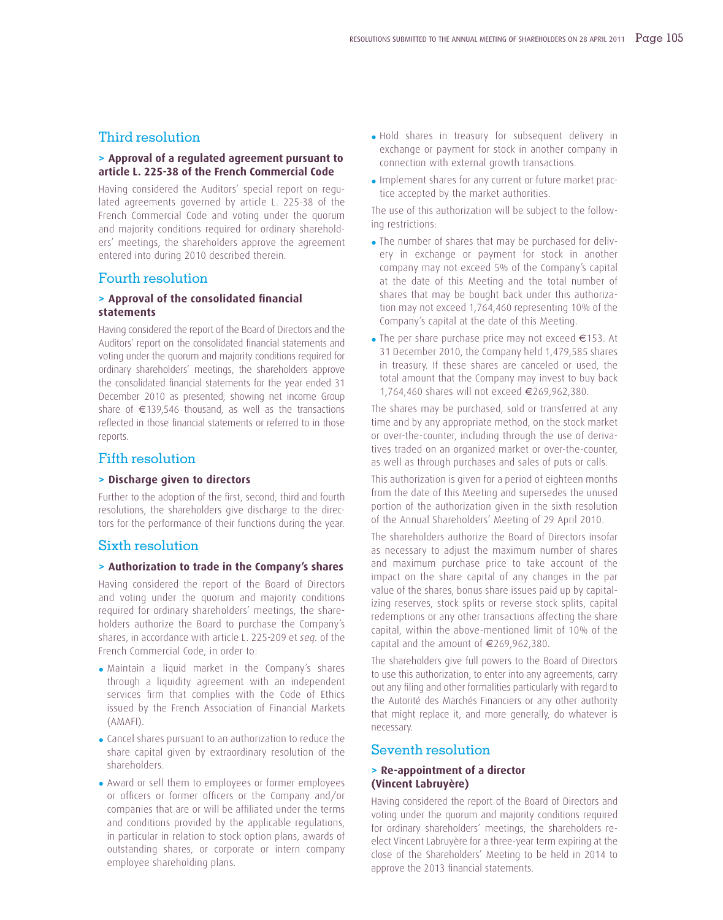## Third resolution

### > Approval of a regulated agreement pursuant to article L. 225-38 of the French Commercial Code

Having considered the Auditors' special report on regulated agreements governed by article L. 225-38 of the French Commercial Code and voting under the quorum and majority conditions required for ordinary shareholders' meetings, the shareholders approve the agreement entered into during 2010 described therein.

## Fourth resolution

### > Approval of the consolidated financial statements

Having considered the report of the Board of Directors and the Auditors' report on the consolidated financial statements and voting under the quorum and majority conditions required for ordinary shareholders' meetings, the shareholders approve the consolidated financial statements for the year ended 31 December 2010 as presented, showing net income Group share of €139,546 thousand, as well as the transactions reflected in those financial statements or referred to in those reports.

## Fifth resolution

### > Discharge given to directors

Further to the adoption of the first, second, third and fourth resolutions, the shareholders give discharge to the directors for the performance of their functions during the year.

## Sixth resolution

### > Authorization to trade in the Company's shares

Having considered the report of the Board of Directors and voting under the quorum and majority conditions required for ordinary shareholders' meetings, the shareholders authorize the Board to purchase the Company's shares, in accordance with article L. 225-209 et *seq.* of the French Commercial Code, in order to:

- Maintain a liquid market in the Company's shares through a liquidity agreement with an independent services firm that complies with the Code of Ethics issued by the French Association of Financial Markets (AMAFI).
- Cancel shares pursuant to an authorization to reduce the share capital given by extraordinary resolution of the shareholders.
- Award or sell them to employees or former employees or officers or former officers or the Company and/or companies that are or will be affiliated under the terms and conditions provided by the applicable regulations, in particular in relation to stock option plans, awards of outstanding shares, or corporate or intern company employee shareholding plans.
- Hold shares in treasury for subsequent delivery in exchange or payment for stock in another company in connection with external growth transactions.
- Implement shares for any current or future market practice accepted by the market authorities.

The use of this authorization will be subject to the following restrictions:

- The number of shares that may be purchased for delivery in exchange or payment for stock in another company may not exceed 5% of the Company's capital at the date of this Meeting and the total number of shares that may be bought back under this authorization may not exceed 1,764,460 representing 10% of the Company's capital at the date of this Meeting.
- The per share purchase price may not exceed €153. At 31 December 2010, the Company held 1,479,585 shares in treasury. If these shares are canceled or used, the total amount that the Company may invest to buy back 1,764,460 shares will not exceed €269,962,380.

The shares may be purchased, sold or transferred at any time and by any appropriate method, on the stock market or over-the-counter, including through the use of derivatives traded on an organized market or over-the-counter, as well as through purchases and sales of puts or calls.

This authorization is given for a period of eighteen months from the date of this Meeting and supersedes the unused portion of the authorization given in the sixth resolution of the Annual Shareholders' Meeting of 29 April 2010.

The shareholders authorize the Board of Directors insofar as necessary to adjust the maximum number of shares and maximum purchase price to take account of the impact on the share capital of any changes in the par value of the shares, bonus share issues paid up by capitalizing reserves, stock splits or reverse stock splits, capital redemptions or any other transactions affecting the share capital, within the above-mentioned limit of 10% of the capital and the amount of €269,962,380.

The shareholders give full powers to the Board of Directors to use this authorization, to enter into any agreements, carry out any filing and other formalities particularly with regard to the Autorité des Marchés Financiers or any other authority that might replace it, and more generally, do whatever is necessary.

## Seventh resolution

### > Re-appointment of a director (Vincent Labruyère)

Having considered the report of the Board of Directors and voting under the quorum and majority conditions required for ordinary shareholders' meetings, the shareholders re-elect Vincent Labruyère for a three-year term expiring at the close of the Shareholders' Meeting to be held in 2014 to approve the 2013 financial statements.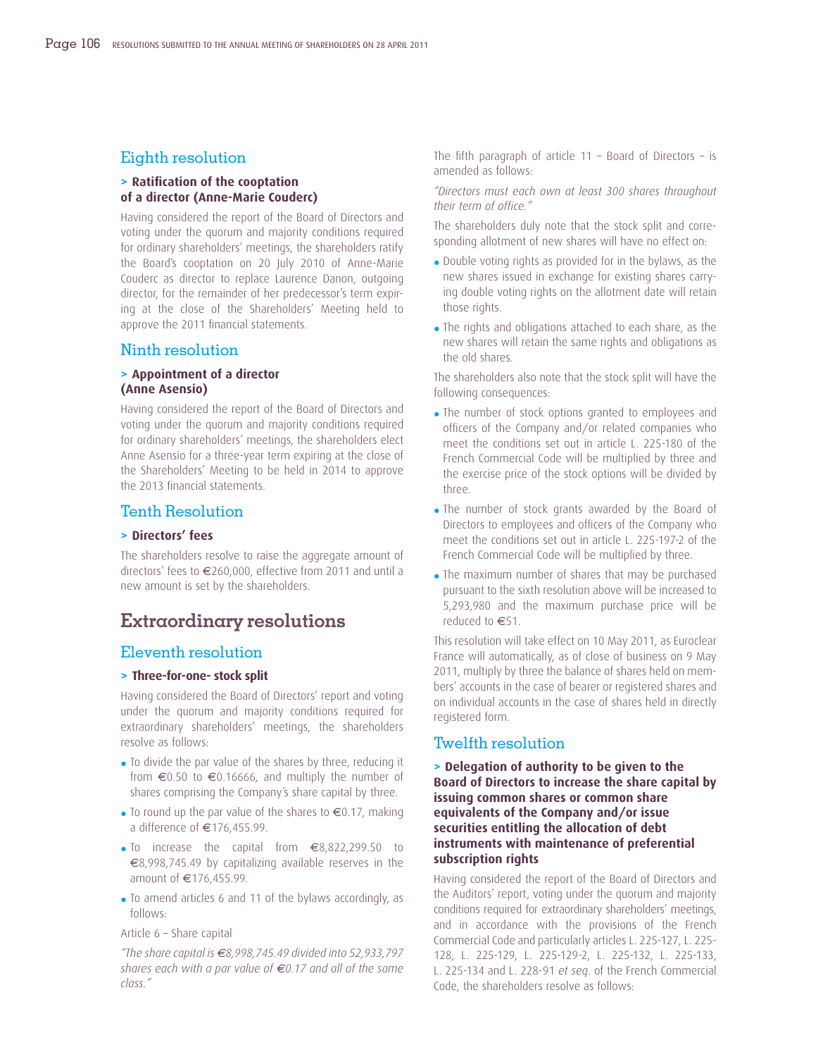## Eighth resolution

### > Ratification of the cooptation of a director (Anne-Marie Couderc)

Having considered the report of the Board of Directors and voting under the quorum and majority conditions required for ordinary shareholders' meetings, the shareholders ratify the Board's cooptation on 20 July 2010 of Anne-Marie Couderc as director to replace Laurence Danon, outgoing director, for the remainder of her predecessor's term expiring at the close of the Shareholders' Meeting held to approve the 2011 financial statements.

## Ninth resolution

### > Appointment of a director (Anne Asensio)

Having considered the report of the Board of Directors and voting under the quorum and majority conditions required for ordinary shareholders' meetings, the shareholders elect Anne Asensio for a three-year term expiring at the close of the Shareholders' Meeting to be held in 2014 to approve the 2013 financial statements.

## Tenth Resolution

### > Directors' fees

The shareholders resolve to raise the aggregate amount of directors' fees to €260,000, effective from 2011 and until a new amount is set by the shareholders.

# Extraordinary resolutions

## Eleventh resolution

### > Three-for-one- stock split

Having considered the Board of Directors' report and voting under the quorum and majority conditions required for extraordinary shareholders' meetings, the shareholders resolve as follows:

- To divide the par value of the shares by three, reducing it from €0.50 to €0.16666, and multiply the number of shares comprising the Company's share capital by three.
- To round up the par value of the shares to €0.17, making a difference of €176,455.99.
- To increase the capital from €8,822,299.50 to €8,998,745.49 by capitalizing available reserves in the amount of €176,455.99.
- To amend articles 6 and 11 of the bylaws accordingly, as follows:

Article 6 – Share capital

*"The share capital is €8,998,745.49 divided into 52,933,797 shares each with a par value of €0.17 and all of the same class."*

The fifth paragraph of article 11 – Board of Directors – is amended as follows:

*"Directors must each own at least 300 shares throughout their term of office."*

The shareholders duly note that the stock split and corresponding allotment of new shares will have no effect on:

- Double voting rights as provided for in the bylaws, as the new shares issued in exchange for existing shares carrying double voting rights on the allotment date will retain those rights.
- The rights and obligations attached to each share, as the new shares will retain the same rights and obligations as the old shares.

The shareholders also note that the stock split will have the following consequences:

- The number of stock options granted to employees and officers of the Company and/or related companies who meet the conditions set out in article L. 225-180 of the French Commercial Code will be multiplied by three and the exercise price of the stock options will be divided by three.
- The number of stock grants awarded by the Board of Directors to employees and officers of the Company who meet the conditions set out in article L. 225-197-2 of the French Commercial Code will be multiplied by three.
- The maximum number of shares that may be purchased pursuant to the sixth resolution above will be increased to 5,293,980 and the maximum purchase price will be reduced to €51.

This resolution will take effect on 10 May 2011, as Euroclear France will automatically, as of close of business on 9 May 2011, multiply by three the balance of shares held on members' accounts in the case of bearer or registered shares and on individual accounts in the case of shares held in directly registered form.

## Twelfth resolution

### > Delegation of authority to be given to the Board of Directors to increase the share capital by issuing common shares or common share equivalents of the Company and/or issue securities entitling the allocation of debt instruments with maintenance of preferential subscription rights

Having considered the report of the Board of Directors and the Auditors' report, voting under the quorum and majority conditions required for extraordinary shareholders' meetings, and in accordance with the provisions of the French Commercial Code and particularly articles L. 225-127, L. 225-128, L. 225-129, L. 225-129-2, L. 225-132, L. 225-133, L. 225-134 and L. 228-91 *et seq.* of the French Commercial Code, the shareholders resolve as follows: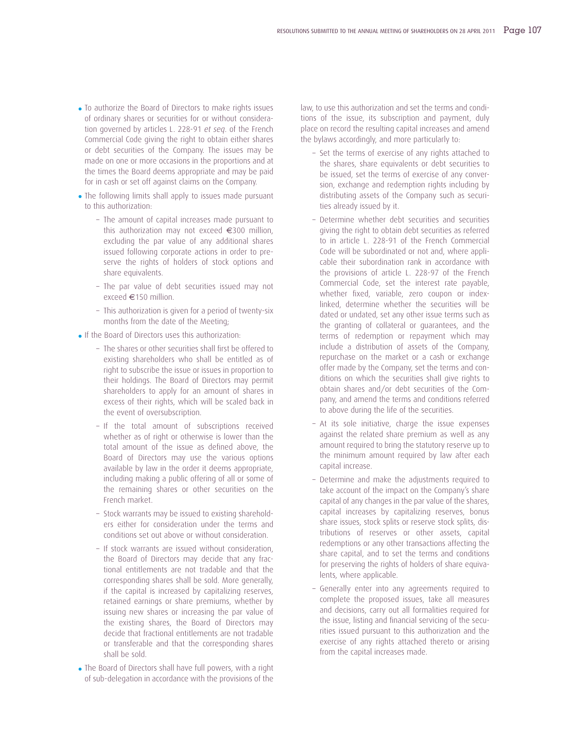- To authorize the Board of Directors to make rights issues of ordinary shares or securities for or without consideration governed by articles L. 228-91 *et seq*. of the French Commercial Code giving the right to obtain either shares or debt securities of the Company. The issues may be made on one or more occasions in the proportions and at the times the Board deems appropriate and may be paid for in cash or set off against claims on the Company.
- The following limits shall apply to issues made pursuant to this authorization:
  - The amount of capital increases made pursuant to this authorization may not exceed €300 million, excluding the par value of any additional shares issued following corporate actions in order to preserve the rights of holders of stock options and share equivalents.
  - The par value of debt securities issued may not exceed €150 million.
  - This authorization is given for a period of twenty-six months from the date of the Meeting;
- If the Board of Directors uses this authorization:
  - The shares or other securities shall first be offered to existing shareholders who shall be entitled as of right to subscribe the issue or issues in proportion to their holdings. The Board of Directors may permit shareholders to apply for an amount of shares in excess of their rights, which will be scaled back in the event of oversubscription.
  - If the total amount of subscriptions received whether as of right or otherwise is lower than the total amount of the issue as defined above, the Board of Directors may use the various options available by law in the order it deems appropriate, including making a public offering of all or some of the remaining shares or other securities on the French market.
  - Stock warrants may be issued to existing shareholders either for consideration under the terms and conditions set out above or without consideration.
  - If stock warrants are issued without consideration, the Board of Directors may decide that any fractional entitlements are not tradable and that the corresponding shares shall be sold. More generally, if the capital is increased by capitalizing reserves, retained earnings or share premiums, whether by issuing new shares or increasing the par value of the existing shares, the Board of Directors may decide that fractional entitlements are not tradable or transferable and that the corresponding shares shall be sold.
- The Board of Directors shall have full powers, with a right of sub-delegation in accordance with the provisions of the law, to use this authorization and set the terms and conditions of the issue, its subscription and payment, duly place on record the resulting capital increases and amend the bylaws accordingly, and more particularly to:
  - Set the terms of exercise of any rights attached to the shares, share equivalents or debt securities to be issued, set the terms of exercise of any conversion, exchange and redemption rights including by distributing assets of the Company such as securities already issued by it.
  - Determine whether debt securities and securities giving the right to obtain debt securities as referred to in article L. 228-91 of the French Commercial Code will be subordinated or not and, where applicable their subordination rank in accordance with the provisions of article L. 228-97 of the French Commercial Code, set the interest rate payable, whether fixed, variable, zero coupon or index-linked, determine whether the securities will be dated or undated, set any other issue terms such as the granting of collateral or guarantees, and the terms of redemption or repayment which may include a distribution of assets of the Company, repurchase on the market or a cash or exchange offer made by the Company, set the terms and conditions on which the securities shall give rights to obtain shares and/or debt securities of the Company, and amend the terms and conditions referred to above during the life of the securities.
  - At its sole initiative, charge the issue expenses against the related share premium as well as any amount required to bring the statutory reserve up to the minimum amount required by law after each capital increase.
  - Determine and make the adjustments required to take account of the impact on the Company's share capital of any changes in the par value of the shares, capital increases by capitalizing reserves, bonus share issues, stock splits or reserve stock splits, distributions of reserves or other assets, capital redemptions or any other transactions affecting the share capital, and to set the terms and conditions for preserving the rights of holders of share equivalents, where applicable.
  - Generally enter into any agreements required to complete the proposed issues, take all measures and decisions, carry out all formalities required for the issue, listing and financial servicing of the securities issued pursuant to this authorization and the exercise of any rights attached thereto or arising from the capital increases made.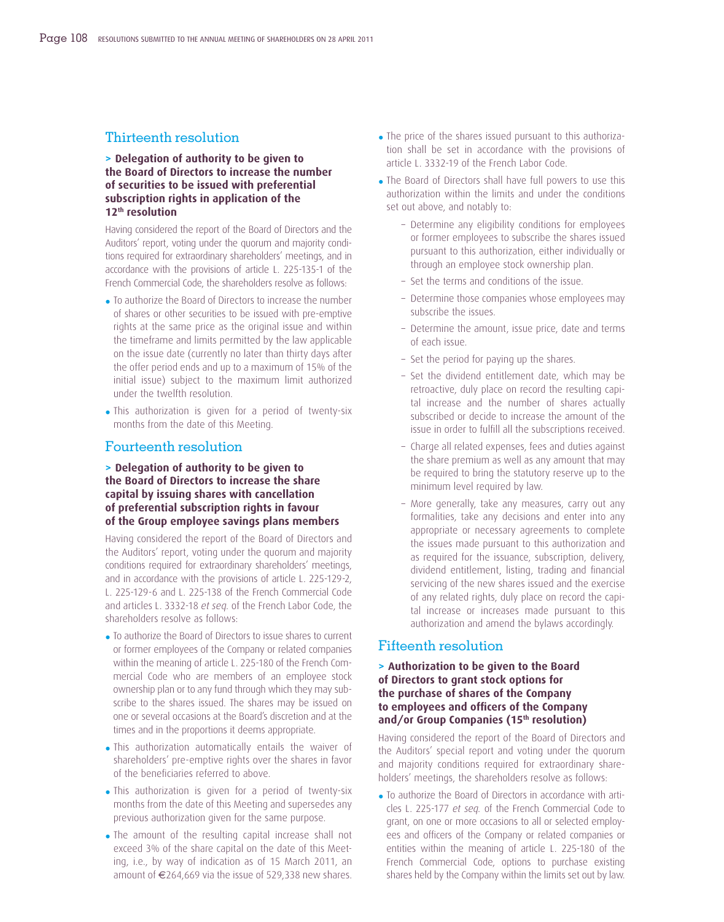## Thirteenth resolution

**> Delegation of authority to be given to the Board of Directors to increase the number of securities to be issued with preferential subscription rights in application of the 12th resolution**

Having considered the report of the Board of Directors and the Auditors' report, voting under the quorum and majority conditions required for extraordinary shareholders' meetings, and in accordance with the provisions of article L. 225-135-1 of the French Commercial Code, the shareholders resolve as follows:

- To authorize the Board of Directors to increase the number of shares or other securities to be issued with pre-emptive rights at the same price as the original issue and within the timeframe and limits permitted by the law applicable on the issue date (currently no later than thirty days after the offer period ends and up to a maximum of 15% of the initial issue) subject to the maximum limit authorized under the twelfth resolution.
- This authorization is given for a period of twenty-six months from the date of this Meeting.

## Fourteenth resolution

**> Delegation of authority to be given to the Board of Directors to increase the share capital by issuing shares with cancellation of preferential subscription rights in favour of the Group employee savings plans members**

Having considered the report of the Board of Directors and the Auditors' report, voting under the quorum and majority conditions required for extraordinary shareholders' meetings, and in accordance with the provisions of article L. 225-129-2, L. 225-129-6 and L. 225-138 of the French Commercial Code and articles L. 3332-18 *et seq.* of the French Labor Code, the shareholders resolve as follows:

- To authorize the Board of Directors to issue shares to current or former employees of the Company or related companies within the meaning of article L. 225-180 of the French Commercial Code who are members of an employee stock ownership plan or to any fund through which they may subscribe to the shares issued. The shares may be issued on one or several occasions at the Board's discretion and at the times and in the proportions it deems appropriate.
- This authorization automatically entails the waiver of shareholders' pre-emptive rights over the shares in favor of the beneficiaries referred to above.
- This authorization is given for a period of twenty-six months from the date of this Meeting and supersedes any previous authorization given for the same purpose.
- The amount of the resulting capital increase shall not exceed 3% of the share capital on the date of this Meeting, i.e., by way of indication as of 15 March 2011, an amount of €264,669 via the issue of 529,338 new shares.
- The price of the shares issued pursuant to this authorization shall be set in accordance with the provisions of article L. 3332-19 of the French Labor Code.
- The Board of Directors shall have full powers to use this authorization within the limits and under the conditions set out above, and notably to:
  - Determine any eligibility conditions for employees or former employees to subscribe the shares issued pursuant to this authorization, either individually or through an employee stock ownership plan.
  - Set the terms and conditions of the issue.
  - Determine those companies whose employees may subscribe the issues.
  - Determine the amount, issue price, date and terms of each issue.
  - Set the period for paying up the shares.
  - Set the dividend entitlement date, which may be retroactive, duly place on record the resulting capital increase and the number of shares actually subscribed or decide to increase the amount of the issue in order to fulfill all the subscriptions received.
  - Charge all related expenses, fees and duties against the share premium as well as any amount that may be required to bring the statutory reserve up to the minimum level required by law.
  - More generally, take any measures, carry out any formalities, take any decisions and enter into any appropriate or necessary agreements to complete the issues made pursuant to this authorization and as required for the issuance, subscription, delivery, dividend entitlement, listing, trading and financial servicing of the new shares issued and the exercise of any related rights, duly place on record the capital increase or increases made pursuant to this authorization and amend the bylaws accordingly.

## Fifteenth resolution

**> Authorization to be given to the Board of Directors to grant stock options for the purchase of shares of the Company to employees and officers of the Company and/or Group Companies (15th resolution)**

Having considered the report of the Board of Directors and the Auditors' special report and voting under the quorum and majority conditions required for extraordinary shareholders' meetings, the shareholders resolve as follows:

- To authorize the Board of Directors in accordance with articles L. 225-177 *et seq.* of the French Commercial Code to grant, on one or more occasions to all or selected employees and officers of the Company or related companies or entities within the meaning of article L. 225-180 of the French Commercial Code, options to purchase existing shares held by the Company within the limits set out by law.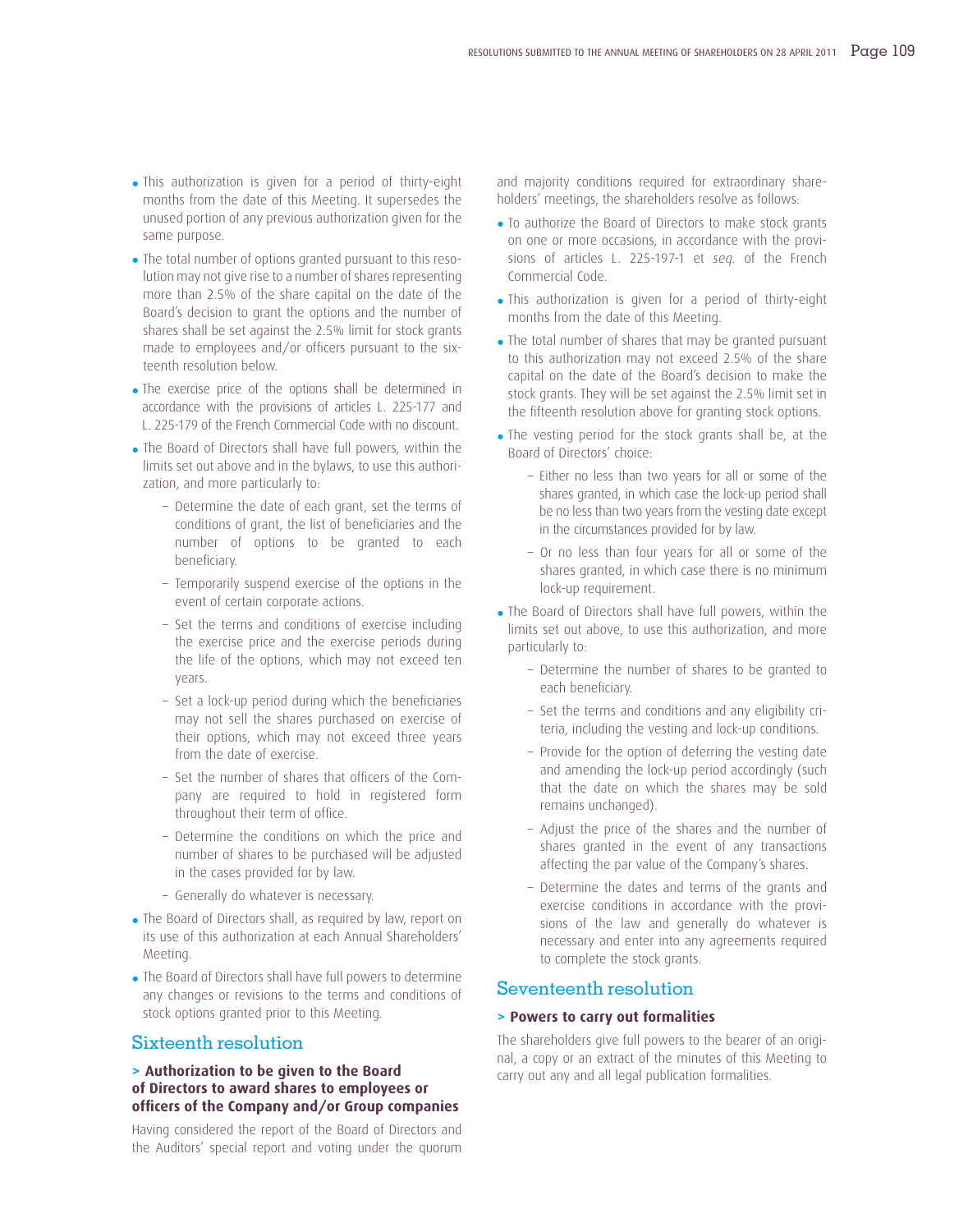- This authorization is given for a period of thirty-eight months from the date of this Meeting. It supersedes the unused portion of any previous authorization given for the same purpose.
- The total number of options granted pursuant to this resolution may not give rise to a number of shares representing more than 2.5% of the share capital on the date of the Board's decision to grant the options and the number of shares shall be set against the 2.5% limit for stock grants made to employees and/or officers pursuant to the sixteenth resolution below.
- The exercise price of the options shall be determined in accordance with the provisions of articles L. 225-177 and L. 225-179 of the French Commercial Code with no discount.
- The Board of Directors shall have full powers, within the limits set out above and in the bylaws, to use this authorization, and more particularly to:
  - Determine the date of each grant, set the terms of conditions of grant, the list of beneficiaries and the number of options to be granted to each beneficiary.
  - Temporarily suspend exercise of the options in the event of certain corporate actions.
  - Set the terms and conditions of exercise including the exercise price and the exercise periods during the life of the options, which may not exceed ten years.
  - Set a lock-up period during which the beneficiaries may not sell the shares purchased on exercise of their options, which may not exceed three years from the date of exercise.
  - Set the number of shares that officers of the Company are required to hold in registered form throughout their term of office.
  - Determine the conditions on which the price and number of shares to be purchased will be adjusted in the cases provided for by law.
  - Generally do whatever is necessary.
- The Board of Directors shall, as required by law, report on its use of this authorization at each Annual Shareholders' Meeting.
- The Board of Directors shall have full powers to determine any changes or revisions to the terms and conditions of stock options granted prior to this Meeting.

## Sixteenth resolution

### > Authorization to be given to the Board of Directors to award shares to employees or officers of the Company and/or Group companies

Having considered the report of the Board of Directors and the Auditors' special report and voting under the quorum and majority conditions required for extraordinary shareholders' meetings, the shareholders resolve as follows:

- To authorize the Board of Directors to make stock grants on one or more occasions, in accordance with the provisions of articles L. 225-197-1 et *seq.* of the French Commercial Code.
- This authorization is given for a period of thirty-eight months from the date of this Meeting.
- The total number of shares that may be granted pursuant to this authorization may not exceed 2.5% of the share capital on the date of the Board's decision to make the stock grants. They will be set against the 2.5% limit set in the fifteenth resolution above for granting stock options.
- The vesting period for the stock grants shall be, at the Board of Directors' choice:
  - Either no less than two years for all or some of the shares granted, in which case the lock-up period shall be no less than two years from the vesting date except in the circumstances provided for by law.
  - Or no less than four years for all or some of the shares granted, in which case there is no minimum lock-up requirement.
- The Board of Directors shall have full powers, within the limits set out above, to use this authorization, and more particularly to:
  - Determine the number of shares to be granted to each beneficiary.
  - Set the terms and conditions and any eligibility criteria, including the vesting and lock-up conditions.
  - Provide for the option of deferring the vesting date and amending the lock-up period accordingly (such that the date on which the shares may be sold remains unchanged).
  - Adjust the price of the shares and the number of shares granted in the event of any transactions affecting the par value of the Company's shares.
  - Determine the dates and terms of the grants and exercise conditions in accordance with the provisions of the law and generally do whatever is necessary and enter into any agreements required to complete the stock grants.

## Seventeenth resolution

### > Powers to carry out formalities

The shareholders give full powers to the bearer of an original, a copy or an extract of the minutes of this Meeting to carry out any and all legal publication formalities.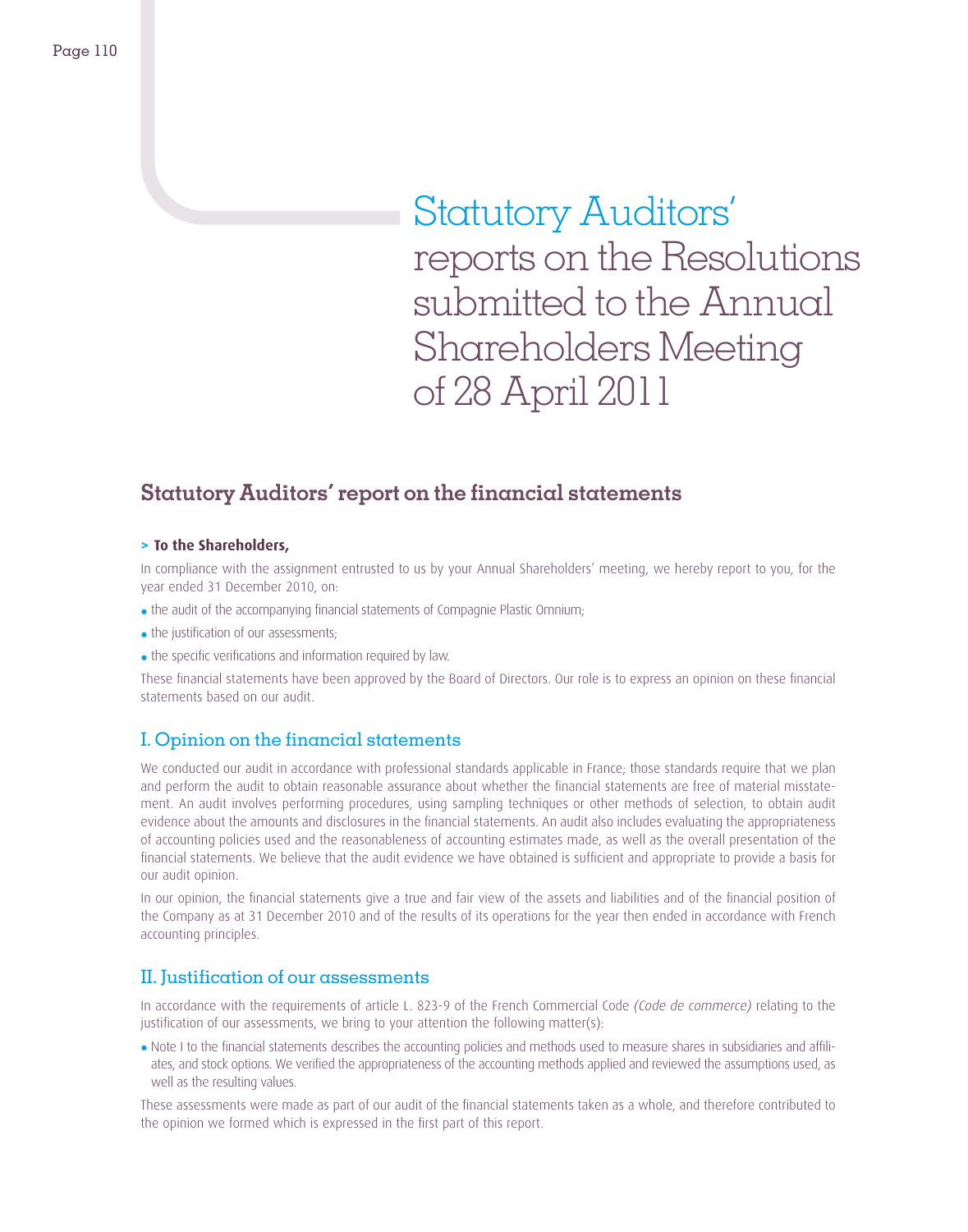# Statutory Auditors' reports on the Resolutions submitted to the Annual Shareholders Meeting of 28 April 2011

## Statutory Auditors' report on the financial statements

**> To the Shareholders,**

In compliance with the assignment entrusted to us by your Annual Shareholders' meeting, we hereby report to you, for the year ended 31 December 2010, on:

- the audit of the accompanying financial statements of Compagnie Plastic Omnium;
- the justification of our assessments;
- the specific verifications and information required by law.

These financial statements have been approved by the Board of Directors. Our role is to express an opinion on these financial statements based on our audit.

### I. Opinion on the financial statements

We conducted our audit in accordance with professional standards applicable in France; those standards require that we plan and perform the audit to obtain reasonable assurance about whether the financial statements are free of material misstatement. An audit involves performing procedures, using sampling techniques or other methods of selection, to obtain audit evidence about the amounts and disclosures in the financial statements. An audit also includes evaluating the appropriateness of accounting policies used and the reasonableness of accounting estimates made, as well as the overall presentation of the financial statements. We believe that the audit evidence we have obtained is sufficient and appropriate to provide a basis for our audit opinion.

In our opinion, the financial statements give a true and fair view of the assets and liabilities and of the financial position of the Company as at 31 December 2010 and of the results of its operations for the year then ended in accordance with French accounting principles.

### II. Justification of our assessments

In accordance with the requirements of article L. 823-9 of the French Commercial Code *(Code de commerce)* relating to the justification of our assessments, we bring to your attention the following matter(s):

- Note I to the financial statements describes the accounting policies and methods used to measure shares in subsidiaries and affiliates, and stock options. We verified the appropriateness of the accounting methods applied and reviewed the assumptions used, as well as the resulting values.

These assessments were made as part of our audit of the financial statements taken as a whole, and therefore contributed to the opinion we formed which is expressed in the first part of this report.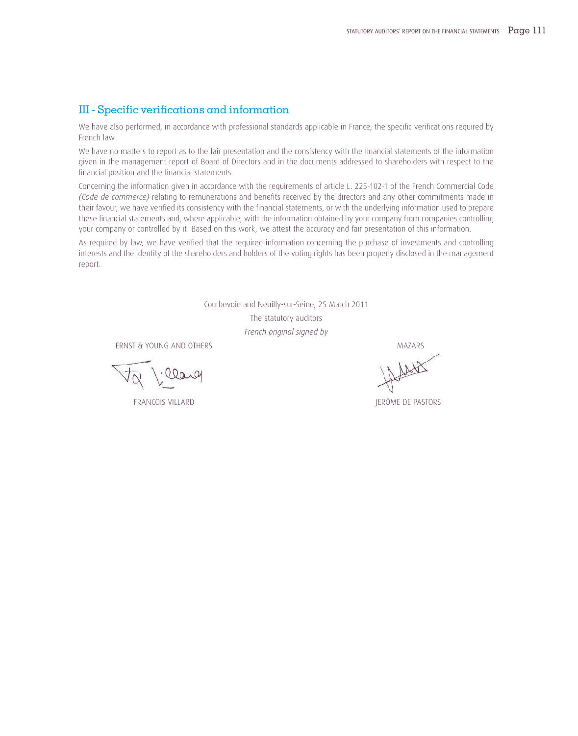## III - Specific verifications and information

We have also performed, in accordance with professional standards applicable in France, the specific verifications required by French law.

We have no matters to report as to the fair presentation and the consistency with the financial statements of the information given in the management report of Board of Directors and in the documents addressed to shareholders with respect to the financial position and the financial statements.

Concerning the information given in accordance with the requirements of article L. 225-102-1 of the French Commercial Code *(Code de commerce)* relating to remunerations and benefits received by the directors and any other commitments made in their favour, we have verified its consistency with the financial statements, or with the underlying information used to prepare these financial statements and, where applicable, with the information obtained by your company from companies controlling your company or controlled by it. Based on this work, we attest the accuracy and fair presentation of this information.

As required by law, we have verified that the required information concerning the purchase of investments and controlling interests and the identity of the shareholders and holders of the voting rights has been properly disclosed in the management report.

Courbevoie and Neuilly-sur-Seine, 25 March 2011

The statutory auditors

*French original signed by*

| ERNST & YOUNG AND OTHERS | MAZARS |
|---|---|
| FRANCOIS VILLARD | JERÔME DE PASTORS |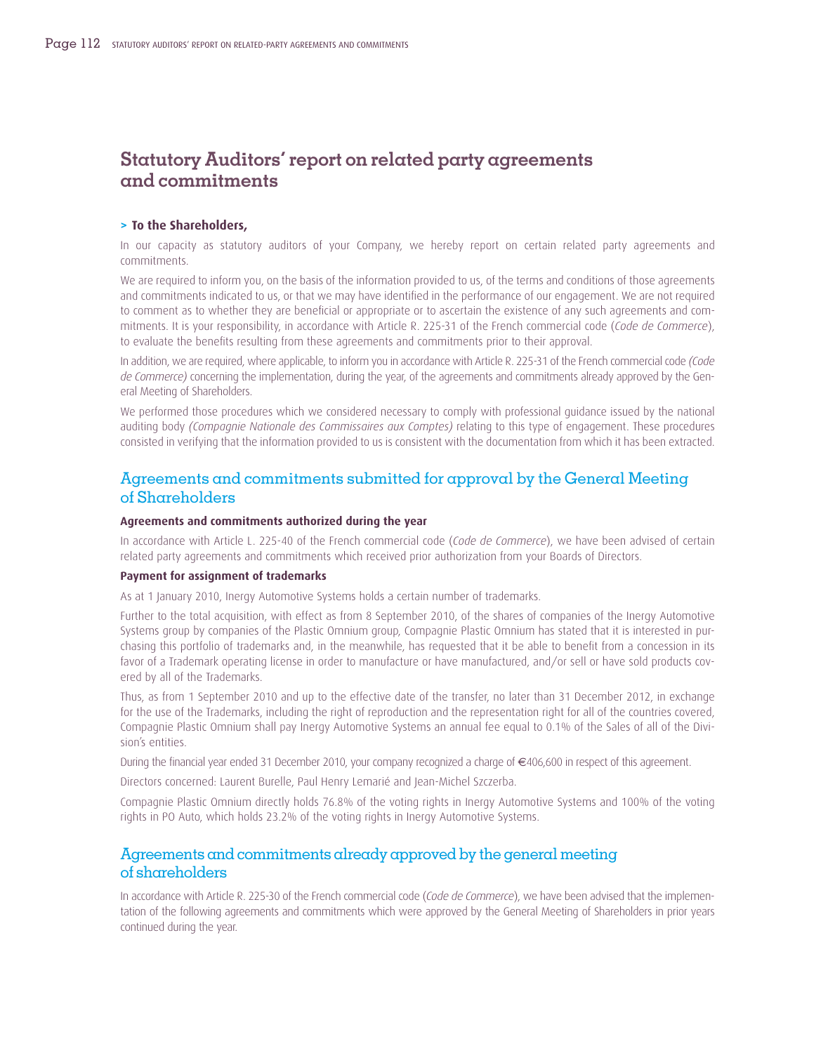# Statutory Auditors' report on related party agreements and commitments

**> To the Shareholders,**

In our capacity as statutory auditors of your Company, we hereby report on certain related party agreements and commitments.

We are required to inform you, on the basis of the information provided to us, of the terms and conditions of those agreements and commitments indicated to us, or that we may have identified in the performance of our engagement. We are not required to comment as to whether they are beneficial or appropriate or to ascertain the existence of any such agreements and commitments. It is your responsibility, in accordance with Article R. 225-31 of the French commercial code (*Code de Commerce*), to evaluate the benefits resulting from these agreements and commitments prior to their approval.

In addition, we are required, where applicable, to inform you in accordance with Article R. 225-31 of the French commercial code *(Code de Commerce)* concerning the implementation, during the year, of the agreements and commitments already approved by the General Meeting of Shareholders.

We performed those procedures which we considered necessary to comply with professional guidance issued by the national auditing body *(Compagnie Nationale des Commissaires aux Comptes)* relating to this type of engagement. These procedures consisted in verifying that the information provided to us is consistent with the documentation from which it has been extracted.

## Agreements and commitments submitted for approval by the General Meeting of Shareholders

**Agreements and commitments authorized during the year**

In accordance with Article L. 225-40 of the French commercial code (*Code de Commerce*), we have been advised of certain related party agreements and commitments which received prior authorization from your Boards of Directors.

**Payment for assignment of trademarks**

As at 1 January 2010, Inergy Automotive Systems holds a certain number of trademarks.

Further to the total acquisition, with effect as from 8 September 2010, of the shares of companies of the Inergy Automotive Systems group by companies of the Plastic Omnium group, Compagnie Plastic Omnium has stated that it is interested in purchasing this portfolio of trademarks and, in the meanwhile, has requested that it be able to benefit from a concession in its favor of a Trademark operating license in order to manufacture or have manufactured, and/or sell or have sold products covered by all of the Trademarks.

Thus, as from 1 September 2010 and up to the effective date of the transfer, no later than 31 December 2012, in exchange for the use of the Trademarks, including the right of reproduction and the representation right for all of the countries covered, Compagnie Plastic Omnium shall pay Inergy Automotive Systems an annual fee equal to 0.1% of the Sales of all of the Division's entities.

During the financial year ended 31 December 2010, your company recognized a charge of €406,600 in respect of this agreement.

Directors concerned: Laurent Burelle, Paul Henry Lemarié and Jean-Michel Szczerba.

Compagnie Plastic Omnium directly holds 76.8% of the voting rights in Inergy Automotive Systems and 100% of the voting rights in PO Auto, which holds 23.2% of the voting rights in Inergy Automotive Systems.

## Agreements and commitments already approved by the general meeting of shareholders

In accordance with Article R. 225-30 of the French commercial code (*Code de Commerce*), we have been advised that the implementation of the following agreements and commitments which were approved by the General Meeting of Shareholders in prior years continued during the year.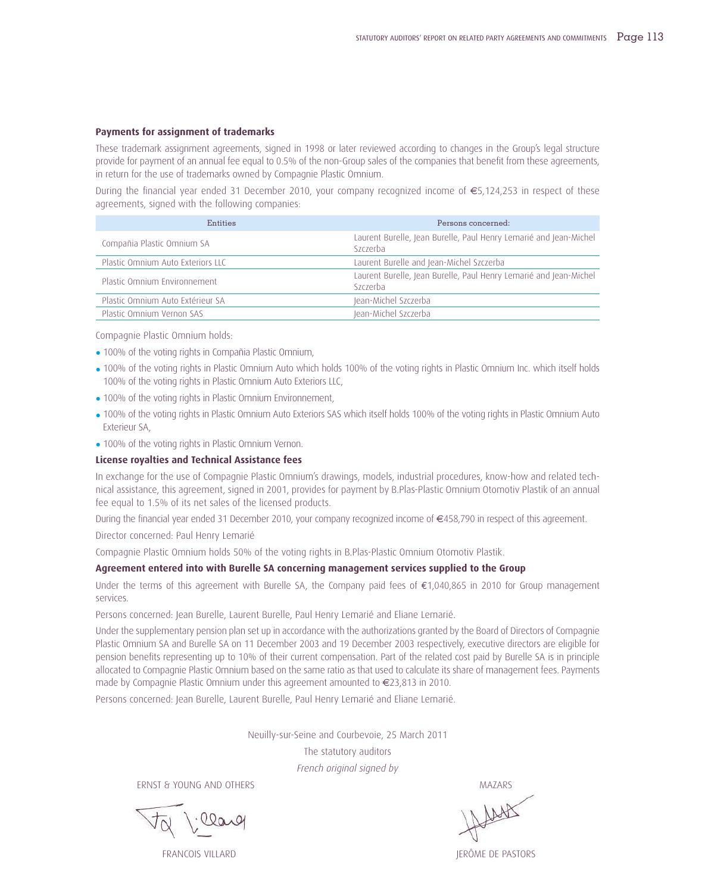### Payments for assignment of trademarks

These trademark assignment agreements, signed in 1998 or later reviewed according to changes in the Group's legal structure provide for payment of an annual fee equal to 0.5% of the non-Group sales of the companies that benefit from these agreements, in return for the use of trademarks owned by Compagnie Plastic Omnium.

During the financial year ended 31 December 2010, your company recognized income of €5,124,253 in respect of these agreements, signed with the following companies:

| Entities | Persons concerned: |
|---|---|
| Compañia Plastic Omnium SA | Laurent Burelle, Jean Burelle, Paul Henry Lemarié and Jean-Michel Szczerba |
| Plastic Omnium Auto Exteriors LLC | Laurent Burelle and Jean-Michel Szczerba |
| Plastic Omnium Environnement | Laurent Burelle, Jean Burelle, Paul Henry Lemarié and Jean-Michel Szczerba |
| Plastic Omnium Auto Extérieur SA | Jean-Michel Szczerba |
| Plastic Omnium Vernon SAS | Jean-Michel Szczerba |

Compagnie Plastic Omnium holds:

- 100% of the voting rights in Compañia Plastic Omnium,
- 100% of the voting rights in Plastic Omnium Auto which holds 100% of the voting rights in Plastic Omnium Inc. which itself holds 100% of the voting rights in Plastic Omnium Auto Exteriors LLC,
- 100% of the voting rights in Plastic Omnium Environnement,
- 100% of the voting rights in Plastic Omnium Auto Exteriors SAS which itself holds 100% of the voting rights in Plastic Omnium Auto Exterieur SA,
- 100% of the voting rights in Plastic Omnium Vernon.

### License royalties and Technical Assistance fees

In exchange for the use of Compagnie Plastic Omnium's drawings, models, industrial procedures, know-how and related technical assistance, this agreement, signed in 2001, provides for payment by B.Plas-Plastic Omnium Otomotiv Plastik of an annual fee equal to 1.5% of its net sales of the licensed products.

During the financial year ended 31 December 2010, your company recognized income of €458,790 in respect of this agreement.

Director concerned: Paul Henry Lemarié

Compagnie Plastic Omnium holds 50% of the voting rights in B.Plas-Plastic Omnium Otomotiv Plastik.

### Agreement entered into with Burelle SA concerning management services supplied to the Group

Under the terms of this agreement with Burelle SA, the Company paid fees of €1,040,865 in 2010 for Group management services.

Persons concerned: Jean Burelle, Laurent Burelle, Paul Henry Lemarié and Eliane Lemarié.

Under the supplementary pension plan set up in accordance with the authorizations granted by the Board of Directors of Compagnie Plastic Omnium SA and Burelle SA on 11 December 2003 and 19 December 2003 respectively, executive directors are eligible for pension benefits representing up to 10% of their current compensation. Part of the related cost paid by Burelle SA is in principle allocated to Compagnie Plastic Omnium based on the same ratio as that used to calculate its share of management fees. Payments made by Compagnie Plastic Omnium under this agreement amounted to €23,813 in 2010.

Persons concerned: Jean Burelle, Laurent Burelle, Paul Henry Lemarié and Eliane Lemarié.

Neuilly-sur-Seine and Courbevoie, 25 March 2011

The statutory auditors

*French original signed by*

| ERNST & YOUNG AND OTHERS | MAZARS |
|---|---|
| FRANCOIS VILLARD | JERÔME DE PASTORS |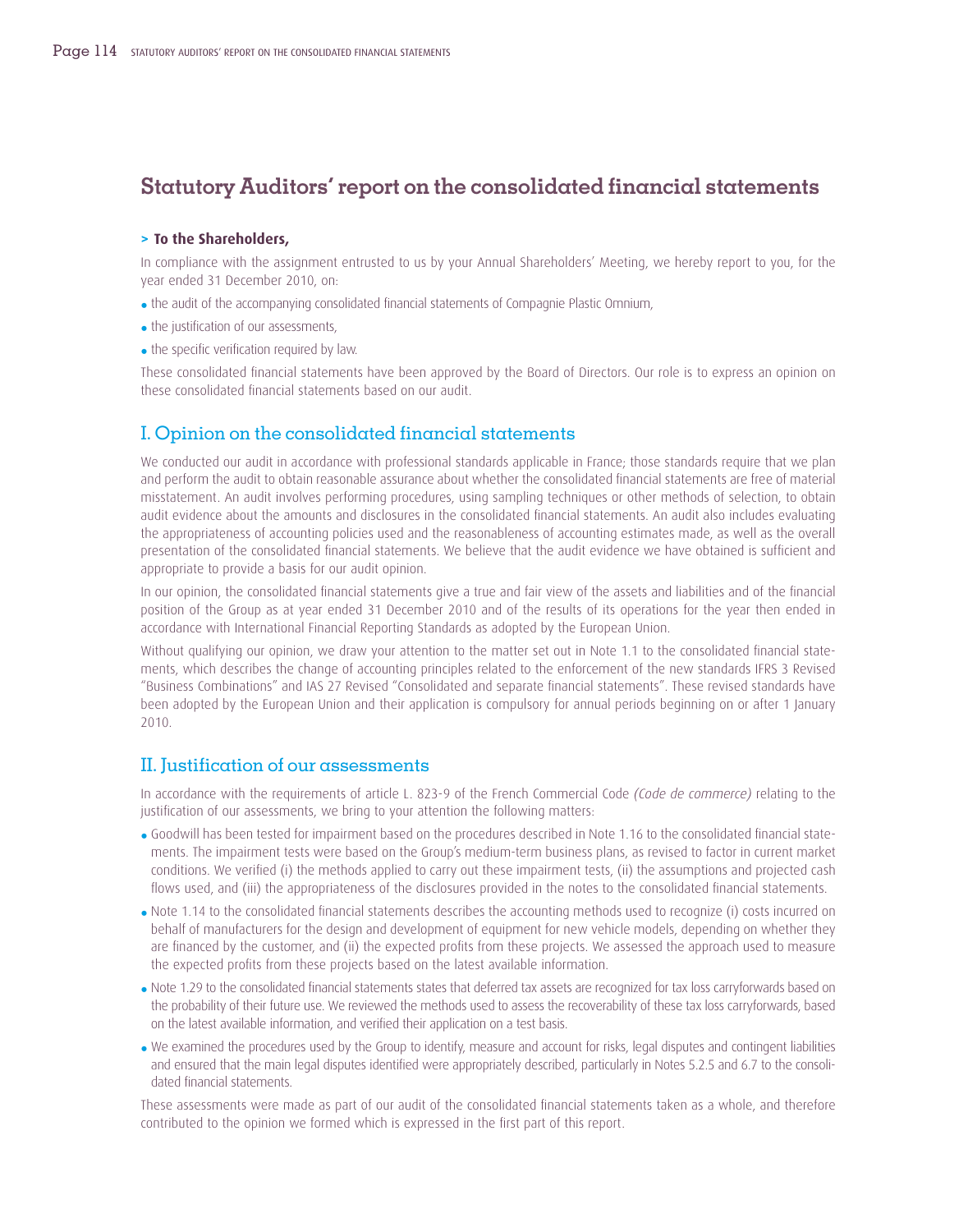# Statutory Auditors' report on the consolidated financial statements

**> To the Shareholders,**

In compliance with the assignment entrusted to us by your Annual Shareholders' Meeting, we hereby report to you, for the year ended 31 December 2010, on:

- the audit of the accompanying consolidated financial statements of Compagnie Plastic Omnium,
- the justification of our assessments,
- the specific verification required by law.

These consolidated financial statements have been approved by the Board of Directors. Our role is to express an opinion on these consolidated financial statements based on our audit.

## I. Opinion on the consolidated financial statements

We conducted our audit in accordance with professional standards applicable in France; those standards require that we plan and perform the audit to obtain reasonable assurance about whether the consolidated financial statements are free of material misstatement. An audit involves performing procedures, using sampling techniques or other methods of selection, to obtain audit evidence about the amounts and disclosures in the consolidated financial statements. An audit also includes evaluating the appropriateness of accounting policies used and the reasonableness of accounting estimates made, as well as the overall presentation of the consolidated financial statements. We believe that the audit evidence we have obtained is sufficient and appropriate to provide a basis for our audit opinion.

In our opinion, the consolidated financial statements give a true and fair view of the assets and liabilities and of the financial position of the Group as at year ended 31 December 2010 and of the results of its operations for the year then ended in accordance with International Financial Reporting Standards as adopted by the European Union.

Without qualifying our opinion, we draw your attention to the matter set out in Note 1.1 to the consolidated financial statements, which describes the change of accounting principles related to the enforcement of the new standards IFRS 3 Revised "Business Combinations" and IAS 27 Revised "Consolidated and separate financial statements". These revised standards have been adopted by the European Union and their application is compulsory for annual periods beginning on or after 1 January 2010.

## II. Justification of our assessments

In accordance with the requirements of article L. 823-9 of the French Commercial Code *(Code de commerce)* relating to the justification of our assessments, we bring to your attention the following matters:

- Goodwill has been tested for impairment based on the procedures described in Note 1.16 to the consolidated financial statements. The impairment tests were based on the Group's medium-term business plans, as revised to factor in current market conditions. We verified (i) the methods applied to carry out these impairment tests, (ii) the assumptions and projected cash flows used, and (iii) the appropriateness of the disclosures provided in the notes to the consolidated financial statements.
- Note 1.14 to the consolidated financial statements describes the accounting methods used to recognize (i) costs incurred on behalf of manufacturers for the design and development of equipment for new vehicle models, depending on whether they are financed by the customer, and (ii) the expected profits from these projects. We assessed the approach used to measure the expected profits from these projects based on the latest available information.
- Note 1.29 to the consolidated financial statements states that deferred tax assets are recognized for tax loss carryforwards based on the probability of their future use. We reviewed the methods used to assess the recoverability of these tax loss carryforwards, based on the latest available information, and verified their application on a test basis.
- We examined the procedures used by the Group to identify, measure and account for risks, legal disputes and contingent liabilities and ensured that the main legal disputes identified were appropriately described, particularly in Notes 5.2.5 and 6.7 to the consolidated financial statements.

These assessments were made as part of our audit of the consolidated financial statements taken as a whole, and therefore contributed to the opinion we formed which is expressed in the first part of this report.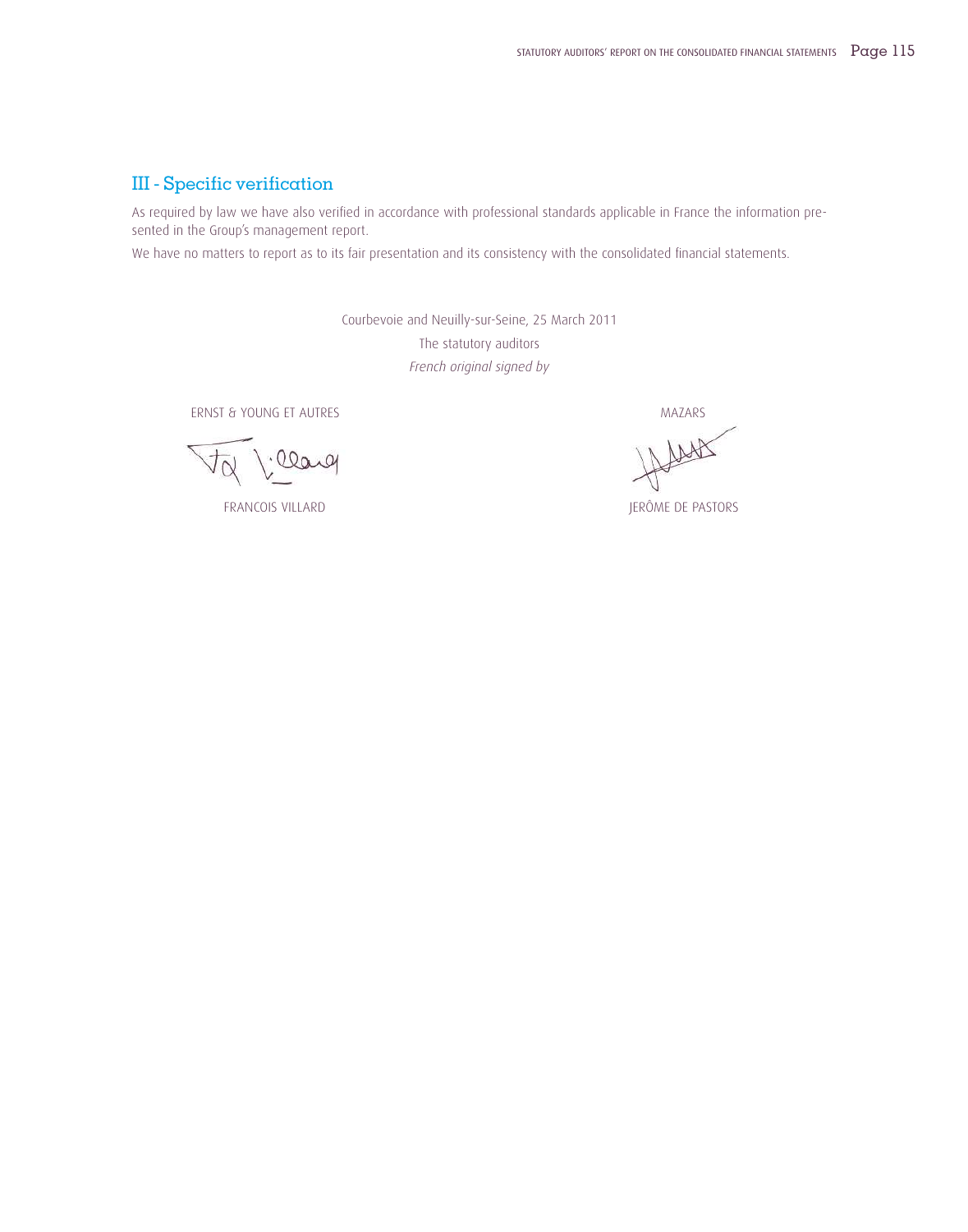## III - Specific verification

As required by law we have also verified in accordance with professional standards applicable in France the information presented in the Group's management report.

We have no matters to report as to its fair presentation and its consistency with the consolidated financial statements.

Courbevoie and Neuilly-sur-Seine, 25 March 2011

The statutory auditors

*French original signed by*

| ERNST & YOUNG ET AUTRES | MAZARS |
|---|---|
| FRANCOIS VILLARD | JERÔME DE PASTORS |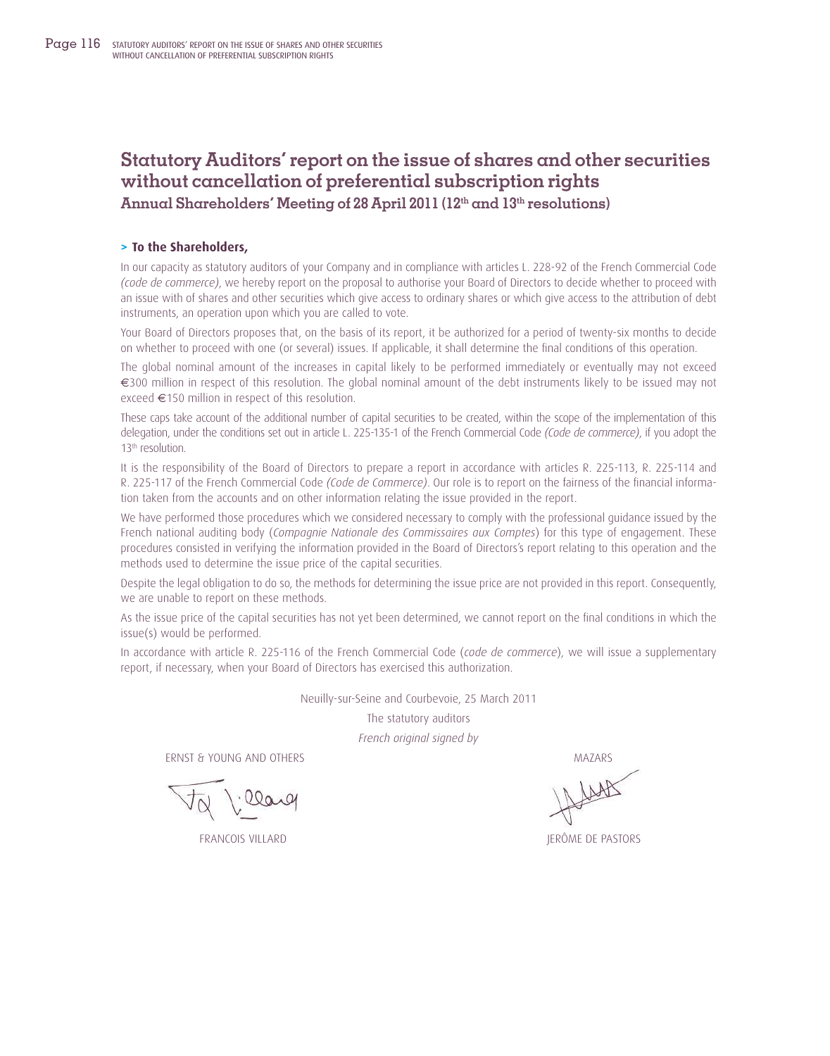# Statutory Auditors' report on the issue of shares and other securities without cancellation of preferential subscription rights

## Annual Shareholders' Meeting of 28 April 2011 (12th and 13th resolutions)

**> To the Shareholders,**

In our capacity as statutory auditors of your Company and in compliance with articles L. 228-92 of the French Commercial Code *(code de commerce)*, we hereby report on the proposal to authorise your Board of Directors to decide whether to proceed with an issue with of shares and other securities which give access to ordinary shares or which give access to the attribution of debt instruments, an operation upon which you are called to vote.

Your Board of Directors proposes that, on the basis of its report, it be authorized for a period of twenty-six months to decide on whether to proceed with one (or several) issues. If applicable, it shall determine the final conditions of this operation.

The global nominal amount of the increases in capital likely to be performed immediately or eventually may not exceed €300 million in respect of this resolution. The global nominal amount of the debt instruments likely to be issued may not exceed €150 million in respect of this resolution.

These caps take account of the additional number of capital securities to be created, within the scope of the implementation of this delegation, under the conditions set out in article L. 225-135-1 of the French Commercial Code *(Code de commerce)*, if you adopt the 13th resolution.

It is the responsibility of the Board of Directors to prepare a report in accordance with articles R. 225-113, R. 225-114 and R. 225-117 of the French Commercial Code *(Code de Commerce)*. Our role is to report on the fairness of the financial information taken from the accounts and on other information relating the issue provided in the report.

We have performed those procedures which we considered necessary to comply with the professional guidance issued by the French national auditing body (*Compagnie Nationale des Commissaires aux Comptes*) for this type of engagement. These procedures consisted in verifying the information provided in the Board of Directors's report relating to this operation and the methods used to determine the issue price of the capital securities.

Despite the legal obligation to do so, the methods for determining the issue price are not provided in this report. Consequently, we are unable to report on these methods.

As the issue price of the capital securities has not yet been determined, we cannot report on the final conditions in which the issue(s) would be performed.

In accordance with article R. 225-116 of the French Commercial Code (*code de commerce*), we will issue a supplementary report, if necessary, when your Board of Directors has exercised this authorization.

Neuilly-sur-Seine and Courbevoie, 25 March 2011

The statutory auditors

*French original signed by*

| ERNST & YOUNG AND OTHERS | MAZARS |
|---|---|
| FRANCOIS VILLARD | JERÔME DE PASTORS |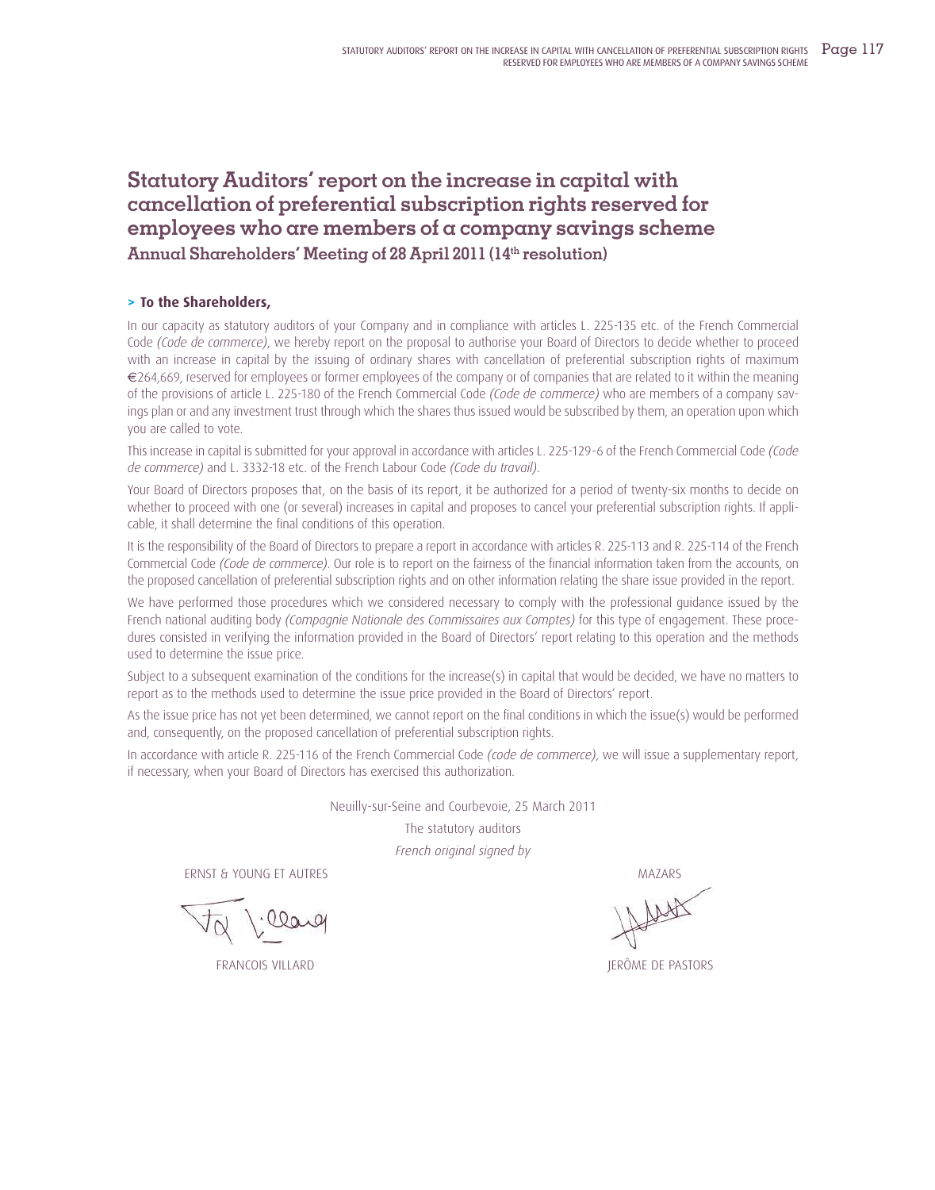# Statutory Auditors' report on the increase in capital with cancellation of preferential subscription rights reserved for employees who are members of a company savings scheme

## Annual Shareholders' Meeting of 28 April 2011 (14th resolution)

### > To the Shareholders,

In our capacity as statutory auditors of your Company and in compliance with articles L. 225-135 etc. of the French Commercial Code *(Code de commerce)*, we hereby report on the proposal to authorise your Board of Directors to decide whether to proceed with an increase in capital by the issuing of ordinary shares with cancellation of preferential subscription rights of maximum €264,669, reserved for employees or former employees of the company or of companies that are related to it within the meaning of the provisions of article L. 225-180 of the French Commercial Code *(Code de commerce)* who are members of a company savings plan or and any investment trust through which the shares thus issued would be subscribed by them, an operation upon which you are called to vote.

This increase in capital is submitted for your approval in accordance with articles L. 225-129-6 of the French Commercial Code *(Code de commerce)* and L. 3332-18 etc. of the French Labour Code *(Code du travail)*.

Your Board of Directors proposes that, on the basis of its report, it be authorized for a period of twenty-six months to decide on whether to proceed with one (or several) increases in capital and proposes to cancel your preferential subscription rights. If applicable, it shall determine the final conditions of this operation.

It is the responsibility of the Board of Directors to prepare a report in accordance with articles R. 225-113 and R. 225-114 of the French Commercial Code *(Code de commerce)*. Our role is to report on the fairness of the financial information taken from the accounts, on the proposed cancellation of preferential subscription rights and on other information relating the share issue provided in the report.

We have performed those procedures which we considered necessary to comply with the professional guidance issued by the French national auditing body *(Compagnie Nationale des Commissaires aux Comptes)* for this type of engagement. These procedures consisted in verifying the information provided in the Board of Directors' report relating to this operation and the methods used to determine the issue price.

Subject to a subsequent examination of the conditions for the increase(s) in capital that would be decided, we have no matters to report as to the methods used to determine the issue price provided in the Board of Directors' report.

As the issue price has not yet been determined, we cannot report on the final conditions in which the issue(s) would be performed and, consequently, on the proposed cancellation of preferential subscription rights.

In accordance with article R. 225-116 of the French Commercial Code *(code de commerce)*, we will issue a supplementary report, if necessary, when your Board of Directors has exercised this authorization.

Neuilly-sur-Seine and Courbevoie, 25 March 2011

The statutory auditors

*French original signed by*

ERNST & YOUNG ET AUTRES

FRANCOIS VILLARD

MAZARS

JERÔME DE PASTORS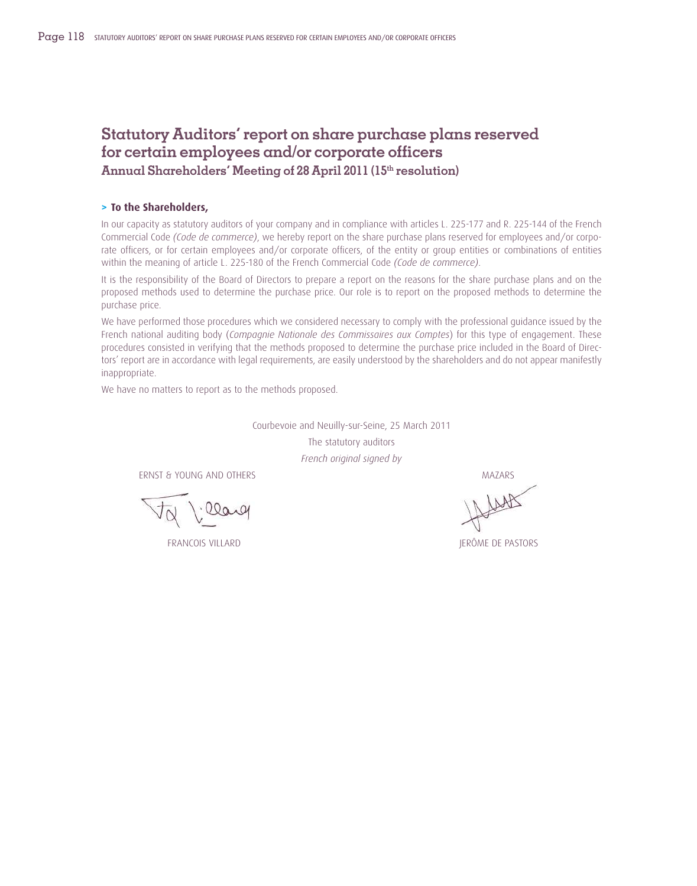# Statutory Auditors' report on share purchase plans reserved for certain employees and/or corporate officers

## Annual Shareholders' Meeting of 28 April 2011 (15th resolution)

**> To the Shareholders,**

In our capacity as statutory auditors of your company and in compliance with articles L. 225-177 and R. 225-144 of the French Commercial Code *(Code de commerce)*, we hereby report on the share purchase plans reserved for employees and/or corporate officers, or for certain employees and/or corporate officers, of the entity or group entities or combinations of entities within the meaning of article L. 225-180 of the French Commercial Code *(Code de commerce)*.

It is the responsibility of the Board of Directors to prepare a report on the reasons for the share purchase plans and on the proposed methods used to determine the purchase price. Our role is to report on the proposed methods to determine the purchase price.

We have performed those procedures which we considered necessary to comply with the professional guidance issued by the French national auditing body (*Compagnie Nationale des Commissaires aux Comptes*) for this type of engagement. These procedures consisted in verifying that the methods proposed to determine the purchase price included in the Board of Directors' report are in accordance with legal requirements, are easily understood by the shareholders and do not appear manifestly inappropriate.

We have no matters to report as to the methods proposed.

Courbevoie and Neuilly-sur-Seine, 25 March 2011

The statutory auditors

*French original signed by*

| ERNST & YOUNG AND OTHERS | MAZARS |
|---|---|
| FRANCOIS VILLARD | JERÔME DE PASTORS |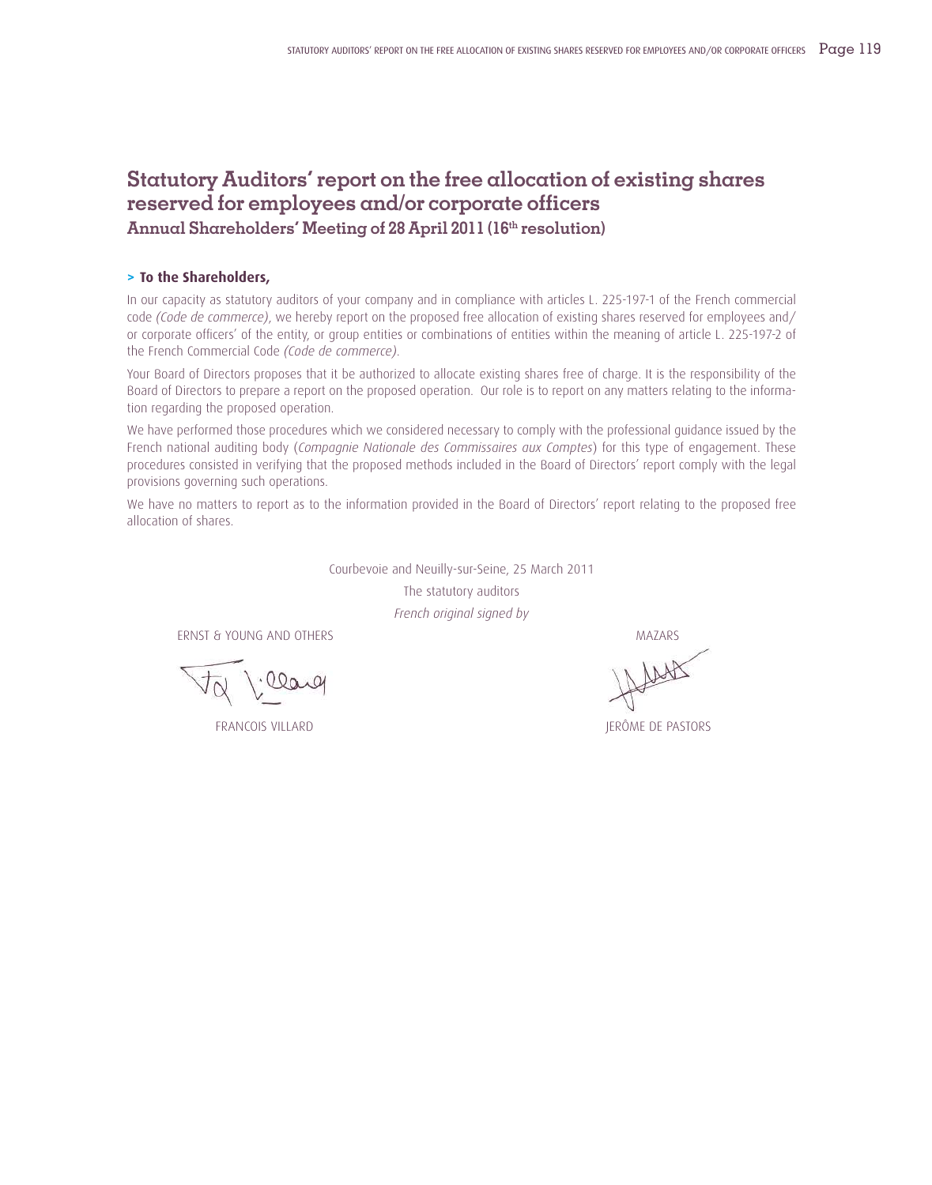# Statutory Auditors' report on the free allocation of existing shares reserved for employees and/or corporate officers

## Annual Shareholders' Meeting of 28 April 2011 (16th resolution)

**> To the Shareholders,**

In our capacity as statutory auditors of your company and in compliance with articles L. 225-197-1 of the French commercial code *(Code de commerce)*, we hereby report on the proposed free allocation of existing shares reserved for employees and/ or corporate officers' of the entity, or group entities or combinations of entities within the meaning of article L. 225-197-2 of the French Commercial Code *(Code de commerce)*.

Your Board of Directors proposes that it be authorized to allocate existing shares free of charge. It is the responsibility of the Board of Directors to prepare a report on the proposed operation. Our role is to report on any matters relating to the information regarding the proposed operation.

We have performed those procedures which we considered necessary to comply with the professional guidance issued by the French national auditing body (*Compagnie Nationale des Commissaires aux Comptes*) for this type of engagement. These procedures consisted in verifying that the proposed methods included in the Board of Directors' report comply with the legal provisions governing such operations.

We have no matters to report as to the information provided in the Board of Directors' report relating to the proposed free allocation of shares.

Courbevoie and Neuilly-sur-Seine, 25 March 2011

The statutory auditors

*French original signed by*

ERNST & YOUNG AND OTHERS

FRANCOIS VILLARD

MAZARS

JERÔME DE PASTORS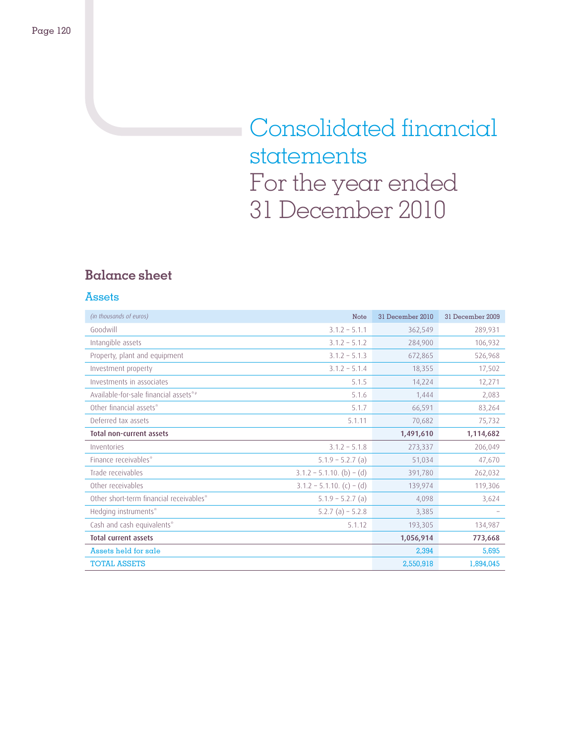# Consolidated financial statements For the year ended 31 December 2010

## Balance sheet

### Assets

| *(in thousands of euros)* | Note | 31 December 2010 | 31 December 2009 |
|---|---|---|---|
| Goodwill | 3.1.2 – 5.1.1 | 362,549 | 289,931 |
| Intangible assets | 3.1.2 – 5.1.2 | 284,900 | 106,932 |
| Property, plant and equipment | 3.1.2 – 5.1.3 | 672,865 | 526,968 |
| Investment property | 3.1.2 – 5.1.4 | 18,355 | 17,502 |
| Investments in associates | 5.1.5 | 14,224 | 12,271 |
| Available-for-sale financial assets*# | 5.1.6 | 1,444 | 2,083 |
| Other financial assets* | 5.1.7 | 66,591 | 83,264 |
| Deferred tax assets | 5.1.11 | 70,682 | 75,732 |
| **Total non-current assets** | | **1,491,610** | **1,114,682** |
| Inventories | 3.1.2 – 5.1.8 | 273,337 | 206,049 |
| Finance receivables* | 5.1.9 – 5.2.7 (a) | 51,034 | 47,670 |
| Trade receivables | 3.1.2 – 5.1.10. (b) – (d) | 391,780 | 262,032 |
| Other receivables | 3.1.2 – 5.1.10. (c) – (d) | 139,974 | 119,306 |
| Other short-term financial receivables* | 5.1.9 – 5.2.7 (a) | 4,098 | 3,624 |
| Hedging instruments* | 5.2.7 (a) – 5.2.8 | 3,385 | – |
| Cash and cash equivalents* | 5.1.12 | 193,305 | 134,987 |
| **Total current assets** | | **1,056,914** | **773,668** |
| Assets held for sale | | 2,394 | 5,695 |
| TOTAL ASSETS | | 2,550,918 | 1,894,045 |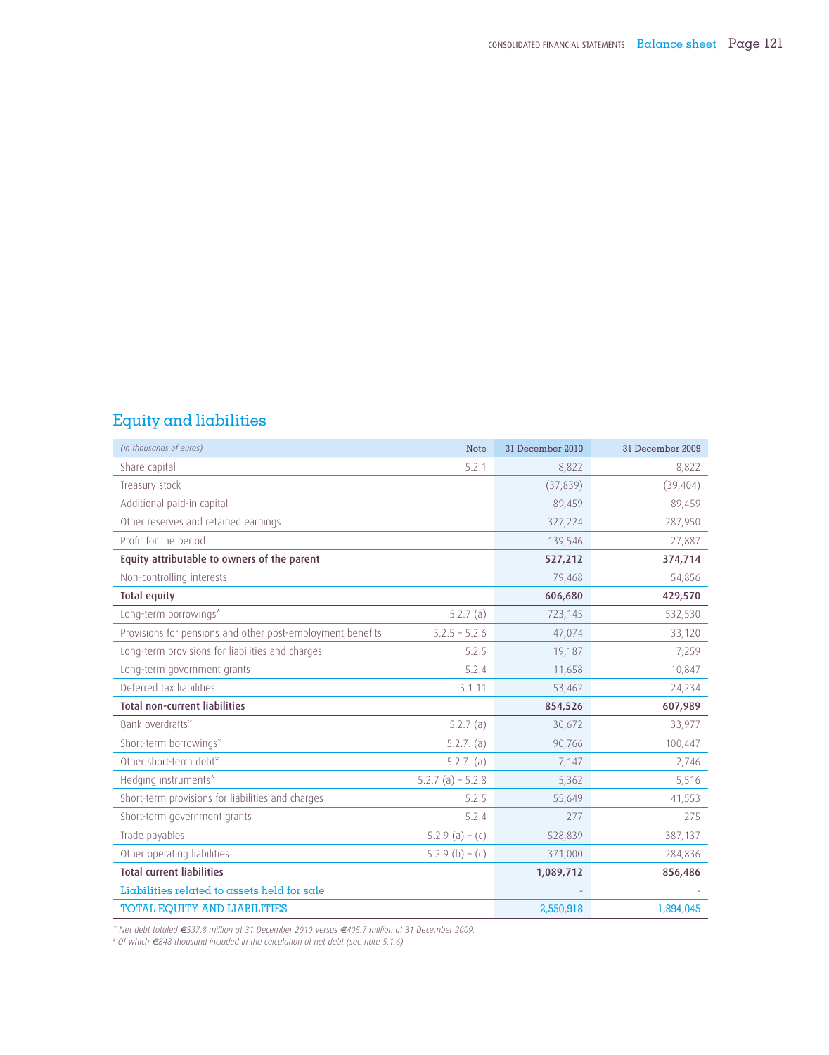## Equity and liabilities

| *(in thousands of euros)* | Note | 31 December 2010 | 31 December 2009 |
|---|---|---|---|
| Share capital | 5.2.1 | 8,822 | 8,822 |
| Treasury stock | | (37,839) | (39,404) |
| Additional paid-in capital | | 89,459 | 89,459 |
| Other reserves and retained earnings | | 327,224 | 287,950 |
| Profit for the period | | 139,546 | 27,887 |
| **Equity attributable to owners of the parent** | | **527,212** | **374,714** |
| Non-controlling interests | | 79,468 | 54,856 |
| **Total equity** | | **606,680** | **429,570** |
| Long-term borrowings* | 5.2.7 (a) | 723,145 | 532,530 |
| Provisions for pensions and other post-employment benefits | 5.2.5 – 5.2.6 | 47,074 | 33,120 |
| Long-term provisions for liabilities and charges | 5.2.5 | 19,187 | 7,259 |
| Long-term government grants | 5.2.4 | 11,658 | 10,847 |
| Deferred tax liabilities | 5.1.11 | 53,462 | 24,234 |
| **Total non-current liabilities** | | **854,526** | **607,989** |
| Bank overdrafts* | 5.2.7 (a) | 30,672 | 33,977 |
| Short-term borrowings* | 5.2.7. (a) | 90,766 | 100,447 |
| Other short-term debt* | 5.2.7. (a) | 7,147 | 2,746 |
| Hedging instruments* | 5.2.7 (a) – 5.2.8 | 5,362 | 5,516 |
| Short-term provisions for liabilities and charges | 5.2.5 | 55,649 | 41,553 |
| Short-term government grants | 5.2.4 | 277 | 275 |
| Trade payables | 5.2.9 (a) – (c) | 528,839 | 387,137 |
| Other operating liabilities | 5.2.9 (b) – (c) | 371,000 | 284,836 |
| **Total current liabilities** | | **1,089,712** | **856,486** |
| Liabilities related to assets held for sale | | - | - |
| TOTAL EQUITY AND LIABILITIES | | 2,550,918 | 1,894,045 |

*\* Net debt totaled €537.8 million at 31 December 2010 versus €405.7 million at 31 December 2009.*

*‡ Of which €848 thousand included in the calculation of net debt (see note 5.1.6).*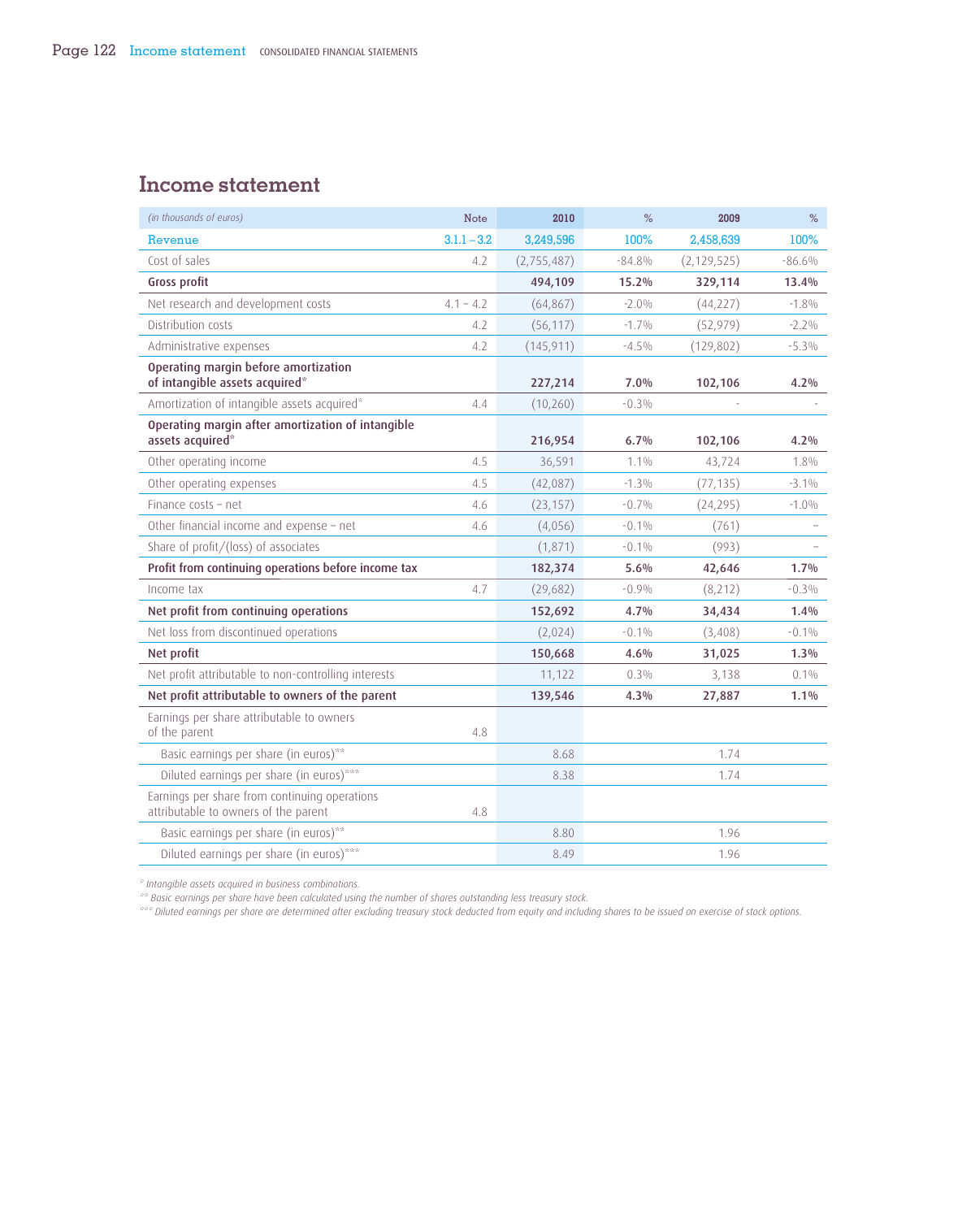# Income statement

| *(in thousands of euros)* | Note | 2010 | % | 2009 | % |
|---|---|---|---|---|---|
| Revenue | 3.1.1 – 3.2 | 3,249,596 | 100% | 2,458,639 | 100% |
| Cost of sales | 4.2 | (2,755,487) | -84.8% | (2,129,525) | -86.6% |
| **Gross profit** | | **494,109** | **15.2%** | **329,114** | **13.4%** |
| Net research and development costs | 4.1 – 4.2 | (64,867) | -2.0% | (44,227) | -1.8% |
| Distribution costs | 4.2 | (56,117) | -1.7% | (52,979) | -2.2% |
| Administrative expenses | 4.2 | (145,911) | -4.5% | (129,802) | -5.3% |
| **Operating margin before amortization of intangible assets acquired*** | | **227,214** | **7.0%** | **102,106** | **4.2%** |
| Amortization of intangible assets acquired* | 4.4 | (10,260) | -0.3% | - | - |
| **Operating margin after amortization of intangible assets acquired*** | | **216,954** | **6.7%** | **102,106** | **4.2%** |
| Other operating income | 4.5 | 36,591 | 1.1% | 43,724 | 1.8% |
| Other operating expenses | 4.5 | (42,087) | -1.3% | (77,135) | -3.1% |
| Finance costs – net | 4.6 | (23,157) | -0.7% | (24,295) | -1.0% |
| Other financial income and expense – net | 4.6 | (4,056) | -0.1% | (761) | – |
| Share of profit/(loss) of associates | | (1,871) | -0.1% | (993) | – |
| **Profit from continuing operations before income tax** | | **182,374** | **5.6%** | **42,646** | **1.7%** |
| Income tax | 4.7 | (29,682) | -0.9% | (8,212) | -0.3% |
| **Net profit from continuing operations** | | **152,692** | **4.7%** | **34,434** | **1.4%** |
| Net loss from discontinued operations | | (2,024) | -0.1% | (3,408) | -0.1% |
| **Net profit** | | **150,668** | **4.6%** | **31,025** | **1.3%** |
| Net profit attributable to non-controlling interests | | 11,122 | 0.3% | 3,138 | 0.1% |
| **Net profit attributable to owners of the parent** | | **139,546** | **4.3%** | **27,887** | **1.1%** |
| Earnings per share attributable to owners of the parent | 4.8 | | | | |
| Basic earnings per share (in euros)** | | 8.68 | | 1.74 | |
| Diluted earnings per share (in euros)*** | | 8.38 | | 1.74 | |
| Earnings per share from continuing operations attributable to owners of the parent | 4.8 | | | | |
| Basic earnings per share (in euros)** | | 8.80 | | 1.96 | |
| Diluted earnings per share (in euros)*** | | 8.49 | | 1.96 | |

*\* Intangible assets acquired in business combinations.*

*\*\* Basic earnings per share have been calculated using the number of shares outstanding less treasury stock.*

*\*\*\* Diluted earnings per share are determined after excluding treasury stock deducted from equity and including shares to be issued on exercise of stock options.*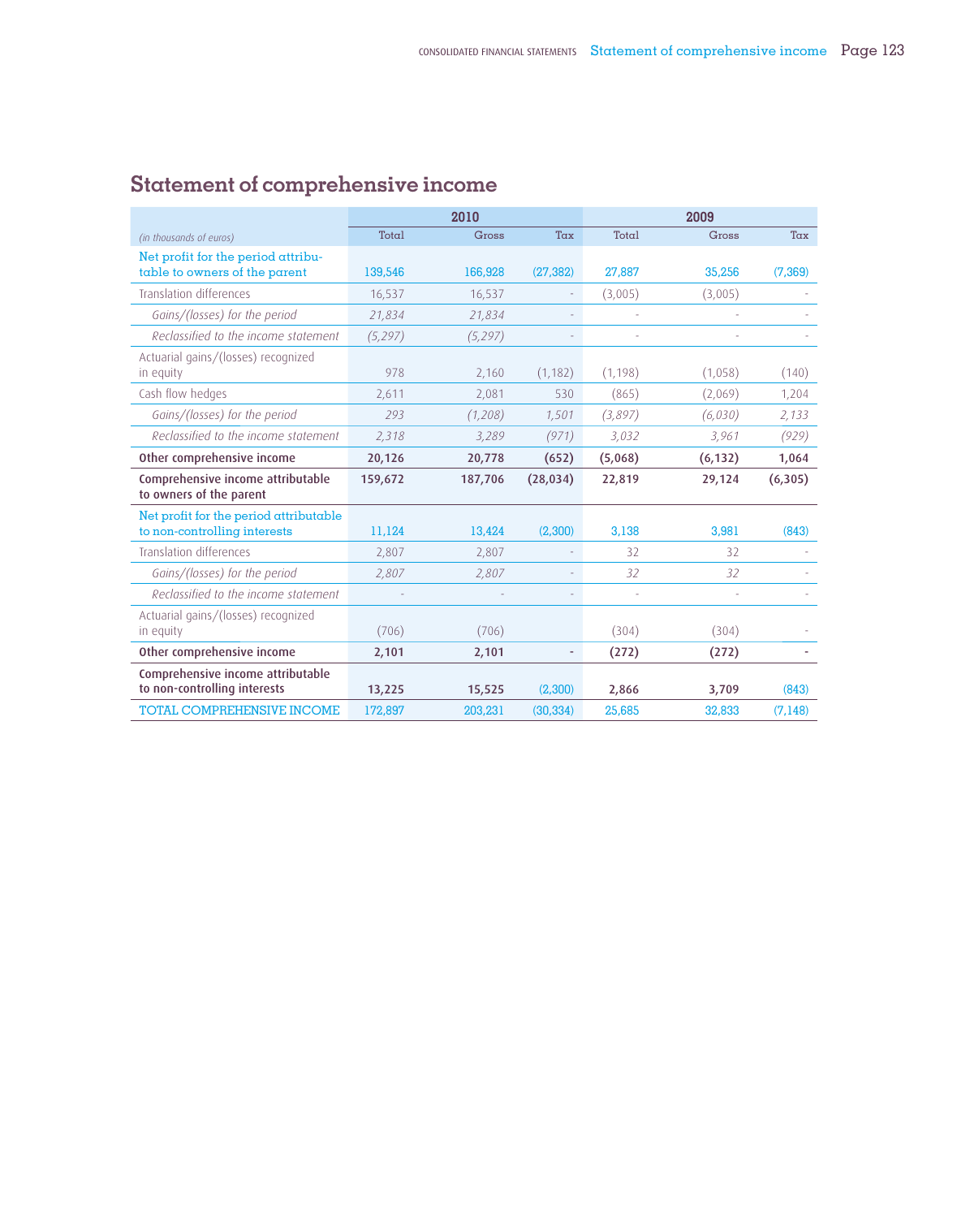# Statement of comprehensive income

| (in thousands of euros) | 2010 | | | 2009 | | |
|---|---|---|---|---|---|---|
| | Total | Gross | Tax | Total | Gross | Tax |
| Net profit for the period attributable to owners of the parent | 139,546 | 166,928 | (27,382) | 27,887 | 35,256 | (7,369) |
| Translation differences | 16,537 | 16,537 | - | (3,005) | (3,005) | - |
| *Gains/(losses) for the period* | *21,834* | *21,834* | - | - | - | - |
| *Reclassified to the income statement* | *(5,297)* | *(5,297)* | - | - | - | - |
| Actuarial gains/(losses) recognized in equity | 978 | 2,160 | (1,182) | (1,198) | (1,058) | (140) |
| Cash flow hedges | 2,611 | 2,081 | 530 | (865) | (2,069) | 1,204 |
| *Gains/(losses) for the period* | *293* | *(1,208)* | *1,501* | *(3,897)* | *(6,030)* | *2,133* |
| *Reclassified to the income statement* | *2,318* | *3,289* | *(971)* | *3,032* | *3,961* | *(929)* |
| **Other comprehensive income** | **20,126** | **20,778** | **(652)** | **(5,068)** | **(6,132)** | **1,064** |
| **Comprehensive income attributable to owners of the parent** | **159,672** | **187,706** | **(28,034)** | **22,819** | **29,124** | **(6,305)** |
| Net profit for the period attributable to non-controlling interests | 11,124 | 13,424 | (2,300) | 3,138 | 3,981 | (843) |
| Translation differences | 2,807 | 2,807 | - | 32 | 32 | - |
| *Gains/(losses) for the period* | *2,807* | *2,807* | - | *32* | *32* | - |
| *Reclassified to the income statement* | - | - | - | - | - | - |
| Actuarial gains/(losses) recognized in equity | (706) | (706) | | (304) | (304) | - |
| **Other comprehensive income** | **2,101** | **2,101** | **-** | **(272)** | **(272)** | **-** |
| **Comprehensive income attributable to non-controlling interests** | **13,225** | **15,525** | (2,300) | **2,866** | **3,709** | (843) |
| TOTAL COMPREHENSIVE INCOME | 172,897 | 203,231 | (30,334) | 25,685 | 32,833 | (7,148) |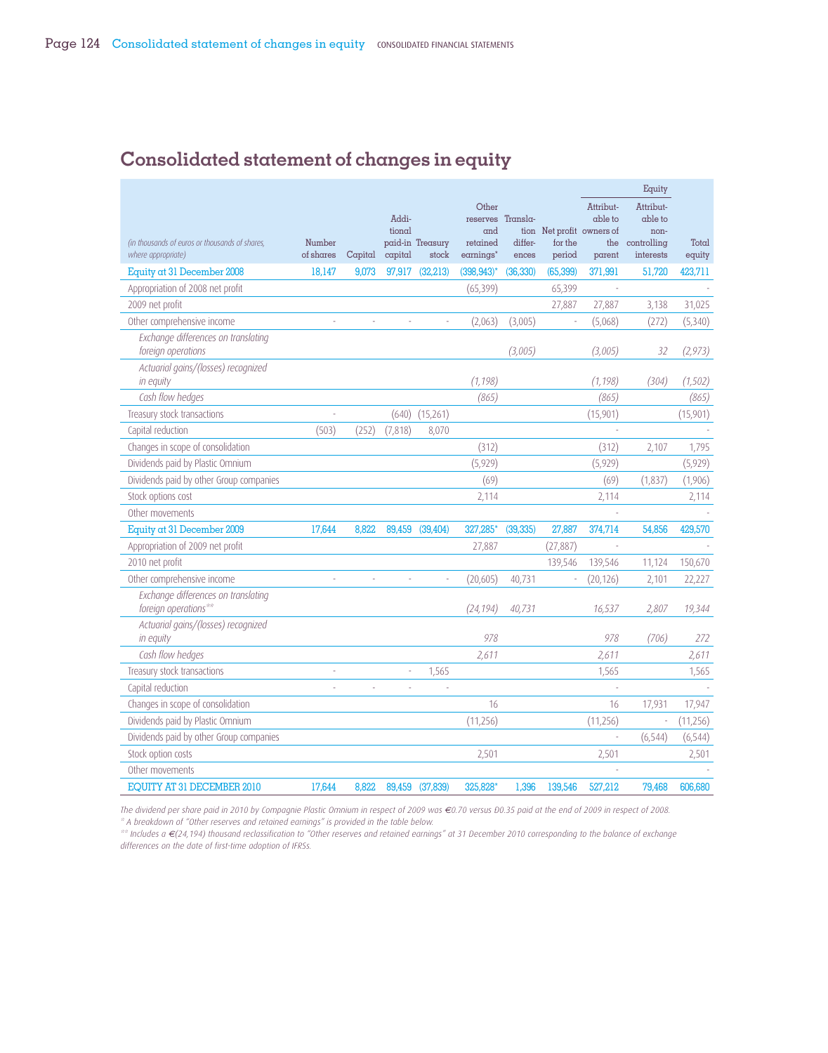# Consolidated statement of changes in equity

| *(in thousands of euros or thousands of shares, where appropriate)* | Number of shares | Capital | Additional paid-in capital | Treasury stock | Other reserves and retained earnings* | Translation differences | Net profit for the period | Equity Attributable to owners of the parent | Equity Attributable to non-controlling interests | Total equity |
|---|---|---|---|---|---|---|---|---|---|---|
| **Equity at 31 December 2008** | **18,147** | **9,073** | **97,917** | **(32,213)** | **(398,943)*** | **(36,330)** | **(65,399)** | **371,991** | **51,720** | **423,711** |
| Appropriation of 2008 net profit | | | | | (65,399) | | 65,399 | - | | - |
| 2009 net profit | | | | | | | 27,887 | 27,887 | 3,138 | 31,025 |
| Other comprehensive income | - | - | - | - | (2,063) | (3,005) | - | (5,068) | (272) | (5,340) |
| *Exchange differences on translating foreign operations* | | | | | | *(3,005)* | | *(3,005)* | *32* | *(2,973)* |
| *Actuarial gains/(losses) recognized in equity* | | | | | *(1,198)* | | | *(1,198)* | *(304)* | *(1,502)* |
| *Cash flow hedges* | | | | | *(865)* | | | *(865)* | | *(865)* |
| Treasury stock transactions | - | | (640) | (15,261) | | | | (15,901) | | (15,901) |
| Capital reduction | (503) | (252) | (7,818) | 8,070 | | | | - | | - |
| Changes in scope of consolidation | | | | | (312) | | | (312) | 2,107 | 1,795 |
| Dividends paid by Plastic Omnium | | | | | (5,929) | | | (5,929) | | (5,929) |
| Dividends paid by other Group companies | | | | | (69) | | | (69) | (1,837) | (1,906) |
| Stock options cost | | | | | 2,114 | | | 2,114 | | 2,114 |
| Other movements | | | | | | | | - | | - |
| **Equity at 31 December 2009** | **17,644** | **8,822** | **89,459** | **(39,404)** | **327,285*** | **(39,335)** | **27,887** | **374,714** | **54,856** | **429,570** |
| Appropriation of 2009 net profit | | | | | 27,887 | | (27,887) | - | | - |
| 2010 net profit | | | | | | | 139,546 | 139,546 | 11,124 | 150,670 |
| Other comprehensive income | - | - | - | - | (20,605) | 40,731 | - | (20,126) | 2,101 | 22,227 |
| *Exchange differences on translating foreign operations*** | | | | | *(24,194)* | *40,731* | | *16,537* | *2,807* | *19,344* |
| *Actuarial gains/(losses) recognized in equity* | | | | | *978* | | | *978* | *(706)* | *272* |
| *Cash flow hedges* | | | | | *2,611* | | | *2,611* | | *2,611* |
| Treasury stock transactions | - | | - | 1,565 | | | | 1,565 | | 1,565 |
| Capital reduction | - | - | - | - | | | | - | | - |
| Changes in scope of consolidation | | | | | 16 | | | 16 | 17,931 | 17,947 |
| Dividends paid by Plastic Omnium | | | | | (11,256) | | | (11,256) | - | (11,256) |
| Dividends paid by other Group companies | | | | | | | | - | (6,544) | (6,544) |
| Stock option costs | | | | | 2,501 | | | 2,501 | | 2,501 |
| Other movements | | | | | | | | - | | - |
| **EQUITY AT 31 DECEMBER 2010** | **17,644** | **8,822** | **89,459** | **(37,839)** | **325,828*** | **1,396** | **139,546** | **527,212** | **79,468** | **606,680** |

*The dividend per share paid in 2010 by Compagnie Plastic Omnium in respect of 2009 was €0.70 versus Ð0.35 paid at the end of 2009 in respect of 2008.*

*\* A breakdown of "Other reserves and retained earnings" is provided in the table below.*

*\*\* Includes a €(24,194) thousand reclassification to "Other reserves and retained earnings" at 31 December 2010 corresponding to the balance of exchange differences on the date of first-time adoption of IFRSs.*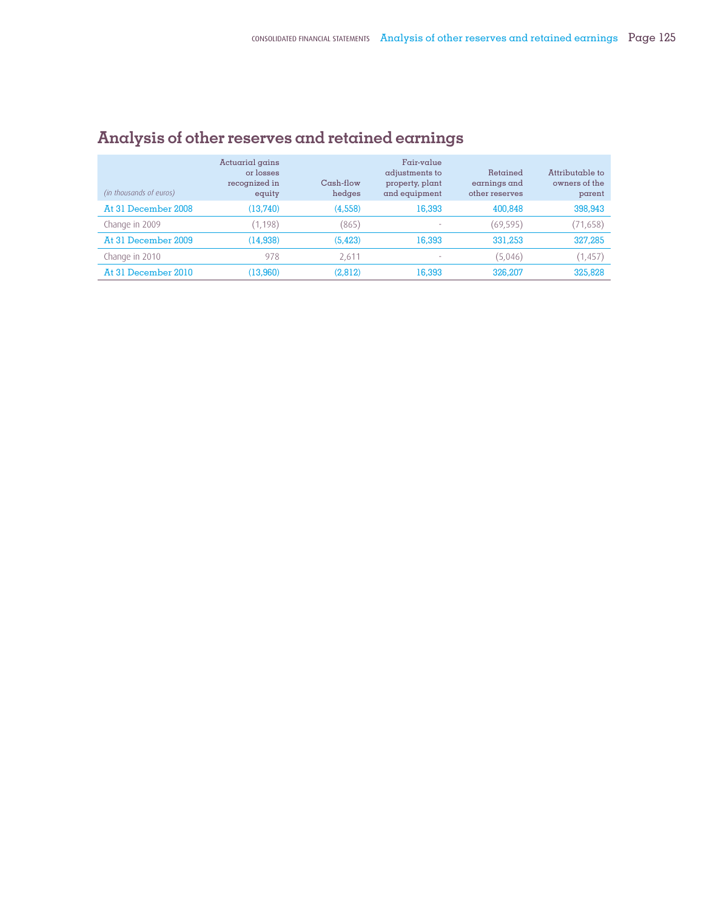## Analysis of other reserves and retained earnings

| *(in thousands of euros)* | Actuarial gains or losses recognized in equity | Cash-flow hedges | Fair-value adjustments to property, plant and equipment | Retained earnings and other reserves | Attributable to owners of the parent |
|---|---|---|---|---|---|
| At 31 December 2008 | (13,740) | (4,558) | 16,393 | 400,848 | 398,943 |
| Change in 2009 | (1,198) | (865) | - | (69,595) | (71,658) |
| At 31 December 2009 | (14,938) | (5,423) | 16,393 | 331,253 | 327,285 |
| Change in 2010 | 978 | 2,611 | - | (5,046) | (1,457) |
| At 31 December 2010 | (13,960) | (2,812) | 16,393 | 326,207 | 325,828 |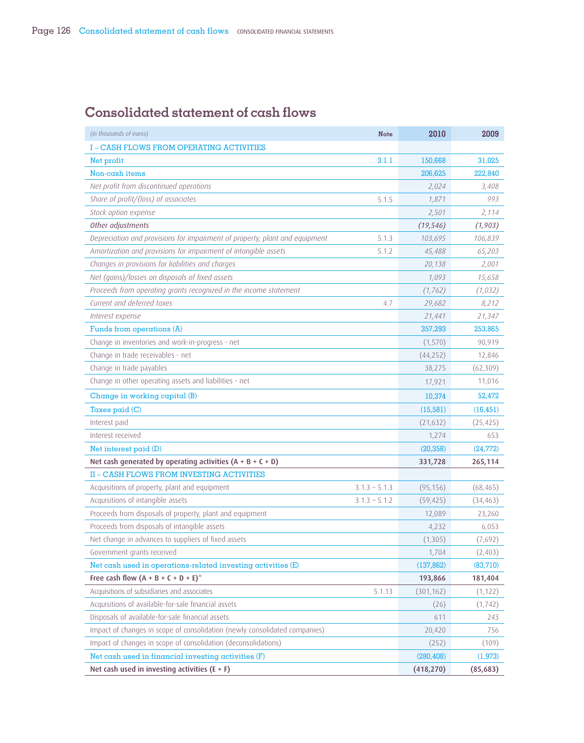# Consolidated statement of cash flows

| *(in thousands of euros)* | Note | 2010 | 2009 |
|---|---|---|---|
| I – CASH FLOWS FROM OPERATING ACTIVITIES | | | |
| Net profit | 3.1.1 | 150,668 | 31,025 |
| Non-cash items | | 206,625 | 222,840 |
| *Net profit from discontinued operations* | | *2,024* | *3,408* |
| *Share of profit/(loss) of associates* | 5.1.5 | *1,871* | *993* |
| *Stock option expense* | | *2,501* | *2,114* |
| *Other adjustments* | | *(19,546)* | *(1,903)* |
| *Depreciation and provisions for impairment of property, plant and equipment* | 5.1.3 | *103,695* | *106,839* |
| *Amortization and provisions for impairment of intangible assets* | 5.1.2 | *45,488* | *65,203* |
| *Changes in provisions for liabilities and charges* | | *20,138* | *2,001* |
| *Net (gains)/losses on disposals of fixed assets* | | *1,093* | *15,658* |
| *Proceeds from operating grants recognized in the income statement* | | *(1,762)* | *(1,032)* |
| *Current and deferred taxes* | 4.7 | *29,682* | *8,212* |
| *Interest expense* | | *21,441* | *21,347* |
| Funds from operations (A) | | 357,293 | 253,865 |
| Change in inventories and work-in-progress - net | | (1,570) | 90,919 |
| Change in trade receivables - net | | (44,252) | 12,846 |
| Change in trade payables | | 38,275 | (62,309) |
| Change in other operating assets and liabilities - net | | 17,921 | 11,016 |
| Change in working capital (B) | | 10,374 | 52,472 |
| Taxes paid (C) | | (15,581) | (16,451) |
| Interest paid | | (21,632) | (25,425) |
| Interest received | | 1,274 | 653 |
| Net interest paid (D) | | (20,358) | (24,772) |
| **Net cash generated by operating activities (A + B + C + D)** | | **331,728** | **265,114** |
| II – CASH FLOWS FROM INVESTING ACTIVITIES | | | |
| Acquisitions of property, plant and equipment | 3.1.3 – 5.1.3 | (95,156) | (68,465) |
| Acquisitions of intangible assets | 3.1.3 – 5.1.2 | (59,425) | (34,463) |
| Proceeds from disposals of property, plant and equipment | | 12,089 | 23,260 |
| Proceeds from disposals of intangible assets | | 4,232 | 6,053 |
| Net change in advances to suppliers of fixed assets | | (1,305) | (7,692) |
| Government grants received | | 1,704 | (2,403) |
| Net cash used in operations-related investing activities (E) | | (137,862) | (83,710) |
| **Free cash flow (A + B + C + D + E)*** | | **193,866** | **181,404** |
| Acquisitions of subsidiaries and associates | 5.1.13 | (301,162) | (1,122) |
| Acquisitions of available-for-sale financial assets | | (26) | (1,742) |
| Disposals of available-for-sale financial assets | | 611 | 243 |
| Impact of changes in scope of consolidation (newly consolidated companies) | | 20,420 | 756 |
| Impact of changes in scope of consolidation (deconsolidations) | | (252) | (109) |
| Net cash used in financial investing activities (F) | | (280,408) | (1,973) |
| **Net cash used in investing activities (E + F)** | | **(418,270)** | **(85,683)** |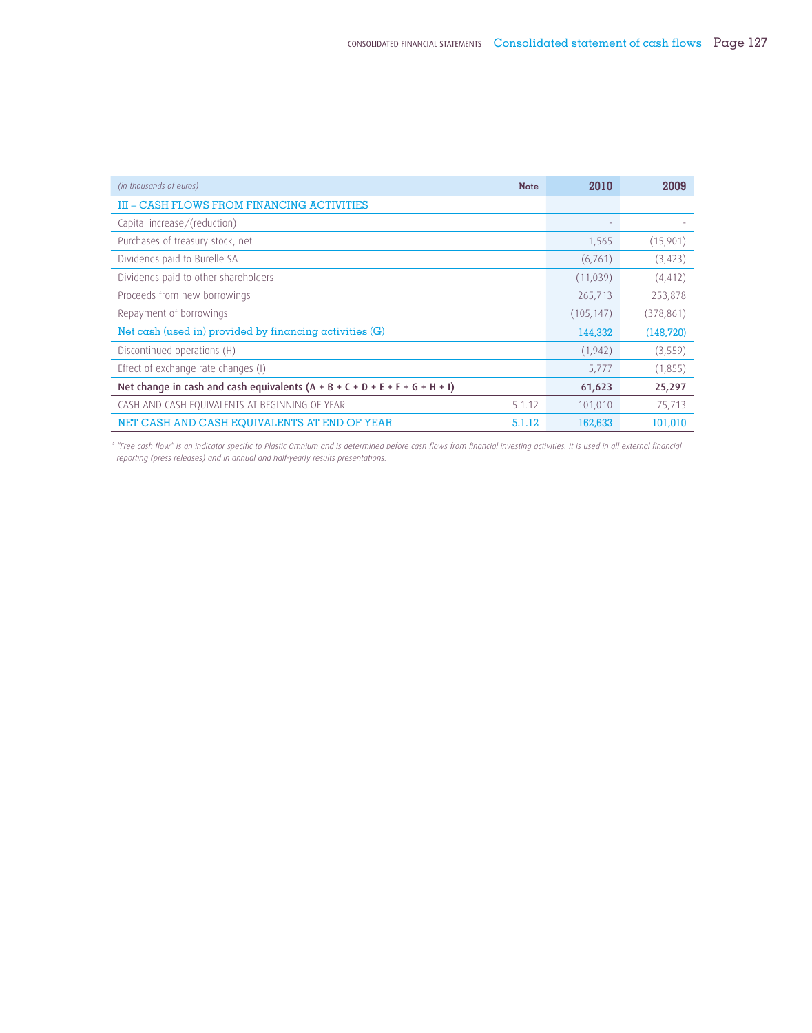| *(in thousands of euros)* | Note | 2010 | 2009 |
|---|---|---|---|
| III – CASH FLOWS FROM FINANCING ACTIVITIES | | | |
| Capital increase/(reduction) | | - | - |
| Purchases of treasury stock, net | | 1,565 | (15,901) |
| Dividends paid to Burelle SA | | (6,761) | (3,423) |
| Dividends paid to other shareholders | | (11,039) | (4,412) |
| Proceeds from new borrowings | | 265,713 | 253,878 |
| Repayment of borrowings | | (105,147) | (378,861) |
| Net cash (used in) provided by financing activities (G) | | 144,332 | (148,720) |
| Discontinued operations (H) | | (1,942) | (3,559) |
| Effect of exchange rate changes (I) | | 5,777 | (1,855) |
| **Net change in cash and cash equivalents (A + B + C + D + E + F + G + H + I)** | | **61,623** | **25,297** |
| CASH AND CASH EQUIVALENTS AT BEGINNING OF YEAR | 5.1.12 | 101,010 | 75,713 |
| NET CASH AND CASH EQUIVALENTS AT END OF YEAR | 5.1.12 | 162,633 | 101,010 |

*\* "Free cash flow" is an indicator specific to Plastic Omnium and is determined before cash flows from financial investing activities. It is used in all external financial reporting (press releases) and in annual and half-yearly results presentations.*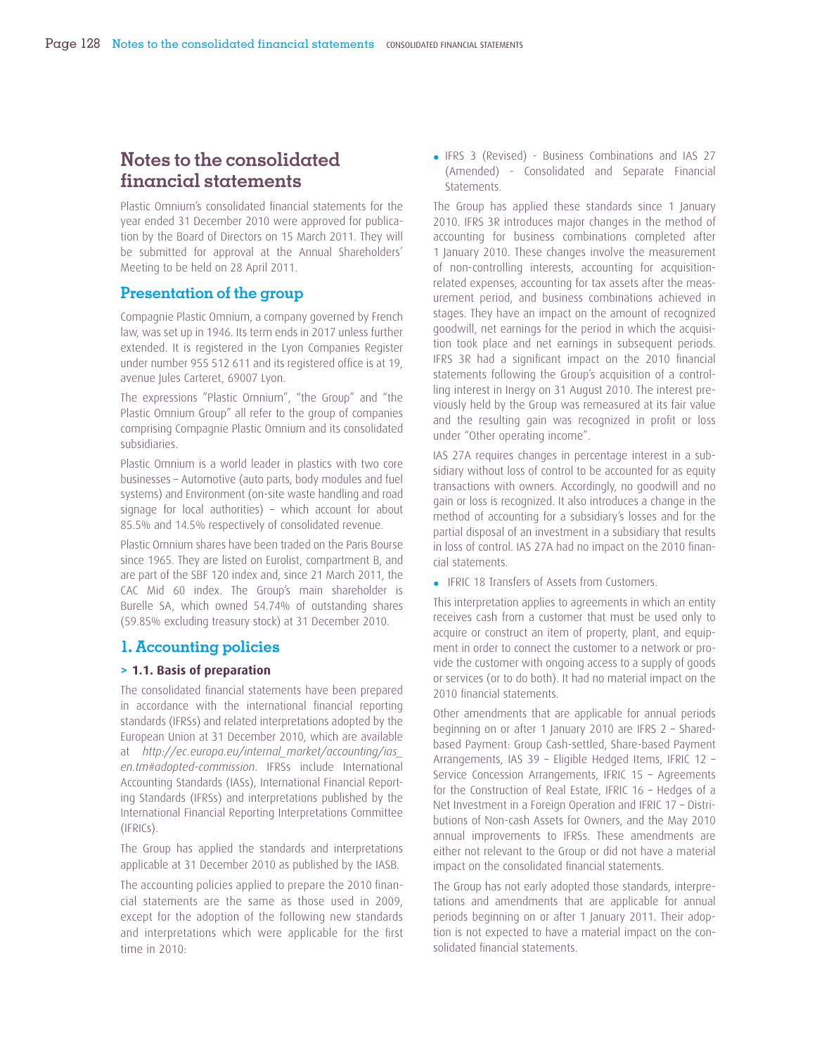# Notes to the consolidated financial statements

Plastic Omnium's consolidated financial statements for the year ended 31 December 2010 were approved for publication by the Board of Directors on 15 March 2011. They will be submitted for approval at the Annual Shareholders' Meeting to be held on 28 April 2011.

## Presentation of the group

Compagnie Plastic Omnium, a company governed by French law, was set up in 1946. Its term ends in 2017 unless further extended. It is registered in the Lyon Companies Register under number 955 512 611 and its registered office is at 19, avenue Jules Carteret, 69007 Lyon.

The expressions "Plastic Omnium", "the Group" and "the Plastic Omnium Group" all refer to the group of companies comprising Compagnie Plastic Omnium and its consolidated subsidiaries.

Plastic Omnium is a world leader in plastics with two core businesses – Automotive (auto parts, body modules and fuel systems) and Environment (on-site waste handling and road signage for local authorities) – which account for about 85.5% and 14.5% respectively of consolidated revenue.

Plastic Omnium shares have been traded on the Paris Bourse since 1965. They are listed on Eurolist, compartment B, and are part of the SBF 120 index and, since 21 March 2011, the CAC Mid 60 index. The Group's main shareholder is Burelle SA, which owned 54.74% of outstanding shares (59.85% excluding treasury stock) at 31 December 2010.

## 1. Accounting policies

### > 1.1. Basis of preparation

The consolidated financial statements have been prepared in accordance with the international financial reporting standards (IFRSs) and related interpretations adopted by the European Union at 31 December 2010, which are available at *http://ec.europa.eu/internal_market/accounting/ias_en.tm#adopted-commission*. IFRSs include International Accounting Standards (IASs), International Financial Reporting Standards (IFRSs) and interpretations published by the International Financial Reporting Interpretations Committee (IFRICs).

The Group has applied the standards and interpretations applicable at 31 December 2010 as published by the IASB.

The accounting policies applied to prepare the 2010 financial statements are the same as those used in 2009, except for the adoption of the following new standards and interpretations which were applicable for the first time in 2010:

- IFRS 3 (Revised) - Business Combinations and IAS 27 (Amended) - Consolidated and Separate Financial Statements.

The Group has applied these standards since 1 January 2010. IFRS 3R introduces major changes in the method of accounting for business combinations completed after 1 January 2010. These changes involve the measurement of non-controlling interests, accounting for acquisition-related expenses, accounting for tax assets after the measurement period, and business combinations achieved in stages. They have an impact on the amount of recognized goodwill, net earnings for the period in which the acquisition took place and net earnings in subsequent periods. IFRS 3R had a significant impact on the 2010 financial statements following the Group's acquisition of a controlling interest in Inergy on 31 August 2010. The interest previously held by the Group was remeasured at its fair value and the resulting gain was recognized in profit or loss under "Other operating income".

IAS 27A requires changes in percentage interest in a subsidiary without loss of control to be accounted for as equity transactions with owners. Accordingly, no goodwill and no gain or loss is recognized. It also introduces a change in the method of accounting for a subsidiary's losses and for the partial disposal of an investment in a subsidiary that results in loss of control. IAS 27A had no impact on the 2010 financial statements.

- IFRIC 18 Transfers of Assets from Customers.

This interpretation applies to agreements in which an entity receives cash from a customer that must be used only to acquire or construct an item of property, plant, and equipment in order to connect the customer to a network or provide the customer with ongoing access to a supply of goods or services (or to do both). It had no material impact on the 2010 financial statements.

Other amendments that are applicable for annual periods beginning on or after 1 January 2010 are IFRS 2 – Share-based Payment: Group Cash-settled, Share-based Payment Arrangements, IAS 39 – Eligible Hedged Items, IFRIC 12 – Service Concession Arrangements, IFRIC 15 – Agreements for the Construction of Real Estate, IFRIC 16 – Hedges of a Net Investment in a Foreign Operation and IFRIC 17 – Distributions of Non-cash Assets for Owners, and the May 2010 annual improvements to IFRSs. These amendments are either not relevant to the Group or did not have a material impact on the consolidated financial statements.

The Group has not early adopted those standards, interpretations and amendments that are applicable for annual periods beginning on or after 1 January 2011. Their adoption is not expected to have a material impact on the consolidated financial statements.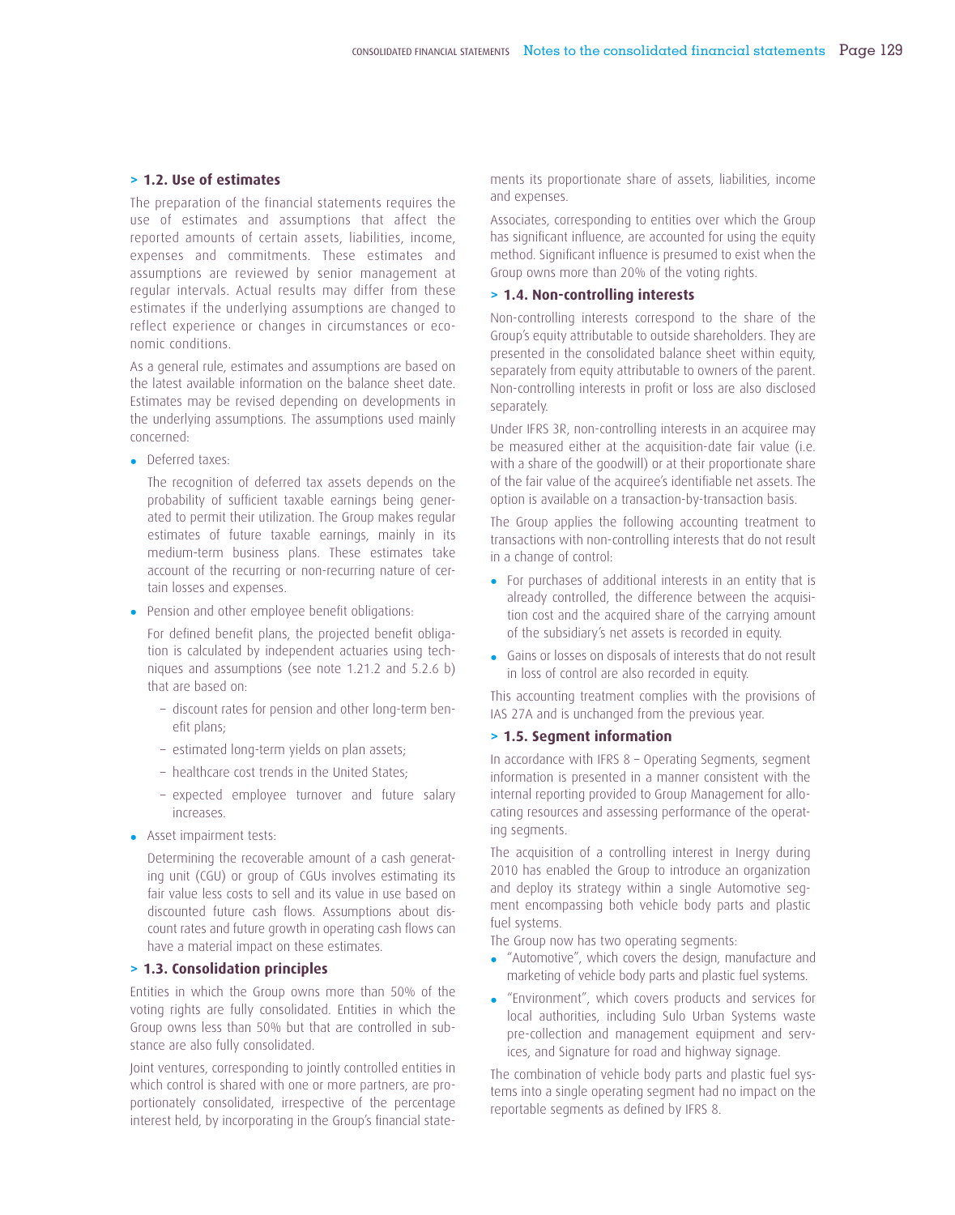### > 1.2. Use of estimates

The preparation of the financial statements requires the use of estimates and assumptions that affect the reported amounts of certain assets, liabilities, income, expenses and commitments. These estimates and assumptions are reviewed by senior management at regular intervals. Actual results may differ from these estimates if the underlying assumptions are changed to reflect experience or changes in circumstances or economic conditions.

As a general rule, estimates and assumptions are based on the latest available information on the balance sheet date. Estimates may be revised depending on developments in the underlying assumptions. The assumptions used mainly concerned:

- Deferred taxes:

  The recognition of deferred tax assets depends on the probability of sufficient taxable earnings being generated to permit their utilization. The Group makes regular estimates of future taxable earnings, mainly in its medium-term business plans. These estimates take account of the recurring or non-recurring nature of certain losses and expenses.

- Pension and other employee benefit obligations:

  For defined benefit plans, the projected benefit obligation is calculated by independent actuaries using techniques and assumptions (see note 1.21.2 and 5.2.6 b) that are based on:

  - discount rates for pension and other long-term benefit plans;
  - estimated long-term yields on plan assets;
  - healthcare cost trends in the United States;
  - expected employee turnover and future salary increases.

- Asset impairment tests:

  Determining the recoverable amount of a cash generating unit (CGU) or group of CGUs involves estimating its fair value less costs to sell and its value in use based on discounted future cash flows. Assumptions about discount rates and future growth in operating cash flows can have a material impact on these estimates.

### > 1.3. Consolidation principles

Entities in which the Group owns more than 50% of the voting rights are fully consolidated. Entities in which the Group owns less than 50% but that are controlled in substance are also fully consolidated.

Joint ventures, corresponding to jointly controlled entities in which control is shared with one or more partners, are proportionately consolidated, irrespective of the percentage interest held, by incorporating in the Group's financial statements its proportionate share of assets, liabilities, income and expenses.

Associates, corresponding to entities over which the Group has significant influence, are accounted for using the equity method. Significant influence is presumed to exist when the Group owns more than 20% of the voting rights.

### > 1.4. Non-controlling interests

Non-controlling interests correspond to the share of the Group's equity attributable to outside shareholders. They are presented in the consolidated balance sheet within equity, separately from equity attributable to owners of the parent. Non-controlling interests in profit or loss are also disclosed separately.

Under IFRS 3R, non-controlling interests in an acquiree may be measured either at the acquisition-date fair value (i.e. with a share of the goodwill) or at their proportionate share of the fair value of the acquiree's identifiable net assets. The option is available on a transaction-by-transaction basis.

The Group applies the following accounting treatment to transactions with non-controlling interests that do not result in a change of control:

- For purchases of additional interests in an entity that is already controlled, the difference between the acquisition cost and the acquired share of the carrying amount of the subsidiary's net assets is recorded in equity.
- Gains or losses on disposals of interests that do not result in loss of control are also recorded in equity.

This accounting treatment complies with the provisions of IAS 27A and is unchanged from the previous year.

### > 1.5. Segment information

In accordance with IFRS 8 – Operating Segments, segment information is presented in a manner consistent with the internal reporting provided to Group Management for allocating resources and assessing performance of the operating segments.

The acquisition of a controlling interest in Inergy during 2010 has enabled the Group to introduce an organization and deploy its strategy within a single Automotive segment encompassing both vehicle body parts and plastic fuel systems.

The Group now has two operating segments:

- "Automotive", which covers the design, manufacture and marketing of vehicle body parts and plastic fuel systems.
- "Environment", which covers products and services for local authorities, including Sulo Urban Systems waste pre-collection and management equipment and services, and Signature for road and highway signage.

The combination of vehicle body parts and plastic fuel systems into a single operating segment had no impact on the reportable segments as defined by IFRS 8.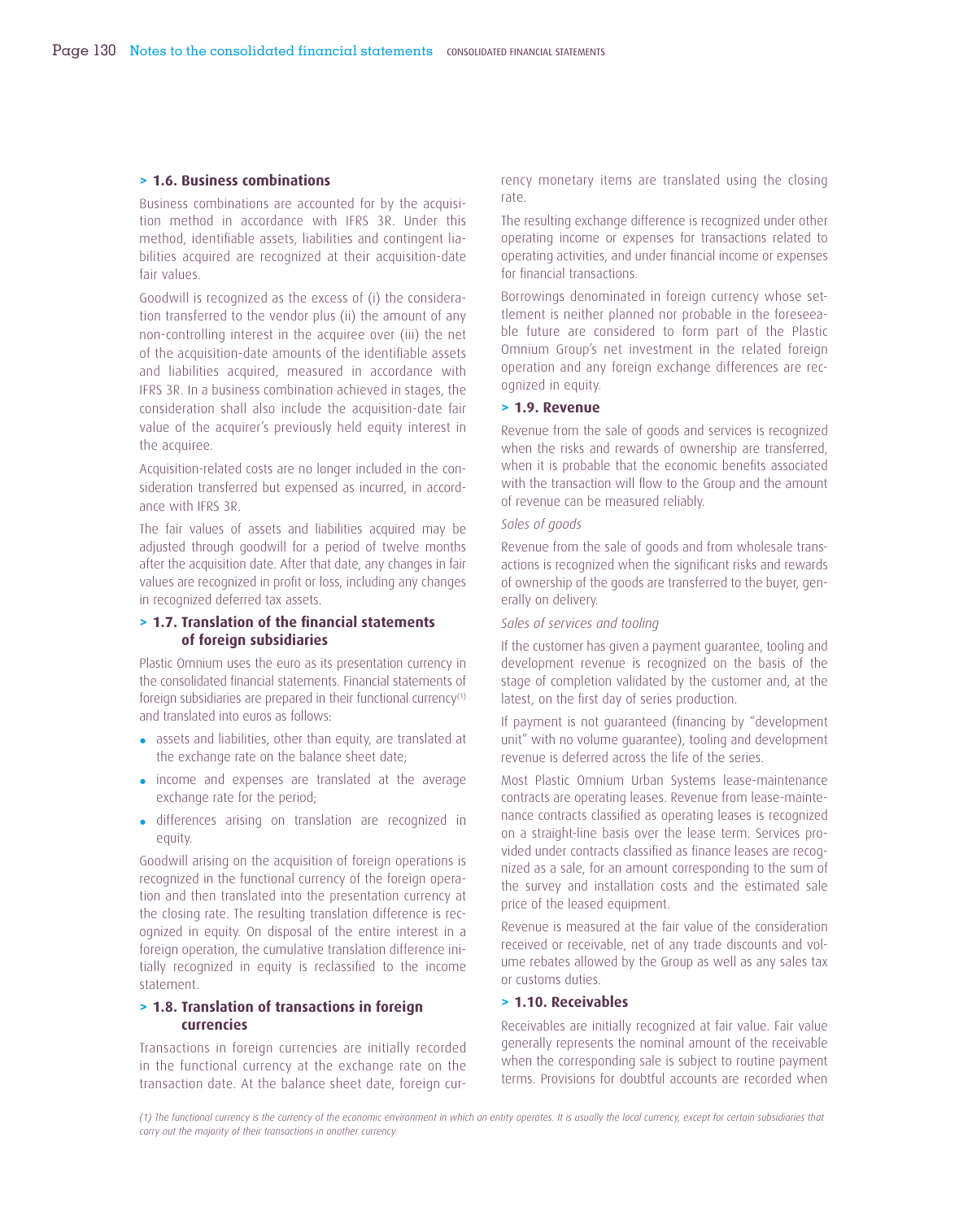### > 1.6. Business combinations

Business combinations are accounted for by the acquisition method in accordance with IFRS 3R. Under this method, identifiable assets, liabilities and contingent liabilities acquired are recognized at their acquisition-date fair values.

Goodwill is recognized as the excess of (i) the consideration transferred to the vendor plus (ii) the amount of any non-controlling interest in the acquiree over (iii) the net of the acquisition-date amounts of the identifiable assets and liabilities acquired, measured in accordance with IFRS 3R. In a business combination achieved in stages, the consideration shall also include the acquisition-date fair value of the acquirer's previously held equity interest in the acquiree.

Acquisition-related costs are no longer included in the consideration transferred but expensed as incurred, in accordance with IFRS 3R.

The fair values of assets and liabilities acquired may be adjusted through goodwill for a period of twelve months after the acquisition date. After that date, any changes in fair values are recognized in profit or loss, including any changes in recognized deferred tax assets.

### > 1.7. Translation of the financial statements of foreign subsidiaries

Plastic Omnium uses the euro as its presentation currency in the consolidated financial statements. Financial statements of foreign subsidiaries are prepared in their functional currency[(1)] and translated into euros as follows:

- assets and liabilities, other than equity, are translated at the exchange rate on the balance sheet date;
- income and expenses are translated at the average exchange rate for the period;
- differences arising on translation are recognized in equity.

Goodwill arising on the acquisition of foreign operations is recognized in the functional currency of the foreign operation and then translated into the presentation currency at the closing rate. The resulting translation difference is recognized in equity. On disposal of the entire interest in a foreign operation, the cumulative translation difference initially recognized in equity is reclassified to the income statement.

### > 1.8. Translation of transactions in foreign currencies

Transactions in foreign currencies are initially recorded in the functional currency at the exchange rate on the transaction date. At the balance sheet date, foreign currency monetary items are translated using the closing rate.

The resulting exchange difference is recognized under other operating income or expenses for transactions related to operating activities, and under financial income or expenses for financial transactions.

Borrowings denominated in foreign currency whose settlement is neither planned nor probable in the foreseeable future are considered to form part of the Plastic Omnium Group's net investment in the related foreign operation and any foreign exchange differences are recognized in equity.

### > 1.9. Revenue

Revenue from the sale of goods and services is recognized when the risks and rewards of ownership are transferred, when it is probable that the economic benefits associated with the transaction will flow to the Group and the amount of revenue can be measured reliably.

*Sales of goods*

Revenue from the sale of goods and from wholesale transactions is recognized when the significant risks and rewards of ownership of the goods are transferred to the buyer, generally on delivery.

*Sales of services and tooling*

If the customer has given a payment guarantee, tooling and development revenue is recognized on the basis of the stage of completion validated by the customer and, at the latest, on the first day of series production.

If payment is not guaranteed (financing by "development unit" with no volume guarantee), tooling and development revenue is deferred across the life of the series.

Most Plastic Omnium Urban Systems lease-maintenance contracts are operating leases. Revenue from lease-maintenance contracts classified as operating leases is recognized on a straight-line basis over the lease term. Services provided under contracts classified as finance leases are recognized as a sale, for an amount corresponding to the sum of the survey and installation costs and the estimated sale price of the leased equipment.

Revenue is measured at the fair value of the consideration received or receivable, net of any trade discounts and volume rebates allowed by the Group as well as any sales tax or customs duties.

### > 1.10. Receivables

Receivables are initially recognized at fair value. Fair value generally represents the nominal amount of the receivable when the corresponding sale is subject to routine payment terms. Provisions for doubtful accounts are recorded when

*(1) The functional currency is the currency of the economic environment in which an entity operates. It is usually the local currency, except for certain subsidiaries that carry out the majority of their transactions in another currency.*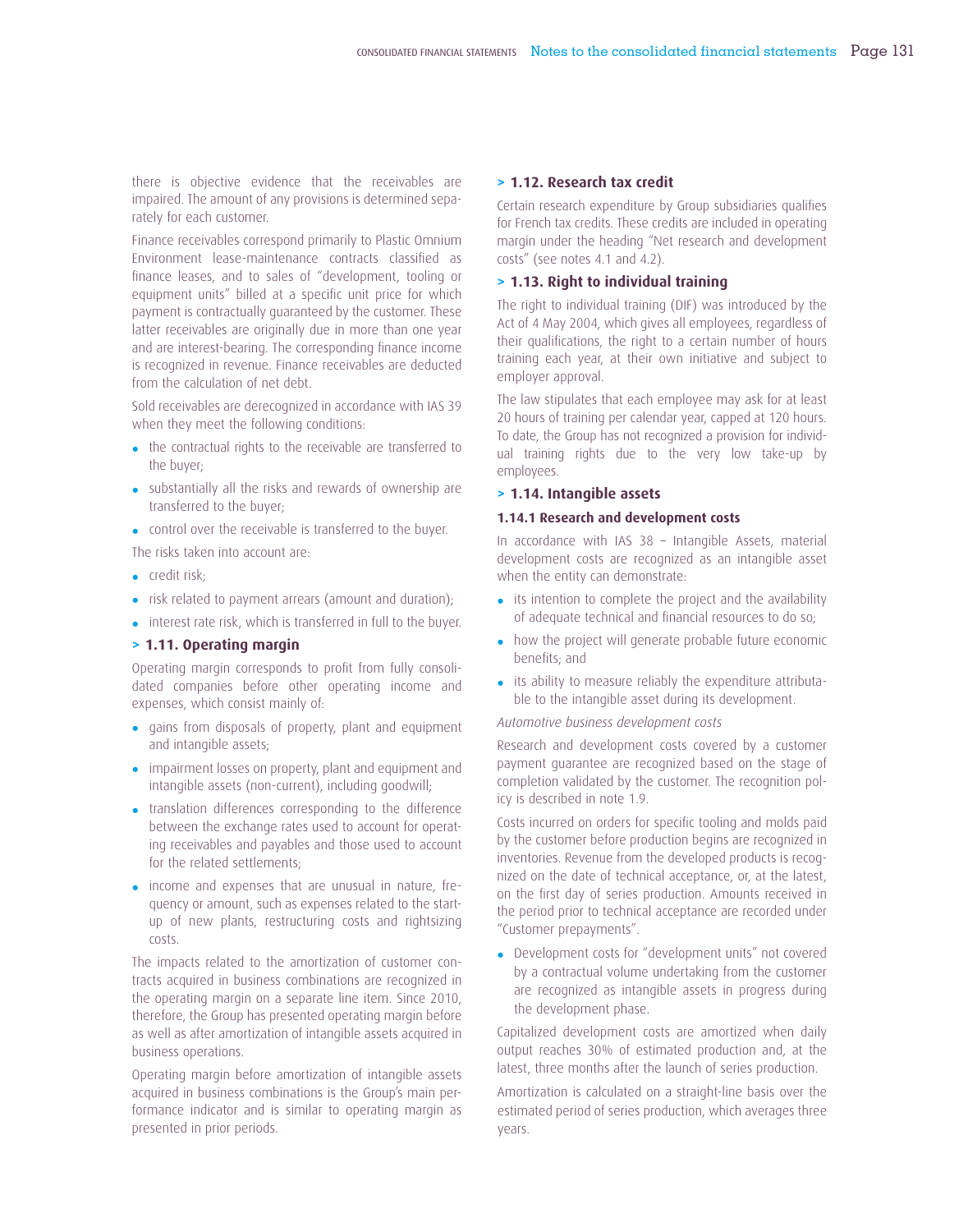there is objective evidence that the receivables are impaired. The amount of any provisions is determined separately for each customer.

Finance receivables correspond primarily to Plastic Omnium Environment lease-maintenance contracts classified as finance leases, and to sales of "development, tooling or equipment units" billed at a specific unit price for which payment is contractually guaranteed by the customer. These latter receivables are originally due in more than one year and are interest-bearing. The corresponding finance income is recognized in revenue. Finance receivables are deducted from the calculation of net debt.

Sold receivables are derecognized in accordance with IAS 39 when they meet the following conditions:

- the contractual rights to the receivable are transferred to the buyer;
- substantially all the risks and rewards of ownership are transferred to the buyer;
- control over the receivable is transferred to the buyer.

The risks taken into account are:

- credit risk;
- risk related to payment arrears (amount and duration);
- interest rate risk, which is transferred in full to the buyer.

## > 1.11. Operating margin

Operating margin corresponds to profit from fully consolidated companies before other operating income and expenses, which consist mainly of:

- gains from disposals of property, plant and equipment and intangible assets;
- impairment losses on property, plant and equipment and intangible assets (non-current), including goodwill;
- translation differences corresponding to the difference between the exchange rates used to account for operating receivables and payables and those used to account for the related settlements;
- income and expenses that are unusual in nature, frequency or amount, such as expenses related to the start-up of new plants, restructuring costs and rightsizing costs.

The impacts related to the amortization of customer contracts acquired in business combinations are recognized in the operating margin on a separate line item. Since 2010, therefore, the Group has presented operating margin before as well as after amortization of intangible assets acquired in business operations.

Operating margin before amortization of intangible assets acquired in business combinations is the Group's main performance indicator and is similar to operating margin as presented in prior periods.

## > 1.12. Research tax credit

Certain research expenditure by Group subsidiaries qualifies for French tax credits. These credits are included in operating margin under the heading "Net research and development costs" (see notes 4.1 and 4.2).

## > 1.13. Right to individual training

The right to individual training (DIF) was introduced by the Act of 4 May 2004, which gives all employees, regardless of their qualifications, the right to a certain number of hours training each year, at their own initiative and subject to employer approval.

The law stipulates that each employee may ask for at least 20 hours of training per calendar year, capped at 120 hours. To date, the Group has not recognized a provision for individual training rights due to the very low take-up by employees.

## > 1.14. Intangible assets

### 1.14.1 Research and development costs

In accordance with IAS 38 – Intangible Assets, material development costs are recognized as an intangible asset when the entity can demonstrate:

- its intention to complete the project and the availability of adequate technical and financial resources to do so;
- how the project will generate probable future economic benefits; and
- its ability to measure reliably the expenditure attributable to the intangible asset during its development.

*Automotive business development costs*

Research and development costs covered by a customer payment guarantee are recognized based on the stage of completion validated by the customer. The recognition policy is described in note 1.9.

Costs incurred on orders for specific tooling and molds paid by the customer before production begins are recognized in inventories. Revenue from the developed products is recognized on the date of technical acceptance, or, at the latest, on the first day of series production. Amounts received in the period prior to technical acceptance are recorded under "Customer prepayments".

- Development costs for "development units" not covered by a contractual volume undertaking from the customer are recognized as intangible assets in progress during the development phase.

Capitalized development costs are amortized when daily output reaches 30% of estimated production and, at the latest, three months after the launch of series production.

Amortization is calculated on a straight-line basis over the estimated period of series production, which averages three years.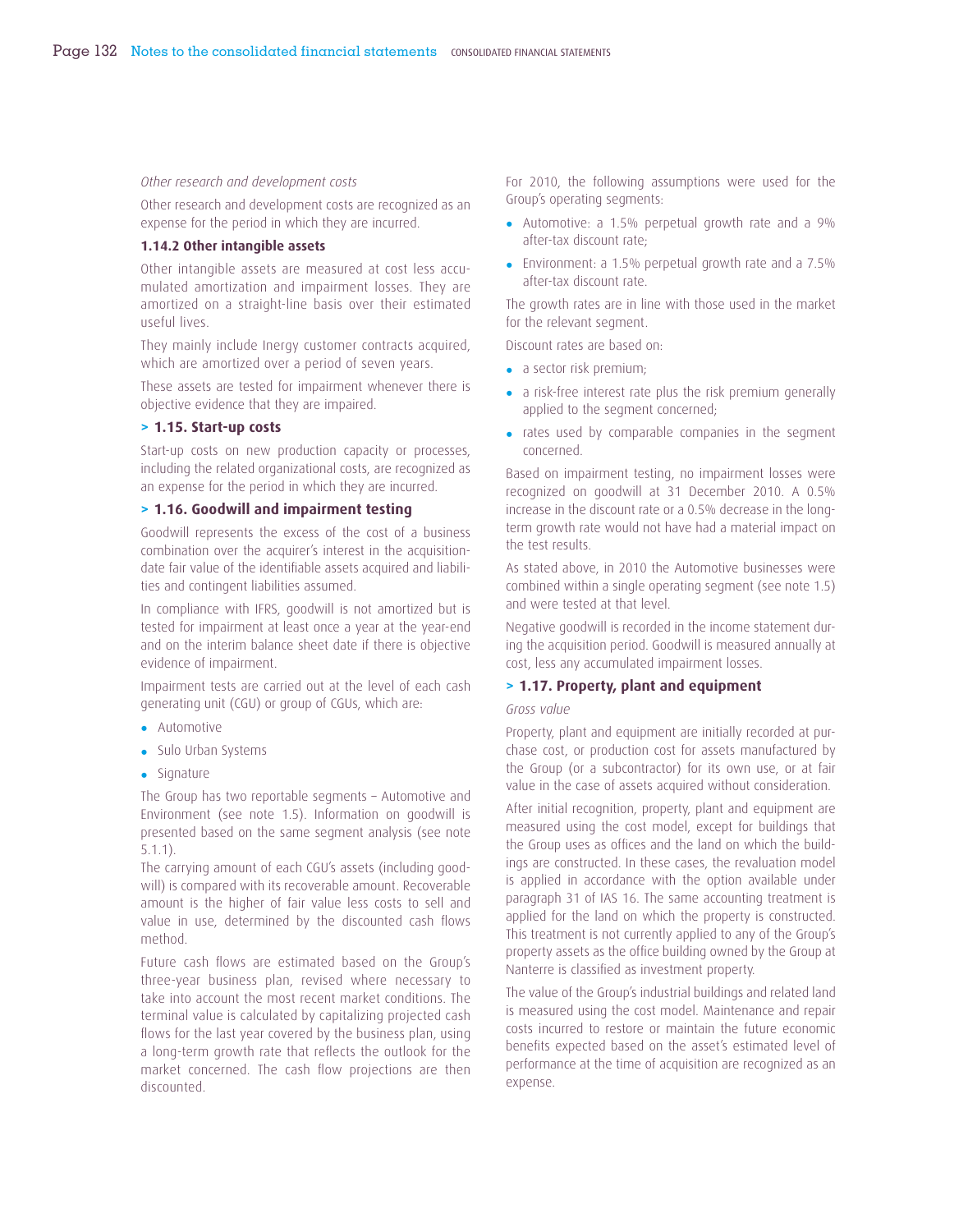*Other research and development costs*

Other research and development costs are recognized as an expense for the period in which they are incurred.

**1.14.2 Other intangible assets**

Other intangible assets are measured at cost less accumulated amortization and impairment losses. They are amortized on a straight-line basis over their estimated useful lives.

They mainly include Inergy customer contracts acquired, which are amortized over a period of seven years.

These assets are tested for impairment whenever there is objective evidence that they are impaired.

## > 1.15. Start-up costs

Start-up costs on new production capacity or processes, including the related organizational costs, are recognized as an expense for the period in which they are incurred.

## > 1.16. Goodwill and impairment testing

Goodwill represents the excess of the cost of a business combination over the acquirer's interest in the acquisition-date fair value of the identifiable assets acquired and liabilities and contingent liabilities assumed.

In compliance with IFRS, goodwill is not amortized but is tested for impairment at least once a year at the year-end and on the interim balance sheet date if there is objective evidence of impairment.

Impairment tests are carried out at the level of each cash generating unit (CGU) or group of CGUs, which are:

- Automotive
- Sulo Urban Systems
- Signature

The Group has two reportable segments – Automotive and Environment (see note 1.5). Information on goodwill is presented based on the same segment analysis (see note 5.1.1).

The carrying amount of each CGU's assets (including goodwill) is compared with its recoverable amount. Recoverable amount is the higher of fair value less costs to sell and value in use, determined by the discounted cash flows method.

Future cash flows are estimated based on the Group's three-year business plan, revised where necessary to take into account the most recent market conditions. The terminal value is calculated by capitalizing projected cash flows for the last year covered by the business plan, using a long-term growth rate that reflects the outlook for the market concerned. The cash flow projections are then discounted.

For 2010, the following assumptions were used for the Group's operating segments:

- Automotive: a 1.5% perpetual growth rate and a 9% after-tax discount rate;
- Environment: a 1.5% perpetual growth rate and a 7.5% after-tax discount rate.

The growth rates are in line with those used in the market for the relevant segment.

Discount rates are based on:

- a sector risk premium;
- a risk-free interest rate plus the risk premium generally applied to the segment concerned;
- rates used by comparable companies in the segment concerned.

Based on impairment testing, no impairment losses were recognized on goodwill at 31 December 2010. A 0.5% increase in the discount rate or a 0.5% decrease in the long-term growth rate would not have had a material impact on the test results.

As stated above, in 2010 the Automotive businesses were combined within a single operating segment (see note 1.5) and were tested at that level.

Negative goodwill is recorded in the income statement during the acquisition period. Goodwill is measured annually at cost, less any accumulated impairment losses.

## > 1.17. Property, plant and equipment

*Gross value*

Property, plant and equipment are initially recorded at purchase cost, or production cost for assets manufactured by the Group (or a subcontractor) for its own use, or at fair value in the case of assets acquired without consideration.

After initial recognition, property, plant and equipment are measured using the cost model, except for buildings that the Group uses as offices and the land on which the buildings are constructed. In these cases, the revaluation model is applied in accordance with the option available under paragraph 31 of IAS 16. The same accounting treatment is applied for the land on which the property is constructed. This treatment is not currently applied to any of the Group's property assets as the office building owned by the Group at Nanterre is classified as investment property.

The value of the Group's industrial buildings and related land is measured using the cost model. Maintenance and repair costs incurred to restore or maintain the future economic benefits expected based on the asset's estimated level of performance at the time of acquisition are recognized as an expense.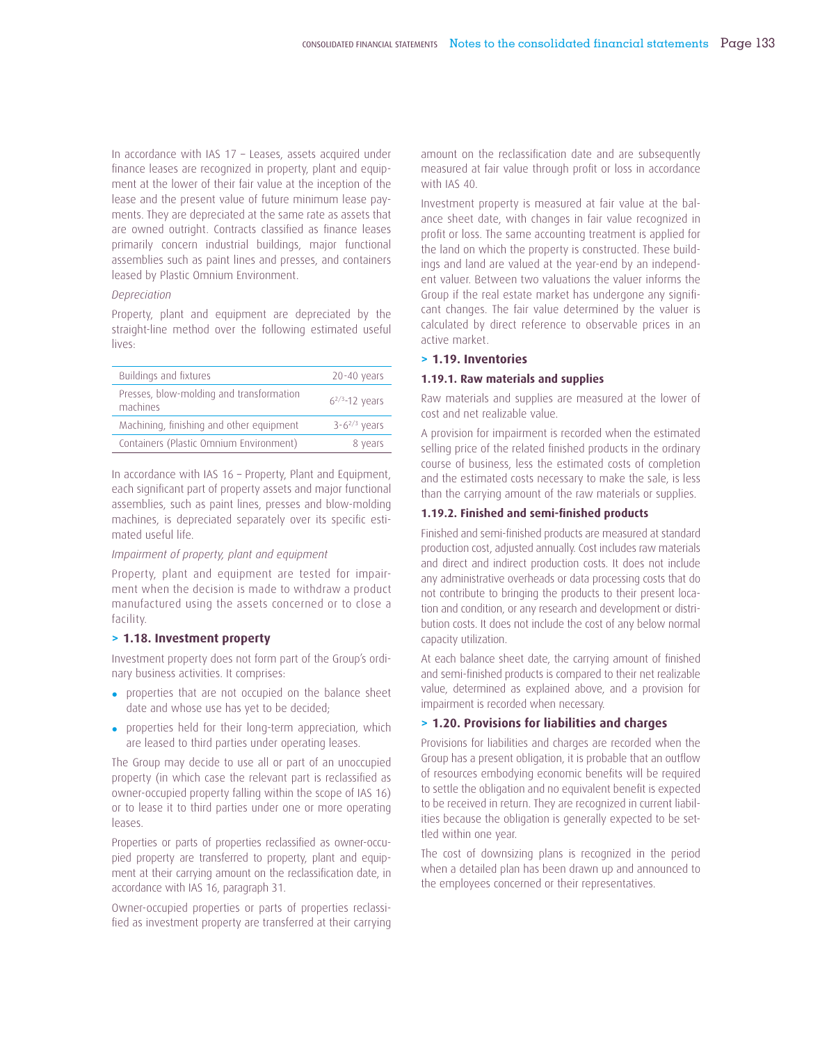In accordance with IAS 17 – Leases, assets acquired under finance leases are recognized in property, plant and equipment at the lower of their fair value at the inception of the lease and the present value of future minimum lease payments. They are depreciated at the same rate as assets that are owned outright. Contracts classified as finance leases primarily concern industrial buildings, major functional assemblies such as paint lines and presses, and containers leased by Plastic Omnium Environment.

*Depreciation*

Property, plant and equipment are depreciated by the straight-line method over the following estimated useful lives:

| | |
|---|---|
| Buildings and fixtures | 20-40 years |
| Presses, blow-molding and transformation machines | $6^{2/3}$-12 years |
| Machining, finishing and other equipment | 3-$6^{2/3}$ years |
| Containers (Plastic Omnium Environment) | 8 years |

In accordance with IAS 16 – Property, Plant and Equipment, each significant part of property assets and major functional assemblies, such as paint lines, presses and blow-molding machines, is depreciated separately over its specific estimated useful life.

*Impairment of property, plant and equipment*

Property, plant and equipment are tested for impairment when the decision is made to withdraw a product manufactured using the assets concerned or to close a facility.

## > 1.18. Investment property

Investment property does not form part of the Group's ordinary business activities. It comprises:

- properties that are not occupied on the balance sheet date and whose use has yet to be decided;
- properties held for their long-term appreciation, which are leased to third parties under operating leases.

The Group may decide to use all or part of an unoccupied property (in which case the relevant part is reclassified as owner-occupied property falling within the scope of IAS 16) or to lease it to third parties under one or more operating leases.

Properties or parts of properties reclassified as owner-occupied property are transferred to property, plant and equipment at their carrying amount on the reclassification date, in accordance with IAS 16, paragraph 31.

Owner-occupied properties or parts of properties reclassified as investment property are transferred at their carrying amount on the reclassification date and are subsequently measured at fair value through profit or loss in accordance with IAS 40.

Investment property is measured at fair value at the balance sheet date, with changes in fair value recognized in profit or loss. The same accounting treatment is applied for the land on which the property is constructed. These buildings and land are valued at the year-end by an independent valuer. Between two valuations the valuer informs the Group if the real estate market has undergone any significant changes. The fair value determined by the valuer is calculated by direct reference to observable prices in an active market.

## > 1.19. Inventories

### 1.19.1. Raw materials and supplies

Raw materials and supplies are measured at the lower of cost and net realizable value.

A provision for impairment is recorded when the estimated selling price of the related finished products in the ordinary course of business, less the estimated costs of completion and the estimated costs necessary to make the sale, is less than the carrying amount of the raw materials or supplies.

### 1.19.2. Finished and semi-finished products

Finished and semi-finished products are measured at standard production cost, adjusted annually. Cost includes raw materials and direct and indirect production costs. It does not include any administrative overheads or data processing costs that do not contribute to bringing the products to their present location and condition, or any research and development or distribution costs. It does not include the cost of any below normal capacity utilization.

At each balance sheet date, the carrying amount of finished and semi-finished products is compared to their net realizable value, determined as explained above, and a provision for impairment is recorded when necessary.

## > 1.20. Provisions for liabilities and charges

Provisions for liabilities and charges are recorded when the Group has a present obligation, it is probable that an outflow of resources embodying economic benefits will be required to settle the obligation and no equivalent benefit is expected to be received in return. They are recognized in current liabilities because the obligation is generally expected to be settled within one year.

The cost of downsizing plans is recognized in the period when a detailed plan has been drawn up and announced to the employees concerned or their representatives.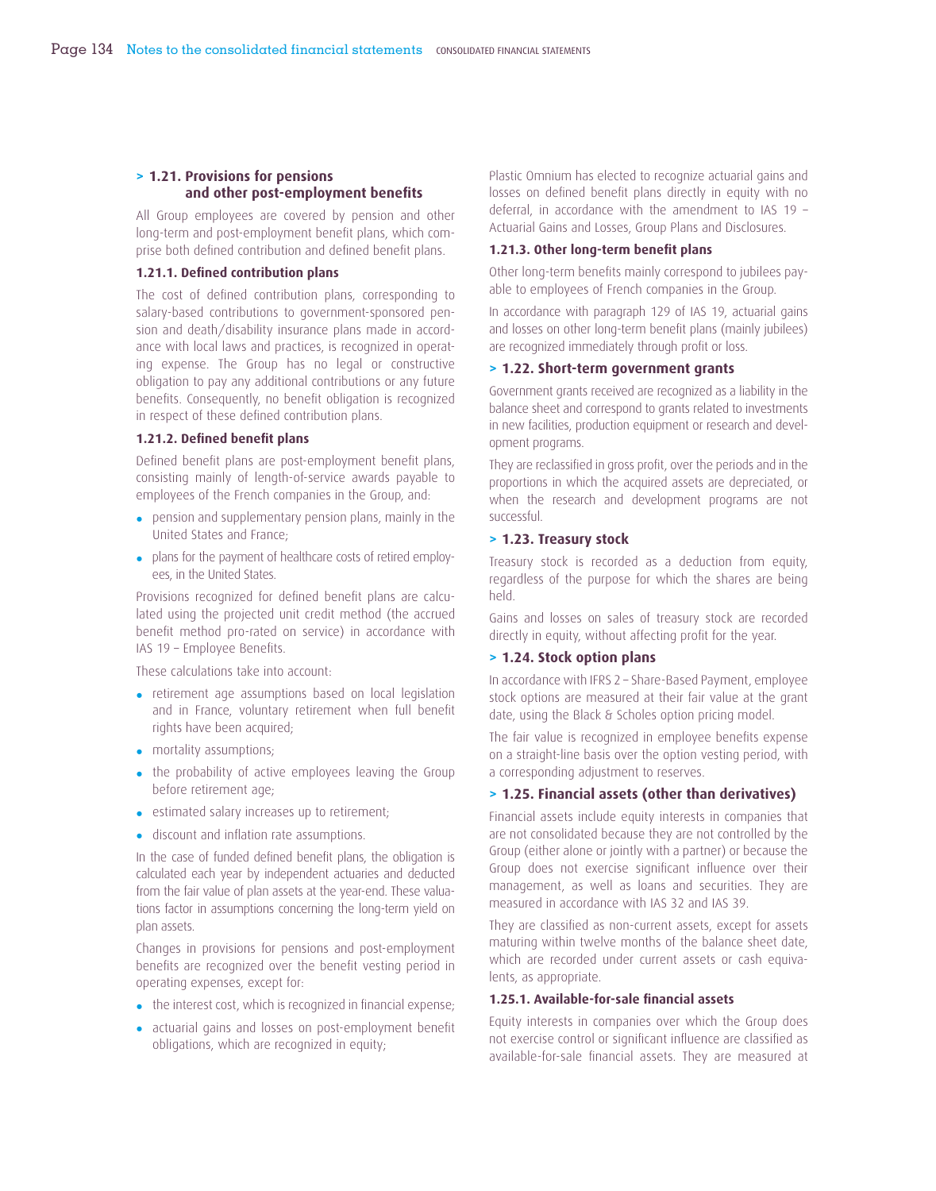## > 1.21. Provisions for pensions and other post-employment benefits

All Group employees are covered by pension and other long-term and post-employment benefit plans, which comprise both defined contribution and defined benefit plans.

### 1.21.1. Defined contribution plans

The cost of defined contribution plans, corresponding to salary-based contributions to government-sponsored pension and death/disability insurance plans made in accordance with local laws and practices, is recognized in operating expense. The Group has no legal or constructive obligation to pay any additional contributions or any future benefits. Consequently, no benefit obligation is recognized in respect of these defined contribution plans.

### 1.21.2. Defined benefit plans

Defined benefit plans are post-employment benefit plans, consisting mainly of length-of-service awards payable to employees of the French companies in the Group, and:

- pension and supplementary pension plans, mainly in the United States and France;
- plans for the payment of healthcare costs of retired employees, in the United States.

Provisions recognized for defined benefit plans are calculated using the projected unit credit method (the accrued benefit method pro-rated on service) in accordance with IAS 19 – Employee Benefits.

These calculations take into account:

- retirement age assumptions based on local legislation and in France, voluntary retirement when full benefit rights have been acquired;
- mortality assumptions;
- the probability of active employees leaving the Group before retirement age;
- estimated salary increases up to retirement;
- discount and inflation rate assumptions.

In the case of funded defined benefit plans, the obligation is calculated each year by independent actuaries and deducted from the fair value of plan assets at the year-end. These valuations factor in assumptions concerning the long-term yield on plan assets.

Changes in provisions for pensions and post-employment benefits are recognized over the benefit vesting period in operating expenses, except for:

- the interest cost, which is recognized in financial expense;
- actuarial gains and losses on post-employment benefit obligations, which are recognized in equity;

Plastic Omnium has elected to recognize actuarial gains and losses on defined benefit plans directly in equity with no deferral, in accordance with the amendment to IAS 19 – Actuarial Gains and Losses, Group Plans and Disclosures.

### 1.21.3. Other long-term benefit plans

Other long-term benefits mainly correspond to jubilees payable to employees of French companies in the Group.

In accordance with paragraph 129 of IAS 19, actuarial gains and losses on other long-term benefit plans (mainly jubilees) are recognized immediately through profit or loss.

## > 1.22. Short-term government grants

Government grants received are recognized as a liability in the balance sheet and correspond to grants related to investments in new facilities, production equipment or research and development programs.

They are reclassified in gross profit, over the periods and in the proportions in which the acquired assets are depreciated, or when the research and development programs are not successful.

## > 1.23. Treasury stock

Treasury stock is recorded as a deduction from equity, regardless of the purpose for which the shares are being held.

Gains and losses on sales of treasury stock are recorded directly in equity, without affecting profit for the year.

## > 1.24. Stock option plans

In accordance with IFRS 2 – Share-Based Payment, employee stock options are measured at their fair value at the grant date, using the Black & Scholes option pricing model.

The fair value is recognized in employee benefits expense on a straight-line basis over the option vesting period, with a corresponding adjustment to reserves.

## > 1.25. Financial assets (other than derivatives)

Financial assets include equity interests in companies that are not consolidated because they are not controlled by the Group (either alone or jointly with a partner) or because the Group does not exercise significant influence over their management, as well as loans and securities. They are measured in accordance with IAS 32 and IAS 39.

They are classified as non-current assets, except for assets maturing within twelve months of the balance sheet date, which are recorded under current assets or cash equivalents, as appropriate.

### 1.25.1. Available-for-sale financial assets

Equity interests in companies over which the Group does not exercise control or significant influence are classified as available-for-sale financial assets. They are measured at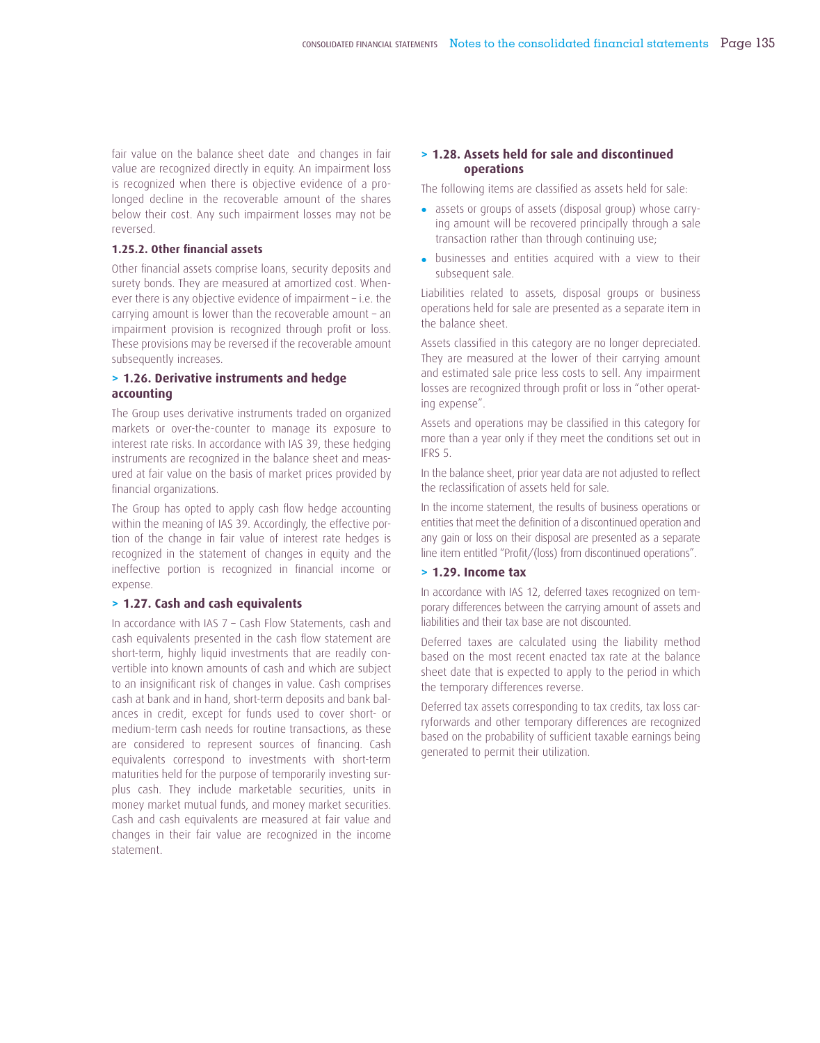fair value on the balance sheet date and changes in fair value are recognized directly in equity. An impairment loss is recognized when there is objective evidence of a prolonged decline in the recoverable amount of the shares below their cost. Any such impairment losses may not be reversed.

#### 1.25.2. Other financial assets

Other financial assets comprise loans, security deposits and surety bonds. They are measured at amortized cost. Whenever there is any objective evidence of impairment – i.e. the carrying amount is lower than the recoverable amount – an impairment provision is recognized through profit or loss. These provisions may be reversed if the recoverable amount subsequently increases.

### > 1.26. Derivative instruments and hedge accounting

The Group uses derivative instruments traded on organized markets or over-the-counter to manage its exposure to interest rate risks. In accordance with IAS 39, these hedging instruments are recognized in the balance sheet and measured at fair value on the basis of market prices provided by financial organizations.

The Group has opted to apply cash flow hedge accounting within the meaning of IAS 39. Accordingly, the effective portion of the change in fair value of interest rate hedges is recognized in the statement of changes in equity and the ineffective portion is recognized in financial income or expense.

### > 1.27. Cash and cash equivalents

In accordance with IAS 7 – Cash Flow Statements, cash and cash equivalents presented in the cash flow statement are short-term, highly liquid investments that are readily convertible into known amounts of cash and which are subject to an insignificant risk of changes in value. Cash comprises cash at bank and in hand, short-term deposits and bank balances in credit, except for funds used to cover short- or medium-term cash needs for routine transactions, as these are considered to represent sources of financing. Cash equivalents correspond to investments with short-term maturities held for the purpose of temporarily investing surplus cash. They include marketable securities, units in money market mutual funds, and money market securities. Cash and cash equivalents are measured at fair value and changes in their fair value are recognized in the income statement.

### > 1.28. Assets held for sale and discontinued operations

The following items are classified as assets held for sale:

- assets or groups of assets (disposal group) whose carrying amount will be recovered principally through a sale transaction rather than through continuing use;
- businesses and entities acquired with a view to their subsequent sale.

Liabilities related to assets, disposal groups or business operations held for sale are presented as a separate item in the balance sheet.

Assets classified in this category are no longer depreciated. They are measured at the lower of their carrying amount and estimated sale price less costs to sell. Any impairment losses are recognized through profit or loss in "other operating expense".

Assets and operations may be classified in this category for more than a year only if they meet the conditions set out in IFRS 5.

In the balance sheet, prior year data are not adjusted to reflect the reclassification of assets held for sale.

In the income statement, the results of business operations or entities that meet the definition of a discontinued operation and any gain or loss on their disposal are presented as a separate line item entitled "Profit/(loss) from discontinued operations".

### > 1.29. Income tax

In accordance with IAS 12, deferred taxes recognized on temporary differences between the carrying amount of assets and liabilities and their tax base are not discounted.

Deferred taxes are calculated using the liability method based on the most recent enacted tax rate at the balance sheet date that is expected to apply to the period in which the temporary differences reverse.

Deferred tax assets corresponding to tax credits, tax loss carryforwards and other temporary differences are recognized based on the probability of sufficient taxable earnings being generated to permit their utilization.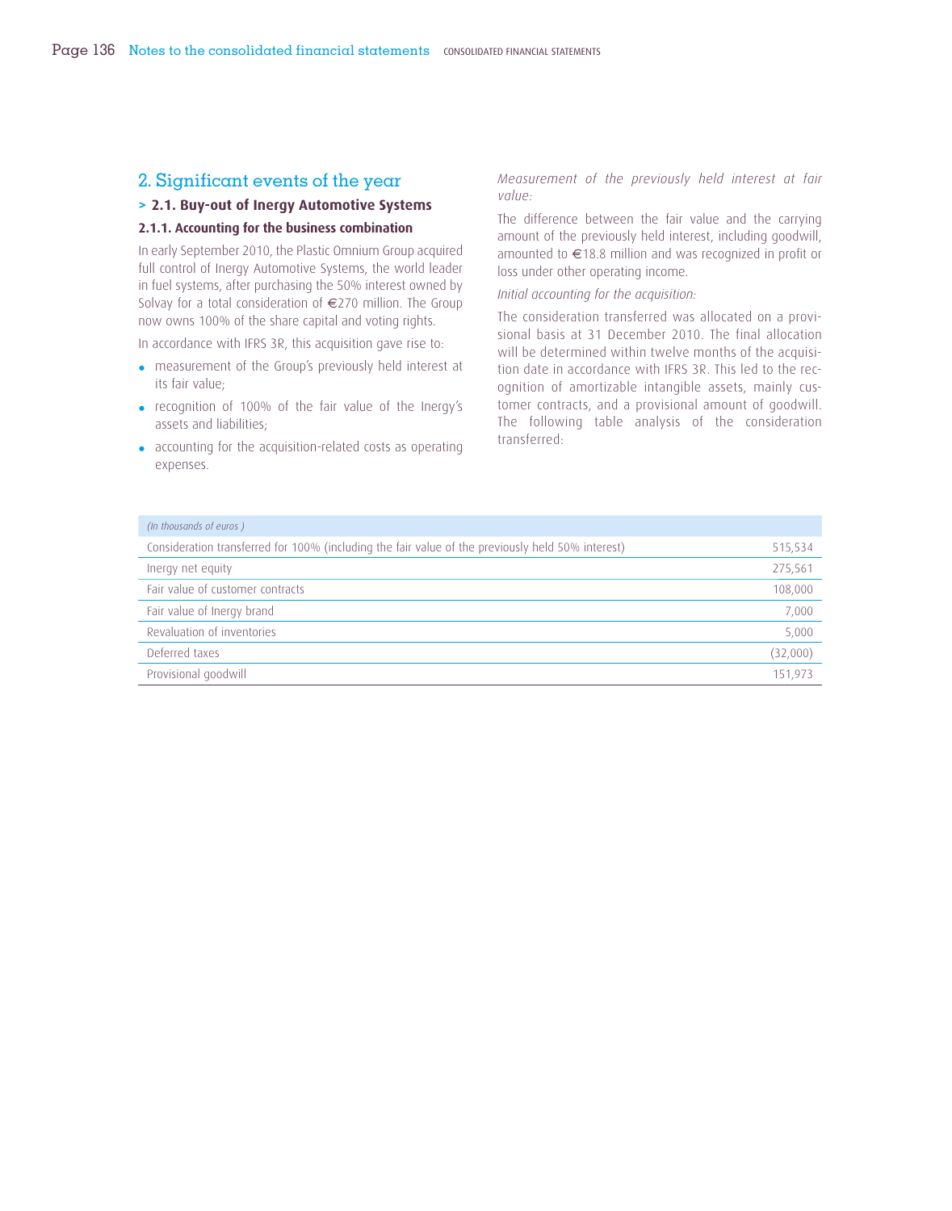## 2. Significant events of the year

### > 2.1. Buy-out of Inergy Automotive Systems

#### 2.1.1. Accounting for the business combination

In early September 2010, the Plastic Omnium Group acquired full control of Inergy Automotive Systems, the world leader in fuel systems, after purchasing the 50% interest owned by Solvay for a total consideration of €270 million. The Group now owns 100% of the share capital and voting rights.

In accordance with IFRS 3R, this acquisition gave rise to:

- measurement of the Group's previously held interest at its fair value;
- recognition of 100% of the fair value of the Inergy's assets and liabilities;
- accounting for the acquisition-related costs as operating expenses.

*Measurement of the previously held interest at fair value:*

The difference between the fair value and the carrying amount of the previously held interest, including goodwill, amounted to €18.8 million and was recognized in profit or loss under other operating income.

*Initial accounting for the acquisition:*

The consideration transferred was allocated on a provisional basis at 31 December 2010. The final allocation will be determined within twelve months of the acquisition date in accordance with IFRS 3R. This led to the recognition of amortizable intangible assets, mainly customer contracts, and a provisional amount of goodwill. The following table analysis of the consideration transferred:

| *(In thousands of euros )* | |
|---|---|
| Consideration transferred for 100% (including the fair value of the previously held 50% interest) | 515,534 |
| Inergy net equity | 275,561 |
| Fair value of customer contracts | 108,000 |
| Fair value of Inergy brand | 7,000 |
| Revaluation of inventories | 5,000 |
| Deferred taxes | (32,000) |
| Provisional goodwill | 151,973 |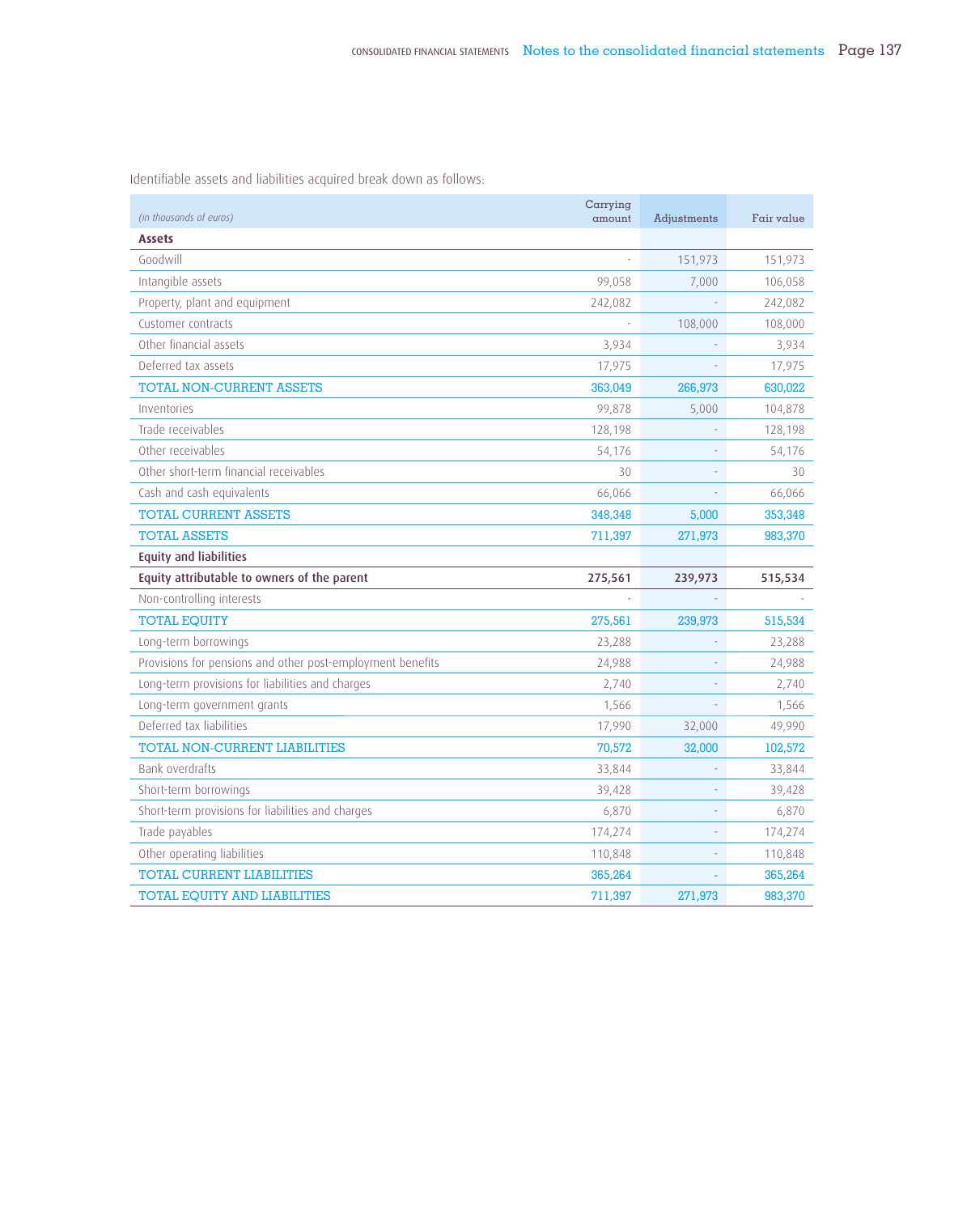Identifiable assets and liabilities acquired break down as follows:

| *(in thousands of euros)* | Carrying amount | Adjustments | Fair value |
|---|---|---|---|
| **Assets** | | | |
| Goodwill | - | 151,973 | 151,973 |
| Intangible assets | 99,058 | 7,000 | 106,058 |
| Property, plant and equipment | 242,082 | - | 242,082 |
| Customer contracts | - | 108,000 | 108,000 |
| Other financial assets | 3,934 | - | 3,934 |
| Deferred tax assets | 17,975 | - | 17,975 |
| TOTAL NON-CURRENT ASSETS | 363,049 | 266,973 | 630,022 |
| Inventories | 99,878 | 5,000 | 104,878 |
| Trade receivables | 128,198 | - | 128,198 |
| Other receivables | 54,176 | - | 54,176 |
| Other short-term financial receivables | 30 | - | 30 |
| Cash and cash equivalents | 66,066 | - | 66,066 |
| TOTAL CURRENT ASSETS | 348,348 | 5,000 | 353,348 |
| TOTAL ASSETS | 711,397 | 271,973 | 983,370 |
| **Equity and liabilities** | | | |
| **Equity attributable to owners of the parent** | **275,561** | **239,973** | **515,534** |
| Non-controlling interests | - | - | - |
| TOTAL EQUITY | 275,561 | 239,973 | 515,534 |
| Long-term borrowings | 23,288 | - | 23,288 |
| Provisions for pensions and other post-employment benefits | 24,988 | - | 24,988 |
| Long-term provisions for liabilities and charges | 2,740 | - | 2,740 |
| Long-term government grants | 1,566 | - | 1,566 |
| Deferred tax liabilities | 17,990 | 32,000 | 49,990 |
| TOTAL NON-CURRENT LIABILITIES | 70,572 | 32,000 | 102,572 |
| Bank overdrafts | 33,844 | - | 33,844 |
| Short-term borrowings | 39,428 | - | 39,428 |
| Short-term provisions for liabilities and charges | 6,870 | - | 6,870 |
| Trade payables | 174,274 | - | 174,274 |
| Other operating liabilities | 110,848 | - | 110,848 |
| TOTAL CURRENT LIABILITIES | 365,264 | - | 365,264 |
| TOTAL EQUITY AND LIABILITIES | 711,397 | 271,973 | 983,370 |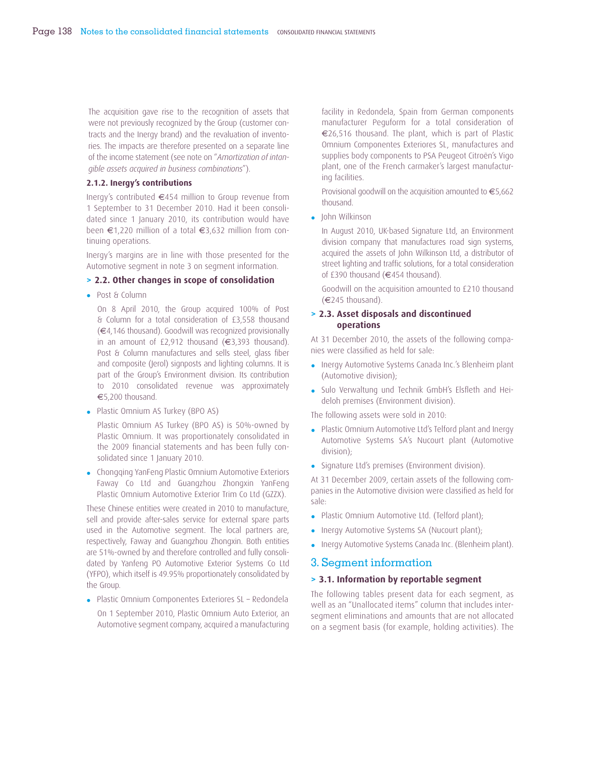The acquisition gave rise to the recognition of assets that were not previously recognized by the Group (customer contracts and the Inergy brand) and the revaluation of inventories. The impacts are therefore presented on a separate line of the income statement (see note on "*Amortization of intangible assets acquired in business combinations*").

#### 2.1.2. Inergy's contributions

Inergy's contributed €454 million to Group revenue from 1 September to 31 December 2010. Had it been consolidated since 1 January 2010, its contribution would have been €1,220 million of a total €3,632 million from continuing operations.

Inergy's margins are in line with those presented for the Automotive segment in note 3 on segment information.

### > 2.2. Other changes in scope of consolidation

- Post & Column

  On 8 April 2010, the Group acquired 100% of Post & Column for a total consideration of £3,558 thousand (€4,146 thousand). Goodwill was recognized provisionally in an amount of £2,912 thousand (€3,393 thousand). Post & Column manufactures and sells steel, glass fiber and composite (Jerol) signposts and lighting columns. It is part of the Group's Environment division. Its contribution to 2010 consolidated revenue was approximately €5,200 thousand.

- Plastic Omnium AS Turkey (BPO AS)

  Plastic Omnium AS Turkey (BPO AS) is 50%-owned by Plastic Omnium. It was proportionately consolidated in the 2009 financial statements and has been fully consolidated since 1 January 2010.

- Chongqing YanFeng Plastic Omnium Automotive Exteriors Faway Co Ltd and Guangzhou Zhongxin YanFeng Plastic Omnium Automotive Exterior Trim Co Ltd (GZZX).

These Chinese entities were created in 2010 to manufacture, sell and provide after-sales service for external spare parts used in the Automotive segment. The local partners are, respectively, Faway and Guangzhou Zhongxin. Both entities are 51%-owned by and therefore controlled and fully consolidated by Yanfeng PO Automotive Exterior Systems Co Ltd (YFPO), which itself is 49.95% proportionately consolidated by the Group.

- Plastic Omnium Componentes Exteriores SL – Redondela

  On 1 September 2010, Plastic Omnium Auto Exterior, an Automotive segment company, acquired a manufacturing facility in Redondela, Spain from German components manufacturer Peguform for a total consideration of €26,516 thousand. The plant, which is part of Plastic Omnium Componentes Exteriores SL, manufactures and supplies body components to PSA Peugeot Citroën's Vigo plant, one of the French carmaker's largest manufacturing facilities.

  Provisional goodwill on the acquisition amounted to €5,662 thousand.

- John Wilkinson

  In August 2010, UK-based Signature Ltd, an Environment division company that manufactures road sign systems, acquired the assets of John Wilkinson Ltd, a distributor of street lighting and traffic solutions, for a total consideration of £390 thousand (€454 thousand).

  Goodwill on the acquisition amounted to £210 thousand (€245 thousand).

### > 2.3. Asset disposals and discontinued operations

At 31 December 2010, the assets of the following companies were classified as held for sale:

- Inergy Automotive Systems Canada Inc.'s Blenheim plant (Automotive division);
- Sulo Verwaltung und Technik GmbH's Elsfleth and Heideloh premises (Environment division).

The following assets were sold in 2010:

- Plastic Omnium Automotive Ltd's Telford plant and Inergy Automotive Systems SA's Nucourt plant (Automotive division);
- Signature Ltd's premises (Environment division).

At 31 December 2009, certain assets of the following companies in the Automotive division were classified as held for sale:

- Plastic Omnium Automotive Ltd. (Telford plant);
- Inergy Automotive Systems SA (Nucourt plant);
- Inergy Automotive Systems Canada Inc. (Blenheim plant).

## 3. Segment information

### > 3.1. Information by reportable segment

The following tables present data for each segment, as well as an "Unallocated items" column that includes intersegment eliminations and amounts that are not allocated on a segment basis (for example, holding activities). The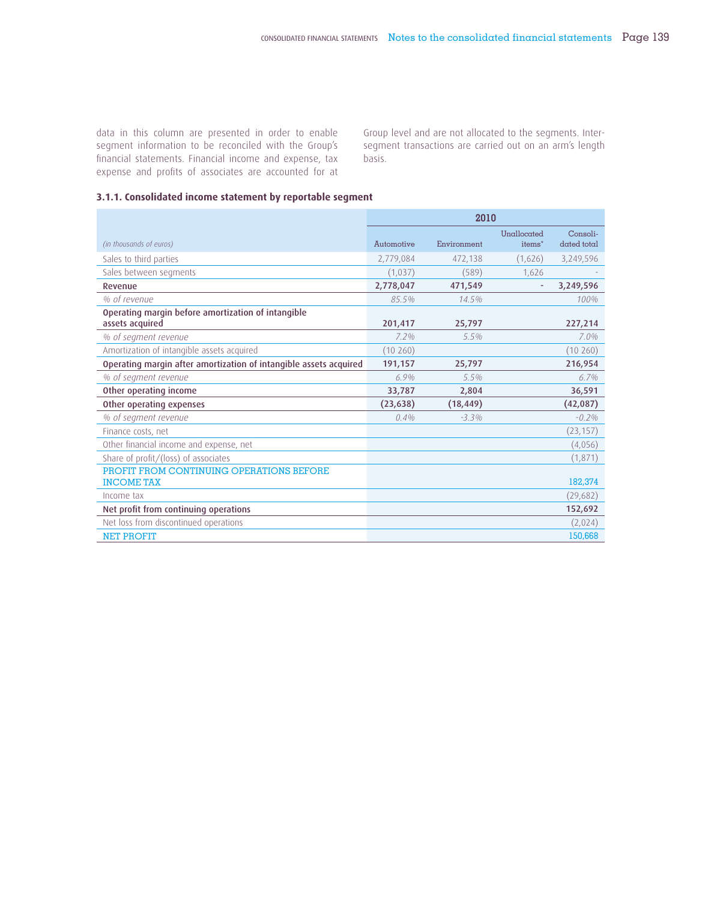data in this column are presented in order to enable segment information to be reconciled with the Group's financial statements. Financial income and expense, tax expense and profits of associates are accounted for at Group level and are not allocated to the segments. Inter-segment transactions are carried out on an arm's length basis.

### 3.1.1. Consolidated income statement by reportable segment

| | 2010 | | | |
|---|---|---|---|---|
| *(in thousands of euros)* | Automotive | Environment | Unallocated items* | Consolidated total |
| Sales to third parties | 2,779,084 | 472,138 | (1,626) | 3,249,596 |
| Sales between segments | (1,037) | (589) | 1,626 | - |
| **Revenue** | **2,778,047** | **471,549** | **-** | **3,249,596** |
| *% of revenue* | *85.5%* | *14.5%* | | *100%* |
| **Operating margin before amortization of intangible assets acquired** | **201,417** | **25,797** | | **227,214** |
| *% of segment revenue* | *7.2%* | *5.5%* | | *7.0%* |
| Amortization of intangible assets acquired | (10 260) | | | (10 260) |
| **Operating margin after amortization of intangible assets acquired** | **191,157** | **25,797** | | **216,954** |
| *% of segment revenue* | *6.9%* | *5.5%* | | *6.7%* |
| **Other operating income** | **33,787** | **2,804** | | **36,591** |
| **Other operating expenses** | **(23,638)** | **(18,449)** | | **(42,087)** |
| *% of segment revenue* | *0.4%* | *-3.3%* | | *-0.2%* |
| Finance costs, net | | | | (23,157) |
| Other financial income and expense, net | | | | (4,056) |
| Share of profit/(loss) of associates | | | | (1,871) |
| PROFIT FROM CONTINUING OPERATIONS BEFORE INCOME TAX | | | | 182,374 |
| Income tax | | | | (29,682) |
| **Net profit from continuing operations** | | | | **152,692** |
| Net loss from discontinued operations | | | | (2,024) |
| NET PROFIT | | | | 150,668 |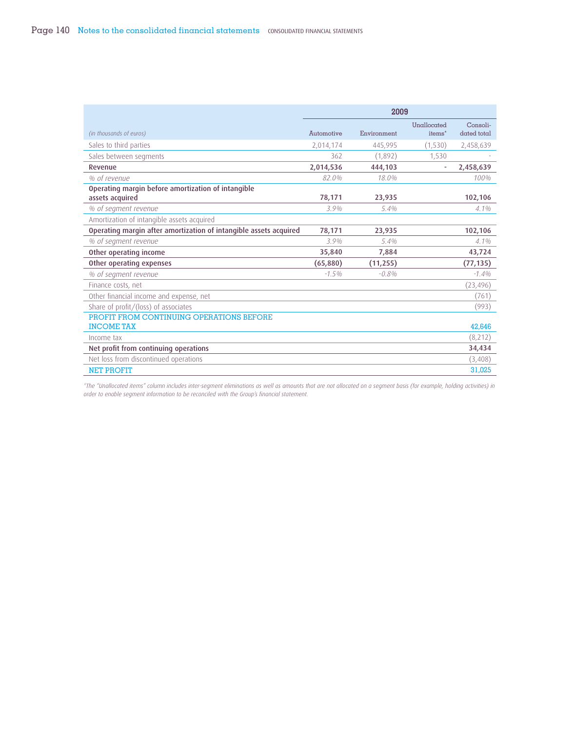| *(in thousands of euros)* | 2009 | | | |
|---|---|---|---|---|
| | Automotive | Environment | Unallocated items* | Consolidated total |
| Sales to third parties | 2,014,174 | 445,995 | (1,530) | 2,458,639 |
| Sales between segments | 362 | (1,892) | 1,530 | - |
| **Revenue** | **2,014,536** | **444,103** | - | **2,458,639** |
| *% of revenue* | *82.0%* | *18.0%* | | *100%* |
| **Operating margin before amortization of intangible assets acquired** | **78,171** | **23,935** | | **102,106** |
| *% of segment revenue* | *3.9%* | *5.4%* | | *4.1%* |
| Amortization of intangible assets acquired | | | | |
| **Operating margin after amortization of intangible assets acquired** | **78,171** | **23,935** | | **102,106** |
| *% of segment revenue* | *3.9%* | *5.4%* | | *4.1%* |
| **Other operating income** | **35,840** | **7,884** | | **43,724** |
| **Other operating expenses** | **(65,880)** | **(11,255)** | | **(77,135)** |
| *% of segment revenue* | *-1.5%* | *-0.8%* | | *-1.4%* |
| Finance costs, net | | | | (23,496) |
| Other financial income and expense, net | | | | (761) |
| Share of profit/(loss) of associates | | | | (993) |
| PROFIT FROM CONTINUING OPERATIONS BEFORE INCOME TAX | | | | 42,646 |
| Income tax | | | | (8,212) |
| **Net profit from continuing operations** | | | | **34,434** |
| Net loss from discontinued operations | | | | (3,408) |
| NET PROFIT | | | | 31,025 |

*\*The "Unallocated items" column includes inter-segment eliminations as well as amounts that are not allocated on a segment basis (for example, holding activities) in order to enable segment information to be reconciled with the Group's financial statement.*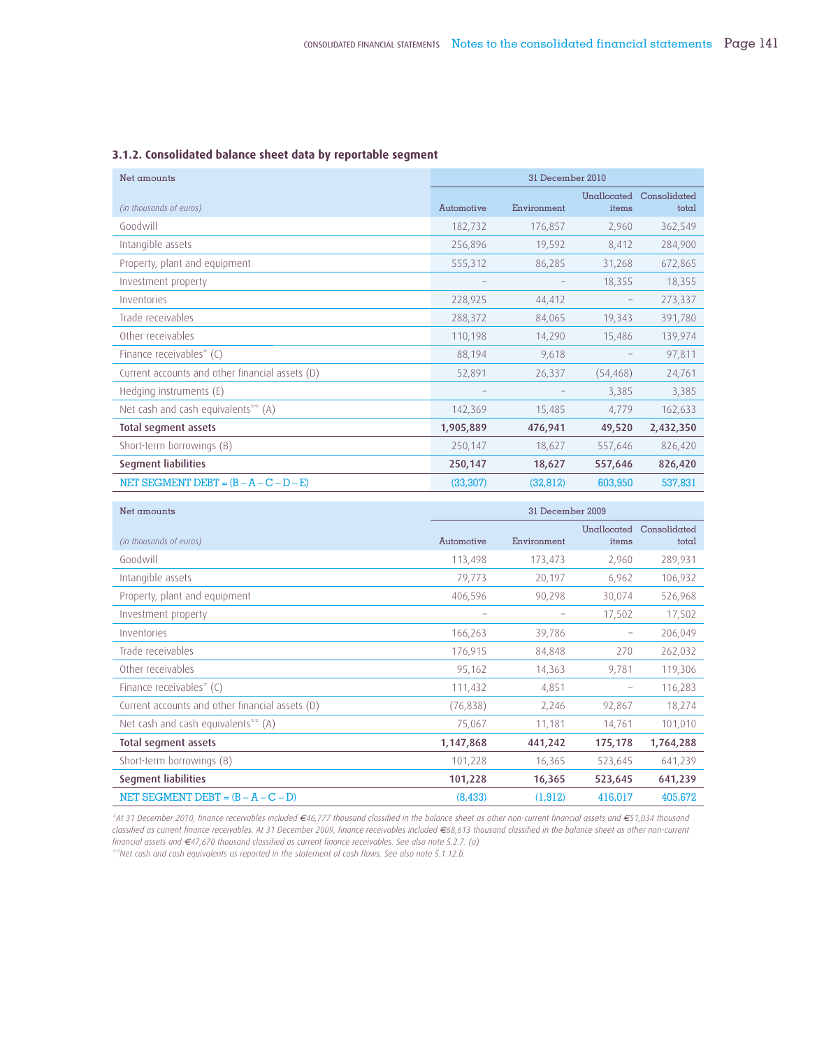### 3.1.2. Consolidated balance sheet data by reportable segment

| Net amounts | 31 December 2010 | | | |
|---|---|---|---|---|
| (in thousands of euros) | Automotive | Environment | Unallocated items | Consolidated total |
| Goodwill | 182,732 | 176,857 | 2,960 | 362,549 |
| Intangible assets | 256,896 | 19,592 | 8,412 | 284,900 |
| Property, plant and equipment | 555,312 | 86,285 | 31,268 | 672,865 |
| Investment property | – | – | 18,355 | 18,355 |
| Inventories | 228,925 | 44,412 | – | 273,337 |
| Trade receivables | 288,372 | 84,065 | 19,343 | 391,780 |
| Other receivables | 110,198 | 14,290 | 15,486 | 139,974 |
| Finance receivables* (C) | 88,194 | 9,618 | – | 97,811 |
| Current accounts and other financial assets (D) | 52,891 | 26,337 | (54,468) | 24,761 |
| Hedging instruments (E) | – | – | 3,385 | 3,385 |
| Net cash and cash equivalents** (A) | 142,369 | 15,485 | 4,779 | 162,633 |
| **Total segment assets** | **1,905,889** | **476,941** | **49,520** | **2,432,350** |
| Short-term borrowings (B) | 250,147 | 18,627 | 557,646 | 826,420 |
| **Segment liabilities** | **250,147** | **18,627** | **557,646** | **826,420** |
| NET SEGMENT DEBT = (B – A – C – D – E) | (33,307) | (32,812) | 603,950 | 537,831 |

| Net amounts | 31 December 2009 | | | |
|---|---|---|---|---|
| (in thousands of euros) | Automotive | Environment | Unallocated items | Consolidated total |
| Goodwill | 113,498 | 173,473 | 2,960 | 289,931 |
| Intangible assets | 79,773 | 20,197 | 6,962 | 106,932 |
| Property, plant and equipment | 406,596 | 90,298 | 30,074 | 526,968 |
| Investment property | – | – | 17,502 | 17,502 |
| Inventories | 166,263 | 39,786 | – | 206,049 |
| Trade receivables | 176,915 | 84,848 | 270 | 262,032 |
| Other receivables | 95,162 | 14,363 | 9,781 | 119,306 |
| Finance receivables* (C) | 111,432 | 4,851 | – | 116,283 |
| Current accounts and other financial assets (D) | (76,838) | 2,246 | 92,867 | 18,274 |
| Net cash and cash equivalents** (A) | 75,067 | 11,181 | 14,761 | 101,010 |
| **Total segment assets** | **1,147,868** | **441,242** | **175,178** | **1,764,288** |
| Short-term borrowings (B) | 101,228 | 16,365 | 523,645 | 641,239 |
| **Segment liabilities** | **101,228** | **16,365** | **523,645** | **641,239** |
| NET SEGMENT DEBT = (B – A – C – D) | (8,433) | (1,912) | 416,017 | 405,672 |

*\*At 31 December 2010, finance receivables included €46,777 thousand classified in the balance sheet as other non-current financial assets and €51,034 thousand classified as current finance receivables. At 31 December 2009, finance receivables included €68,613 thousand classified in the balance sheet as other non-current financial assets and €47,670 thousand classified as current finance receivables. See also note 5.2.7. (a)*

*\*\*Net cash and cash equivalents as reported in the statement of cash flows. See also note 5.1.12.b.*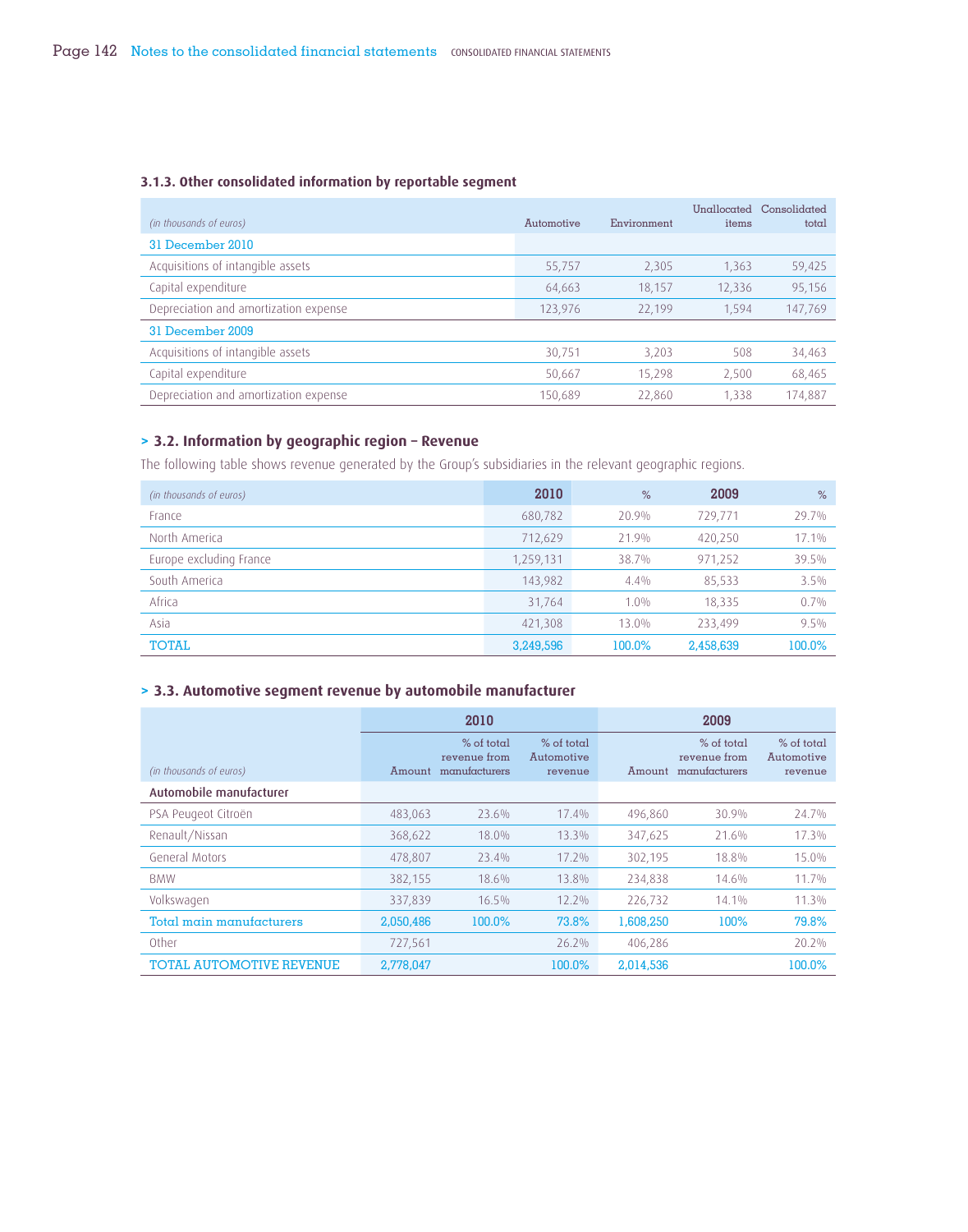### 3.1.3. Other consolidated information by reportable segment

| *(in thousands of euros)* | Automotive | Environment | Unallocated items | Consolidated total |
|---|---|---|---|---|
| 31 December 2010 | | | | |
| Acquisitions of intangible assets | 55,757 | 2,305 | 1,363 | 59,425 |
| Capital expenditure | 64,663 | 18,157 | 12,336 | 95,156 |
| Depreciation and amortization expense | 123,976 | 22,199 | 1,594 | 147,769 |
| 31 December 2009 | | | | |
| Acquisitions of intangible assets | 30,751 | 3,203 | 508 | 34,463 |
| Capital expenditure | 50,667 | 15,298 | 2,500 | 68,465 |
| Depreciation and amortization expense | 150,689 | 22,860 | 1,338 | 174,887 |

## > 3.2. Information by geographic region – Revenue

The following table shows revenue generated by the Group's subsidiaries in the relevant geographic regions.

| *(in thousands of euros)* | 2010 | % | 2009 | % |
|---|---|---|---|---|
| France | 680,782 | 20.9% | 729,771 | 29.7% |
| North America | 712,629 | 21.9% | 420,250 | 17.1% |
| Europe excluding France | 1,259,131 | 38.7% | 971,252 | 39.5% |
| South America | 143,982 | 4.4% | 85,533 | 3.5% |
| Africa | 31,764 | 1.0% | 18,335 | 0.7% |
| Asia | 421,308 | 13.0% | 233,499 | 9.5% |
| TOTAL | 3,249,596 | 100.0% | 2,458,639 | 100.0% |

## > 3.3. Automotive segment revenue by automobile manufacturer

| | 2010 | | | 2009 | | |
|---|---|---|---|---|---|---|
| *(in thousands of euros)* | Amount | % of total revenue from manufacturers | % of total Automotive revenue | Amount | % of total revenue from manufacturers | % of total Automotive revenue |
| **Automobile manufacturer** | | | | | | |
| PSA Peugeot Citroën | 483,063 | 23.6% | 17.4% | 496,860 | 30.9% | 24.7% |
| Renault/Nissan | 368,622 | 18.0% | 13.3% | 347,625 | 21.6% | 17.3% |
| General Motors | 478,807 | 23.4% | 17.2% | 302,195 | 18.8% | 15.0% |
| BMW | 382,155 | 18.6% | 13.8% | 234,838 | 14.6% | 11.7% |
| Volkswagen | 337,839 | 16.5% | 12.2% | 226,732 | 14.1% | 11.3% |
| Total main manufacturers | 2,050,486 | 100.0% | 73.8% | 1,608,250 | 100% | 79.8% |
| Other | 727,561 | | 26.2% | 406,286 | | 20.2% |
| TOTAL AUTOMOTIVE REVENUE | 2,778,047 | | 100.0% | 2,014,536 | | 100.0% |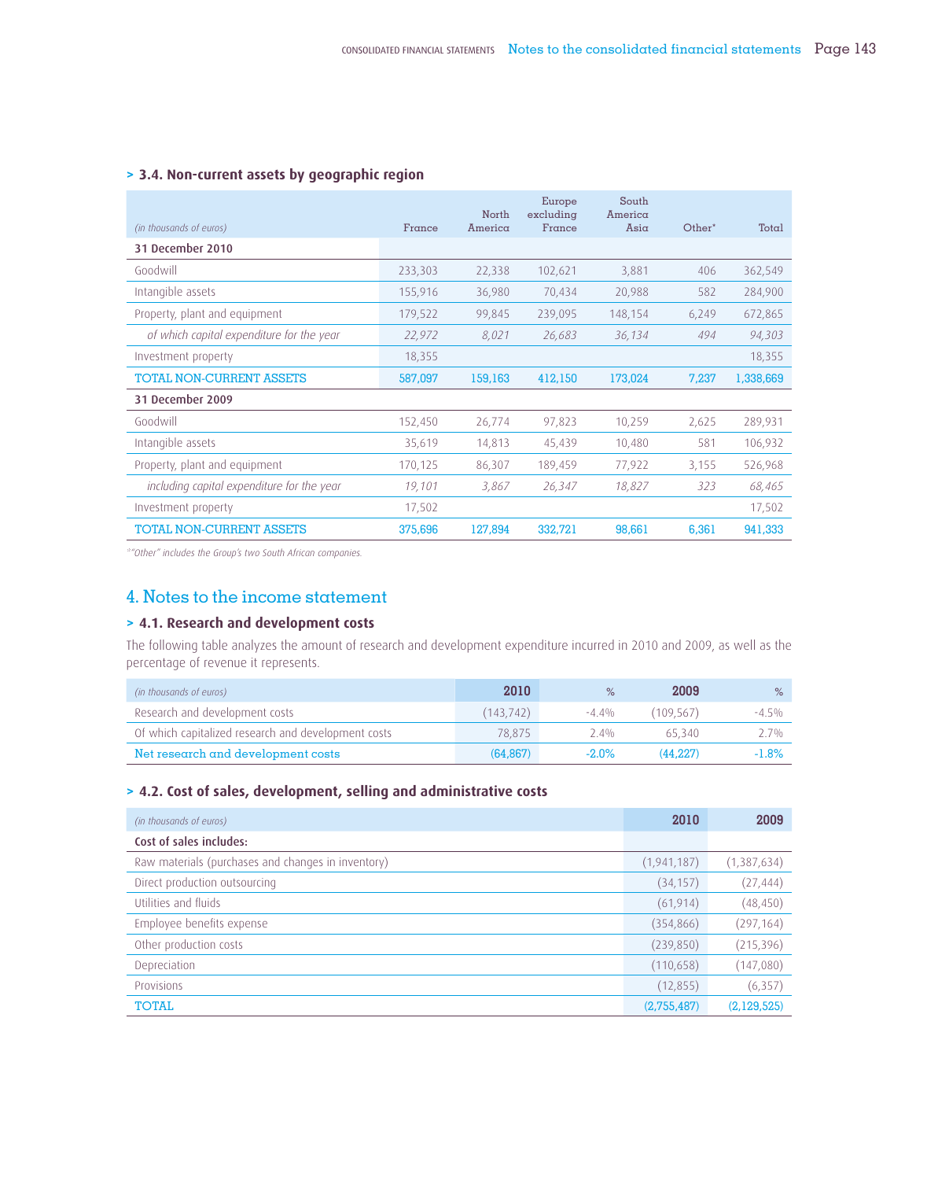### > 3.4. Non-current assets by geographic region

| *(in thousands of euros)* | France | North America | Europe excluding France | South America Asia | Other* | Total |
|---|---|---|---|---|---|---|
| **31 December 2010** | | | | | | |
| Goodwill | 233,303 | 22,338 | 102,621 | 3,881 | 406 | 362,549 |
| Intangible assets | 155,916 | 36,980 | 70,434 | 20,988 | 582 | 284,900 |
| Property, plant and equipment | 179,522 | 99,845 | 239,095 | 148,154 | 6,249 | 672,865 |
| *of which capital expenditure for the year* | *22,972* | *8,021* | *26,683* | *36,134* | *494* | *94,303* |
| Investment property | 18,355 | | | | | 18,355 |
| TOTAL NON-CURRENT ASSETS | 587,097 | 159,163 | 412,150 | 173,024 | 7,237 | 1,338,669 |
| **31 December 2009** | | | | | | |
| Goodwill | 152,450 | 26,774 | 97,823 | 10,259 | 2,625 | 289,931 |
| Intangible assets | 35,619 | 14,813 | 45,439 | 10,480 | 581 | 106,932 |
| Property, plant and equipment | 170,125 | 86,307 | 189,459 | 77,922 | 3,155 | 526,968 |
| *including capital expenditure for the year* | *19,101* | *3,867* | *26,347* | *18,827* | *323* | *68,465* |
| Investment property | 17,502 | | | | | 17,502 |
| TOTAL NON-CURRENT ASSETS | 375,696 | 127,894 | 332,721 | 98,661 | 6,361 | 941,333 |

*"Other" includes the Group's two South African companies.*

## 4. Notes to the income statement

### > 4.1. Research and development costs

The following table analyzes the amount of research and development expenditure incurred in 2010 and 2009, as well as the percentage of revenue it represents.

| *(in thousands of euros)* | 2010 | % | 2009 | % |
|---|---|---|---|---|
| Research and development costs | (143,742) | -4.4% | (109,567) | -4.5% |
| Of which capitalized research and development costs | 78,875 | 2.4% | 65,340 | 2.7% |
| Net research and development costs | (64,867) | -2.0% | (44,227) | -1.8% |

### > 4.2. Cost of sales, development, selling and administrative costs

| *(in thousands of euros)* | 2010 | 2009 |
|---|---|---|
| **Cost of sales includes:** | | |
| Raw materials (purchases and changes in inventory) | (1,941,187) | (1,387,634) |
| Direct production outsourcing | (34,157) | (27,444) |
| Utilities and fluids | (61,914) | (48,450) |
| Employee benefits expense | (354,866) | (297,164) |
| Other production costs | (239,850) | (215,396) |
| Depreciation | (110,658) | (147,080) |
| Provisions | (12,855) | (6,357) |
| TOTAL | (2,755,487) | (2,129,525) |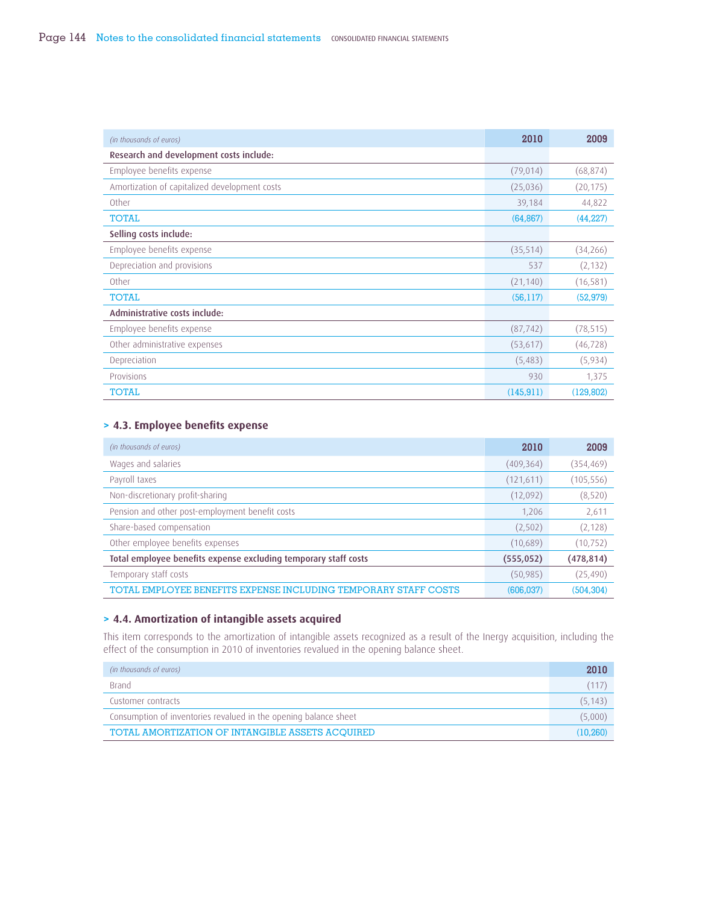| *(in thousands of euros)* | 2010 | 2009 |
|---|---|---|
| **Research and development costs include:** | | |
| Employee benefits expense | (79,014) | (68,874) |
| Amortization of capitalized development costs | (25,036) | (20,175) |
| Other | 39,184 | 44,822 |
| TOTAL | (64,867) | (44,227) |
| **Selling costs include:** | | |
| Employee benefits expense | (35,514) | (34,266) |
| Depreciation and provisions | 537 | (2,132) |
| Other | (21,140) | (16,581) |
| TOTAL | (56,117) | (52,979) |
| **Administrative costs include:** | | |
| Employee benefits expense | (87,742) | (78,515) |
| Other administrative expenses | (53,617) | (46,728) |
| Depreciation | (5,483) | (5,934) |
| Provisions | 930 | 1,375 |
| TOTAL | (145,911) | (129,802) |

## > 4.3. Employee benefits expense

| *(in thousands of euros)* | 2010 | 2009 |
|---|---|---|
| Wages and salaries | (409,364) | (354,469) |
| Payroll taxes | (121,611) | (105,556) |
| Non-discretionary profit-sharing | (12,092) | (8,520) |
| Pension and other post-employment benefit costs | 1,206 | 2,611 |
| Share-based compensation | (2,502) | (2,128) |
| Other employee benefits expenses | (10,689) | (10,752) |
| **Total employee benefits expense excluding temporary staff costs** | **(555,052)** | **(478,814)** |
| Temporary staff costs | (50,985) | (25,490) |
| TOTAL EMPLOYEE BENEFITS EXPENSE INCLUDING TEMPORARY STAFF COSTS | (606,037) | (504,304) |

## > 4.4. Amortization of intangible assets acquired

This item corresponds to the amortization of intangible assets recognized as a result of the Inergy acquisition, including the effect of the consumption in 2010 of inventories revalued in the opening balance sheet.

| *(in thousands of euros)* | 2010 |
|---|---|
| Brand | (117) |
| Customer contracts | (5,143) |
| Consumption of inventories revalued in the opening balance sheet | (5,000) |
| TOTAL AMORTIZATION OF INTANGIBLE ASSETS ACQUIRED | (10,260) |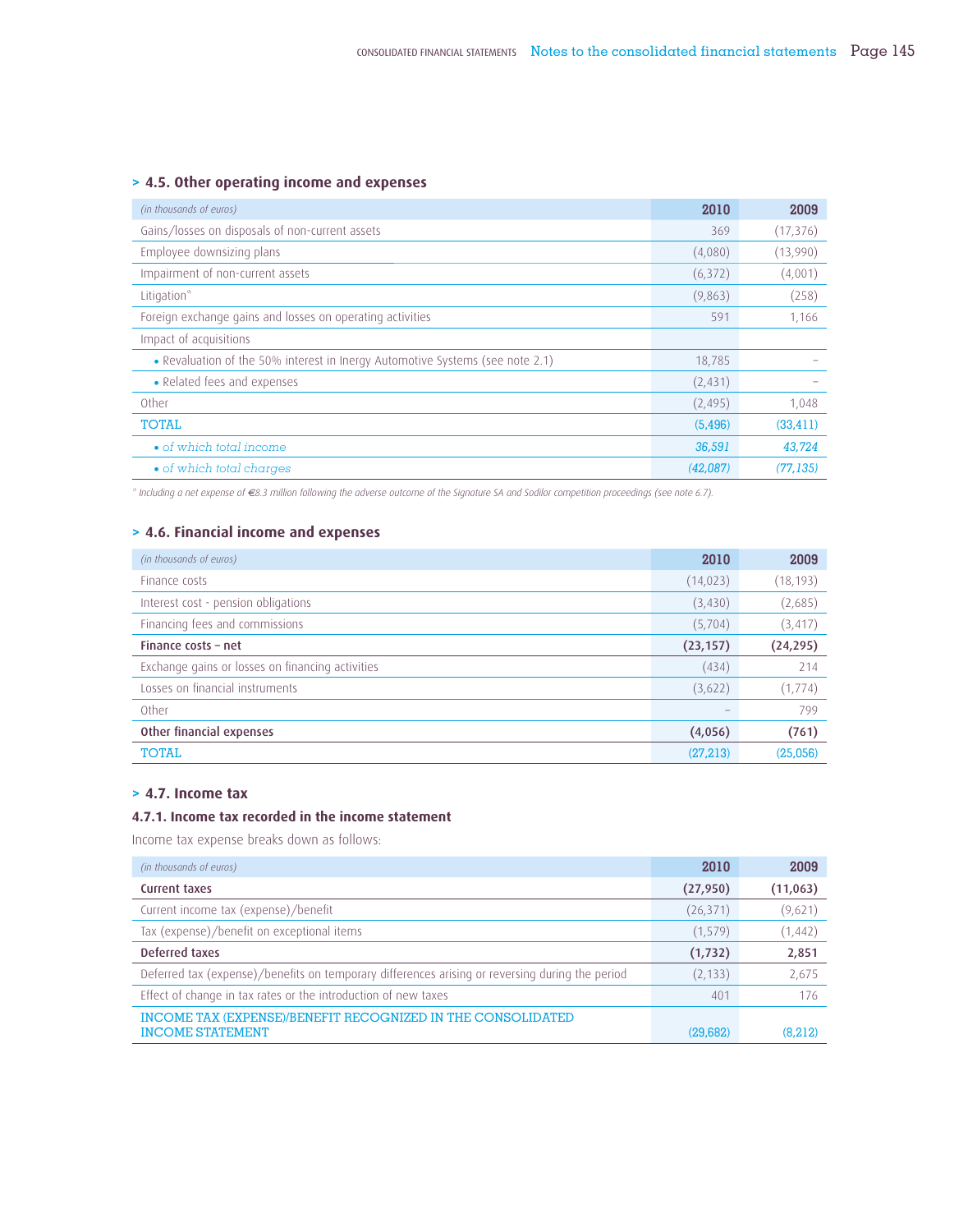## > 4.5. Other operating income and expenses

| *(in thousands of euros)* | 2010 | 2009 |
|---|---|---|
| Gains/losses on disposals of non-current assets | 369 | (17,376) |
| Employee downsizing plans | (4,080) | (13,990) |
| Impairment of non-current assets | (6,372) | (4,001) |
| Litigation* | (9,863) | (258) |
| Foreign exchange gains and losses on operating activities | 591 | 1,166 |
| Impact of acquisitions | | |
| • Revaluation of the 50% interest in Inergy Automotive Systems (see note 2.1) | 18,785 | – |
| • Related fees and expenses | (2,431) | – |
| Other | (2,495) | 1,048 |
| TOTAL | (5,496) | (33,411) |
| *• of which total income* | *36,591* | *43,724* |
| *• of which total charges* | *(42,087)* | *(77,135)* |

*\* Including a net expense of €8.3 million following the adverse outcome of the Signature SA and Sodilor competition proceedings (see note 6.7).*

## > 4.6. Financial income and expenses

| *(in thousands of euros)* | 2010 | 2009 |
|---|---|---|
| Finance costs | (14,023) | (18,193) |
| Interest cost - pension obligations | (3,430) | (2,685) |
| Financing fees and commissions | (5,704) | (3,417) |
| **Finance costs – net** | **(23,157)** | **(24,295)** |
| Exchange gains or losses on financing activities | (434) | 214 |
| Losses on financial instruments | (3,622) | (1,774) |
| Other | – | 799 |
| **Other financial expenses** | **(4,056)** | **(761)** |
| TOTAL | (27,213) | (25,056) |

## > 4.7. Income tax

### 4.7.1. Income tax recorded in the income statement

Income tax expense breaks down as follows:

| *(in thousands of euros)* | 2010 | 2009 |
|---|---|---|
| **Current taxes** | **(27,950)** | **(11,063)** |
| Current income tax (expense)/benefit | (26,371) | (9,621) |
| Tax (expense)/benefit on exceptional items | (1,579) | (1,442) |
| **Deferred taxes** | **(1,732)** | **2,851** |
| Deferred tax (expense)/benefits on temporary differences arising or reversing during the period | (2,133) | 2,675 |
| Effect of change in tax rates or the introduction of new taxes | 401 | 176 |
| INCOME TAX (EXPENSE)/BENEFIT RECOGNIZED IN THE CONSOLIDATED INCOME STATEMENT | (29,682) | (8,212) |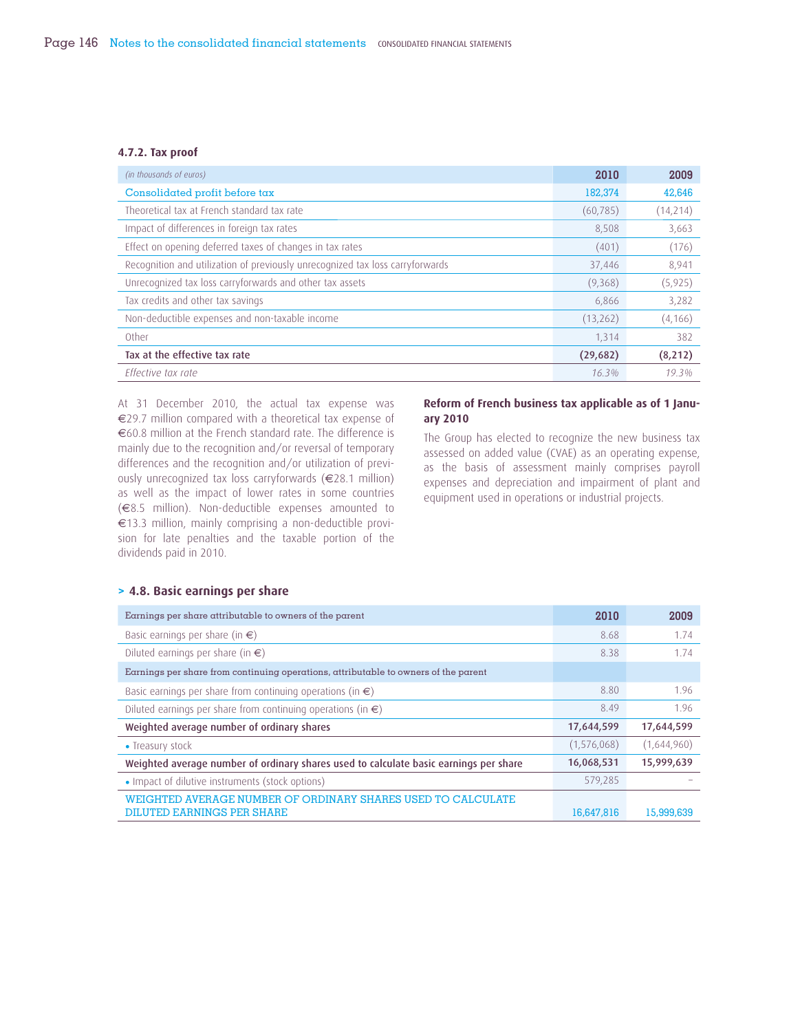#### 4.7.2. Tax proof

| *(in thousands of euros)* | 2010 | 2009 |
|---|---|---|
| Consolidated profit before tax | 182,374 | 42,646 |
| Theoretical tax at French standard tax rate | (60,785) | (14,214) |
| Impact of differences in foreign tax rates | 8,508 | 3,663 |
| Effect on opening deferred taxes of changes in tax rates | (401) | (176) |
| Recognition and utilization of previously unrecognized tax loss carryforwards | 37,446 | 8,941 |
| Unrecognized tax loss carryforwards and other tax assets | (9,368) | (5,925) |
| Tax credits and other tax savings | 6,866 | 3,282 |
| Non-deductible expenses and non-taxable income | (13,262) | (4,166) |
| Other | 1,314 | 382 |
| **Tax at the effective tax rate** | **(29,682)** | **(8,212)** |
| *Effective tax rate* | *16.3%* | *19.3%* |

At 31 December 2010, the actual tax expense was €29.7 million compared with a theoretical tax expense of €60.8 million at the French standard rate. The difference is mainly due to the recognition and/or reversal of temporary differences and the recognition and/or utilization of previously unrecognized tax loss carryforwards (€28.1 million) as well as the impact of lower rates in some countries (€8.5 million). Non-deductible expenses amounted to €13.3 million, mainly comprising a non-deductible provision for late penalties and the taxable portion of the dividends paid in 2010.

**Reform of French business tax applicable as of 1 January 2010**

The Group has elected to recognize the new business tax assessed on added value (CVAE) as an operating expense, as the basis of assessment mainly comprises payroll expenses and depreciation and impairment of plant and equipment used in operations or industrial projects.

### > 4.8. Basic earnings per share

| Earnings per share attributable to owners of the parent | 2010 | 2009 |
|---|---|---|
| Basic earnings per share (in €) | 8.68 | 1.74 |
| Diluted earnings per share (in €) | 8.38 | 1.74 |
| Earnings per share from continuing operations, attributable to owners of the parent | | |
| Basic earnings per share from continuing operations (in €) | 8.80 | 1.96 |
| Diluted earnings per share from continuing operations (in €) | 8.49 | 1.96 |
| **Weighted average number of ordinary shares** | **17,644,599** | **17,644,599** |
| • Treasury stock | (1,576,068) | (1,644,960) |
| **Weighted average number of ordinary shares used to calculate basic earnings per share** | **16,068,531** | **15,999,639** |
| • Impact of dilutive instruments (stock options) | 579,285 | – |
| WEIGHTED AVERAGE NUMBER OF ORDINARY SHARES USED TO CALCULATE DILUTED EARNINGS PER SHARE | 16,647,816 | 15,999,639 |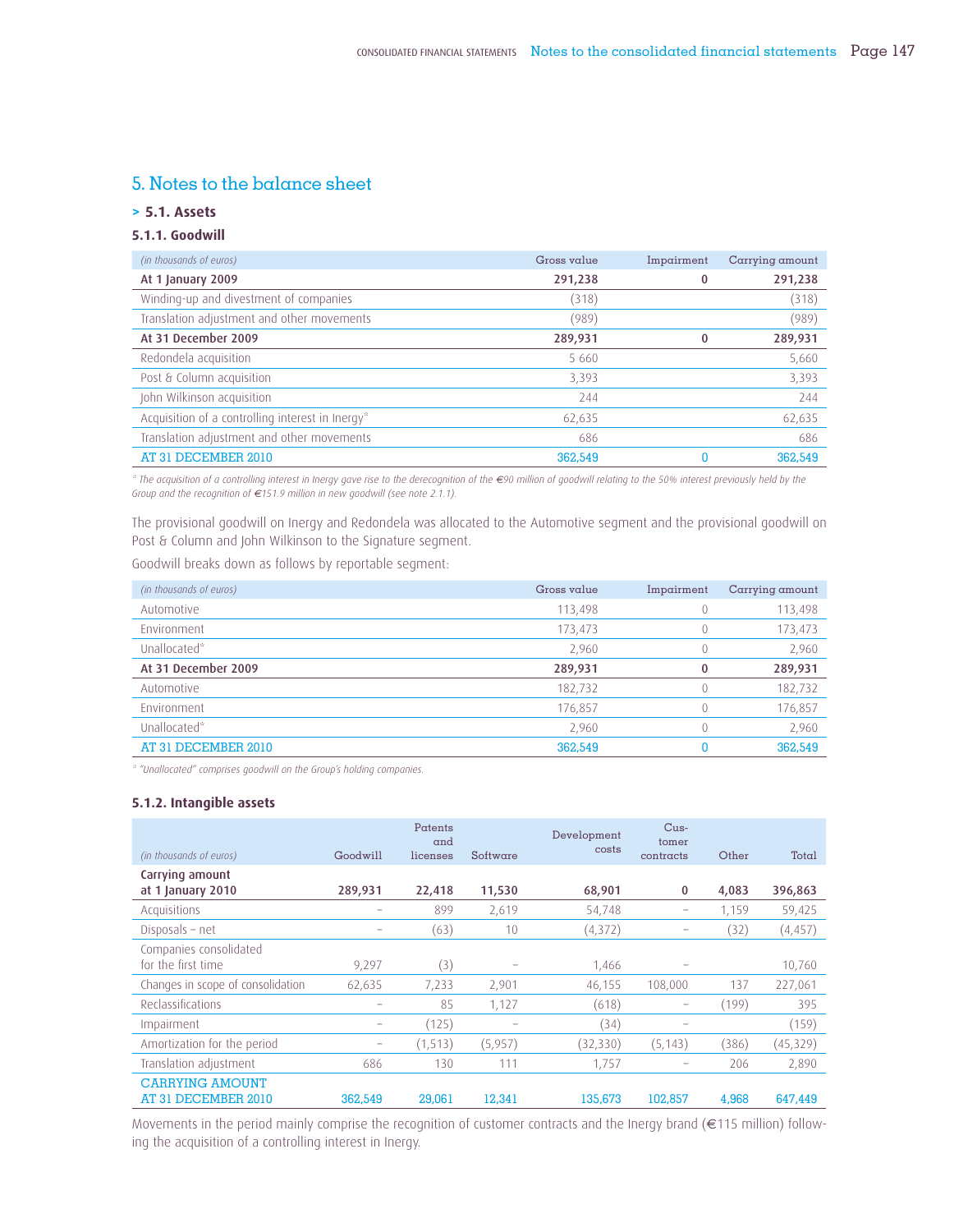# 5. Notes to the balance sheet

## > 5.1. Assets

### 5.1.1. Goodwill

| *(in thousands of euros)* | Gross value | Impairment | Carrying amount |
|---|---|---|---|
| **At 1 January 2009** | **291,238** | **0** | **291,238** |
| Winding-up and divestment of companies | (318) | | (318) |
| Translation adjustment and other movements | (989) | | (989) |
| **At 31 December 2009** | **289,931** | **0** | **289,931** |
| Redondela acquisition | 5 660 | | 5,660 |
| Post & Column acquisition | 3,393 | | 3,393 |
| John Wilkinson acquisition | 244 | | 244 |
| Acquisition of a controlling interest in Inergy* | 62,635 | | 62,635 |
| Translation adjustment and other movements | 686 | | 686 |
| AT 31 DECEMBER 2010 | 362,549 | 0 | 362,549 |

*\* The acquisition of a controlling interest in Inergy gave rise to the derecognition of the €90 million of goodwill relating to the 50% interest previously held by the Group and the recognition of €151.9 million in new goodwill (see note 2.1.1).*

The provisional goodwill on Inergy and Redondela was allocated to the Automotive segment and the provisional goodwill on Post & Column and John Wilkinson to the Signature segment.

Goodwill breaks down as follows by reportable segment:

| *(in thousands of euros)* | Gross value | Impairment | Carrying amount |
|---|---|---|---|
| Automotive | 113,498 | 0 | 113,498 |
| Environment | 173,473 | 0 | 173,473 |
| Unallocated* | 2,960 | 0 | 2,960 |
| **At 31 December 2009** | **289,931** | **0** | **289,931** |
| Automotive | 182,732 | 0 | 182,732 |
| Environment | 176,857 | 0 | 176,857 |
| Unallocated* | 2,960 | 0 | 2,960 |
| AT 31 DECEMBER 2010 | 362,549 | 0 | 362,549 |

*\* "Unallocated" comprises goodwill on the Group's holding companies.*

### 5.1.2. Intangible assets

| *(in thousands of euros)* | Goodwill | Patents and licenses | Software | Development costs | Customer contracts | Other | Total |
|---|---|---|---|---|---|---|---|
| **Carrying amount at 1 January 2010** | **289,931** | **22,418** | **11,530** | **68,901** | **0** | **4,083** | **396,863** |
| Acquisitions | – | 899 | 2,619 | 54,748 | – | 1,159 | 59,425 |
| Disposals – net | – | (63) | 10 | (4,372) | – | (32) | (4,457) |
| Companies consolidated for the first time | 9,297 | (3) | – | 1,466 | – | | 10,760 |
| Changes in scope of consolidation | 62,635 | 7,233 | 2,901 | 46,155 | 108,000 | 137 | 227,061 |
| Reclassifications | – | 85 | 1,127 | (618) | – | (199) | 395 |
| Impairment | – | (125) | – | (34) | – | | (159) |
| Amortization for the period | – | (1,513) | (5,957) | (32,330) | (5,143) | (386) | (45,329) |
| Translation adjustment | 686 | 130 | 111 | 1,757 | – | 206 | 2,890 |
| CARRYING AMOUNT AT 31 DECEMBER 2010 | 362,549 | 29,061 | 12,341 | 135,673 | 102,857 | 4,968 | 647,449 |

Movements in the period mainly comprise the recognition of customer contracts and the Inergy brand (€115 million) following the acquisition of a controlling interest in Inergy.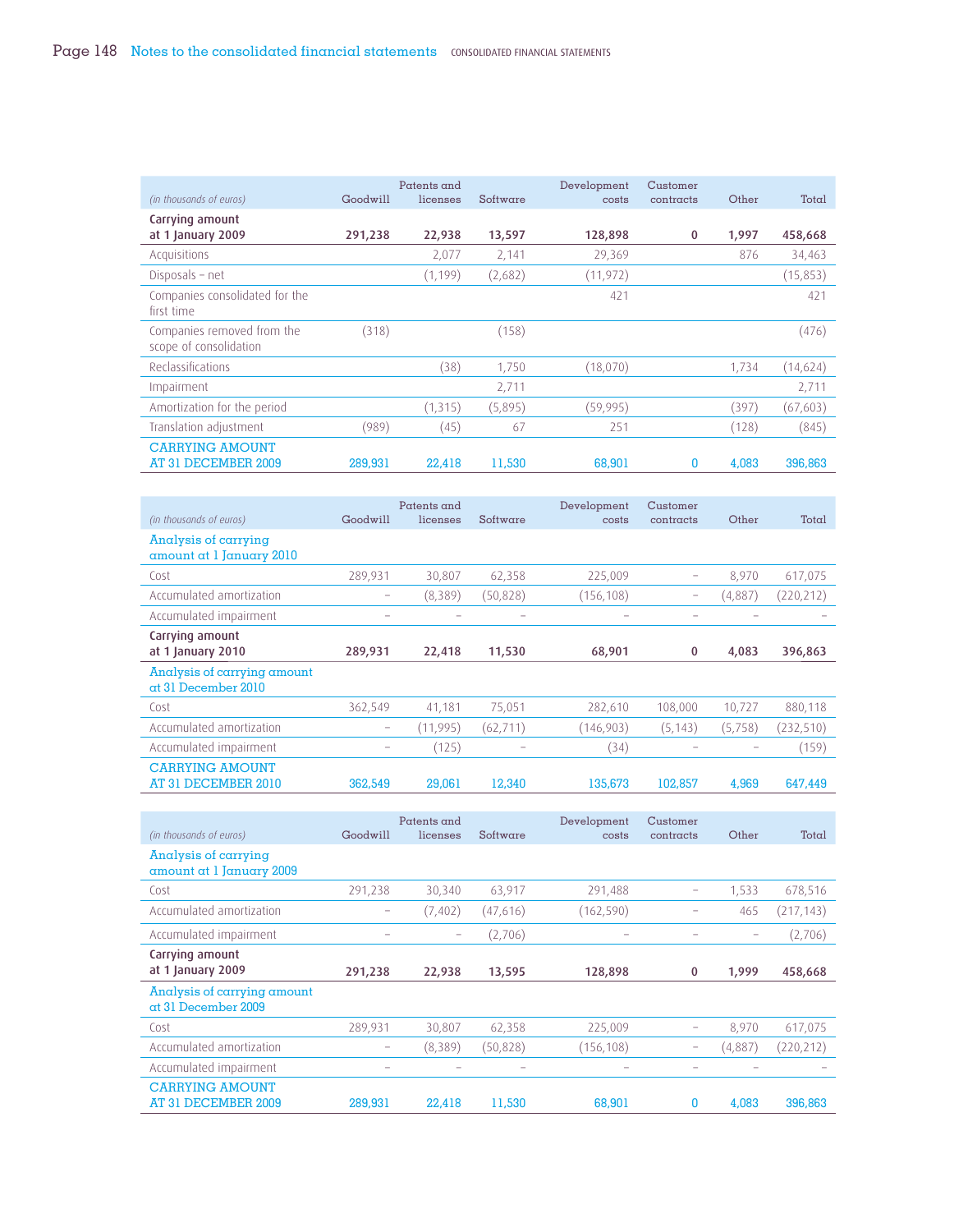| (in thousands of euros) | Goodwill | Patents and licenses | Software | Development costs | Customer contracts | Other | Total |
|---|---|---|---|---|---|---|---|
| **Carrying amount at 1 January 2009** | **291,238** | **22,938** | **13,597** | **128,898** | **0** | **1,997** | **458,668** |
| Acquisitions | | 2,077 | 2,141 | 29,369 | | 876 | 34,463 |
| Disposals – net | | (1,199) | (2,682) | (11,972) | | | (15,853) |
| Companies consolidated for the first time | | | | 421 | | | 421 |
| Companies removed from the scope of consolidation | (318) | | (158) | | | | (476) |
| Reclassifications | | (38) | 1,750 | (18,070) | | 1,734 | (14,624) |
| Impairment | | | 2,711 | | | | 2,711 |
| Amortization for the period | | (1,315) | (5,895) | (59,995) | | (397) | (67,603) |
| Translation adjustment | (989) | (45) | 67 | 251 | | (128) | (845) |
| **CARRYING AMOUNT AT 31 DECEMBER 2009** | **289,931** | **22,418** | **11,530** | **68,901** | **0** | **4,083** | **396,863** |

| (in thousands of euros) | Goodwill | Patents and licenses | Software | Development costs | Customer contracts | Other | Total |
|---|---|---|---|---|---|---|---|
| **Analysis of carrying amount at 1 January 2010** | | | | | | | |
| Cost | 289,931 | 30,807 | 62,358 | 225,009 | – | 8,970 | 617,075 |
| Accumulated amortization | – | (8,389) | (50,828) | (156,108) | – | (4,887) | (220,212) |
| Accumulated impairment | – | – | – | – | – | – | – |
| **Carrying amount at 1 January 2010** | **289,931** | **22,418** | **11,530** | **68,901** | **0** | **4,083** | **396,863** |
| **Analysis of carrying amount at 31 December 2010** | | | | | | | |
| Cost | 362,549 | 41,181 | 75,051 | 282,610 | 108,000 | 10,727 | 880,118 |
| Accumulated amortization | – | (11,995) | (62,711) | (146,903) | (5,143) | (5,758) | (232,510) |
| Accumulated impairment | – | (125) | – | (34) | – | – | (159) |
| **CARRYING AMOUNT AT 31 DECEMBER 2010** | **362,549** | **29,061** | **12,340** | **135,673** | **102,857** | **4,969** | **647,449** |

| (in thousands of euros) | Goodwill | Patents and licenses | Software | Development costs | Customer contracts | Other | Total |
|---|---|---|---|---|---|---|---|
| **Analysis of carrying amount at 1 January 2009** | | | | | | | |
| Cost | 291,238 | 30,340 | 63,917 | 291,488 | – | 1,533 | 678,516 |
| Accumulated amortization | – | (7,402) | (47,616) | (162,590) | – | 465 | (217,143) |
| Accumulated impairment | – | – | (2,706) | – | – | – | (2,706) |
| **Carrying amount at 1 January 2009** | **291,238** | **22,938** | **13,595** | **128,898** | **0** | **1,999** | **458,668** |
| **Analysis of carrying amount at 31 December 2009** | | | | | | | |
| Cost | 289,931 | 30,807 | 62,358 | 225,009 | – | 8,970 | 617,075 |
| Accumulated amortization | – | (8,389) | (50,828) | (156,108) | – | (4,887) | (220,212) |
| Accumulated impairment | – | – | – | – | – | – | – |
| **CARRYING AMOUNT AT 31 DECEMBER 2009** | **289,931** | **22,418** | **11,530** | **68,901** | **0** | **4,083** | **396,863** |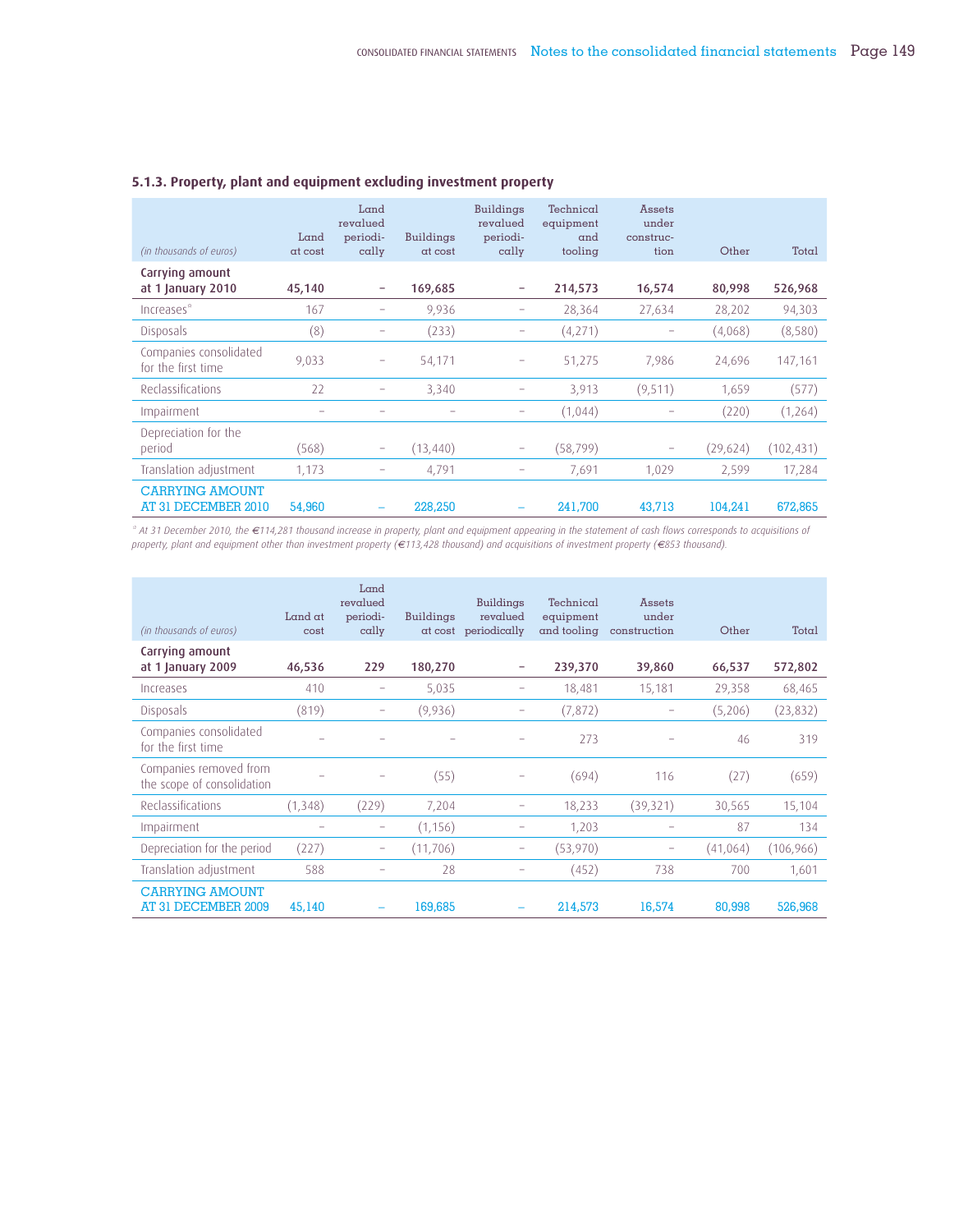### 5.1.3. Property, plant and equipment excluding investment property

| *(in thousands of euros)* | Land at cost | Land revalued periodically | Buildings at cost | Buildings revalued periodically | Technical equipment and tooling | Assets under construction | Other | Total |
|---|---|---|---|---|---|---|---|---|
| **Carrying amount at 1 January 2010** | **45,140** | **–** | **169,685** | **–** | **214,573** | **16,574** | **80,998** | **526,968** |
| Increases* | 167 | – | 9,936 | – | 28,364 | 27,634 | 28,202 | 94,303 |
| Disposals | (8) | – | (233) | – | (4,271) | – | (4,068) | (8,580) |
| Companies consolidated for the first time | 9,033 | – | 54,171 | – | 51,275 | 7,986 | 24,696 | 147,161 |
| Reclassifications | 22 | – | 3,340 | – | 3,913 | (9,511) | 1,659 | (577) |
| Impairment | – | – | – | – | (1,044) | – | (220) | (1,264) |
| Depreciation for the period | (568) | – | (13,440) | – | (58,799) | – | (29,624) | (102,431) |
| Translation adjustment | 1,173 | – | 4,791 | – | 7,691 | 1,029 | 2,599 | 17,284 |
| **CARRYING AMOUNT AT 31 DECEMBER 2010** | **54,960** | **–** | **228,250** | **–** | **241,700** | **43,713** | **104,241** | **672,865** |

*\* At 31 December 2010, the €114,281 thousand increase in property, plant and equipment appearing in the statement of cash flows corresponds to acquisitions of property, plant and equipment other than investment property (€113,428 thousand) and acquisitions of investment property (€853 thousand).*

| *(in thousands of euros)* | Land at cost | Land revalued periodically | Buildings at cost | Buildings revalued periodically | Technical equipment and tooling | Assets under construction | Other | Total |
|---|---|---|---|---|---|---|---|---|
| **Carrying amount at 1 January 2009** | **46,536** | **229** | **180,270** | **–** | **239,370** | **39,860** | **66,537** | **572,802** |
| Increases | 410 | – | 5,035 | – | 18,481 | 15,181 | 29,358 | 68,465 |
| Disposals | (819) | – | (9,936) | – | (7,872) | – | (5,206) | (23,832) |
| Companies consolidated for the first time | – | – | – | – | 273 | – | 46 | 319 |
| Companies removed from the scope of consolidation | – | – | (55) | – | (694) | 116 | (27) | (659) |
| Reclassifications | (1,348) | (229) | 7,204 | – | 18,233 | (39,321) | 30,565 | 15,104 |
| Impairment | – | – | (1,156) | – | 1,203 | – | 87 | 134 |
| Depreciation for the period | (227) | – | (11,706) | – | (53,970) | – | (41,064) | (106,966) |
| Translation adjustment | 588 | – | 28 | – | (452) | 738 | 700 | 1,601 |
| **CARRYING AMOUNT AT 31 DECEMBER 2009** | **45,140** | **–** | **169,685** | **–** | **214,573** | **16,574** | **80,998** | **526,968** |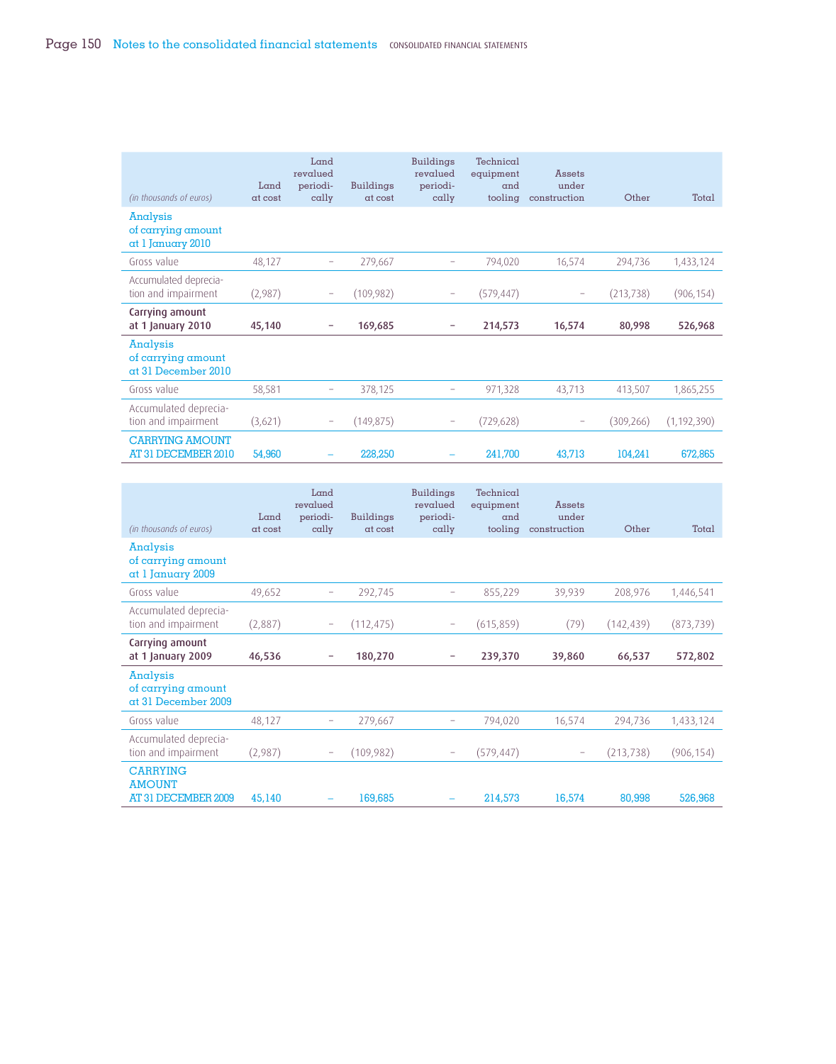| (in thousands of euros) | Land at cost | Land revalued periodically | Buildings at cost | Buildings revalued periodically | Technical equipment and tooling | Assets under construction | Other | Total |
|---|---|---|---|---|---|---|---|---|
| **Analysis of carrying amount at 1 January 2010** | | | | | | | | |
| Gross value | 48,127 | – | 279,667 | – | 794,020 | 16,574 | 294,736 | 1,433,124 |
| Accumulated depreciation and impairment | (2,987) | – | (109,982) | – | (579,447) | – | (213,738) | (906,154) |
| **Carrying amount at 1 January 2010** | **45,140** | **–** | **169,685** | **–** | **214,573** | **16,574** | **80,998** | **526,968** |
| **Analysis of carrying amount at 31 December 2010** | | | | | | | | |
| Gross value | 58,581 | – | 378,125 | – | 971,328 | 43,713 | 413,507 | 1,865,255 |
| Accumulated depreciation and impairment | (3,621) | – | (149,875) | – | (729,628) | – | (309,266) | (1,192,390) |
| **CARRYING AMOUNT AT 31 DECEMBER 2010** | **54,960** | **–** | **228,250** | **–** | **241,700** | **43,713** | **104,241** | **672,865** |

| (in thousands of euros) | Land at cost | Land revalued periodically | Buildings at cost | Buildings revalued periodically | Technical equipment and tooling | Assets under construction | Other | Total |
|---|---|---|---|---|---|---|---|---|
| **Analysis of carrying amount at 1 January 2009** | | | | | | | | |
| Gross value | 49,652 | – | 292,745 | – | 855,229 | 39,939 | 208,976 | 1,446,541 |
| Accumulated depreciation and impairment | (2,887) | – | (112,475) | – | (615,859) | (79) | (142,439) | (873,739) |
| **Carrying amount at 1 January 2009** | **46,536** | **–** | **180,270** | **–** | **239,370** | **39,860** | **66,537** | **572,802** |
| **Analysis of carrying amount at 31 December 2009** | | | | | | | | |
| Gross value | 48,127 | – | 279,667 | – | 794,020 | 16,574 | 294,736 | 1,433,124 |
| Accumulated depreciation and impairment | (2,987) | – | (109,982) | – | (579,447) | – | (213,738) | (906,154) |
| **CARRYING AMOUNT AT 31 DECEMBER 2009** | **45,140** | **–** | **169,685** | **–** | **214,573** | **16,574** | **80,998** | **526,968** |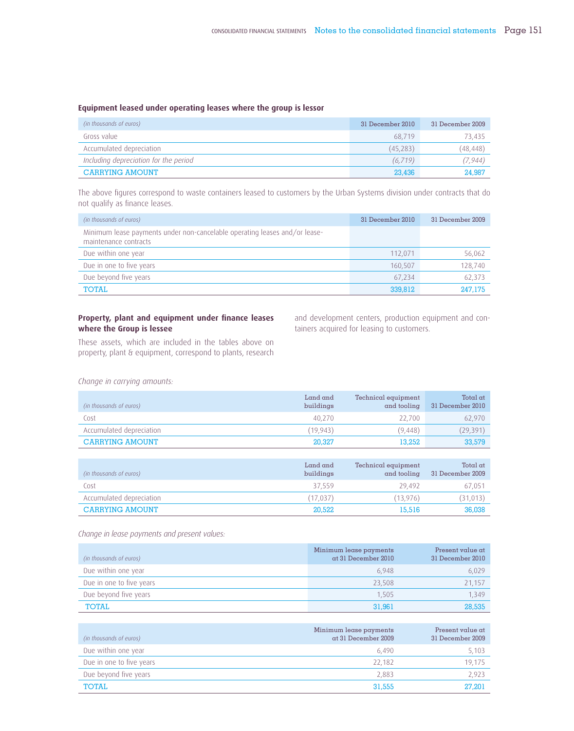### Equipment leased under operating leases where the group is lessor

| *(in thousands of euros)* | 31 December 2010 | 31 December 2009 |
|---|---|---|
| Gross value | 68,719 | 73,435 |
| Accumulated depreciation | (45,283) | (48,448) |
| *Including depreciation for the period* | *(6,719)* | *(7,944)* |
| **CARRYING AMOUNT** | **23,436** | **24,987** |

The above figures correspond to waste containers leased to customers by the Urban Systems division under contracts that do not qualify as finance leases.

| *(in thousands of euros)* | 31 December 2010 | 31 December 2009 |
|---|---|---|
| Minimum lease payments under non-cancelable operating leases and/or lease-maintenance contracts | | |
| Due within one year | 112,071 | 56,062 |
| Due in one to five years | 160,507 | 128,740 |
| Due beyond five years | 67,234 | 62,373 |
| **TOTAL** | **339,812** | **247,175** |

### Property, plant and equipment under finance leases where the Group is lessee

These assets, which are included in the tables above on property, plant & equipment, correspond to plants, research and development centers, production equipment and containers acquired for leasing to customers.

*Change in carrying amounts:*

| *(in thousands of euros)* | Land and buildings | Technical equipment and tooling | Total at 31 December 2010 |
|---|---|---|---|
| Cost | 40,270 | 22,700 | 62,970 |
| Accumulated depreciation | (19,943) | (9,448) | (29,391) |
| **CARRYING AMOUNT** | **20,327** | **13,252** | **33,579** |

| *(in thousands of euros)* | Land and buildings | Technical equipment and tooling | Total at 31 December 2009 |
|---|---|---|---|
| Cost | 37,559 | 29,492 | 67,051 |
| Accumulated depreciation | (17,037) | (13,976) | (31,013) |
| **CARRYING AMOUNT** | **20,522** | **15,516** | **36,038** |

*Change in lease payments and present values:*

| *(in thousands of euros)* | Minimum lease payments at 31 December 2010 | Present value at 31 December 2010 |
|---|---|---|
| Due within one year | 6,948 | 6,029 |
| Due in one to five years | 23,508 | 21,157 |
| Due beyond five years | 1,505 | 1,349 |
| **TOTAL** | **31,961** | **28,535** |

| *(in thousands of euros)* | Minimum lease payments at 31 December 2009 | Present value at 31 December 2009 |
|---|---|---|
| Due within one year | 6,490 | 5,103 |
| Due in one to five years | 22,182 | 19,175 |
| Due beyond five years | 2,883 | 2,923 |
| **TOTAL** | **31,555** | **27,201** |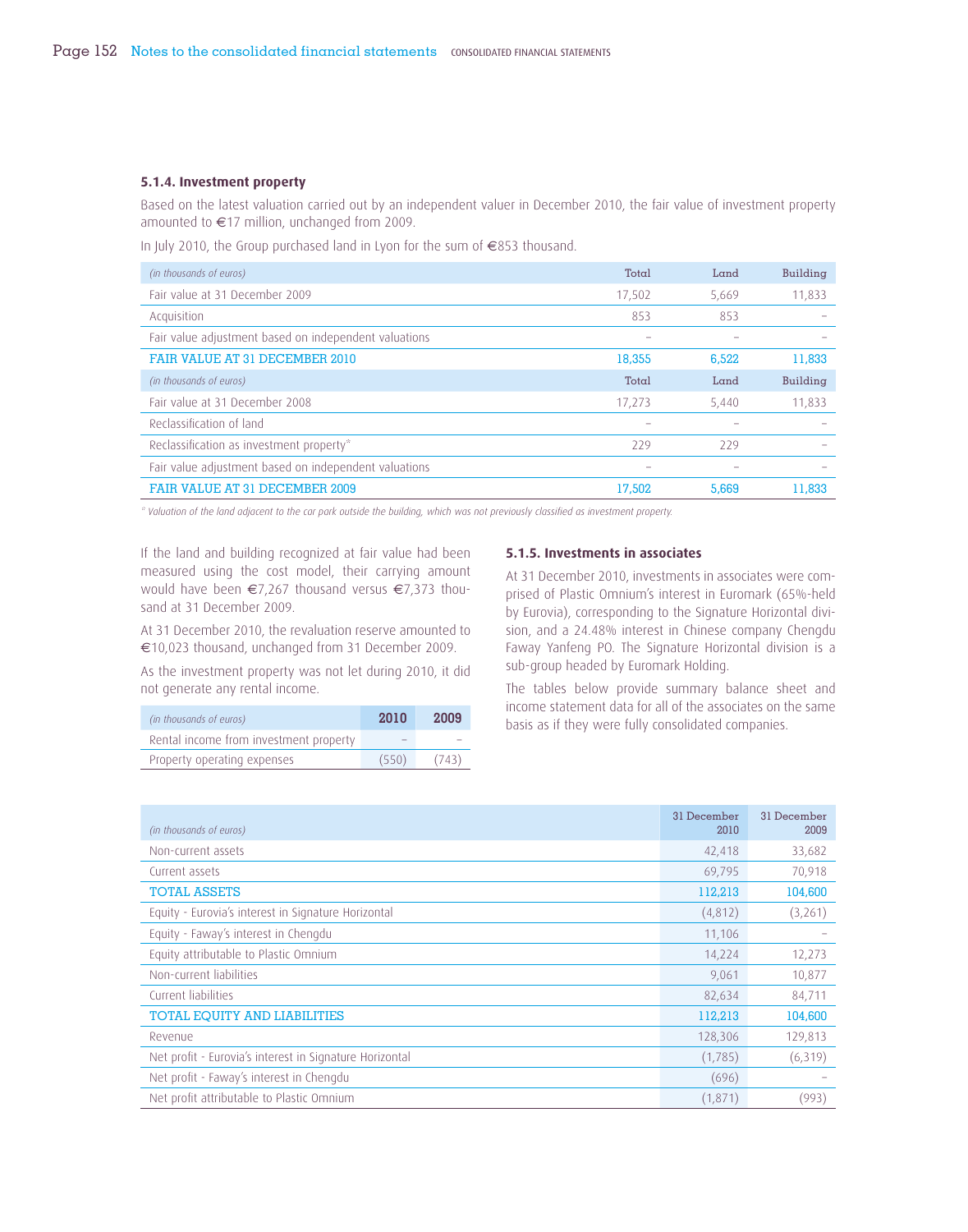### 5.1.4. Investment property

Based on the latest valuation carried out by an independent valuer in December 2010, the fair value of investment property amounted to €17 million, unchanged from 2009.

In July 2010, the Group purchased land in Lyon for the sum of €853 thousand.

| *(in thousands of euros)* | Total | Land | Building |
|---|---|---|---|
| Fair value at 31 December 2009 | 17,502 | 5,669 | 11,833 |
| Acquisition | 853 | 853 | – |
| Fair value adjustment based on independent valuations | – | – | – |
| FAIR VALUE AT 31 DECEMBER 2010 | 18,355 | 6,522 | 11,833 |
| *(in thousands of euros)* | Total | Land | Building |
| Fair value at 31 December 2008 | 17,273 | 5,440 | 11,833 |
| Reclassification of land | – | – | – |
| Reclassification as investment property* | 229 | 229 | – |
| Fair value adjustment based on independent valuations | – | – | – |
| FAIR VALUE AT 31 DECEMBER 2009 | 17,502 | 5,669 | 11,833 |

*\* Valuation of the land adjacent to the car park outside the building, which was not previously classified as investment property.*

If the land and building recognized at fair value had been measured using the cost model, their carrying amount would have been €7,267 thousand versus €7,373 thousand at 31 December 2009.

At 31 December 2010, the revaluation reserve amounted to €10,023 thousand, unchanged from 31 December 2009.

As the investment property was not let during 2010, it did not generate any rental income.

| *(in thousands of euros)* | 2010 | 2009 |
|---|---|---|
| Rental income from investment property | – | – |
| Property operating expenses | (550) | (743) |

### 5.1.5. Investments in associates

At 31 December 2010, investments in associates were comprised of Plastic Omnium's interest in Euromark (65%-held by Eurovia), corresponding to the Signature Horizontal division, and a 24.48% interest in Chinese company Chengdu Faway Yanfeng PO. The Signature Horizontal division is a sub-group headed by Euromark Holding.

The tables below provide summary balance sheet and income statement data for all of the associates on the same basis as if they were fully consolidated companies.

| *(in thousands of euros)* | 31 December 2010 | 31 December 2009 |
|---|---|---|
| Non-current assets | 42,418 | 33,682 |
| Current assets | 69,795 | 70,918 |
| TOTAL ASSETS | 112,213 | 104,600 |
| Equity - Eurovia's interest in Signature Horizontal | (4,812) | (3,261) |
| Equity - Faway's interest in Chengdu | 11,106 | – |
| Equity attributable to Plastic Omnium | 14,224 | 12,273 |
| Non-current liabilities | 9,061 | 10,877 |
| Current liabilities | 82,634 | 84,711 |
| TOTAL EQUITY AND LIABILITIES | 112,213 | 104,600 |
| Revenue | 128,306 | 129,813 |
| Net profit - Eurovia's interest in Signature Horizontal | (1,785) | (6,319) |
| Net profit - Faway's interest in Chengdu | (696) | – |
| Net profit attributable to Plastic Omnium | (1,871) | (993) |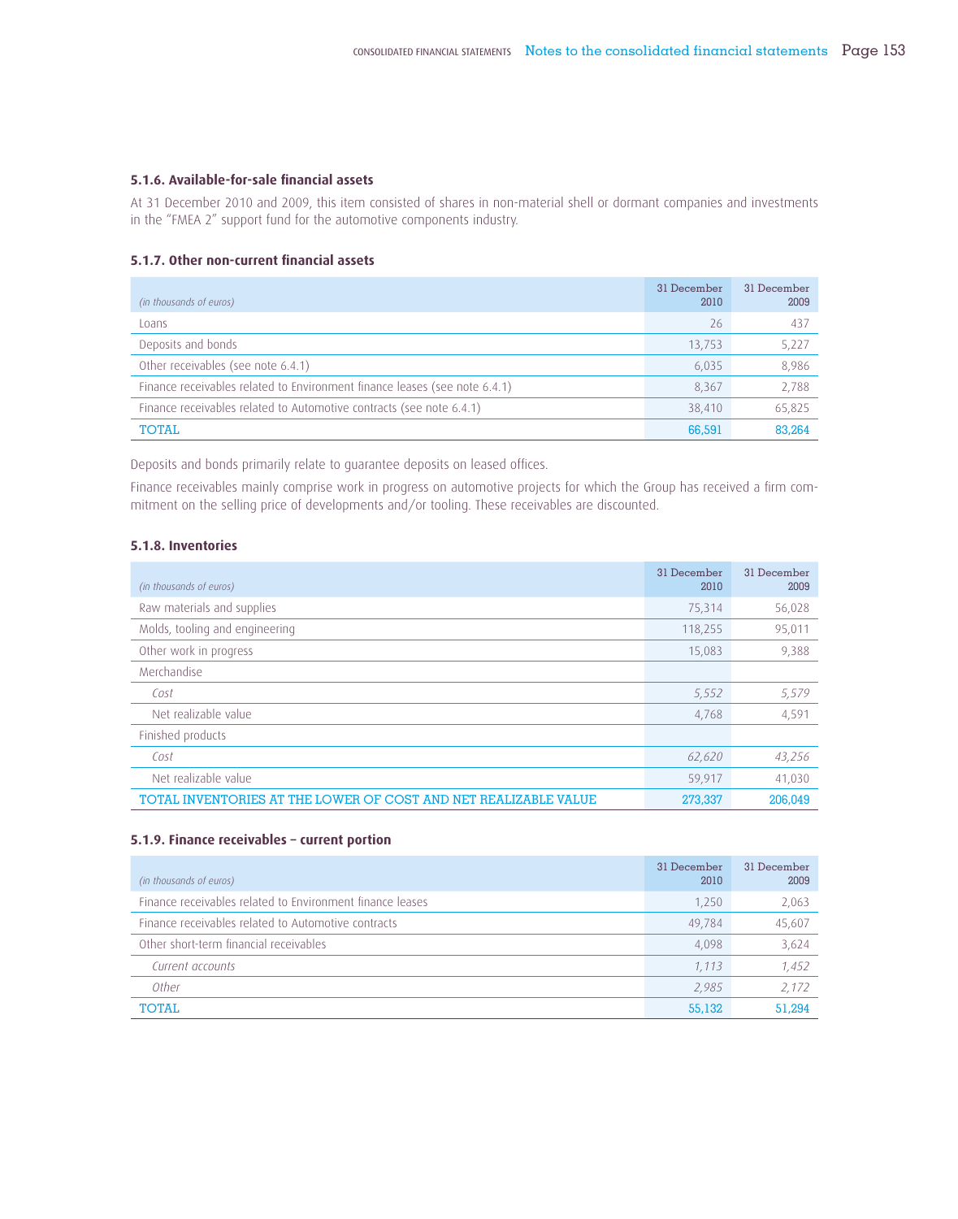#### 5.1.6. Available-for-sale financial assets

At 31 December 2010 and 2009, this item consisted of shares in non-material shell or dormant companies and investments in the "FMEA 2" support fund for the automotive components industry.

#### 5.1.7. Other non-current financial assets

| *(in thousands of euros)* | 31 December 2010 | 31 December 2009 |
|---|---|---|
| Loans | 26 | 437 |
| Deposits and bonds | 13,753 | 5,227 |
| Other receivables (see note 6.4.1) | 6,035 | 8,986 |
| Finance receivables related to Environment finance leases (see note 6.4.1) | 8,367 | 2,788 |
| Finance receivables related to Automotive contracts (see note 6.4.1) | 38,410 | 65,825 |
| TOTAL | 66,591 | 83,264 |

Deposits and bonds primarily relate to guarantee deposits on leased offices.

Finance receivables mainly comprise work in progress on automotive projects for which the Group has received a firm commitment on the selling price of developments and/or tooling. These receivables are discounted.

#### 5.1.8. Inventories

| *(in thousands of euros)* | 31 December 2010 | 31 December 2009 |
|---|---|---|
| Raw materials and supplies | 75,314 | 56,028 |
| Molds, tooling and engineering | 118,255 | 95,011 |
| Other work in progress | 15,083 | 9,388 |
| Merchandise | | |
| *Cost* | *5,552* | *5,579* |
| Net realizable value | 4,768 | 4,591 |
| Finished products | | |
| *Cost* | *62,620* | *43,256* |
| Net realizable value | 59,917 | 41,030 |
| TOTAL INVENTORIES AT THE LOWER OF COST AND NET REALIZABLE VALUE | 273,337 | 206,049 |

#### 5.1.9. Finance receivables – current portion

| *(in thousands of euros)* | 31 December 2010 | 31 December 2009 |
|---|---|---|
| Finance receivables related to Environment finance leases | 1,250 | 2,063 |
| Finance receivables related to Automotive contracts | 49,784 | 45,607 |
| Other short-term financial receivables | 4,098 | 3,624 |
| *Current accounts* | *1,113* | *1,452* |
| *Other* | *2,985* | *2,172* |
| TOTAL | 55,132 | 51,294 |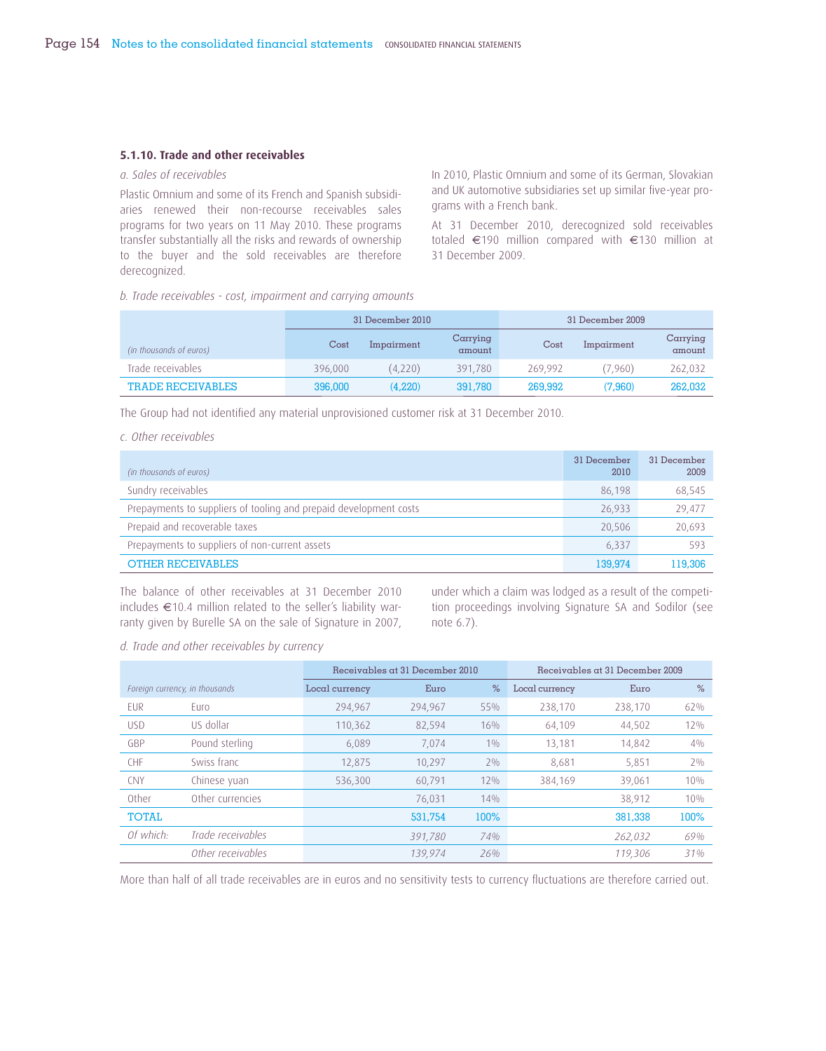### 5.1.10. Trade and other receivables

*a. Sales of receivables*

Plastic Omnium and some of its French and Spanish subsidiaries renewed their non-recourse receivables sales programs for two years on 11 May 2010. These programs transfer substantially all the risks and rewards of ownership to the buyer and the sold receivables are therefore derecognized.

In 2010, Plastic Omnium and some of its German, Slovakian and UK automotive subsidiaries set up similar five-year programs with a French bank.

At 31 December 2010, derecognized sold receivables totaled €190 million compared with €130 million at 31 December 2009.

*b. Trade receivables - cost, impairment and carrying amounts*

| *(in thousands of euros)* | 31 December 2010 | | | 31 December 2009 | | |
|---|---|---|---|---|---|---|
| | Cost | Impairment | Carrying amount | Cost | Impairment | Carrying amount |
| Trade receivables | 396,000 | (4,220) | 391,780 | 269,992 | (7,960) | 262,032 |
| TRADE RECEIVABLES | 396,000 | (4,220) | 391,780 | 269,992 | (7,960) | 262,032 |

The Group had not identified any material unprovisioned customer risk at 31 December 2010.

*c. Other receivables*

| *(in thousands of euros)* | 31 December 2010 | 31 December 2009 |
|---|---|---|
| Sundry receivables | 86,198 | 68,545 |
| Prepayments to suppliers of tooling and prepaid development costs | 26,933 | 29,477 |
| Prepaid and recoverable taxes | 20,506 | 20,693 |
| Prepayments to suppliers of non-current assets | 6,337 | 593 |
| OTHER RECEIVABLES | 139,974 | 119,306 |

The balance of other receivables at 31 December 2010 includes €10.4 million related to the seller's liability warranty given by Burelle SA on the sale of Signature in 2007, under which a claim was lodged as a result of the competition proceedings involving Signature SA and Sodilor (see note 6.7).

*d. Trade and other receivables by currency*

| *Foreign currency, in thousands* | | Receivables at 31 December 2010 | | | Receivables at 31 December 2009 | | |
|---|---|---|---|---|---|---|---|
| | | Local currency | Euro | % | Local currency | Euro | % |
| EUR | Euro | 294,967 | 294,967 | 55% | 238,170 | 238,170 | 62% |
| USD | US dollar | 110,362 | 82,594 | 16% | 64,109 | 44,502 | 12% |
| GBP | Pound sterling | 6,089 | 7,074 | 1% | 13,181 | 14,842 | 4% |
| CHF | Swiss franc | 12,875 | 10,297 | 2% | 8,681 | 5,851 | 2% |
| CNY | Chinese yuan | 536,300 | 60,791 | 12% | 384,169 | 39,061 | 10% |
| Other | Other currencies | | 76,031 | 14% | | 38,912 | 10% |
| TOTAL | | | 531,754 | 100% | | 381,338 | 100% |
| *Of which:* | *Trade receivables* | | *391,780* | *74%* | | *262,032* | *69%* |
| | *Other receivables* | | *139,974* | *26%* | | *119,306* | *31%* |

More than half of all trade receivables are in euros and no sensitivity tests to currency fluctuations are therefore carried out.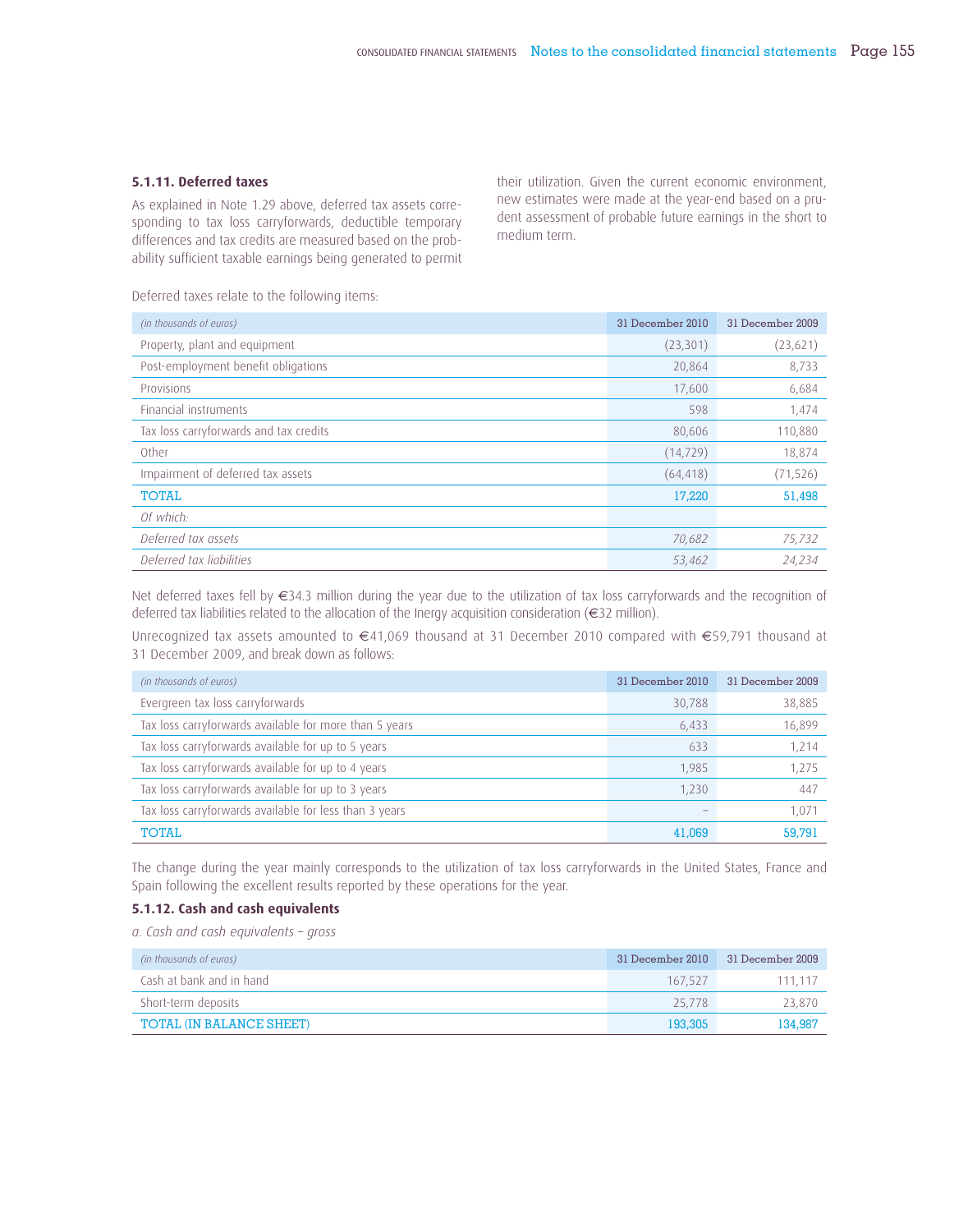### 5.1.11. Deferred taxes

As explained in Note 1.29 above, deferred tax assets corresponding to tax loss carryforwards, deductible temporary differences and tax credits are measured based on the probability sufficient taxable earnings being generated to permit their utilization. Given the current economic environment, new estimates were made at the year-end based on a prudent assessment of probable future earnings in the short to medium term.

Deferred taxes relate to the following items:

| *(in thousands of euros)* | 31 December 2010 | 31 December 2009 |
|---|---|---|
| Property, plant and equipment | (23,301) | (23,621) |
| Post-employment benefit obligations | 20,864 | 8,733 |
| Provisions | 17,600 | 6,684 |
| Financial instruments | 598 | 1,474 |
| Tax loss carryforwards and tax credits | 80,606 | 110,880 |
| Other | (14,729) | 18,874 |
| Impairment of deferred tax assets | (64,418) | (71,526) |
| TOTAL | 17,220 | 51,498 |
| *Of which:* | | |
| *Deferred tax assets* | *70,682* | *75,732* |
| *Deferred tax liabilities* | *53,462* | *24,234* |

Net deferred taxes fell by €34.3 million during the year due to the utilization of tax loss carryforwards and the recognition of deferred tax liabilities related to the allocation of the Inergy acquisition consideration (€32 million).

Unrecognized tax assets amounted to €41,069 thousand at 31 December 2010 compared with €59,791 thousand at 31 December 2009, and break down as follows:

| *(in thousands of euros)* | 31 December 2010 | 31 December 2009 |
|---|---|---|
| Evergreen tax loss carryforwards | 30,788 | 38,885 |
| Tax loss carryforwards available for more than 5 years | 6,433 | 16,899 |
| Tax loss carryforwards available for up to 5 years | 633 | 1,214 |
| Tax loss carryforwards available for up to 4 years | 1,985 | 1,275 |
| Tax loss carryforwards available for up to 3 years | 1,230 | 447 |
| Tax loss carryforwards available for less than 3 years | – | 1,071 |
| TOTAL | 41,069 | 59,791 |

The change during the year mainly corresponds to the utilization of tax loss carryforwards in the United States, France and Spain following the excellent results reported by these operations for the year.

### 5.1.12. Cash and cash equivalents

*a. Cash and cash equivalents – gross*

| *(in thousands of euros)* | 31 December 2010 | 31 December 2009 |
|---|---|---|
| Cash at bank and in hand | 167,527 | 111,117 |
| Short-term deposits | 25,778 | 23,870 |
| TOTAL (IN BALANCE SHEET) | 193,305 | 134,987 |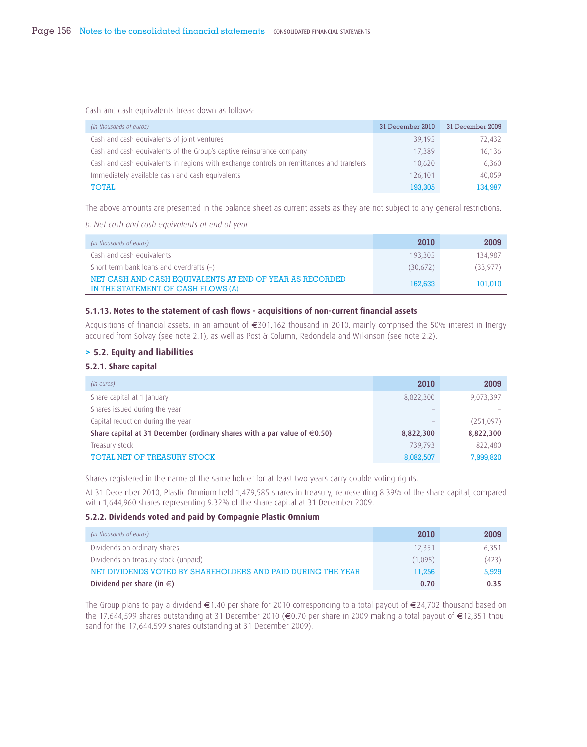Cash and cash equivalents break down as follows:

| *(in thousands of euros)* | 31 December 2010 | 31 December 2009 |
|---|---|---|
| Cash and cash equivalents of joint ventures | 39,195 | 72,432 |
| Cash and cash equivalents of the Group's captive reinsurance company | 17,389 | 16,136 |
| Cash and cash equivalents in regions with exchange controls on remittances and transfers | 10,620 | 6,360 |
| Immediately available cash and cash equivalents | 126,101 | 40,059 |
| TOTAL | 193,305 | 134,987 |

The above amounts are presented in the balance sheet as current assets as they are not subject to any general restrictions.

*b. Net cash and cash equivalents at end of year*

| *(in thousands of euros)* | 2010 | 2009 |
|---|---|---|
| Cash and cash equivalents | 193,305 | 134,987 |
| Short term bank loans and overdrafts (–) | (30,672) | (33,977) |
| NET CASH AND CASH EQUIVALENTS AT END OF YEAR AS RECORDED IN THE STATEMENT OF CASH FLOWS (A) | 162,633 | 101,010 |

#### 5.1.13. Notes to the statement of cash flows - acquisitions of non-current financial assets

Acquisitions of financial assets, in an amount of €301,162 thousand in 2010, mainly comprised the 50% interest in Inergy acquired from Solvay (see note 2.1), as well as Post & Column, Redondela and Wilkinson (see note 2.2).

### > 5.2. Equity and liabilities

#### 5.2.1. Share capital

| *(in euros)* | 2010 | 2009 |
|---|---|---|
| Share capital at 1 January | 8,822,300 | 9,073,397 |
| Shares issued during the year | – | – |
| Capital reduction during the year | – | (251,097) |
| **Share capital at 31 December (ordinary shares with a par value of €0.50)** | **8,822,300** | **8,822,300** |
| Treasury stock | 739,793 | 822,480 |
| TOTAL NET OF TREASURY STOCK | 8,082,507 | 7,999,820 |

Shares registered in the name of the same holder for at least two years carry double voting rights.

At 31 December 2010, Plastic Omnium held 1,479,585 shares in treasury, representing 8.39% of the share capital, compared with 1,644,960 shares representing 9.32% of the share capital at 31 December 2009.

#### 5.2.2. Dividends voted and paid by Compagnie Plastic Omnium

| *(in thousands of euros)* | 2010 | 2009 |
|---|---|---|
| Dividends on ordinary shares | 12,351 | 6,351 |
| Dividends on treasury stock (unpaid) | (1,095) | (423) |
| NET DIVIDENDS VOTED BY SHAREHOLDERS AND PAID DURING THE YEAR | 11,256 | 5,929 |
| **Dividend per share (in €)** | **0.70** | **0.35** |

The Group plans to pay a dividend €1.40 per share for 2010 corresponding to a total payout of €24,702 thousand based on the 17,644,599 shares outstanding at 31 December 2010 (€0.70 per share in 2009 making a total payout of €12,351 thousand for the 17,644,599 shares outstanding at 31 December 2009).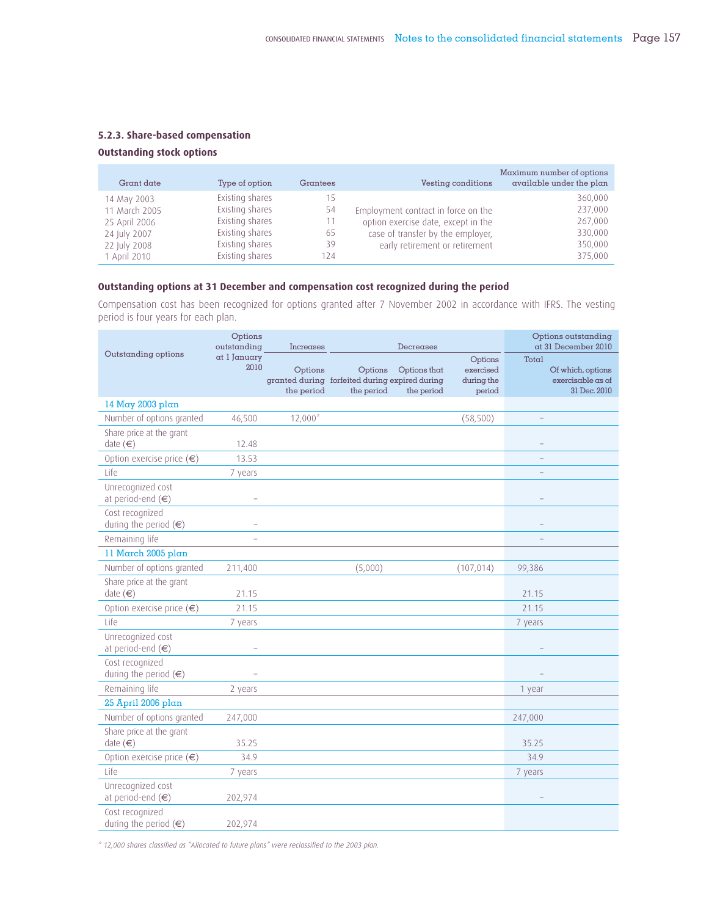### 5.2.3. Share-based compensation

#### Outstanding stock options

| Grant date | Type of option | Grantees | Vesting conditions | Maximum number of options available under the plan |
|---|---|---|---|---|
| 14 May 2003 | Existing shares | 15 | Employment contract in force on the option exercise date, except in the case of transfer by the employer, early retirement or retirement | 360,000 |
| 11 March 2005 | Existing shares | 54 | | 237,000 |
| 25 April 2006 | Existing shares | 11 | | 267,000 |
| 24 July 2007 | Existing shares | 65 | | 330,000 |
| 22 July 2008 | Existing shares | 39 | | 350,000 |
| 1 April 2010 | Existing shares | 124 | | 375,000 |

#### Outstanding options at 31 December and compensation cost recognized during the period

Compensation cost has been recognized for options granted after 7 November 2002 in accordance with IFRS. The vesting period is four years for each plan.

| Outstanding options | Options outstanding at 1 January 2010 | Increases | Decreases | | | Options outstanding at 31 December 2010 | |
|---|---|---|---|---|---|---|---|
| | | Options granted during the period | Options forfeited during the period | Options that expired during the period | Options exercised during the period | Total | Of which, options exercisable as of 31 Dec. 2010 |
| **14 May 2003 plan** | | | | | | | |
| Number of options granted | 46,500 | 12,000* | | | (58,500) | – | |
| Share price at the grant date (€) | 12.48 | | | | | – | |
| Option exercise price (€) | 13.53 | | | | | – | |
| Life | 7 years | | | | | – | |
| Unrecognized cost at period-end (€) | – | | | | | – | |
| Cost recognized during the period (€) | – | | | | | – | |
| Remaining life | – | | | | | – | |
| **11 March 2005 plan** | | | | | | | |
| Number of options granted | 211,400 | | (5,000) | | (107,014) | 99,386 | |
| Share price at the grant date (€) | 21.15 | | | | | 21.15 | |
| Option exercise price (€) | 21.15 | | | | | 21.15 | |
| Life | 7 years | | | | | 7 years | |
| Unrecognized cost at period-end (€) | – | | | | | – | |
| Cost recognized during the period (€) | – | | | | | – | |
| Remaining life | 2 years | | | | | 1 year | |
| **25 April 2006 plan** | | | | | | | |
| Number of options granted | 247,000 | | | | | 247,000 | |
| Share price at the grant date (€) | 35.25 | | | | | 35.25 | |
| Option exercise price (€) | 34.9 | | | | | 34.9 | |
| Life | 7 years | | | | | 7 years | |
| Unrecognized cost at period-end (€) | 202,974 | | | | | – | |
| Cost recognized during the period (€) | 202,974 | | | | | | |

*\* 12,000 shares classified as "Allocated to future plans" were reclassified to the 2003 plan.*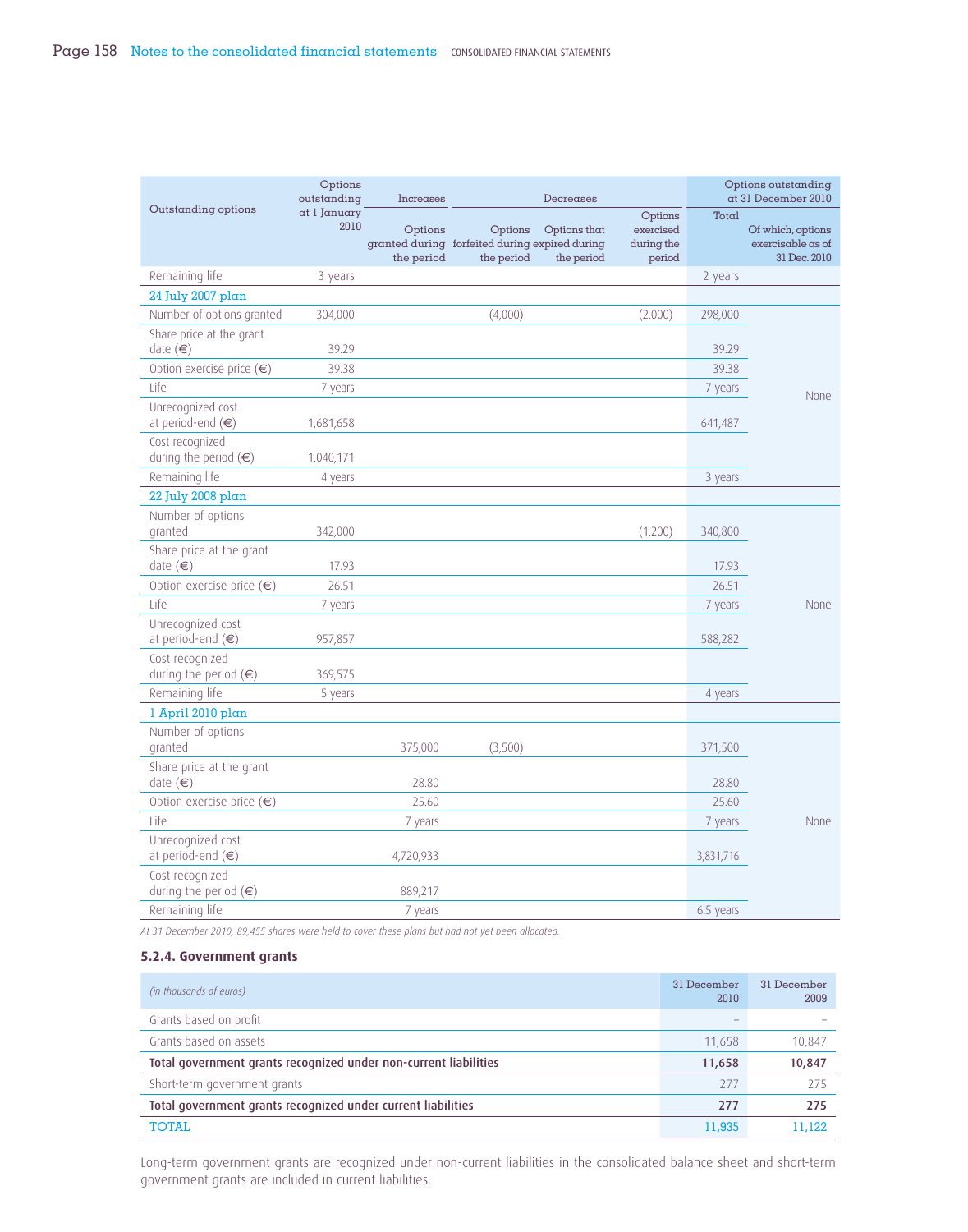| Outstanding options | Options outstanding at 1 January 2010 | Increases | Decreases | | | Options outstanding at 31 December 2010 | |
|---|---|---|---|---|---|---|---|
| | | Options granted during the period | Options forfeited during the period | Options that expired during the period | Options exercised during the period | Total | Of which, options exercisable as of 31 Dec. 2010 |
| Remaining life | 3 years | | | | | 2 years | |
| **24 July 2007 plan** | | | | | | | |
| Number of options granted | 304,000 | | (4,000) | | (2,000) | 298,000 | None |
| Share price at the grant date (€) | 39.29 | | | | | 39.29 | |
| Option exercise price (€) | 39.38 | | | | | 39.38 | |
| Life | 7 years | | | | | 7 years | |
| Unrecognized cost at period-end (€) | 1,681,658 | | | | | 641,487 | |
| Cost recognized during the period (€) | 1,040,171 | | | | | | |
| Remaining life | 4 years | | | | | 3 years | |
| **22 July 2008 plan** | | | | | | | |
| Number of options granted | 342,000 | | | | (1,200) | 340,800 | None |
| Share price at the grant date (€) | 17.93 | | | | | 17.93 | |
| Option exercise price (€) | 26.51 | | | | | 26.51 | |
| Life | 7 years | | | | | 7 years | |
| Unrecognized cost at period-end (€) | 957,857 | | | | | 588,282 | |
| Cost recognized during the period (€) | 369,575 | | | | | | |
| Remaining life | 5 years | | | | | 4 years | |
| **1 April 2010 plan** | | | | | | | |
| Number of options granted | | 375,000 | (3,500) | | | 371,500 | None |
| Share price at the grant date (€) | | 28.80 | | | | 28.80 | |
| Option exercise price (€) | | 25.60 | | | | 25.60 | |
| Life | | 7 years | | | | 7 years | |
| Unrecognized cost at period-end (€) | | 4,720,933 | | | | 3,831,716 | |
| Cost recognized during the period (€) | | 889,217 | | | | | |
| Remaining life | | 7 years | | | | 6.5 years | |

*At 31 December 2010, 89,455 shares were held to cover these plans but had not yet been allocated.*

### 5.2.4. Government grants

| *(in thousands of euros)* | 31 December 2010 | 31 December 2009 |
|---|---|---|
| Grants based on profit | – | – |
| Grants based on assets | 11,658 | 10,847 |
| **Total government grants recognized under non-current liabilities** | **11,658** | **10,847** |
| Short-term government grants | 277 | 275 |
| **Total government grants recognized under current liabilities** | **277** | **275** |
| TOTAL | 11,935 | 11,122 |

Long-term government grants are recognized under non-current liabilities in the consolidated balance sheet and short-term government grants are included in current liabilities.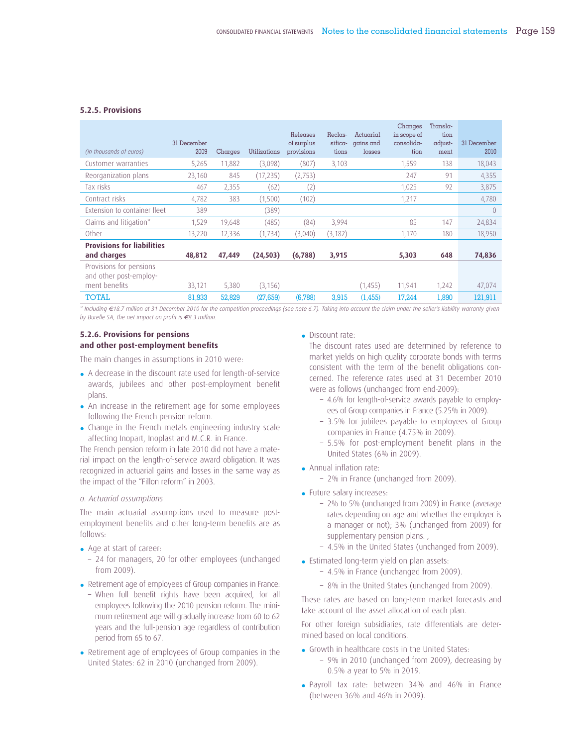### 5.2.5. Provisions

| *(in thousands of euros)* | 31 December 2009 | Charges | Utilizations | Releases of surplus provisions | Reclassifications | Actuarial gains and losses | Changes in scope of consolidation | Translation adjustment | 31 December 2010 |
|---|---|---|---|---|---|---|---|---|---|
| Customer warranties | 5,265 | 11,882 | (3,098) | (807) | 3,103 | | 1,559 | 138 | 18,043 |
| Reorganization plans | 23,160 | 845 | (17,235) | (2,753) | | | 247 | 91 | 4,355 |
| Tax risks | 467 | 2,355 | (62) | (2) | | | 1,025 | 92 | 3,875 |
| Contract risks | 4,782 | 383 | (1,500) | (102) | | | 1,217 | | 4,780 |
| Extension to container fleet | 389 | | (389) | | | | | | 0 |
| Claims and litigation* | 1,529 | 19,648 | (485) | (84) | 3,994 | | 85 | 147 | 24,834 |
| Other | 13,220 | 12,336 | (1,734) | (3,040) | (3,182) | | 1,170 | 180 | 18,950 |
| **Provisions for liabilities and charges** | **48,812** | **47,449** | **(24,503)** | **(6,788)** | **3,915** | | **5,303** | **648** | **74,836** |
| Provisions for pensions and other post-employment benefits | 33,121 | 5,380 | (3,156) | | | (1,455) | 11,941 | 1,242 | 47,074 |
| TOTAL | 81,933 | 52,829 | (27,659) | (6,788) | 3,915 | (1,455) | 17,244 | 1,890 | 121,911 |

*\* Including €18.7 million at 31 December 2010 for the competition proceedings (see note 6.7). Taking into account the claim under the seller's liability warranty given by Burelle SA, the net impact on profit is €8.3 million.*

### 5.2.6. Provisions for pensions and other post-employment benefits

The main changes in assumptions in 2010 were:

- A decrease in the discount rate used for length-of-service awards, jubilees and other post-employment benefit plans.
- An increase in the retirement age for some employees following the French pension reform.
- Change in the French metals engineering industry scale affecting Inopart, Inoplast and M.C.R. in France.

The French pension reform in late 2010 did not have a material impact on the length-of-service award obligation. It was recognized in actuarial gains and losses in the same way as the impact of the "Fillon reform" in 2003.

*a. Actuarial assumptions*

The main actuarial assumptions used to measure post-employment benefits and other long-term benefits are as follows:

- Age at start of career:
  - 24 for managers, 20 for other employees (unchanged from 2009).
- Retirement age of employees of Group companies in France:
  - When full benefit rights have been acquired, for all employees following the 2010 pension reform. The minimum retirement age will gradually increase from 60 to 62 years and the full-pension age regardless of contribution period from 65 to 67.
- Retirement age of employees of Group companies in the United States: 62 in 2010 (unchanged from 2009).
- Discount rate:

  The discount rates used are determined by reference to market yields on high quality corporate bonds with terms consistent with the term of the benefit obligations concerned. The reference rates used at 31 December 2010 were as follows (unchanged from end-2009):
  - 4.6% for length-of-service awards payable to employees of Group companies in France (5.25% in 2009).
  - 3.5% for jubilees payable to employees of Group companies in France (4.75% in 2009).
  - 5.5% for post-employment benefit plans in the United States (6% in 2009).
- Annual inflation rate:
  - 2% in France (unchanged from 2009).
- Future salary increases:
  - 2% to 5% (unchanged from 2009) in France (average rates depending on age and whether the employer is a manager or not); 3% (unchanged from 2009) for supplementary pension plans. ,
  - 4.5% in the United States (unchanged from 2009).
- Estimated long-term yield on plan assets:
  - 4.5% in France (unchanged from 2009).
  - 8% in the United States (unchanged from 2009).

These rates are based on long-term market forecasts and take account of the asset allocation of each plan.

For other foreign subsidiaries, rate differentials are determined based on local conditions.

- Growth in healthcare costs in the United States:
  - 9% in 2010 (unchanged from 2009), decreasing by 0.5% a year to 5% in 2019.
- Payroll tax rate: between 34% and 46% in France (between 36% and 46% in 2009).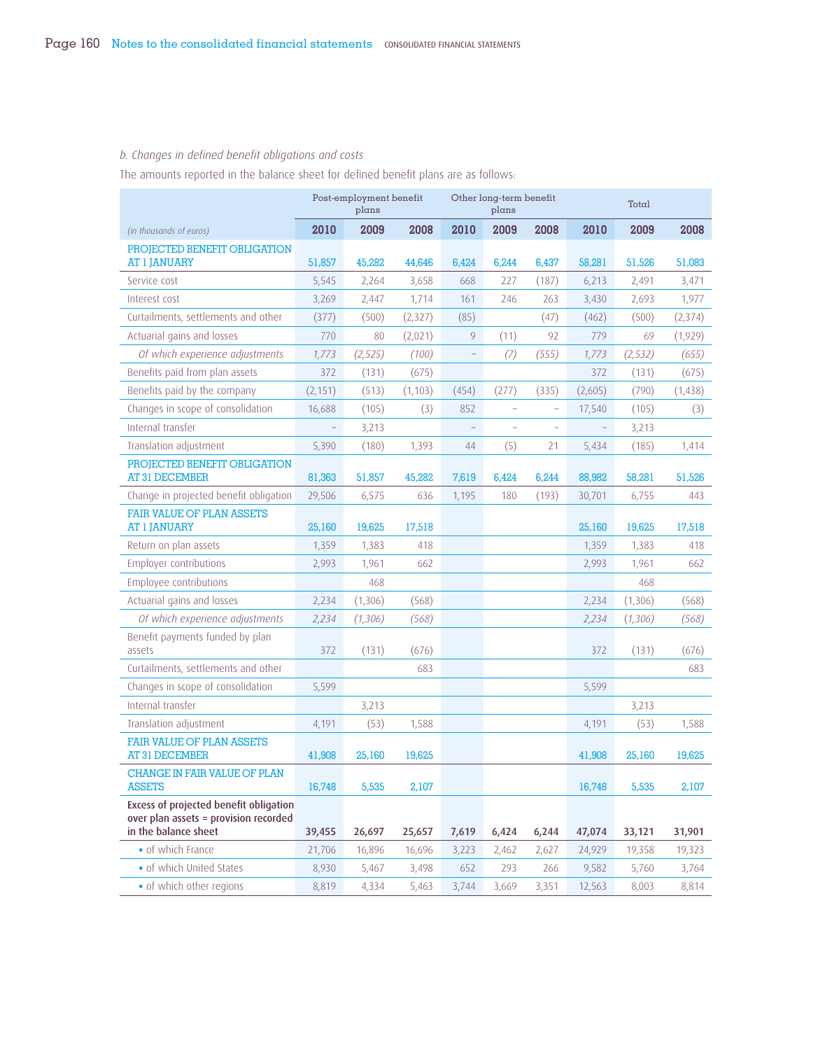*b. Changes in defined benefit obligations and costs*

The amounts reported in the balance sheet for defined benefit plans are as follows:

| | Post-employment benefit plans | | | Other long-term benefit plans | | | Total | | |
|---|---|---|---|---|---|---|---|---|---|
| *(in thousands of euros)* | **2010** | **2009** | **2008** | **2010** | **2009** | **2008** | **2010** | **2009** | **2008** |
| PROJECTED BENEFIT OBLIGATION AT 1 JANUARY | 51,857 | 45,282 | 44,646 | 6,424 | 6,244 | 6,437 | 58,281 | 51,526 | 51,083 |
| Service cost | 5,545 | 2,264 | 3,658 | 668 | 227 | (187) | 6,213 | 2,491 | 3,471 |
| Interest cost | 3,269 | 2,447 | 1,714 | 161 | 246 | 263 | 3,430 | 2,693 | 1,977 |
| Curtailments, settlements and other | (377) | (500) | (2,327) | (85) | | (47) | (462) | (500) | (2,374) |
| Actuarial gains and losses | 770 | 80 | (2,021) | 9 | (11) | 92 | 779 | 69 | (1,929) |
| *Of which experience adjustments* | *1,773* | *(2,525)* | *(100)* | – | *(7)* | *(555)* | *1,773* | *(2,532)* | *(655)* |
| Benefits paid from plan assets | 372 | (131) | (675) | | | | 372 | (131) | (675) |
| Benefits paid by the company | (2,151) | (513) | (1,103) | (454) | (277) | (335) | (2,605) | (790) | (1,438) |
| Changes in scope of consolidation | 16,688 | (105) | (3) | 852 | – | – | 17,540 | (105) | (3) |
| Internal transfer | – | 3,213 | | – | – | – | – | 3,213 | |
| Translation adjustment | 5,390 | (180) | 1,393 | 44 | (5) | 21 | 5,434 | (185) | 1,414 |
| PROJECTED BENEFIT OBLIGATION AT 31 DECEMBER | 81,363 | 51,857 | 45,282 | 7,619 | 6,424 | 6,244 | 88,982 | 58,281 | 51,526 |
| Change in projected benefit obligation | 29,506 | 6,575 | 636 | 1,195 | 180 | (193) | 30,701 | 6,755 | 443 |
| FAIR VALUE OF PLAN ASSETS AT 1 JANUARY | 25,160 | 19,625 | 17,518 | | | | 25,160 | 19,625 | 17,518 |
| Return on plan assets | 1,359 | 1,383 | 418 | | | | 1,359 | 1,383 | 418 |
| Employer contributions | 2,993 | 1,961 | 662 | | | | 2,993 | 1,961 | 662 |
| Employee contributions | | 468 | | | | | | 468 | |
| Actuarial gains and losses | 2,234 | (1,306) | (568) | | | | 2,234 | (1,306) | (568) |
| *Of which experience adjustments* | *2,234* | *(1,306)* | *(568)* | | | | *2,234* | *(1,306)* | *(568)* |
| Benefit payments funded by plan assets | 372 | (131) | (676) | | | | 372 | (131) | (676) |
| Curtailments, settlements and other | | | 683 | | | | | | 683 |
| Changes in scope of consolidation | 5,599 | | | | | | 5,599 | | |
| Internal transfer | | 3,213 | | | | | | 3,213 | |
| Translation adjustment | 4,191 | (53) | 1,588 | | | | 4,191 | (53) | 1,588 |
| FAIR VALUE OF PLAN ASSETS AT 31 DECEMBER | 41,908 | 25,160 | 19,625 | | | | 41,908 | 25,160 | 19,625 |
| CHANGE IN FAIR VALUE OF PLAN ASSETS | 16,748 | 5,535 | 2,107 | | | | 16,748 | 5,535 | 2,107 |
| **Excess of projected benefit obligation over plan assets = provision recorded in the balance sheet** | **39,455** | **26,697** | **25,657** | **7,619** | **6,424** | **6,244** | **47,074** | **33,121** | **31,901** |
| • of which France | 21,706 | 16,896 | 16,696 | 3,223 | 2,462 | 2,627 | 24,929 | 19,358 | 19,323 |
| • of which United States | 8,930 | 5,467 | 3,498 | 652 | 293 | 266 | 9,582 | 5,760 | 3,764 |
| • of which other regions | 8,819 | 4,334 | 5,463 | 3,744 | 3,669 | 3,351 | 12,563 | 8,003 | 8,814 |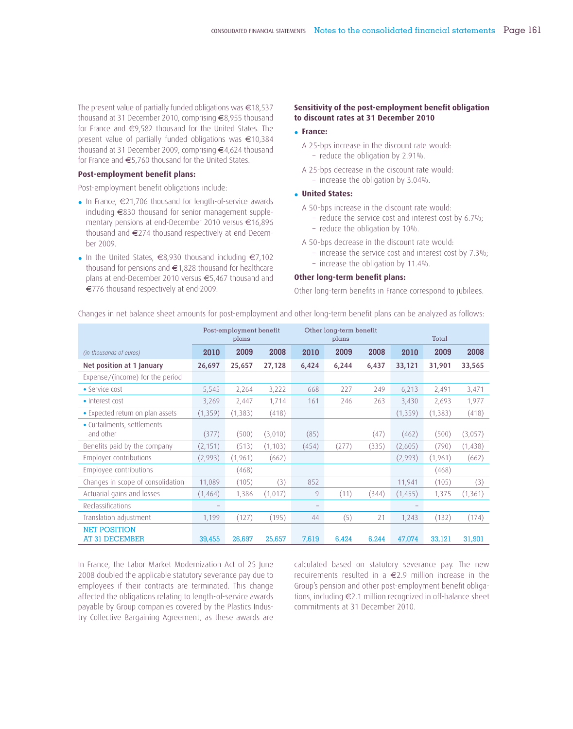The present value of partially funded obligations was €18,537 thousand at 31 December 2010, comprising €8,955 thousand for France and €9,582 thousand for the United States. The present value of partially funded obligations was €10,384 thousand at 31 December 2009, comprising €4,624 thousand for France and €5,760 thousand for the United States.

**Post-employment benefit plans:**

Post-employment benefit obligations include:

- In France, €21,706 thousand for length-of-service awards including €830 thousand for senior management supplementary pensions at end-December 2010 versus €16,896 thousand and €274 thousand respectively at end-December 2009.
- In the United States, €8,930 thousand including €7,102 thousand for pensions and €1,828 thousand for healthcare plans at end-December 2010 versus €5,467 thousand and €776 thousand respectively at end-2009.

**Sensitivity of the post-employment benefit obligation to discount rates at 31 December 2010**

- **France:**

  A 25-bps increase in the discount rate would:
  - reduce the obligation by 2.91%.

  A 25-bps decrease in the discount rate would:
  - increase the obligation by 3.04%.

- **United States:**

  A 50-bps increase in the discount rate would:
  - reduce the service cost and interest cost by 6.7%;
  - reduce the obligation by 10%.

  A 50-bps decrease in the discount rate would:
  - increase the service cost and interest cost by 7.3%;
  - increase the obligation by 11.4%.

**Other long-term benefit plans:**

Other long-term benefits in France correspond to jubilees.

Changes in net balance sheet amounts for post-employment and other long-term benefit plans can be analyzed as follows:

| | Post-employment benefit plans | | | Other long-term benefit plans | | | Total | | |
|---|---|---|---|---|---|---|---|---|---|
| *(in thousands of euros)* | **2010** | **2009** | **2008** | **2010** | **2009** | **2008** | **2010** | **2009** | **2008** |
| **Net position at 1 January** | **26,697** | **25,657** | **27,128** | **6,424** | **6,244** | **6,437** | **33,121** | **31,901** | **33,565** |
| Expense/(income) for the period | | | | | | | | | |
| • Service cost | 5,545 | 2,264 | 3,222 | 668 | 227 | 249 | 6,213 | 2,491 | 3,471 |
| • Interest cost | 3,269 | 2,447 | 1,714 | 161 | 246 | 263 | 3,430 | 2,693 | 1,977 |
| • Expected return on plan assets | (1,359) | (1,383) | (418) | | | | (1,359) | (1,383) | (418) |
| • Curtailments, settlements and other | (377) | (500) | (3,010) | (85) | | (47) | (462) | (500) | (3,057) |
| Benefits paid by the company | (2,151) | (513) | (1,103) | (454) | (277) | (335) | (2,605) | (790) | (1,438) |
| Employer contributions | (2,993) | (1,961) | (662) | | | | (2,993) | (1,961) | (662) |
| Employee contributions | | (468) | | | | | | (468) | |
| Changes in scope of consolidation | 11,089 | (105) | (3) | 852 | | | 11,941 | (105) | (3) |
| Actuarial gains and losses | (1,464) | 1,386 | (1,017) | 9 | (11) | (344) | (1,455) | 1,375 | (1,361) |
| Reclassifications | – | | | – | | | – | | |
| Translation adjustment | 1,199 | (127) | (195) | 44 | (5) | 21 | 1,243 | (132) | (174) |
| NET POSITION AT 31 DECEMBER | 39,455 | 26,697 | 25,657 | 7,619 | 6,424 | 6,244 | 47,074 | 33,121 | 31,901 |

In France, the Labor Market Modernization Act of 25 June 2008 doubled the applicable statutory severance pay due to employees if their contracts are terminated. This change affected the obligations relating to length-of-service awards payable by Group companies covered by the Plastics Industry Collective Bargaining Agreement, as these awards are calculated based on statutory severance pay. The new requirements resulted in a €2.9 million increase in the Group's pension and other post-employment benefit obligations, including €2.1 million recognized in off-balance sheet commitments at 31 December 2010.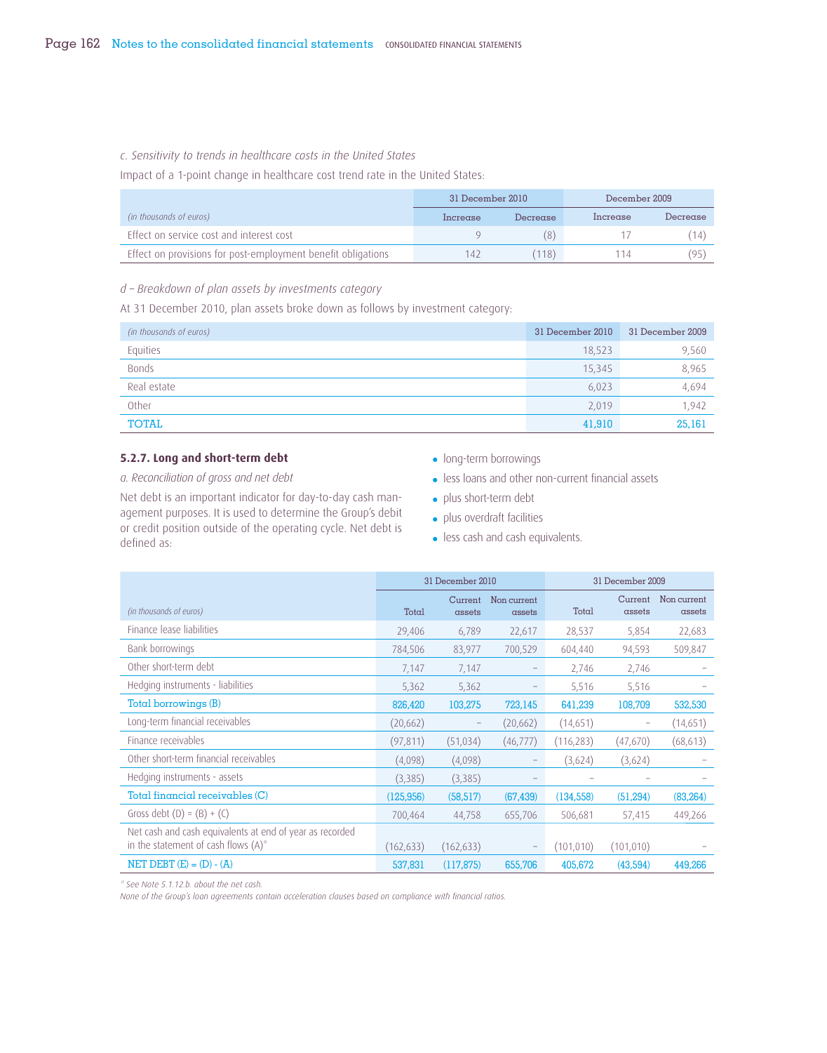*c. Sensitivity to trends in healthcare costs in the United States*

Impact of a 1-point change in healthcare cost trend rate in the United States:

| *(in thousands of euros)* | 31 December 2010 | | December 2009 | |
|---|---|---|---|---|
| | Increase | Decrease | Increase | Decrease |
| Effect on service cost and interest cost | 9 | (8) | 17 | (14) |
| Effect on provisions for post-employment benefit obligations | 142 | (118) | 114 | (95) |

*d – Breakdown of plan assets by investments category*

At 31 December 2010, plan assets broke down as follows by investment category:

| *(in thousands of euros)* | 31 December 2010 | 31 December 2009 |
|---|---|---|
| Equities | 18,523 | 9,560 |
| Bonds | 15,345 | 8,965 |
| Real estate | 6,023 | 4,694 |
| Other | 2,019 | 1,942 |
| TOTAL | 41,910 | 25,161 |

### 5.2.7. Long and short-term debt

*a. Reconciliation of gross and net debt*

Net debt is an important indicator for day-to-day cash management purposes. It is used to determine the Group's debt or credit position outside of the operating cycle. Net debt is defined as:

- long-term borrowings
- less loans and other non-current financial assets
- plus short-term debt
- plus overdraft facilities
- less cash and cash equivalents.

| *(in thousands of euros)* | 31 December 2010 | | | 31 December 2009 | | |
|---|---|---|---|---|---|---|
| | Total | Current assets | Non current assets | Total | Current assets | Non current assets |
| Finance lease liabilities | 29,406 | 6,789 | 22,617 | 28,537 | 5,854 | 22,683 |
| Bank borrowings | 784,506 | 83,977 | 700,529 | 604,440 | 94,593 | 509,847 |
| Other short-term debt | 7,147 | 7,147 | – | 2,746 | 2,746 | – |
| Hedging instruments - liabilities | 5,362 | 5,362 | – | 5,516 | 5,516 | – |
| Total borrowings (B) | 826,420 | 103,275 | 723,145 | 641,239 | 108,709 | 532,530 |
| Long-term financial receivables | (20,662) | – | (20,662) | (14,651) | – | (14,651) |
| Finance receivables | (97,811) | (51,034) | (46,777) | (116,283) | (47,670) | (68,613) |
| Other short-term financial receivables | (4,098) | (4,098) | – | (3,624) | (3,624) | – |
| Hedging instruments - assets | (3,385) | (3,385) | – | – | – | – |
| Total financial receivables (C) | (125,956) | (58,517) | (67,439) | (134,558) | (51,294) | (83,264) |
| Gross debt (D) = (B) + (C) | 700,464 | 44,758 | 655,706 | 506,681 | 57,415 | 449,266 |
| Net cash and cash equivalents at end of year as recorded in the statement of cash flows (A)* | (162,633) | (162,633) | – | (101,010) | (101,010) | – |
| NET DEBT (E) = (D) - (A) | 537,831 | (117,875) | 655,706 | 405,672 | (43,594) | 449,266 |

*\* See Note 5.1.12.b. about the net cash.*

*None of the Group's loan agreements contain acceleration clauses based on compliance with financial ratios.*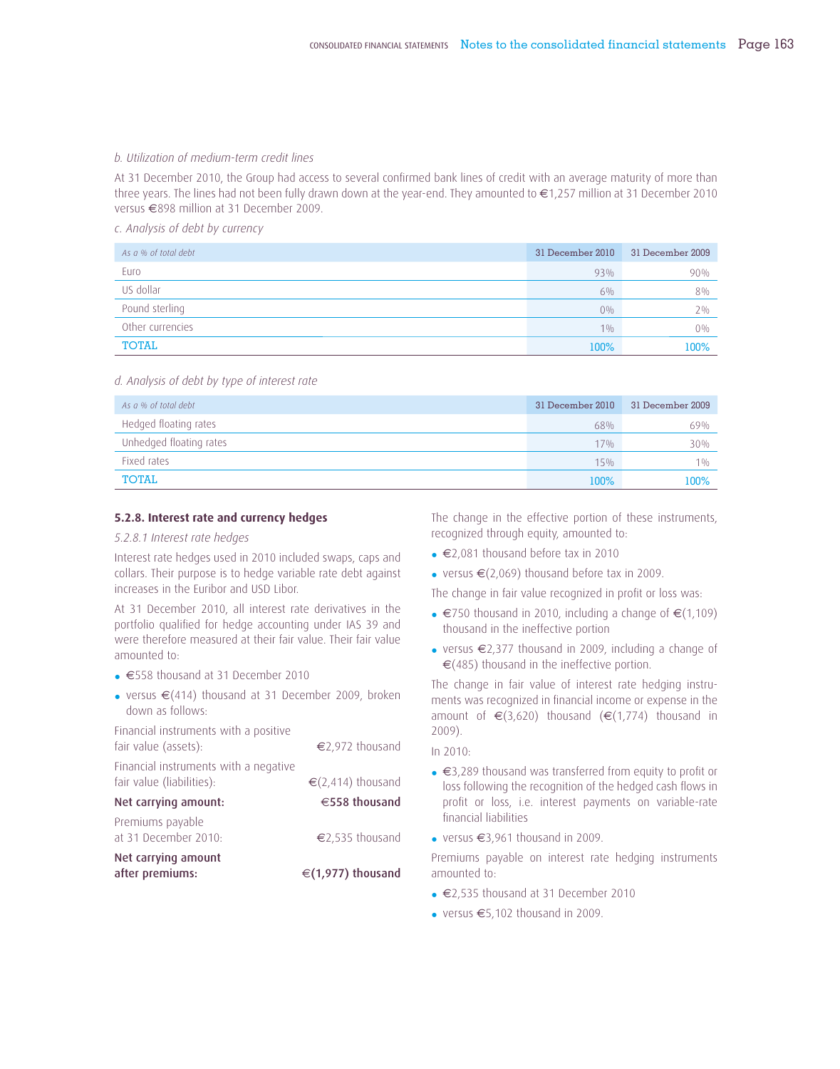*b. Utilization of medium-term credit lines*

At 31 December 2010, the Group had access to several confirmed bank lines of credit with an average maturity of more than three years. The lines had not been fully drawn down at the year-end. They amounted to €1,257 million at 31 December 2010 versus €898 million at 31 December 2009.

*c. Analysis of debt by currency*

| *As a % of total debt* | 31 December 2010 | 31 December 2009 |
|---|---|---|
| Euro | 93% | 90% |
| US dollar | 6% | 8% |
| Pound sterling | 0% | 2% |
| Other currencies | 1% | 0% |
| TOTAL | 100% | 100% |

*d. Analysis of debt by type of interest rate*

| *As a % of total debt* | 31 December 2010 | 31 December 2009 |
|---|---|---|
| Hedged floating rates | 68% | 69% |
| Unhedged floating rates | 17% | 30% |
| Fixed rates | 15% | 1% |
| TOTAL | 100% | 100% |

### 5.2.8. Interest rate and currency hedges

*5.2.8.1 Interest rate hedges*

Interest rate hedges used in 2010 included swaps, caps and collars. Their purpose is to hedge variable rate debt against increases in the Euribor and USD Libor.

At 31 December 2010, all interest rate derivatives in the portfolio qualified for hedge accounting under IAS 39 and were therefore measured at their fair value. Their fair value amounted to:

- €558 thousand at 31 December 2010
- versus €(414) thousand at 31 December 2009, broken down as follows:

| | |
|---|---|
| Financial instruments with a positive fair value (assets): | €2,972 thousand |
| Financial instruments with a negative fair value (liabilities): | €(2,414) thousand |
| **Net carrying amount:** | **€558 thousand** |
| Premiums payable at 31 December 2010: | €2,535 thousand |
| **Net carrying amount after premiums:** | **€(1,977) thousand** |

The change in the effective portion of these instruments, recognized through equity, amounted to:

- €2,081 thousand before tax in 2010
- versus €(2,069) thousand before tax in 2009.

The change in fair value recognized in profit or loss was:

- €750 thousand in 2010, including a change of €(1,109) thousand in the ineffective portion
- versus €2,377 thousand in 2009, including a change of €(485) thousand in the ineffective portion.

The change in fair value of interest rate hedging instruments was recognized in financial income or expense in the amount of €(3,620) thousand (€(1,774) thousand in 2009).

In 2010:

- €3,289 thousand was transferred from equity to profit or loss following the recognition of the hedged cash flows in profit or loss, i.e. interest payments on variable-rate financial liabilities
- versus €3,961 thousand in 2009.

Premiums payable on interest rate hedging instruments amounted to:

- €2,535 thousand at 31 December 2010
- versus €5,102 thousand in 2009.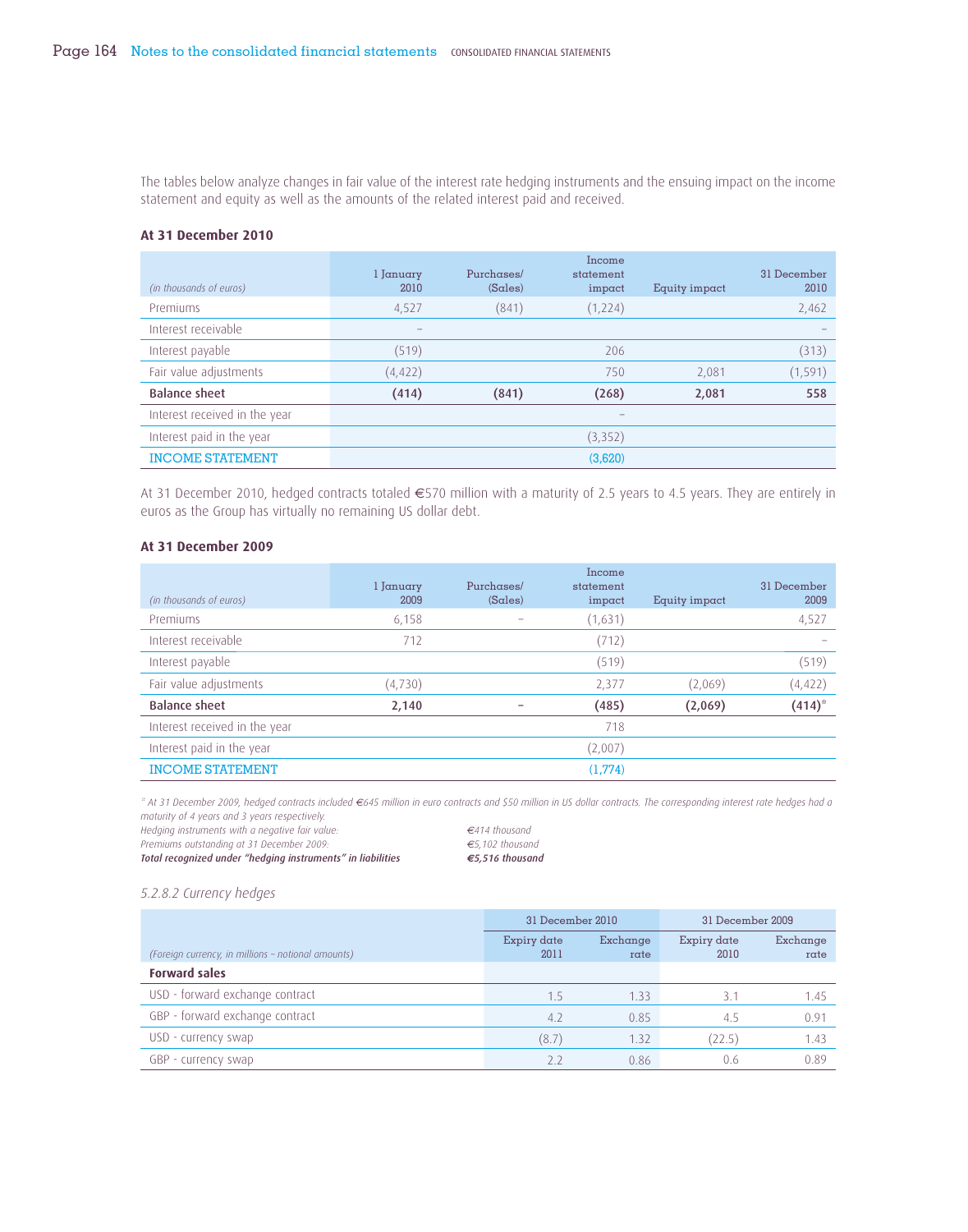The tables below analyze changes in fair value of the interest rate hedging instruments and the ensuing impact on the income statement and equity as well as the amounts of the related interest paid and received.

**At 31 December 2010**

| *(in thousands of euros)* | 1 January 2010 | Purchases/ (Sales) | Income statement impact | Equity impact | 31 December 2010 |
|---|---|---|---|---|---|
| Premiums | 4,527 | (841) | (1,224) | | 2,462 |
| Interest receivable | – | | | | – |
| Interest payable | (519) | | 206 | | (313) |
| Fair value adjustments | (4,422) | | 750 | 2,081 | (1,591) |
| **Balance sheet** | **(414)** | **(841)** | **(268)** | **2,081** | **558** |
| Interest received in the year | | | – | | |
| Interest paid in the year | | | (3,352) | | |
| INCOME STATEMENT | | | (3,620) | | |

At 31 December 2010, hedged contracts totaled €570 million with a maturity of 2.5 years to 4.5 years. They are entirely in euros as the Group has virtually no remaining US dollar debt.

**At 31 December 2009**

| *(in thousands of euros)* | 1 January 2009 | Purchases/ (Sales) | Income statement impact | Equity impact | 31 December 2009 |
|---|---|---|---|---|---|
| Premiums | 6,158 | – | (1,631) | | 4,527 |
| Interest receivable | 712 | | (712) | | – |
| Interest payable | | | (519) | | (519) |
| Fair value adjustments | (4,730) | | 2,377 | (2,069) | (4,422) |
| **Balance sheet** | **2,140** | **–** | **(485)** | **(2,069)** | **(414)*** |
| Interest received in the year | | | 718 | | |
| Interest paid in the year | | | (2,007) | | |
| INCOME STATEMENT | | | (1,774) | | |

*\* At 31 December 2009, hedged contracts included €645 million in euro contracts and $50 million in US dollar contracts. The corresponding interest rate hedges had a maturity of 4 years and 3 years respectively.*
*Hedging instruments with a negative fair value: €414 thousand*
*Premiums outstanding at 31 December 2009: €5,102 thousand*
***Total recognized under "hedging instruments" in liabilities €5,516 thousand***

*5.2.8.2 Currency hedges*

| | 31 December 2010 | | 31 December 2009 | |
|---|---|---|---|---|
| *(Foreign currency, in millions – notional amounts)* | Expiry date 2011 | Exchange rate | Expiry date 2010 | Exchange rate |
| **Forward sales** | | | | |
| USD - forward exchange contract | 1.5 | 1.33 | 3.1 | 1.45 |
| GBP - forward exchange contract | 4.2 | 0.85 | 4.5 | 0.91 |
| USD - currency swap | (8.7) | 1.32 | (22.5) | 1.43 |
| GBP - currency swap | 2.2 | 0.86 | 0.6 | 0.89 |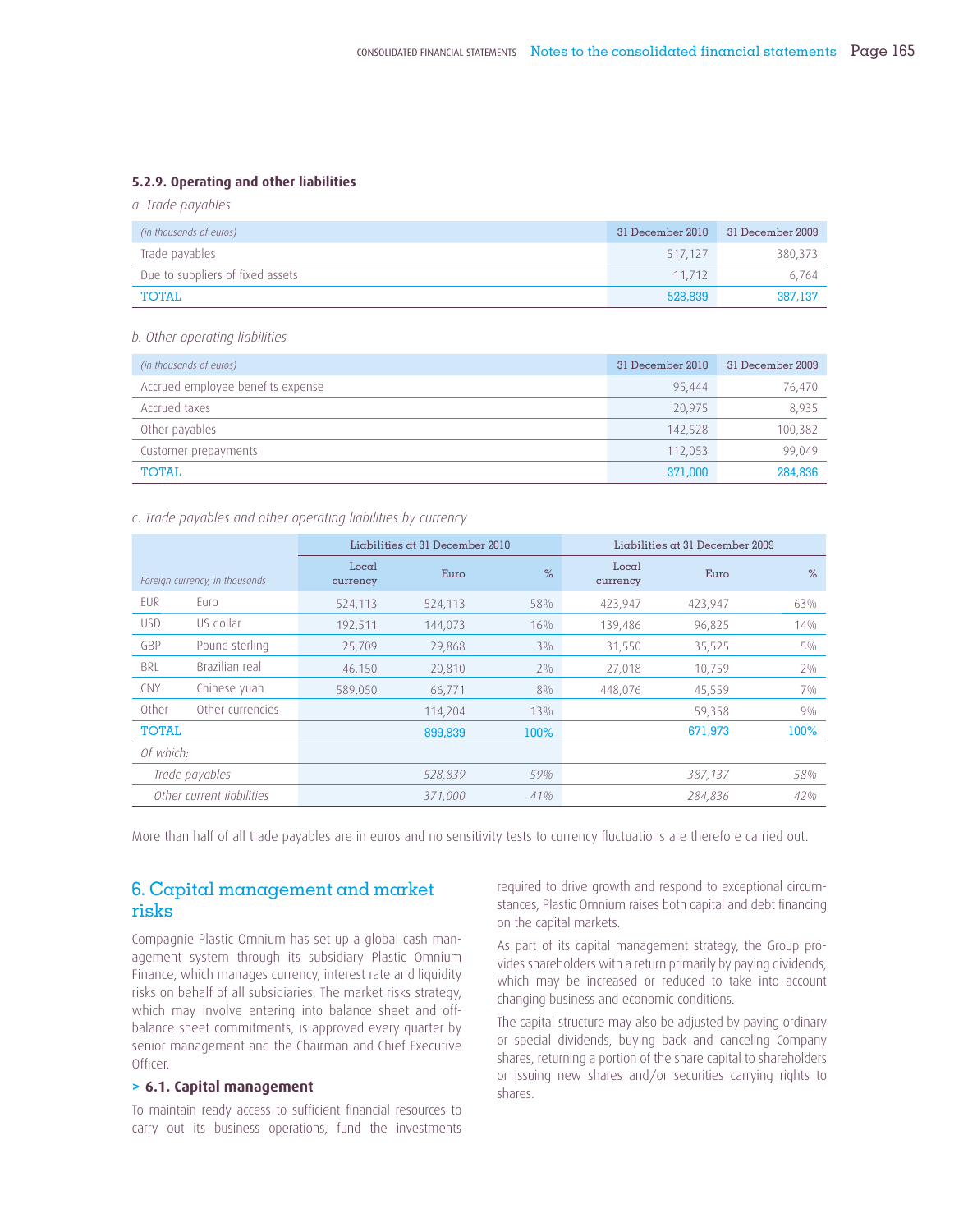### 5.2.9. Operating and other liabilities

*a. Trade payables*

| *(in thousands of euros)* | 31 December 2010 | 31 December 2009 |
|---|---|---|
| Trade payables | 517,127 | 380,373 |
| Due to suppliers of fixed assets | 11,712 | 6,764 |
| TOTAL | 528,839 | 387,137 |

*b. Other operating liabilities*

| *(in thousands of euros)* | 31 December 2010 | 31 December 2009 |
|---|---|---|
| Accrued employee benefits expense | 95,444 | 76,470 |
| Accrued taxes | 20,975 | 8,935 |
| Other payables | 142,528 | 100,382 |
| Customer prepayments | 112,053 | 99,049 |
| TOTAL | 371,000 | 284,836 |

*c. Trade payables and other operating liabilities by currency*

| *Foreign currency, in thousands* | | Liabilities at 31 December 2010 | | | Liabilities at 31 December 2009 | | |
|---|---|---|---|---|---|---|---|
| | | Local currency | Euro | % | Local currency | Euro | % |
| EUR | Euro | 524,113 | 524,113 | 58% | 423,947 | 423,947 | 63% |
| USD | US dollar | 192,511 | 144,073 | 16% | 139,486 | 96,825 | 14% |
| GBP | Pound sterling | 25,709 | 29,868 | 3% | 31,550 | 35,525 | 5% |
| BRL | Brazilian real | 46,150 | 20,810 | 2% | 27,018 | 10,759 | 2% |
| CNY | Chinese yuan | 589,050 | 66,771 | 8% | 448,076 | 45,559 | 7% |
| Other | Other currencies | | 114,204 | 13% | | 59,358 | 9% |
| TOTAL | | | 899,839 | 100% | | 671,973 | 100% |
| *Of which:* | | | | | | | |
| *Trade payables* | | | *528,839* | *59%* | | *387,137* | *58%* |
| *Other current liabilities* | | | *371,000* | *41%* | | *284,836* | *42%* |

More than half of all trade payables are in euros and no sensitivity tests to currency fluctuations are therefore carried out.

## 6. Capital management and market risks

Compagnie Plastic Omnium has set up a global cash management system through its subsidiary Plastic Omnium Finance, which manages currency, interest rate and liquidity risks on behalf of all subsidiaries. The market risks strategy, which may involve entering into balance sheet and off-balance sheet commitments, is approved every quarter by senior management and the Chairman and Chief Executive Officer.

### > 6.1. Capital management

To maintain ready access to sufficient financial resources to carry out its business operations, fund the investments required to drive growth and respond to exceptional circumstances, Plastic Omnium raises both capital and debt financing on the capital markets.

As part of its capital management strategy, the Group provides shareholders with a return primarily by paying dividends, which may be increased or reduced to take into account changing business and economic conditions.

The capital structure may also be adjusted by paying ordinary or special dividends, buying back and canceling Company shares, returning a portion of the share capital to shareholders or issuing new shares and/or securities carrying rights to shares.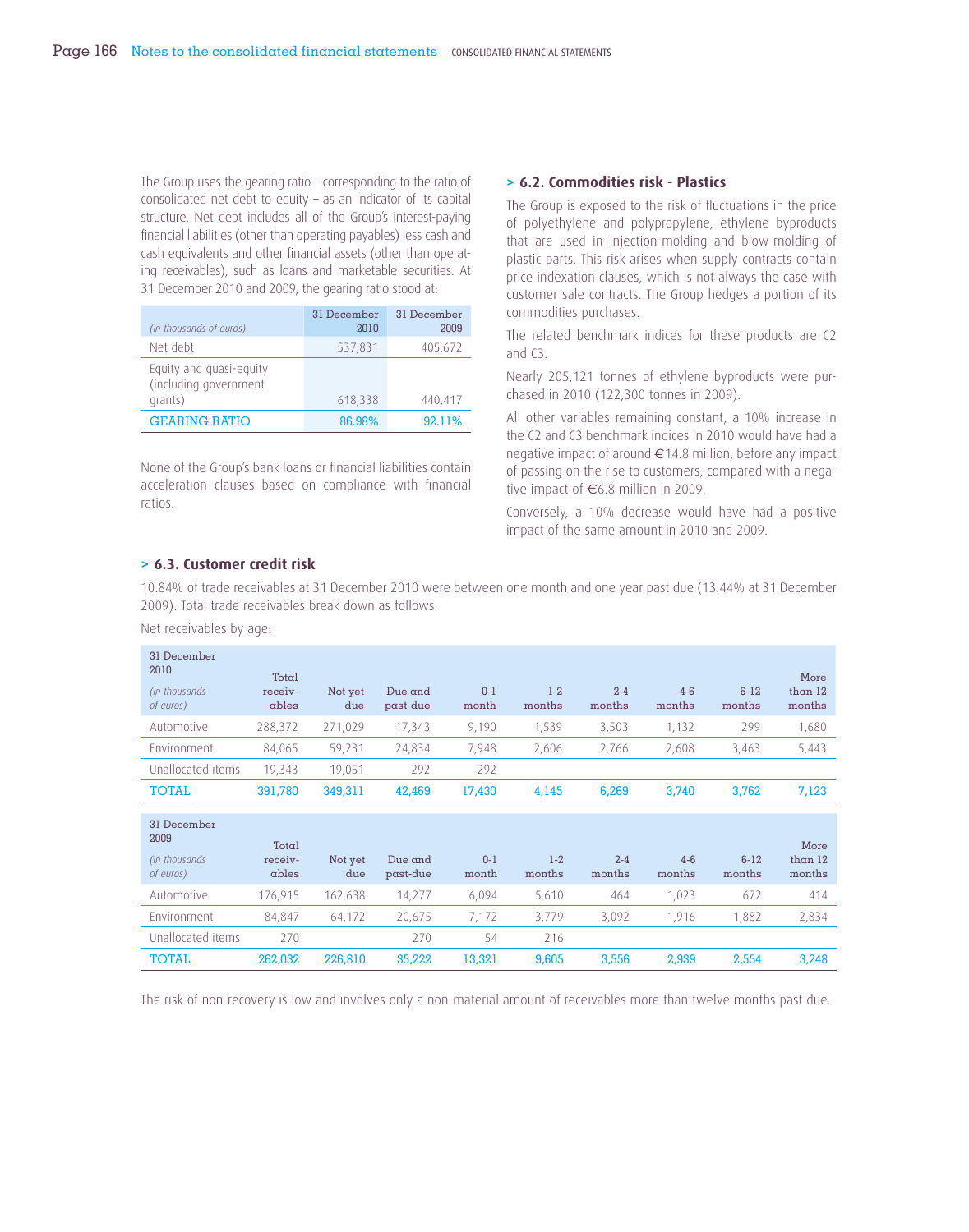The Group uses the gearing ratio – corresponding to the ratio of consolidated net debt to equity – as an indicator of its capital structure. Net debt includes all of the Group's interest-paying financial liabilities (other than operating payables) less cash and cash equivalents and other financial assets (other than operating receivables), such as loans and marketable securities. At 31 December 2010 and 2009, the gearing ratio stood at:

| *(in thousands of euros)* | 31 December 2010 | 31 December 2009 |
|---|---|---|
| Net debt | 537,831 | 405,672 |
| Equity and quasi-equity (including government grants) | 618,338 | 440,417 |
| GEARING RATIO | 86.98% | 92.11% |

None of the Group's bank loans or financial liabilities contain acceleration clauses based on compliance with financial ratios.

## > 6.2. Commodities risk - Plastics

The Group is exposed to the risk of fluctuations in the price of polyethylene and polypropylene, ethylene byproducts that are used in injection-molding and blow-molding of plastic parts. This risk arises when supply contracts contain price indexation clauses, which is not always the case with customer sale contracts. The Group hedges a portion of its commodities purchases.

The related benchmark indices for these products are C2 and C3.

Nearly 205,121 tonnes of ethylene byproducts were purchased in 2010 (122,300 tonnes in 2009).

All other variables remaining constant, a 10% increase in the C2 and C3 benchmark indices in 2010 would have had a negative impact of around €14.8 million, before any impact of passing on the rise to customers, compared with a negative impact of €6.8 million in 2009.

Conversely, a 10% decrease would have had a positive impact of the same amount in 2010 and 2009.

## > 6.3. Customer credit risk

10.84% of trade receivables at 31 December 2010 were between one month and one year past due (13.44% at 31 December 2009). Total trade receivables break down as follows:

Net receivables by age:

| 31 December 2010 *(in thousands of euros)* | Total receivables | Not yet due | Due and past-due | 0-1 month | 1-2 months | 2-4 months | 4-6 months | 6-12 months | More than 12 months |
|---|---|---|---|---|---|---|---|---|---|
| Automotive | 288,372 | 271,029 | 17,343 | 9,190 | 1,539 | 3,503 | 1,132 | 299 | 1,680 |
| Environment | 84,065 | 59,231 | 24,834 | 7,948 | 2,606 | 2,766 | 2,608 | 3,463 | 5,443 |
| Unallocated items | 19,343 | 19,051 | 292 | 292 | | | | | |
| TOTAL | 391,780 | 349,311 | 42,469 | 17,430 | 4,145 | 6,269 | 3,740 | 3,762 | 7,123 |

| 31 December 2009 *(in thousands of euros)* | Total receivables | Not yet due | Due and past-due | 0-1 month | 1-2 months | 2-4 months | 4-6 months | 6-12 months | More than 12 months |
|---|---|---|---|---|---|---|---|---|---|
| Automotive | 176,915 | 162,638 | 14,277 | 6,094 | 5,610 | 464 | 1,023 | 672 | 414 |
| Environment | 84,847 | 64,172 | 20,675 | 7,172 | 3,779 | 3,092 | 1,916 | 1,882 | 2,834 |
| Unallocated items | 270 | | 270 | 54 | 216 | | | | |
| TOTAL | 262,032 | 226,810 | 35,222 | 13,321 | 9,605 | 3,556 | 2,939 | 2,554 | 3,248 |

The risk of non-recovery is low and involves only a non-material amount of receivables more than twelve months past due.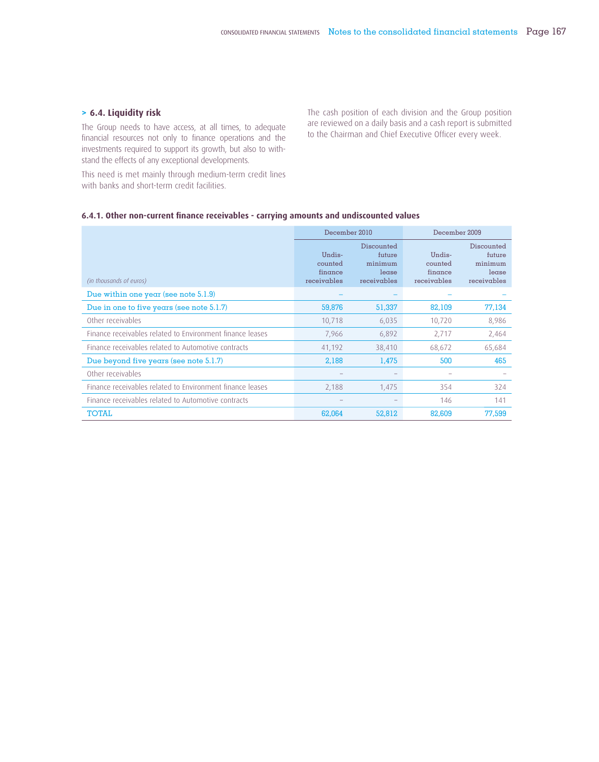## > 6.4. Liquidity risk

The Group needs to have access, at all times, to adequate financial resources not only to finance operations and the investments required to support its growth, but also to withstand the effects of any exceptional developments.

This need is met mainly through medium-term credit lines with banks and short-term credit facilities.

The cash position of each division and the Group position are reviewed on a daily basis and a cash report is submitted to the Chairman and Chief Executive Officer every week.

### 6.4.1. Other non-current finance receivables - carrying amounts and undiscounted values

| | December 2010 | | December 2009 | |
|---|---|---|---|---|
| *(in thousands of euros)* | Undiscounted finance receivables | Discounted future minimum lease receivables | Undiscounted finance receivables | Discounted future minimum lease receivables |
| Due within one year (see note 5.1.9) | – | – | – | – |
| Due in one to five years (see note 5.1.7) | 59,876 | 51,337 | 82,109 | 77,134 |
| Other receivables | 10,718 | 6,035 | 10,720 | 8,986 |
| Finance receivables related to Environment finance leases | 7,966 | 6,892 | 2,717 | 2,464 |
| Finance receivables related to Automotive contracts | 41,192 | 38,410 | 68,672 | 65,684 |
| Due beyond five years (see note 5.1.7) | 2,188 | 1,475 | 500 | 465 |
| Other receivables | – | – | – | – |
| Finance receivables related to Environment finance leases | 2,188 | 1,475 | 354 | 324 |
| Finance receivables related to Automotive contracts | – | – | 146 | 141 |
| TOTAL | 62,064 | 52,812 | 82,609 | 77,599 |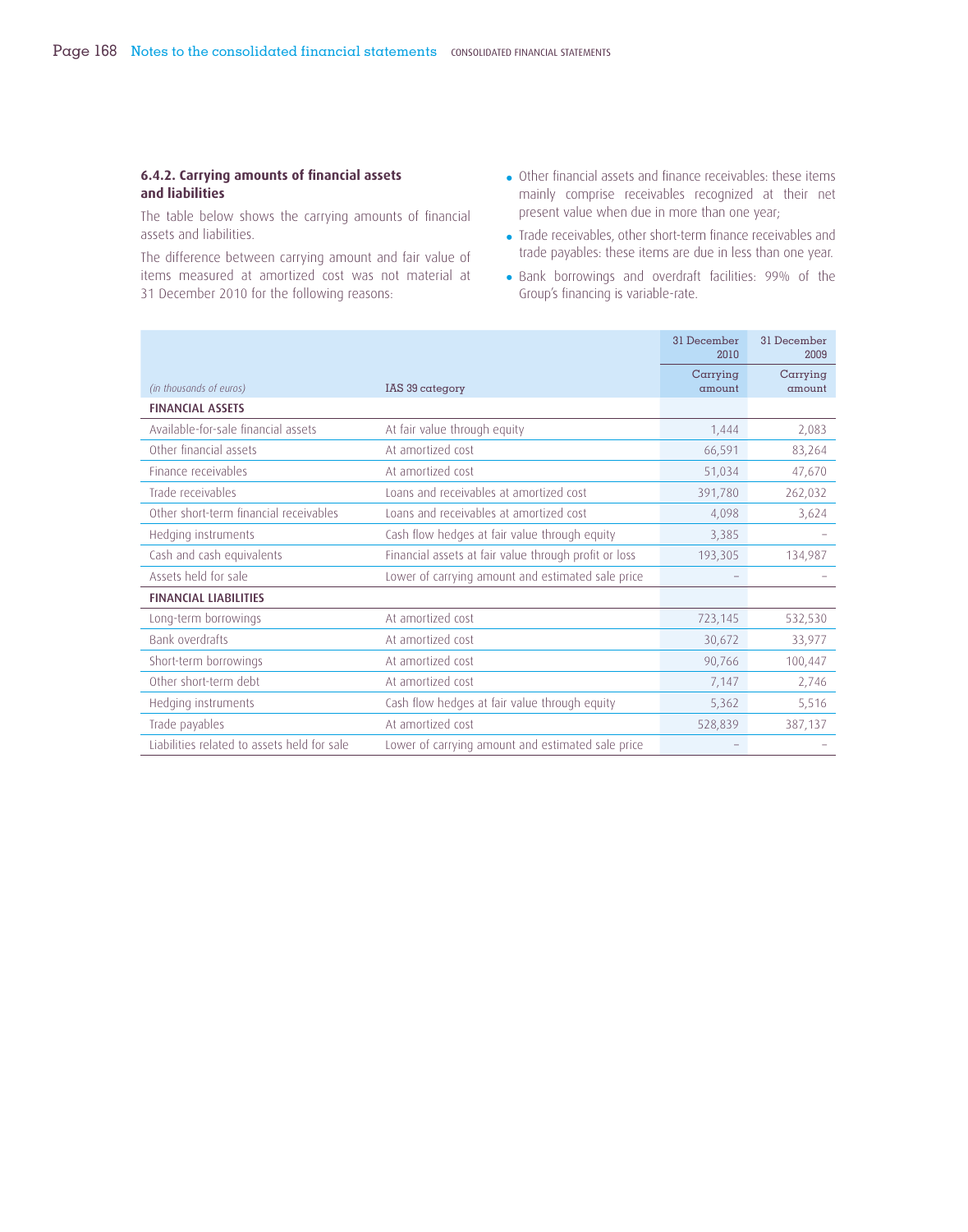### 6.4.2. Carrying amounts of financial assets and liabilities

The table below shows the carrying amounts of financial assets and liabilities.

The difference between carrying amount and fair value of items measured at amortized cost was not material at 31 December 2010 for the following reasons:

- Other financial assets and finance receivables: these items mainly comprise receivables recognized at their net present value when due in more than one year;
- Trade receivables, other short-term finance receivables and trade payables: these items are due in less than one year.
- Bank borrowings and overdraft facilities: 99% of the Group's financing is variable-rate.

| | | 31 December 2010 | 31 December 2009 |
|---|---|---|---|
| *(in thousands of euros)* | IAS 39 category | Carrying amount | Carrying amount |
| **FINANCIAL ASSETS** | | | |
| Available-for-sale financial assets | At fair value through equity | 1,444 | 2,083 |
| Other financial assets | At amortized cost | 66,591 | 83,264 |
| Finance receivables | At amortized cost | 51,034 | 47,670 |
| Trade receivables | Loans and receivables at amortized cost | 391,780 | 262,032 |
| Other short-term financial receivables | Loans and receivables at amortized cost | 4,098 | 3,624 |
| Hedging instruments | Cash flow hedges at fair value through equity | 3,385 | – |
| Cash and cash equivalents | Financial assets at fair value through profit or loss | 193,305 | 134,987 |
| Assets held for sale | Lower of carrying amount and estimated sale price | – | – |
| **FINANCIAL LIABILITIES** | | | |
| Long-term borrowings | At amortized cost | 723,145 | 532,530 |
| Bank overdrafts | At amortized cost | 30,672 | 33,977 |
| Short-term borrowings | At amortized cost | 90,766 | 100,447 |
| Other short-term debt | At amortized cost | 7,147 | 2,746 |
| Hedging instruments | Cash flow hedges at fair value through equity | 5,362 | 5,516 |
| Trade payables | At amortized cost | 528,839 | 387,137 |
| Liabilities related to assets held for sale | Lower of carrying amount and estimated sale price | – | – |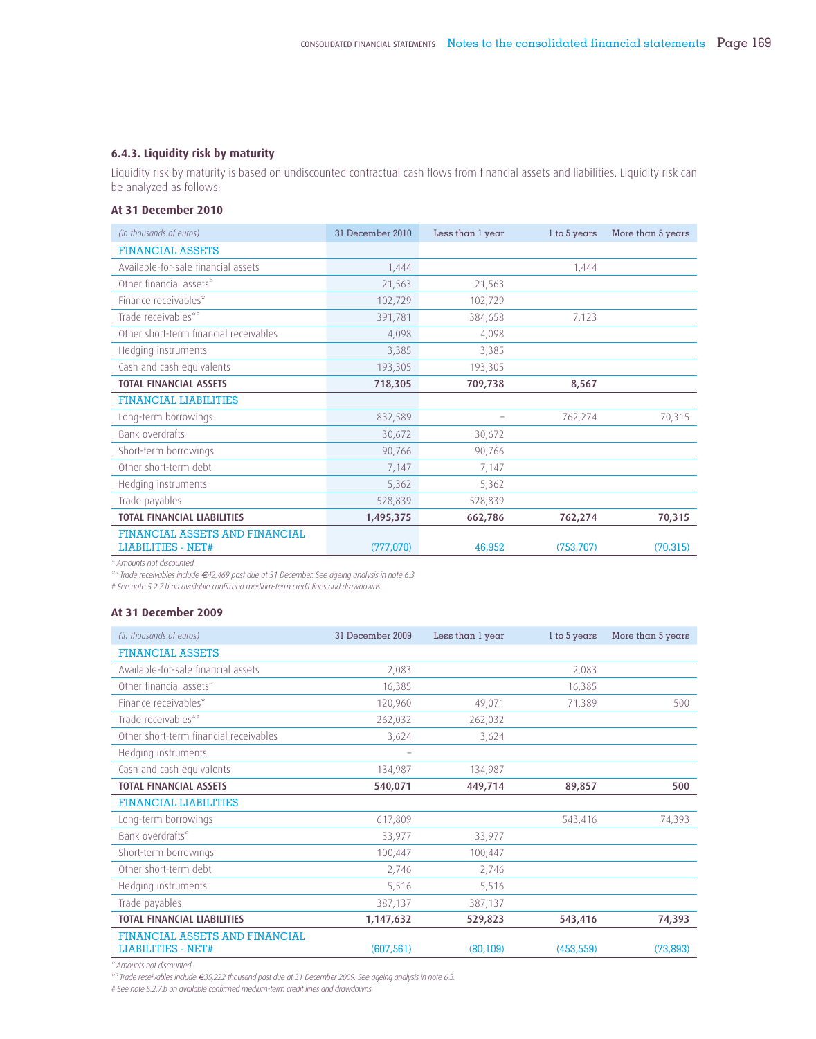### 6.4.3. Liquidity risk by maturity

Liquidity risk by maturity is based on undiscounted contractual cash flows from financial assets and liabilities. Liquidity risk can be analyzed as follows:

#### At 31 December 2010

| *(in thousands of euros)* | 31 December 2010 | Less than 1 year | 1 to 5 years | More than 5 years |
|---|---|---|---|---|
| FINANCIAL ASSETS | | | | |
| Available-for-sale financial assets | 1,444 | | 1,444 | |
| Other financial assets* | 21,563 | 21,563 | | |
| Finance receivables* | 102,729 | 102,729 | | |
| Trade receivables** | 391,781 | 384,658 | 7,123 | |
| Other short-term financial receivables | 4,098 | 4,098 | | |
| Hedging instruments | 3,385 | 3,385 | | |
| Cash and cash equivalents | 193,305 | 193,305 | | |
| **TOTAL FINANCIAL ASSETS** | **718,305** | **709,738** | **8,567** | |
| FINANCIAL LIABILITIES | | | | |
| Long-term borrowings | 832,589 | – | 762,274 | 70,315 |
| Bank overdrafts | 30,672 | 30,672 | | |
| Short-term borrowings | 90,766 | 90,766 | | |
| Other short-term debt | 7,147 | 7,147 | | |
| Hedging instruments | 5,362 | 5,362 | | |
| Trade payables | 528,839 | 528,839 | | |
| **TOTAL FINANCIAL LIABILITIES** | **1,495,375** | **662,786** | **762,274** | **70,315** |
| FINANCIAL ASSETS AND FINANCIAL LIABILITIES - NET# | (777,070) | 46,952 | (753,707) | (70,315) |

*\* Amounts not discounted.*

*\*\* Trade receivables include €42,469 past due at 31 December. See ageing analysis in note 6.3.*

*# See note 5.2.7.b on available confirmed medium-term credit lines and drawdowns.*

#### At 31 December 2009

| *(in thousands of euros)* | 31 December 2009 | Less than 1 year | 1 to 5 years | More than 5 years |
|---|---|---|---|---|
| FINANCIAL ASSETS | | | | |
| Available-for-sale financial assets | 2,083 | | 2,083 | |
| Other financial assets* | 16,385 | | 16,385 | |
| Finance receivables* | 120,960 | 49,071 | 71,389 | 500 |
| Trade receivables** | 262,032 | 262,032 | | |
| Other short-term financial receivables | 3,624 | 3,624 | | |
| Hedging instruments | – | | | |
| Cash and cash equivalents | 134,987 | 134,987 | | |
| **TOTAL FINANCIAL ASSETS** | **540,071** | **449,714** | **89,857** | **500** |
| FINANCIAL LIABILITIES | | | | |
| Long-term borrowings | 617,809 | | 543,416 | 74,393 |
| Bank overdrafts* | 33,977 | 33,977 | | |
| Short-term borrowings | 100,447 | 100,447 | | |
| Other short-term debt | 2,746 | 2,746 | | |
| Hedging instruments | 5,516 | 5,516 | | |
| Trade payables | 387,137 | 387,137 | | |
| **TOTAL FINANCIAL LIABILITIES** | **1,147,632** | **529,823** | **543,416** | **74,393** |
| FINANCIAL ASSETS AND FINANCIAL LIABILITIES - NET# | (607,561) | (80,109) | (453,559) | (73,893) |

*\* Amounts not discounted.*

*\*\* Trade receivables include €35,222 thousand past due at 31 December 2009. See ageing analysis in note 6.3.*

*# See note 5.2.7.b on available confirmed medium-term credit lines and drawdowns.*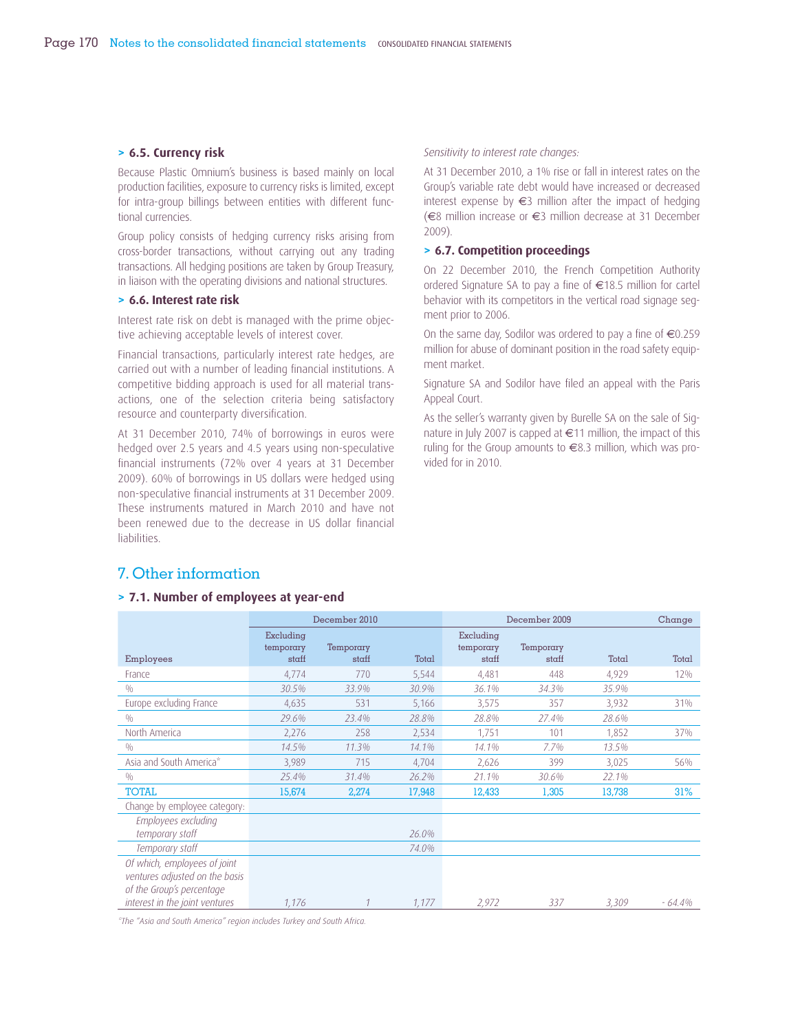### > 6.5. Currency risk

Because Plastic Omnium's business is based mainly on local production facilities, exposure to currency risks is limited, except for intra-group billings between entities with different functional currencies.

Group policy consists of hedging currency risks arising from cross-border transactions, without carrying out any trading transactions. All hedging positions are taken by Group Treasury, in liaison with the operating divisions and national structures.

### > 6.6. Interest rate risk

Interest rate risk on debt is managed with the prime objective achieving acceptable levels of interest cover.

Financial transactions, particularly interest rate hedges, are carried out with a number of leading financial institutions. A competitive bidding approach is used for all material transactions, one of the selection criteria being satisfactory resource and counterparty diversification.

At 31 December 2010, 74% of borrowings in euros were hedged over 2.5 years and 4.5 years using non-speculative financial instruments (72% over 4 years at 31 December 2009). 60% of borrowings in US dollars were hedged using non-speculative financial instruments at 31 December 2009. These instruments matured in March 2010 and have not been renewed due to the decrease in US dollar financial liabilities.

*Sensitivity to interest rate changes:*

At 31 December 2010, a 1% rise or fall in interest rates on the Group's variable rate debt would have increased or decreased interest expense by €3 million after the impact of hedging (€8 million increase or €3 million decrease at 31 December 2009).

### > 6.7. Competition proceedings

On 22 December 2010, the French Competition Authority ordered Signature SA to pay a fine of €18.5 million for cartel behavior with its competitors in the vertical road signage segment prior to 2006.

On the same day, Sodilor was ordered to pay a fine of €0.259 million for abuse of dominant position in the road safety equipment market.

Signature SA and Sodilor have filed an appeal with the Paris Appeal Court.

As the seller's warranty given by Burelle SA on the sale of Signature in July 2007 is capped at €11 million, the impact of this ruling for the Group amounts to €8.3 million, which was provided for in 2010.

## 7. Other information

### > 7.1. Number of employees at year-end

| Employees | December 2010 | | | December 2009 | | | Change |
|---|---|---|---|---|---|---|---|
| | Excluding temporary staff | Temporary staff | Total | Excluding temporary staff | Temporary staff | Total | Total |
| France | 4,774 | 770 | 5,544 | 4,481 | 448 | 4,929 | 12% |
| % | *30.5%* | *33.9%* | *30.9%* | *36.1%* | *34.3%* | *35.9%* | |
| Europe excluding France | 4,635 | 531 | 5,166 | 3,575 | 357 | 3,932 | 31% |
| % | *29.6%* | *23.4%* | *28.8%* | *28.8%* | *27.4%* | *28.6%* | |
| North America | 2,276 | 258 | 2,534 | 1,751 | 101 | 1,852 | 37% |
| % | *14.5%* | *11.3%* | *14.1%* | *14.1%* | *7.7%* | *13.5%* | |
| Asia and South America* | 3,989 | 715 | 4,704 | 2,626 | 399 | 3,025 | 56% |
| % | *25.4%* | *31.4%* | *26.2%* | *21.1%* | *30.6%* | *22.1%* | |
| TOTAL | 15,674 | 2,274 | 17,948 | 12,433 | 1,305 | 13,738 | 31% |
| Change by employee category: | | | | | | | |
| *Employees excluding temporary staff* | | | *26.0%* | | | | |
| *Temporary staff* | | | *74.0%* | | | | |
| *Of which, employees of joint ventures adjusted on the basis of the Group's percentage interest in the joint ventures* | *1,176* | *1* | *1,177* | *2,972* | *337* | *3,309* | *- 64.4%* |

*\*The "Asia and South America" region includes Turkey and South Africa.*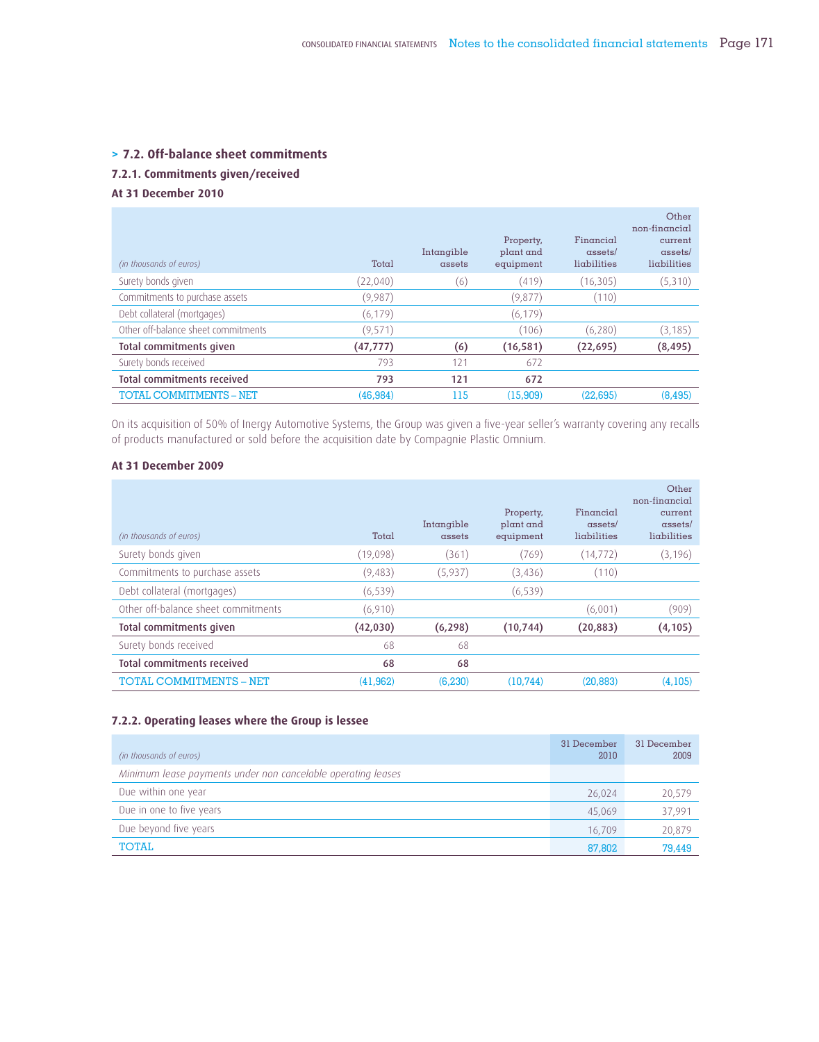## > 7.2. Off-balance sheet commitments

### 7.2.1. Commitments given/received

**At 31 December 2010**

| *(in thousands of euros)* | Total | Intangible assets | Property, plant and equipment | Financial assets/ liabilities | Other non-financial current assets/ liabilities |
|---|---|---|---|---|---|
| Surety bonds given | (22,040) | (6) | (419) | (16,305) | (5,310) |
| Commitments to purchase assets | (9,987) | | (9,877) | (110) | |
| Debt collateral (mortgages) | (6,179) | | (6,179) | | |
| Other off-balance sheet commitments | (9,571) | | (106) | (6,280) | (3,185) |
| **Total commitments given** | **(47,777)** | **(6)** | **(16,581)** | **(22,695)** | **(8,495)** |
| Surety bonds received | 793 | 121 | 672 | | |
| **Total commitments received** | **793** | **121** | **672** | | |
| TOTAL COMMITMENTS – NET | (46,984) | 115 | (15,909) | (22,695) | (8,495) |

On its acquisition of 50% of Inergy Automotive Systems, the Group was given a five-year seller's warranty covering any recalls of products manufactured or sold before the acquisition date by Compagnie Plastic Omnium.

**At 31 December 2009**

| *(in thousands of euros)* | Total | Intangible assets | Property, plant and equipment | Financial assets/ liabilities | Other non-financial current assets/ liabilities |
|---|---|---|---|---|---|
| Surety bonds given | (19,098) | (361) | (769) | (14,772) | (3,196) |
| Commitments to purchase assets | (9,483) | (5,937) | (3,436) | (110) | |
| Debt collateral (mortgages) | (6,539) | | (6,539) | | |
| Other off-balance sheet commitments | (6,910) | | | (6,001) | (909) |
| **Total commitments given** | **(42,030)** | **(6,298)** | **(10,744)** | **(20,883)** | **(4,105)** |
| Surety bonds received | 68 | 68 | | | |
| **Total commitments received** | **68** | **68** | | | |
| TOTAL COMMITMENTS – NET | (41,962) | (6,230) | (10,744) | (20,883) | (4,105) |

### 7.2.2. Operating leases where the Group is lessee

| *(in thousands of euros)* | 31 December 2010 | 31 December 2009 |
|---|---|---|
| *Minimum lease payments under non cancelable operating leases* | | |
| Due within one year | 26,024 | 20,579 |
| Due in one to five years | 45,069 | 37,991 |
| Due beyond five years | 16,709 | 20,879 |
| TOTAL | 87,802 | 79,449 |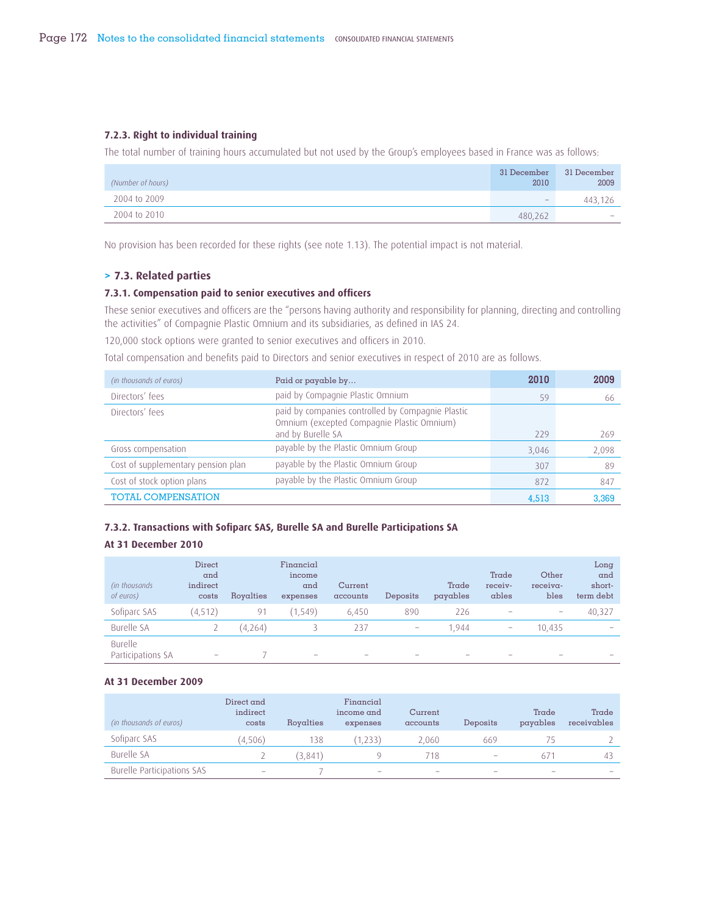#### 7.2.3. Right to individual training

The total number of training hours accumulated but not used by the Group's employees based in France was as follows:

| *(Number of hours)* | 31 December 2010 | 31 December 2009 |
|---|---|---|
| 2004 to 2009 | – | 443,126 |
| 2004 to 2010 | 480,262 | – |

No provision has been recorded for these rights (see note 1.13). The potential impact is not material.

### > 7.3. Related parties

#### 7.3.1. Compensation paid to senior executives and officers

These senior executives and officers are the "persons having authority and responsibility for planning, directing and controlling the activities" of Compagnie Plastic Omnium and its subsidiaries, as defined in IAS 24.

120,000 stock options were granted to senior executives and officers in 2010.

Total compensation and benefits paid to Directors and senior executives in respect of 2010 are as follows.

| *(in thousands of euros)* | Paid or payable by… | 2010 | 2009 |
|---|---|---|---|
| Directors' fees | paid by Compagnie Plastic Omnium | 59 | 66 |
| Directors' fees | paid by companies controlled by Compagnie Plastic Omnium (excepted Compagnie Plastic Omnium) and by Burelle SA | 229 | 269 |
| Gross compensation | payable by the Plastic Omnium Group | 3,046 | 2,098 |
| Cost of supplementary pension plan | payable by the Plastic Omnium Group | 307 | 89 |
| Cost of stock option plans | payable by the Plastic Omnium Group | 872 | 847 |
| TOTAL COMPENSATION | | 4,513 | 3,369 |

#### 7.3.2. Transactions with Sofiparc SAS, Burelle SA and Burelle Participations SA

#### At 31 December 2010

| *(in thousands of euros)* | Direct and indirect costs | Royalties | Financial income and expenses | Current accounts | Deposits | Trade payables | Trade receivables | Other receivables | Long and short-term debt |
|---|---|---|---|---|---|---|---|---|---|
| Sofiparc SAS | (4,512) | 91 | (1,549) | 6,450 | 890 | 226 | – | – | 40,327 |
| Burelle SA | 2 | (4,264) | 3 | 237 | – | 1,944 | – | 10,435 | – |
| Burelle Participations SA | – | 7 | – | – | – | – | – | – | – |

#### At 31 December 2009

| *(in thousands of euros)* | Direct and indirect costs | Royalties | Financial income and expenses | Current accounts | Deposits | Trade payables | Trade receivables |
|---|---|---|---|---|---|---|---|
| Sofiparc SAS | (4,506) | 138 | (1,233) | 2,060 | 669 | 75 | 2 |
| Burelle SA | 2 | (3,841) | 9 | 718 | – | 671 | 43 |
| Burelle Participations SAS | – | 7 | – | – | – | – | – |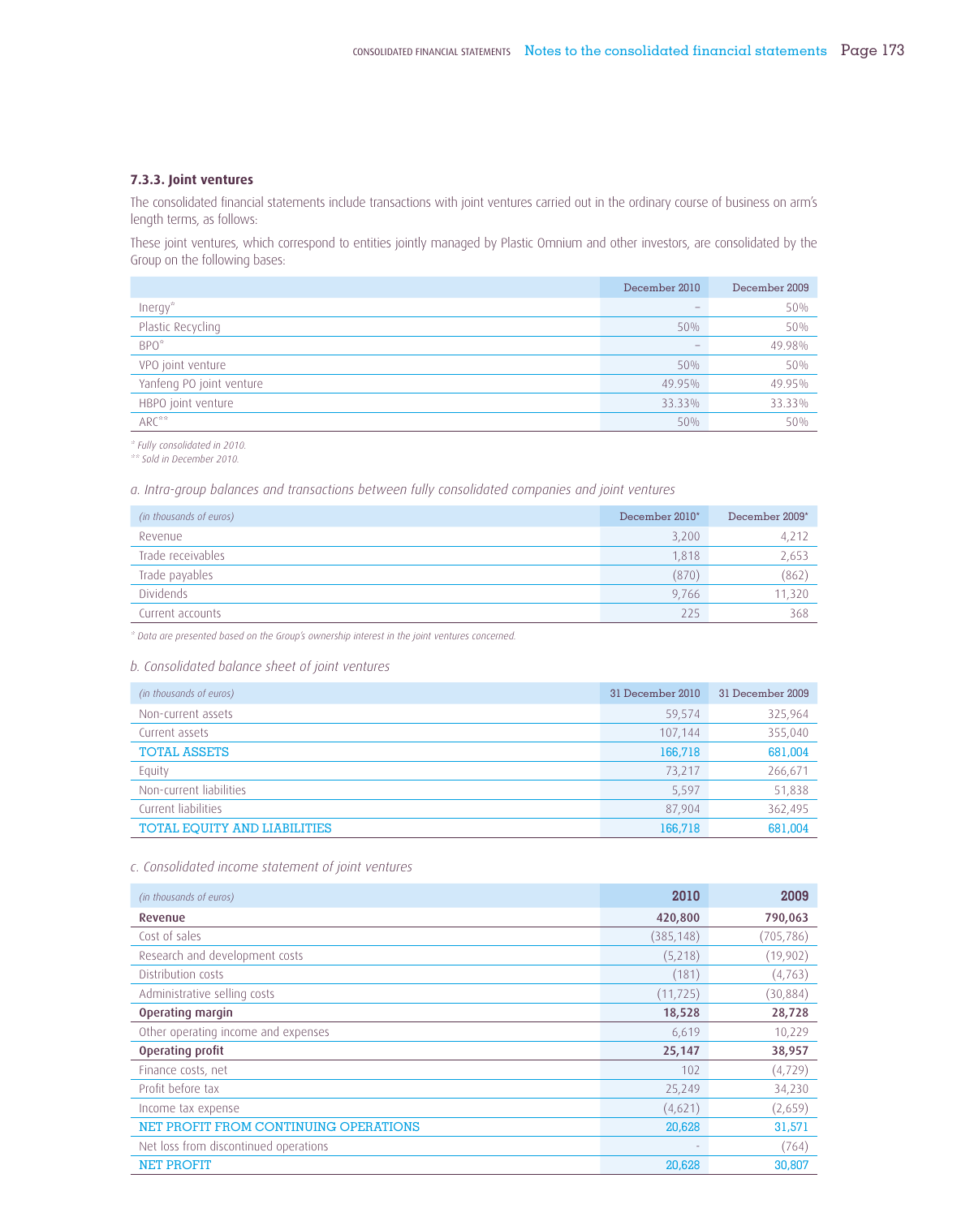### 7.3.3. Joint ventures

The consolidated financial statements include transactions with joint ventures carried out in the ordinary course of business on arm's length terms, as follows:

These joint ventures, which correspond to entities jointly managed by Plastic Omnium and other investors, are consolidated by the Group on the following bases:

| | December 2010 | December 2009 |
|---|---|---|
| Inergy* | – | 50% |
| Plastic Recycling | 50% | 50% |
| BPO* | – | 49.98% |
| VPO joint venture | 50% | 50% |
| Yanfeng PO joint venture | 49.95% | 49.95% |
| HBPO joint venture | 33.33% | 33.33% |
| ARC** | 50% | 50% |

*\* Fully consolidated in 2010.*
*\*\* Sold in December 2010.*

*a. Intra-group balances and transactions between fully consolidated companies and joint ventures*

| *(in thousands of euros)* | December 2010* | December 2009* |
|---|---|---|
| Revenue | 3,200 | 4,212 |
| Trade receivables | 1,818 | 2,653 |
| Trade payables | (870) | (862) |
| Dividends | 9,766 | 11,320 |
| Current accounts | 225 | 368 |

*\* Data are presented based on the Group's ownership interest in the joint ventures concerned.*

*b. Consolidated balance sheet of joint ventures*

| *(in thousands of euros)* | 31 December 2010 | 31 December 2009 |
|---|---|---|
| Non-current assets | 59,574 | 325,964 |
| Current assets | 107,144 | 355,040 |
| TOTAL ASSETS | 166,718 | 681,004 |
| Equity | 73,217 | 266,671 |
| Non-current liabilities | 5,597 | 51,838 |
| Current liabilities | 87,904 | 362,495 |
| TOTAL EQUITY AND LIABILITIES | 166,718 | 681,004 |

*c. Consolidated income statement of joint ventures*

| *(in thousands of euros)* | **2010** | **2009** |
|---|---|---|
| **Revenue** | **420,800** | **790,063** |
| Cost of sales | (385,148) | (705,786) |
| Research and development costs | (5,218) | (19,902) |
| Distribution costs | (181) | (4,763) |
| Administrative selling costs | (11,725) | (30,884) |
| **Operating margin** | **18,528** | **28,728** |
| Other operating income and expenses | 6,619 | 10,229 |
| **Operating profit** | **25,147** | **38,957** |
| Finance costs, net | 102 | (4,729) |
| Profit before tax | 25,249 | 34,230 |
| Income tax expense | (4,621) | (2,659) |
| NET PROFIT FROM CONTINUING OPERATIONS | 20,628 | 31,571 |
| Net loss from discontinued operations | - | (764) |
| NET PROFIT | 20,628 | 30,807 |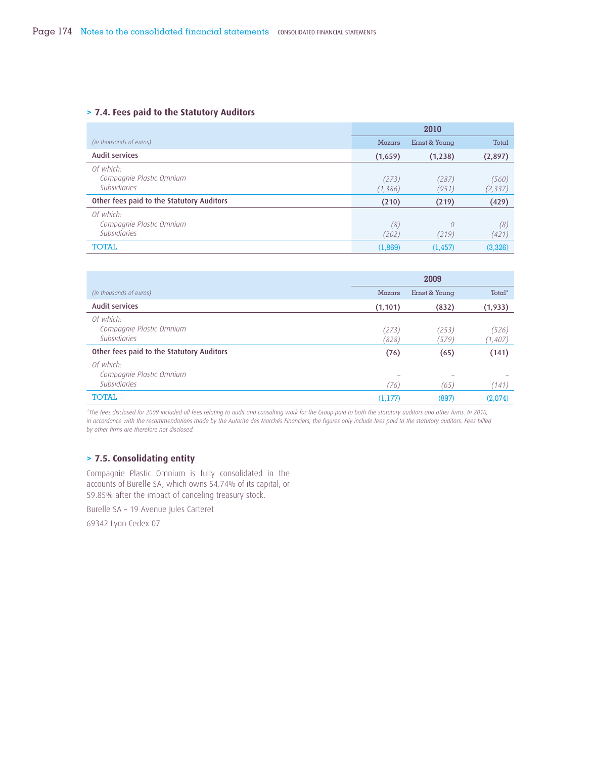## > 7.4. Fees paid to the Statutory Auditors

| *(in thousands of euros)* | 2010 Mazars | 2010 Ernst & Young | 2010 Total |
|---|---|---|---|
| **Audit services** | **(1,659)** | **(1,238)** | **(2,897)** |
| *Of which:* | | | |
| *Compagnie Plastic Omnium* | *(273)* | *(287)* | *(560)* |
| *Subsidiaries* | *(1,386)* | *(951)* | *(2,337)* |
| **Other fees paid to the Statutory Auditors** | **(210)** | **(219)** | **(429)** |
| *Of which:* | | | |
| *Compagnie Plastic Omnium* | *(8)* | *0* | *(8)* |
| *Subsidiaries* | *(202)* | *(219)* | *(421)* |
| TOTAL | (1,869) | (1,457) | (3,326) |

| *(in thousands of euros)* | 2009 Mazars | 2009 Ernst & Young | 2009 Total* |
|---|---|---|---|
| **Audit services** | **(1,101)** | **(832)** | **(1,933)** |
| *Of which:* | | | |
| *Compagnie Plastic Omnium* | *(273)* | *(253)* | *(526)* |
| *Subsidiaries* | *(828)* | *(579)* | *(1,407)* |
| **Other fees paid to the Statutory Auditors** | **(76)** | **(65)** | **(141)** |
| *Of which:* | | | |
| *Compagnie Plastic Omnium* | – | – | – |
| *Subsidiaries* | *(76)* | *(65)* | *(141)* |
| TOTAL | (1,177) | (897) | (2,074) |

*\*The fees disclosed for 2009 included all fees relating to audit and consulting work for the Group paid to both the statutory auditors and other firms. In 2010, in accordance with the recommendations made by the Autorité des Marchés Financiers, the figures only include fees paid to the statutory auditors. Fees billed by other firms are therefore not disclosed.*

## > 7.5. Consolidating entity

Compagnie Plastic Omnium is fully consolidated in the accounts of Burelle SA, which owns 54.74% of its capital, or 59.85% after the impact of canceling treasury stock.

Burelle SA – 19 Avenue Jules Carteret

69342 Lyon Cedex 07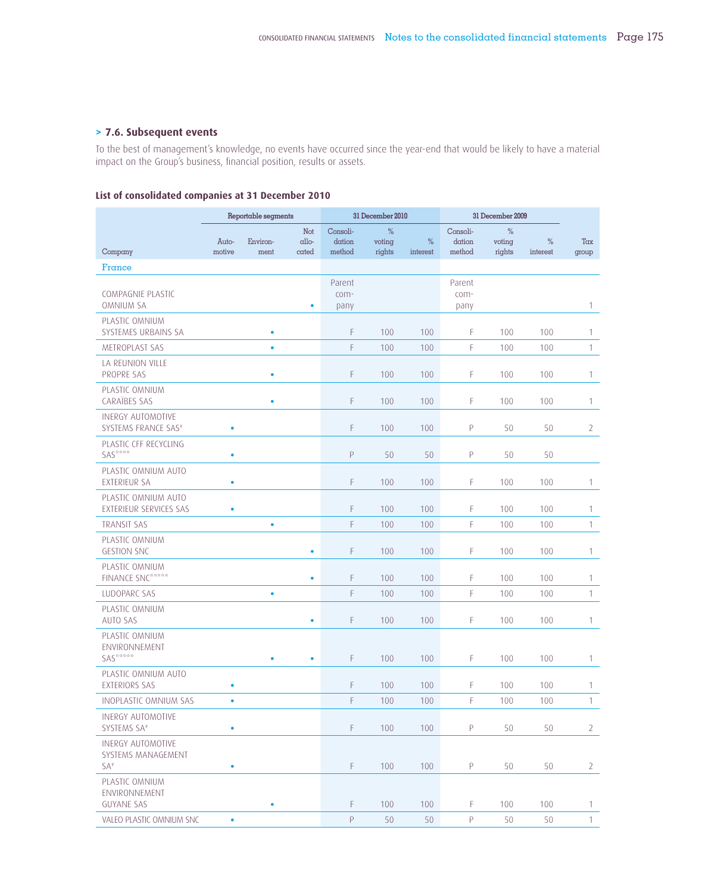## > 7.6. Subsequent events

To the best of management's knowledge, no events have occurred since the year-end that would be likely to have a material impact on the Group's business, financial position, results or assets.

### List of consolidated companies at 31 December 2010

| Company | Reportable segments | | | 31 December 2010 | | | 31 December 2009 | | | Tax group |
|---|---|---|---|---|---|---|---|---|---|---|
| | Automotive | Environment | Not allocated | Consolidation method | % voting rights | % interest | Consolidation method | % voting rights | % interest | |
| **France** | | | | | | | | | | |
| COMPAGNIE PLASTIC OMNIUM SA | | | • | Parent company | | | Parent company | | | 1 |
| PLASTIC OMNIUM SYSTEMES URBAINS SA | | • | | F | 100 | 100 | F | 100 | 100 | 1 |
| METROPLAST SAS | | • | | F | 100 | 100 | F | 100 | 100 | 1 |
| LA REUNION VILLE PROPRE SAS | | • | | F | 100 | 100 | F | 100 | 100 | 1 |
| PLASTIC OMNIUM CARAÏBES SAS | | • | | F | 100 | 100 | F | 100 | 100 | 1 |
| INERGY AUTOMOTIVE SYSTEMS FRANCE SAS# | • | | | F | 100 | 100 | P | 50 | 50 | 2 |
| PLASTIC CFF RECYCLING SAS**** | • | | | P | 50 | 50 | P | 50 | 50 | |
| PLASTIC OMNIUM AUTO EXTERIEUR SA | • | | | F | 100 | 100 | F | 100 | 100 | 1 |
| PLASTIC OMNIUM AUTO EXTERIEUR SERVICES SAS | • | | | F | 100 | 100 | F | 100 | 100 | 1 |
| TRANSIT SAS | | • | | F | 100 | 100 | F | 100 | 100 | 1 |
| PLASTIC OMNIUM GESTION SNC | | | • | F | 100 | 100 | F | 100 | 100 | 1 |
| PLASTIC OMNIUM FINANCE SNC***** | | | • | F | 100 | 100 | F | 100 | 100 | 1 |
| LUDOPARC SAS | | • | | F | 100 | 100 | F | 100 | 100 | 1 |
| PLASTIC OMNIUM AUTO SAS | | | • | F | 100 | 100 | F | 100 | 100 | 1 |
| PLASTIC OMNIUM ENVIRONNEMENT SAS***** | | • | • | F | 100 | 100 | F | 100 | 100 | 1 |
| PLASTIC OMNIUM AUTO EXTERIORS SAS | • | | | F | 100 | 100 | F | 100 | 100 | 1 |
| INOPLASTIC OMNIUM SAS | • | | | F | 100 | 100 | F | 100 | 100 | 1 |
| INERGY AUTOMOTIVE SYSTEMS SA# | • | | | F | 100 | 100 | P | 50 | 50 | 2 |
| INERGY AUTOMOTIVE SYSTEMS MANAGEMENT SA# | • | | | F | 100 | 100 | P | 50 | 50 | 2 |
| PLASTIC OMNIUM ENVIRONNEMENT GUYANE SAS | | • | | F | 100 | 100 | F | 100 | 100 | 1 |
| VALEO PLASTIC OMNIUM SNC | • | | | P | 50 | 50 | P | 50 | 50 | 1 |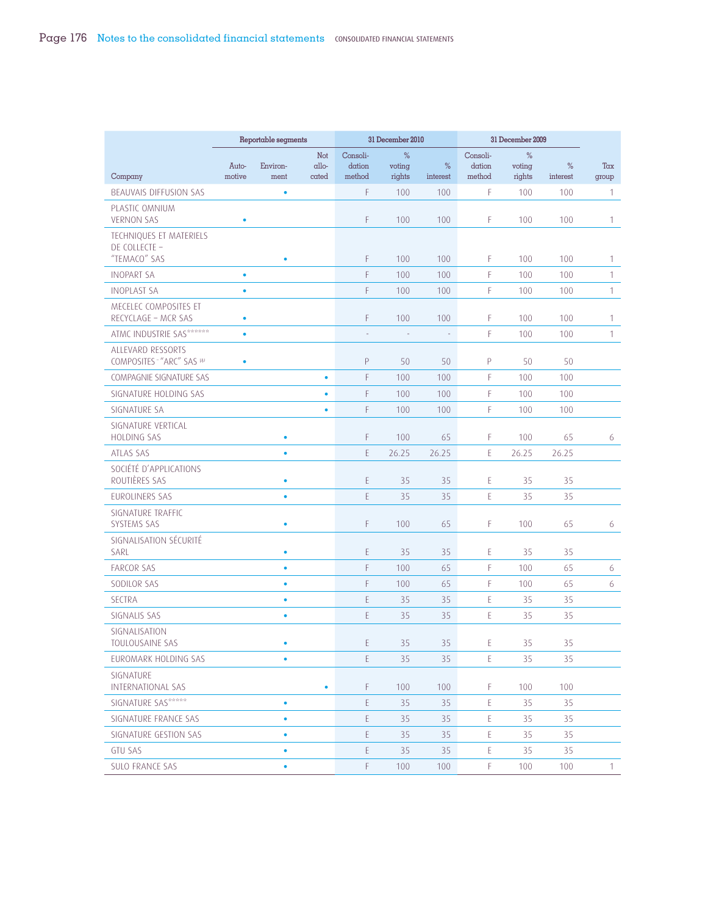| Company | Reportable segments | | | 31 December 2010 | | | 31 December 2009 | | | Tax group |
|---|---|---|---|---|---|---|---|---|---|---|
| | Automotive | Environment | Not allocated | Consolidation method | % voting rights | % interest | Consolidation method | % voting rights | % interest | |
| BEAUVAIS DIFFUSION SAS | | • | | F | 100 | 100 | F | 100 | 100 | 1 |
| PLASTIC OMNIUM VERNON SAS | • | | | F | 100 | 100 | F | 100 | 100 | 1 |
| TECHNIQUES ET MATERIELS DE COLLECTE – "TEMACO" SAS | | • | | F | 100 | 100 | F | 100 | 100 | 1 |
| INOPART SA | • | | | F | 100 | 100 | F | 100 | 100 | 1 |
| INOPLAST SA | • | | | F | 100 | 100 | F | 100 | 100 | 1 |
| MECELEC COMPOSITES ET RECYCLAGE – MCR SAS | • | | | F | 100 | 100 | F | 100 | 100 | 1 |
| ATMC INDUSTRIE SAS****** | • | | | - | - | - | F | 100 | 100 | 1 |
| ALLEVARD RESSORTS COMPOSITES - "ARC" SAS [8] | • | | | P | 50 | 50 | P | 50 | 50 | |
| COMPAGNIE SIGNATURE SAS | | | • | F | 100 | 100 | F | 100 | 100 | |
| SIGNATURE HOLDING SAS | | | • | F | 100 | 100 | F | 100 | 100 | |
| SIGNATURE SA | | | • | F | 100 | 100 | F | 100 | 100 | |
| SIGNATURE VERTICAL HOLDING SAS | | • | | F | 100 | 65 | F | 100 | 65 | 6 |
| ATLAS SAS | | • | | E | 26.25 | 26.25 | E | 26.25 | 26.25 | |
| SOCIÉTÉ D'APPLICATIONS ROUTIÈRES SAS | | • | | E | 35 | 35 | E | 35 | 35 | |
| EUROLINERS SAS | | • | | E | 35 | 35 | E | 35 | 35 | |
| SIGNATURE TRAFFIC SYSTEMS SAS | | • | | F | 100 | 65 | F | 100 | 65 | 6 |
| SIGNALISATION SÉCURITÉ SARL | | • | | E | 35 | 35 | E | 35 | 35 | |
| FARCOR SAS | | • | | F | 100 | 65 | F | 100 | 65 | 6 |
| SODILOR SAS | | • | | F | 100 | 65 | F | 100 | 65 | 6 |
| SECTRA | | • | | E | 35 | 35 | E | 35 | 35 | |
| SIGNALIS SAS | | • | | E | 35 | 35 | E | 35 | 35 | |
| SIGNALISATION TOULOUSAINE SAS | | • | | E | 35 | 35 | E | 35 | 35 | |
| EUROMARK HOLDING SAS | | • | | E | 35 | 35 | E | 35 | 35 | |
| SIGNATURE INTERNATIONAL SAS | | | • | F | 100 | 100 | F | 100 | 100 | |
| SIGNATURE SAS***** | | • | | E | 35 | 35 | E | 35 | 35 | |
| SIGNATURE FRANCE SAS | | • | | E | 35 | 35 | E | 35 | 35 | |
| SIGNATURE GESTION SAS | | • | | E | 35 | 35 | E | 35 | 35 | |
| GTU SAS | | • | | E | 35 | 35 | E | 35 | 35 | |
| SULO FRANCE SAS | | • | | F | 100 | 100 | F | 100 | 100 | 1 |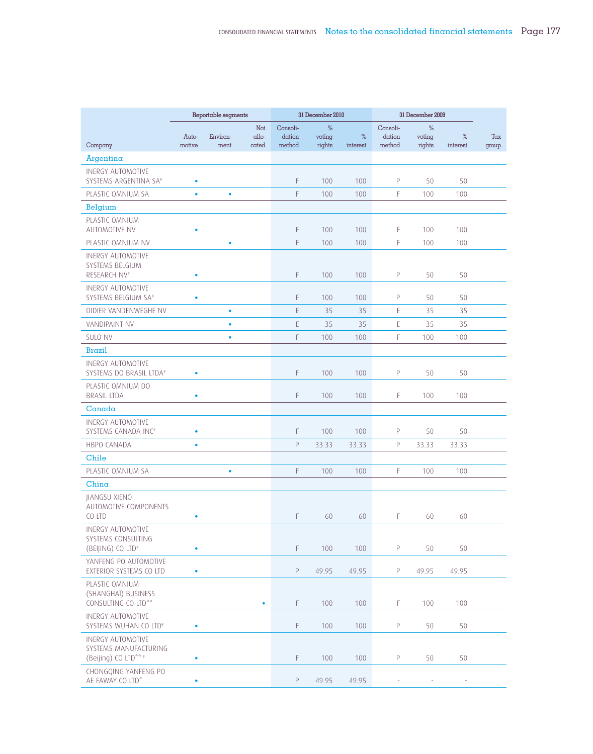| Company | Reportable segments | | | 31 December 2010 | | | 31 December 2009 | | | Tax group |
|---|---|---|---|---|---|---|---|---|---|---|
| | Auto-motive | Environ-ment | Not allo-cated | Consoli-dation method | % voting rights | % interest | Consoli-dation method | % voting rights | % interest | |
| **Argentina** | | | | | | | | | | |
| INERGY AUTOMOTIVE SYSTEMS ARGENTINA SA# | • | | | F | 100 | 100 | P | 50 | 50 | |
| PLASTIC OMNIUM SA | • | • | | F | 100 | 100 | F | 100 | 100 | |
| **Belgium** | | | | | | | | | | |
| PLASTIC OMNIUM AUTOMOTIVE NV | • | | | F | 100 | 100 | F | 100 | 100 | |
| PLASTIC OMNIUM NV | | • | | F | 100 | 100 | F | 100 | 100 | |
| INERGY AUTOMOTIVE SYSTEMS BELGIUM RESEARCH NV# | • | | | F | 100 | 100 | P | 50 | 50 | |
| INERGY AUTOMOTIVE SYSTEMS BELGIUM SA# | • | | | F | 100 | 100 | P | 50 | 50 | |
| DIDIER VANDENWEGHE NV | | • | | E | 35 | 35 | E | 35 | 35 | |
| VANDIPAINT NV | | • | | E | 35 | 35 | E | 35 | 35 | |
| SULO NV | | • | | F | 100 | 100 | F | 100 | 100 | |
| **Brazil** | | | | | | | | | | |
| INERGY AUTOMOTIVE SYSTEMS DO BRASIL LTDA# | • | | | F | 100 | 100 | P | 50 | 50 | |
| PLASTIC OMNIUM DO BRASIL LTDA | • | | | F | 100 | 100 | F | 100 | 100 | |
| **Canada** | | | | | | | | | | |
| INERGY AUTOMOTIVE SYSTEMS CANADA INC# | • | | | F | 100 | 100 | P | 50 | 50 | |
| HBPO CANADA | • | | | P | 33.33 | 33.33 | P | 33.33 | 33.33 | |
| **Chile** | | | | | | | | | | |
| PLASTIC OMNIUM SA | | • | | F | 100 | 100 | F | 100 | 100 | |
| **China** | | | | | | | | | | |
| JIANGSU XIENO AUTOMOTIVE COMPONENTS CO LTD | • | | | F | 60 | 60 | F | 60 | 60 | |
| INERGY AUTOMOTIVE SYSTEMS CONSULTING (BEIJING) CO LTD# | • | | | F | 100 | 100 | P | 50 | 50 | |
| YANFENG PO AUTOMOTIVE EXTERIOR SYSTEMS CO LTD | • | | | P | 49.95 | 49.95 | P | 49.95 | 49.95 | |
| PLASTIC OMNIUM (SHANGHAÏ) BUSINESS CONSULTING CO LTD** | | | • | F | 100 | 100 | F | 100 | 100 | |
| INERGY AUTOMOTIVE SYSTEMS WUHAN CO LTD# | • | | | F | 100 | 100 | P | 50 | 50 | |
| INERGY AUTOMOTIVE SYSTEMS MANUFACTURING (Beijing) CO LTD** # | • | | | F | 100 | 100 | P | 50 | 50 | |
| CHONGQING YANFENG PO AE FAWAY CO LTD* | • | | | P | 49.95 | 49.95 | - | - | - | |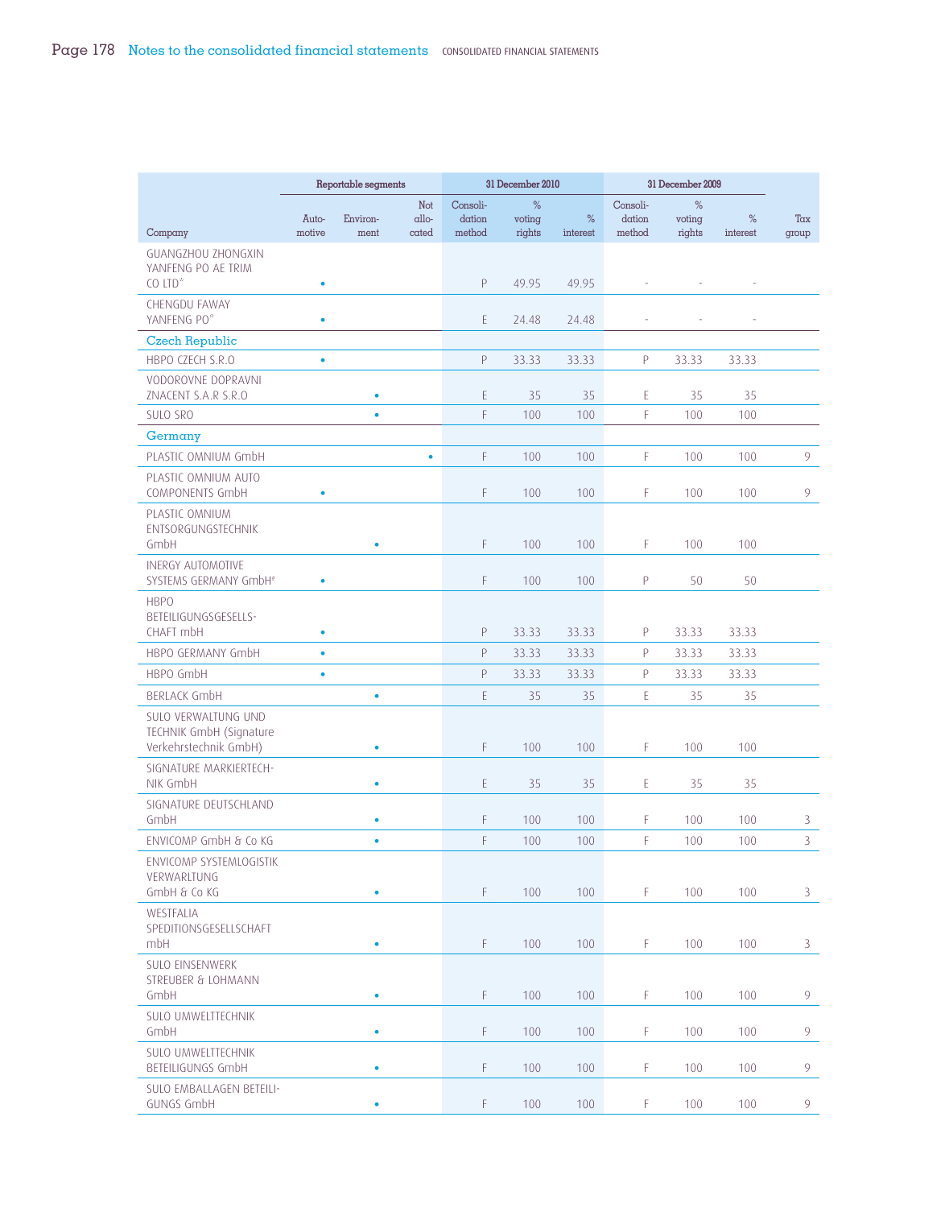| Company | Reportable segments | | | 31 December 2010 | | | 31 December 2009 | | | Tax group |
|---|---|---|---|---|---|---|---|---|---|---|
| | Automotive | Environment | Not allocated | Consolidation method | % voting rights | % interest | Consolidation method | % voting rights | % interest | |
| GUANGZHOU ZHONGXIN YANFENG PO AE TRIM CO LTD* | • | | | P | 49.95 | 49.95 | - | - | - | |
| CHENGDU FAWAY YANFENG PO* | • | | | E | 24.48 | 24.48 | - | - | - | |
| **Czech Republic** | | | | | | | | | | |
| HBPO CZECH S.R.O | • | | | P | 33.33 | 33.33 | P | 33.33 | 33.33 | |
| VODOROVNE DOPRAVNI ZNACENT S.A.R S.R.O | | • | | E | 35 | 35 | E | 35 | 35 | |
| SULO SRO | | • | | F | 100 | 100 | F | 100 | 100 | |
| **Germany** | | | | | | | | | | |
| PLASTIC OMNIUM GmbH | | | • | F | 100 | 100 | F | 100 | 100 | 9 |
| PLASTIC OMNIUM AUTO COMPONENTS GmbH | • | | | F | 100 | 100 | F | 100 | 100 | 9 |
| PLASTIC OMNIUM ENTSORGUNGSTECHNIK GmbH | | • | | F | 100 | 100 | F | 100 | 100 | |
| INERGY AUTOMOTIVE SYSTEMS GERMANY GmbH# | • | | | F | 100 | 100 | P | 50 | 50 | |
| HBPO BETEILIGUNGSGESELLSCHAFT mbH | • | | | P | 33.33 | 33.33 | P | 33.33 | 33.33 | |
| HBPO GERMANY GmbH | • | | | P | 33.33 | 33.33 | P | 33.33 | 33.33 | |
| HBPO GmbH | • | | | P | 33.33 | 33.33 | P | 33.33 | 33.33 | |
| BERLACK GmbH | | • | | E | 35 | 35 | E | 35 | 35 | |
| SULO VERWALTUNG UND TECHNIK GmbH (Signature Verkehrstechnik GmbH) | | • | | F | 100 | 100 | F | 100 | 100 | |
| SIGNATURE MARKIERTECHNIK GmbH | | • | | E | 35 | 35 | E | 35 | 35 | |
| SIGNATURE DEUTSCHLAND GmbH | | • | | F | 100 | 100 | F | 100 | 100 | 3 |
| ENVICOMP GmbH & Co KG | | • | | F | 100 | 100 | F | 100 | 100 | 3 |
| ENVICOMP SYSTEMLOGISTIK VERWARLTUNG GmbH & Co KG | | • | | F | 100 | 100 | F | 100 | 100 | 3 |
| WESTFALIA SPEDITIONSGESELLSCHAFT mbH | | • | | F | 100 | 100 | F | 100 | 100 | 3 |
| SULO EINSENWERK STREUBER & LOHMANN GmbH | | • | | F | 100 | 100 | F | 100 | 100 | 9 |
| SULO UMWELTTECHNIK GmbH | | • | | F | 100 | 100 | F | 100 | 100 | 9 |
| SULO UMWELTTECHNIK BETEILIGUNGS GmbH | | • | | F | 100 | 100 | F | 100 | 100 | 9 |
| SULO EMBALLAGEN BETEILIGUNGS GmbH | | • | | F | 100 | 100 | F | 100 | 100 | 9 |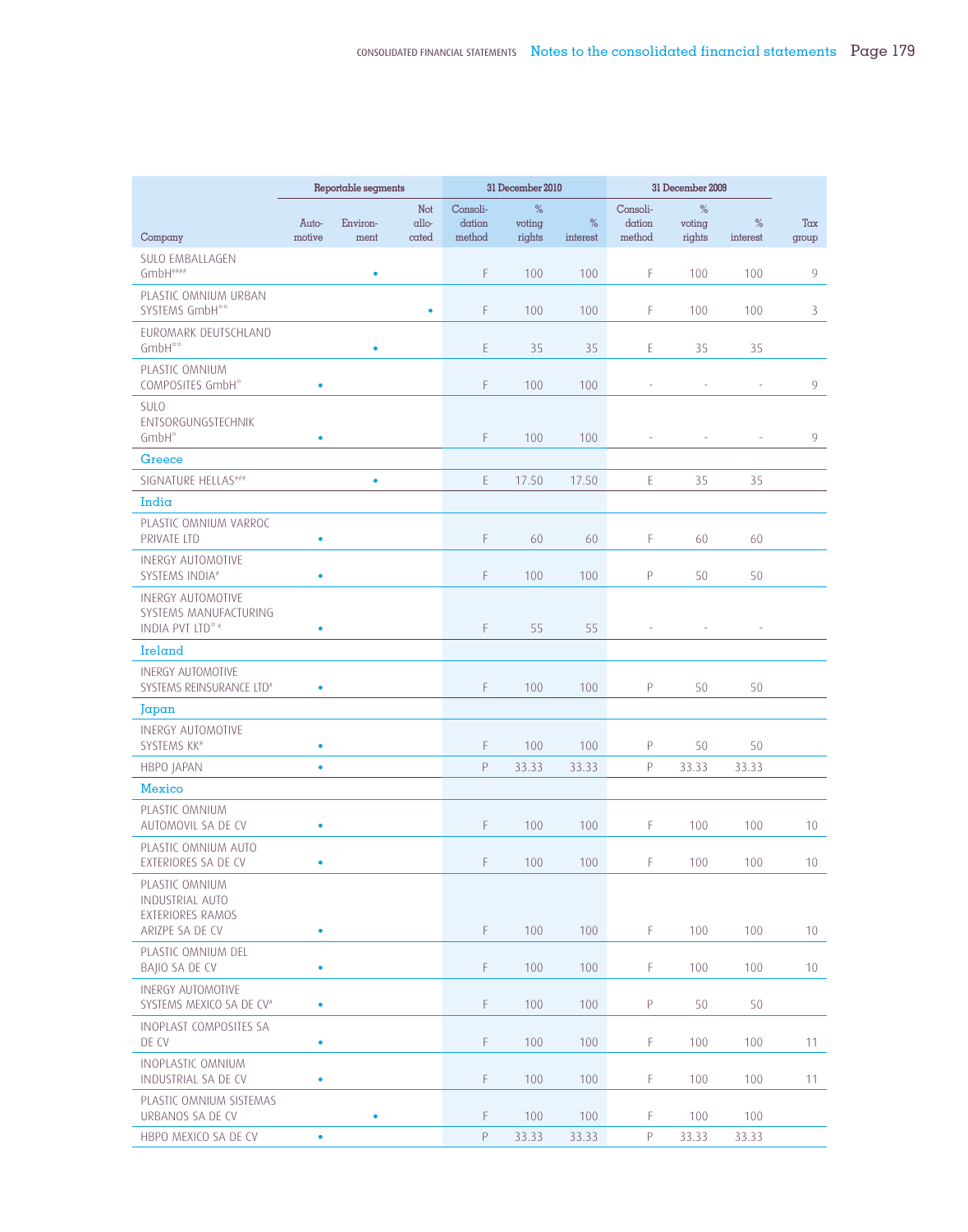| Company | Reportable segments | | | 31 December 2010 | | | 31 December 2009 | | | Tax group |
|---|---|---|---|---|---|---|---|---|---|---|
| | Auto-motive | Environ-ment | Not allo-cated | Consoli-dation method | % voting rights | % interest | Consoli-dation method | % voting rights | % interest | |
| SULO EMBALLAGEN GmbH#### | | • | | F | 100 | 100 | F | 100 | 100 | 9 |
| PLASTIC OMNIUM URBAN SYSTEMS GmbH** | | | • | F | 100 | 100 | F | 100 | 100 | 3 |
| EUROMARK DEUTSCHLAND GmbH** | | • | | E | 35 | 35 | E | 35 | 35 | |
| PLASTIC OMNIUM COMPOSITES GmbH* | • | | | F | 100 | 100 | - | - | - | 9 |
| SULO ENTSORGUNGSTECHNIK GmbH* | • | | | F | 100 | 100 | - | - | - | 9 |
| **Greece** | | | | | | | | | | |
| SIGNATURE HELLAS### | | • | | E | 17.50 | 17.50 | E | 35 | 35 | |
| **India** | | | | | | | | | | |
| PLASTIC OMNIUM VARROC PRIVATE LTD | • | | | F | 60 | 60 | F | 60 | 60 | |
| INERGY AUTOMOTIVE SYSTEMS INDIA# | • | | | F | 100 | 100 | P | 50 | 50 | |
| INERGY AUTOMOTIVE SYSTEMS MANUFACTURING INDIA PVT LTD* # | • | | | F | 55 | 55 | - | - | - | |
| **Ireland** | | | | | | | | | | |
| INERGY AUTOMOTIVE SYSTEMS REINSURANCE LTD# | • | | | F | 100 | 100 | P | 50 | 50 | |
| **Japan** | | | | | | | | | | |
| INERGY AUTOMOTIVE SYSTEMS KK# | • | | | F | 100 | 100 | P | 50 | 50 | |
| HBPO JAPAN | • | | | P | 33.33 | 33.33 | P | 33.33 | 33.33 | |
| **Mexico** | | | | | | | | | | |
| PLASTIC OMNIUM AUTOMOVIL SA DE CV | • | | | F | 100 | 100 | F | 100 | 100 | 10 |
| PLASTIC OMNIUM AUTO EXTERIORES SA DE CV | • | | | F | 100 | 100 | F | 100 | 100 | 10 |
| PLASTIC OMNIUM INDUSTRIAL AUTO EXTERIORES RAMOS ARIZPE SA DE CV | • | | | F | 100 | 100 | F | 100 | 100 | 10 |
| PLASTIC OMNIUM DEL BAJIO SA DE CV | • | | | F | 100 | 100 | F | 100 | 100 | 10 |
| INERGY AUTOMOTIVE SYSTEMS MEXICO SA DE CV# | • | | | F | 100 | 100 | P | 50 | 50 | |
| INOPLAST COMPOSITES SA DE CV | • | | | F | 100 | 100 | F | 100 | 100 | 11 |
| INOPLASTIC OMNIUM INDUSTRIAL SA DE CV | • | | | F | 100 | 100 | F | 100 | 100 | 11 |
| PLASTIC OMNIUM SISTEMAS URBANOS SA DE CV | | • | | F | 100 | 100 | F | 100 | 100 | |
| HBPO MEXICO SA DE CV | • | | | P | 33.33 | 33.33 | P | 33.33 | 33.33 | |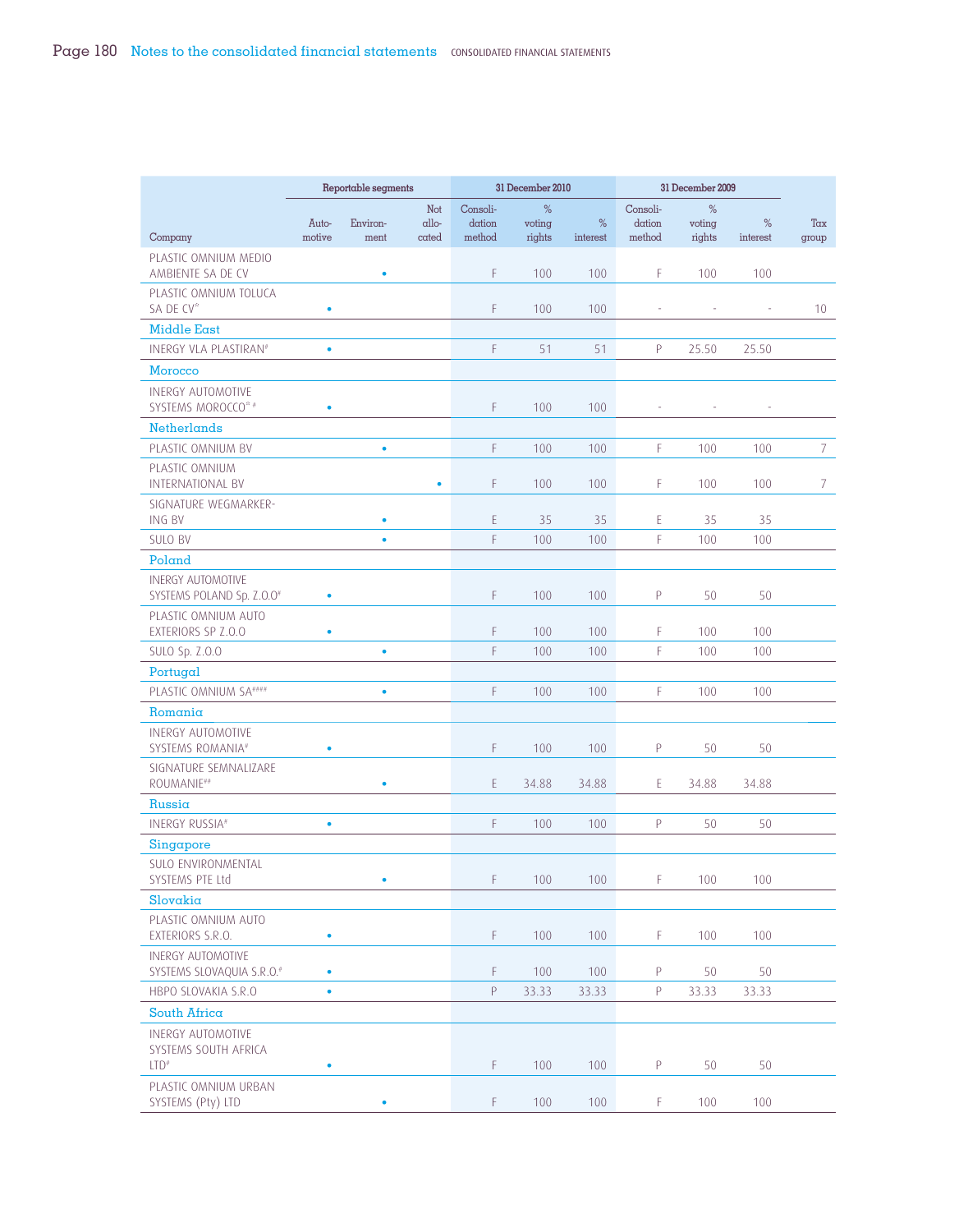| Company | Reportable segments | | | 31 December 2010 | | | 31 December 2009 | | | Tax group |
|---|---|---|---|---|---|---|---|---|---|---|
| | Automotive | Environment | Not allocated | Consolidation method | % voting rights | % interest | Consolidation method | % voting rights | % interest | |
| PLASTIC OMNIUM MEDIO AMBIENTE SA DE CV | | • | | F | 100 | 100 | F | 100 | 100 | |
| PLASTIC OMNIUM TOLUCA SA DE CV* | • | | | F | 100 | 100 | - | - | - | 10 |
| **Middle East** | | | | | | | | | | |
| INERGY VLA PLASTIRAN# | • | | | F | 51 | 51 | P | 25.50 | 25.50 | |
| **Morocco** | | | | | | | | | | |
| INERGY AUTOMOTIVE SYSTEMS MOROCCO* # | • | | | F | 100 | 100 | - | - | - | |
| **Netherlands** | | | | | | | | | | |
| PLASTIC OMNIUM BV | | • | | F | 100 | 100 | F | 100 | 100 | 7 |
| PLASTIC OMNIUM INTERNATIONAL BV | | | • | F | 100 | 100 | F | 100 | 100 | 7 |
| SIGNATURE WEGMARKERING BV | | • | | E | 35 | 35 | E | 35 | 35 | |
| SULO BV | | • | | F | 100 | 100 | F | 100 | 100 | |
| **Poland** | | | | | | | | | | |
| INERGY AUTOMOTIVE SYSTEMS POLAND Sp. Z.O.O# | • | | | F | 100 | 100 | P | 50 | 50 | |
| PLASTIC OMNIUM AUTO EXTERIORS SP Z.O.O | • | | | F | 100 | 100 | F | 100 | 100 | |
| SULO Sp. Z.O.O | | • | | F | 100 | 100 | F | 100 | 100 | |
| **Portugal** | | | | | | | | | | |
| PLASTIC OMNIUM SA#### | | • | | F | 100 | 100 | F | 100 | 100 | |
| **Romania** | | | | | | | | | | |
| INERGY AUTOMOTIVE SYSTEMS ROMANIA# | • | | | F | 100 | 100 | P | 50 | 50 | |
| SIGNATURE SEMNALIZARE ROUMANIE## | | • | | E | 34.88 | 34.88 | E | 34.88 | 34.88 | |
| **Russia** | | | | | | | | | | |
| INERGY RUSSIA# | • | | | F | 100 | 100 | P | 50 | 50 | |
| **Singapore** | | | | | | | | | | |
| SULO ENVIRONMENTAL SYSTEMS PTE Ltd | | • | | F | 100 | 100 | F | 100 | 100 | |
| **Slovakia** | | | | | | | | | | |
| PLASTIC OMNIUM AUTO EXTERIORS S.R.O. | • | | | F | 100 | 100 | F | 100 | 100 | |
| INERGY AUTOMOTIVE SYSTEMS SLOVAQUIA S.R.O.# | • | | | F | 100 | 100 | P | 50 | 50 | |
| HBPO SLOVAKIA S.R.O | • | | | P | 33.33 | 33.33 | P | 33.33 | 33.33 | |
| **South Africa** | | | | | | | | | | |
| INERGY AUTOMOTIVE SYSTEMS SOUTH AFRICA LTD# | • | | | F | 100 | 100 | P | 50 | 50 | |
| PLASTIC OMNIUM URBAN SYSTEMS (Pty) LTD | | • | | F | 100 | 100 | F | 100 | 100 | |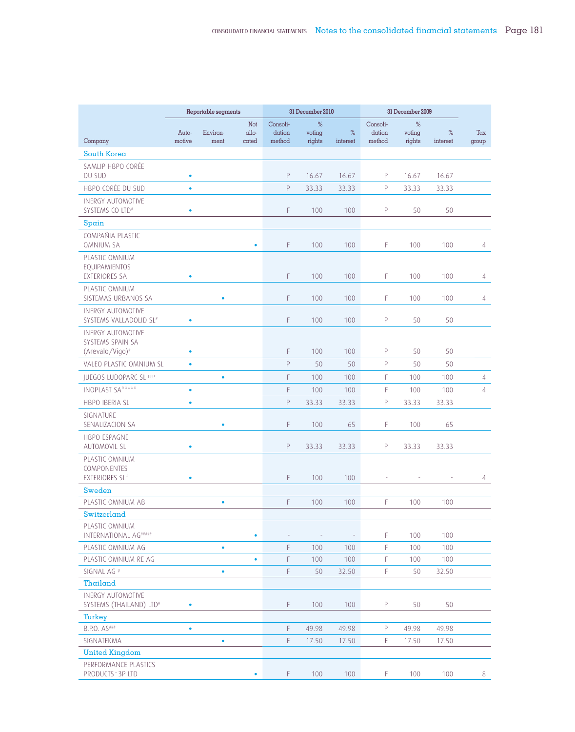| Company | Reportable segments | | | 31 December 2010 | | | 31 December 2009 | | | Tax group |
|---|---|---|---|---|---|---|---|---|---|---|
| | Auto-motive | Environ-ment | Not allo-cated | Consoli-dation method | % voting rights | % interest | Consoli-dation method | % voting rights | % interest | |
| **South Korea** | | | | | | | | | | |
| SAMLIP HBPO CORÉE DU SUD | • | | | P | 16.67 | 16.67 | P | 16.67 | 16.67 | |
| HBPO CORÉE DU SUD | • | | | P | 33.33 | 33.33 | P | 33.33 | 33.33 | |
| INERGY AUTOMOTIVE SYSTEMS CO LTD# | • | | | F | 100 | 100 | P | 50 | 50 | |
| **Spain** | | | | | | | | | | |
| COMPAÑIA PLASTIC OMNIUM SA | | | • | F | 100 | 100 | F | 100 | 100 | 4 |
| PLASTIC OMNIUM EQUIPAMIENTOS EXTERIORES SA | • | | | F | 100 | 100 | F | 100 | 100 | 4 |
| PLASTIC OMNIUM SISTEMAS URBANOS SA | | • | | F | 100 | 100 | F | 100 | 100 | 4 |
| INERGY AUTOMOTIVE SYSTEMS VALLADOLID SL# | • | | | F | 100 | 100 | P | 50 | 50 | |
| INERGY AUTOMOTIVE SYSTEMS SPAIN SA (Arevalo/Vigo)# | • | | | F | 100 | 100 | P | 50 | 50 | |
| VALEO PLASTIC OMNIUM SL | • | | | P | 50 | 50 | P | 50 | 50 | |
| JUEGOS LUDOPARC SL µµµ | | • | | F | 100 | 100 | F | 100 | 100 | 4 |
| INOPLAST SA***** | • | | | F | 100 | 100 | F | 100 | 100 | 4 |
| HBPO IBERIA SL | • | | | P | 33.33 | 33.33 | P | 33.33 | 33.33 | |
| SIGNATURE SENALIZACION SA | | • | | F | 100 | 65 | F | 100 | 65 | |
| HBPO ESPAGNE AUTOMOVIL SL | • | | | P | 33.33 | 33.33 | P | 33.33 | 33.33 | |
| PLASTIC OMNIUM COMPONENTES EXTERIORES SL* | • | | | F | 100 | 100 | - | - | - | 4 |
| **Sweden** | | | | | | | | | | |
| PLASTIC OMNIUM AB | | • | | F | 100 | 100 | F | 100 | 100 | |
| **Switzerland** | | | | | | | | | | |
| PLASTIC OMNIUM INTERNATIONAL AG##### | | | • | - | - | - | F | 100 | 100 | |
| PLASTIC OMNIUM AG | | • | | F | 100 | 100 | F | 100 | 100 | |
| PLASTIC OMNIUM RE AG | | | • | F | 100 | 100 | F | 100 | 100 | |
| SIGNAL AG µ | | • | | F | 50 | 32.50 | F | 50 | 32.50 | |
| **Thailand** | | | | | | | | | | |
| INERGY AUTOMOTIVE SYSTEMS (THAILAND) LTD# | • | | | F | 100 | 100 | P | 50 | 50 | |
| **Turkey** | | | | | | | | | | |
| B.P.O. AS### | • | | | F | 49.98 | 49.98 | P | 49.98 | 49.98 | |
| SIGNATEKMA | | • | | E | 17.50 | 17.50 | E | 17.50 | 17.50 | |
| **United Kingdom** | | | | | | | | | | |
| PERFORMANCE PLASTICS PRODUCTS - 3P LTD | | | • | F | 100 | 100 | F | 100 | 100 | 8 |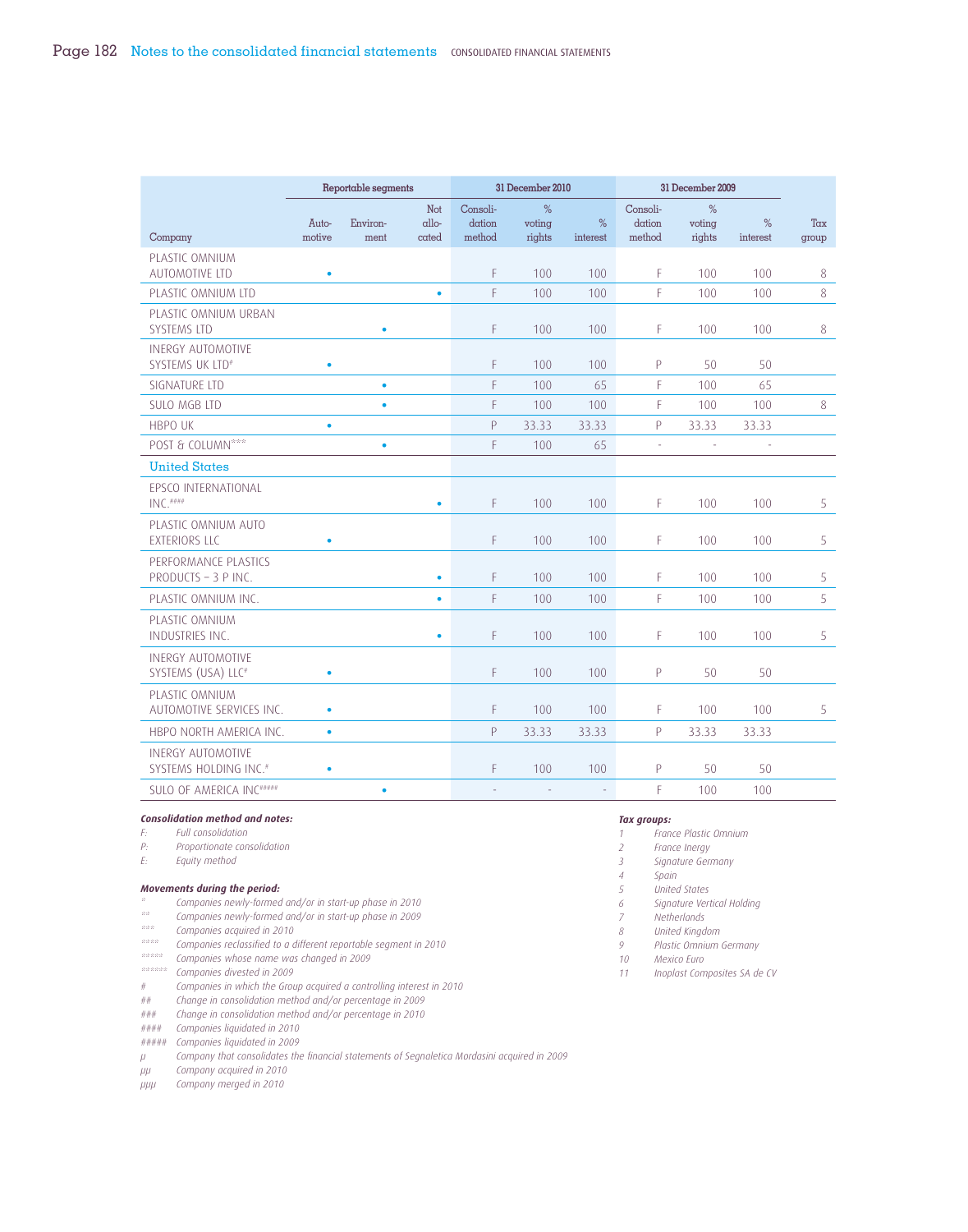| Company | Reportable segments | | | 31 December 2010 | | | 31 December 2009 | | | Tax group |
|---|---|---|---|---|---|---|---|---|---|---|
| | Auto-motive | Environ-ment | Not allo-cated | Consoli-dation method | % voting rights | % interest | Consoli-dation method | % voting rights | % interest | |
| PLASTIC OMNIUM AUTOMOTIVE LTD | • | | | F | 100 | 100 | F | 100 | 100 | 8 |
| PLASTIC OMNIUM LTD | | | • | F | 100 | 100 | F | 100 | 100 | 8 |
| PLASTIC OMNIUM URBAN SYSTEMS LTD | | • | | F | 100 | 100 | F | 100 | 100 | 8 |
| INERGY AUTOMOTIVE SYSTEMS UK LTD# | • | | | F | 100 | 100 | P | 50 | 50 | |
| SIGNATURE LTD | | • | | F | 100 | 65 | F | 100 | 65 | |
| SULO MGB LTD | | • | | F | 100 | 100 | F | 100 | 100 | 8 |
| HBPO UK | • | | | P | 33.33 | 33.33 | P | 33.33 | 33.33 | |
| POST & COLUMN*** | | • | | F | 100 | 65 | - | - | - | |
| **United States** | | | | | | | | | | |
| EPSCO INTERNATIONAL INC.#### | | | • | F | 100 | 100 | F | 100 | 100 | 5 |
| PLASTIC OMNIUM AUTO EXTERIORS LLC | • | | | F | 100 | 100 | F | 100 | 100 | 5 |
| PERFORMANCE PLASTICS PRODUCTS – 3 P INC. | | | • | F | 100 | 100 | F | 100 | 100 | 5 |
| PLASTIC OMNIUM INC. | | | • | F | 100 | 100 | F | 100 | 100 | 5 |
| PLASTIC OMNIUM INDUSTRIES INC. | | | • | F | 100 | 100 | F | 100 | 100 | 5 |
| INERGY AUTOMOTIVE SYSTEMS (USA) LLC# | • | | | F | 100 | 100 | P | 50 | 50 | |
| PLASTIC OMNIUM AUTOMOTIVE SERVICES INC. | • | | | F | 100 | 100 | F | 100 | 100 | 5 |
| HBPO NORTH AMERICA INC. | • | | | P | 33.33 | 33.33 | P | 33.33 | 33.33 | |
| INERGY AUTOMOTIVE SYSTEMS HOLDING INC.# | • | | | F | 100 | 100 | P | 50 | 50 | |
| SULO OF AMERICA INC##### | | • | | - | - | - | F | 100 | 100 | |

***Consolidation method and notes:***

*F: Full consolidation*
*P: Proportionate consolidation*
*E: Equity method*

***Movements during the period:***

*\* Companies newly-formed and/or in start-up phase in 2010*
*\*\* Companies newly-formed and/or in start-up phase in 2009*
*\*\*\* Companies acquired in 2010*
*\*\*\*\* Companies reclassified to a different reportable segment in 2010*
*\*\*\*\*\* Companies whose name was changed in 2009*
*\*\*\*\*\*\* Companies divested in 2009*
*# Companies in which the Group acquired a controlling interest in 2010*
*## Change in consolidation method and/or percentage in 2009*
*### Change in consolidation method and/or percentage in 2010*
*#### Companies liquidated in 2010*
*##### Companies liquidated in 2009*
*µ Company that consolidates the financial statements of Segnaletica Mordasini acquired in 2009*
*µµ Company acquired in 2010*
*µµµ Company merged in 2010*

***Tax groups:***

*1 France Plastic Omnium*
*2 France Inergy*
*3 Signature Germany*
*4 Spain*
*5 United States*
*6 Signature Vertical Holding*
*7 Netherlands*
*8 United Kingdom*
*9 Plastic Omnium Germany*
*10 Mexico Euro*
*11 Inoplast Composites SA de CV*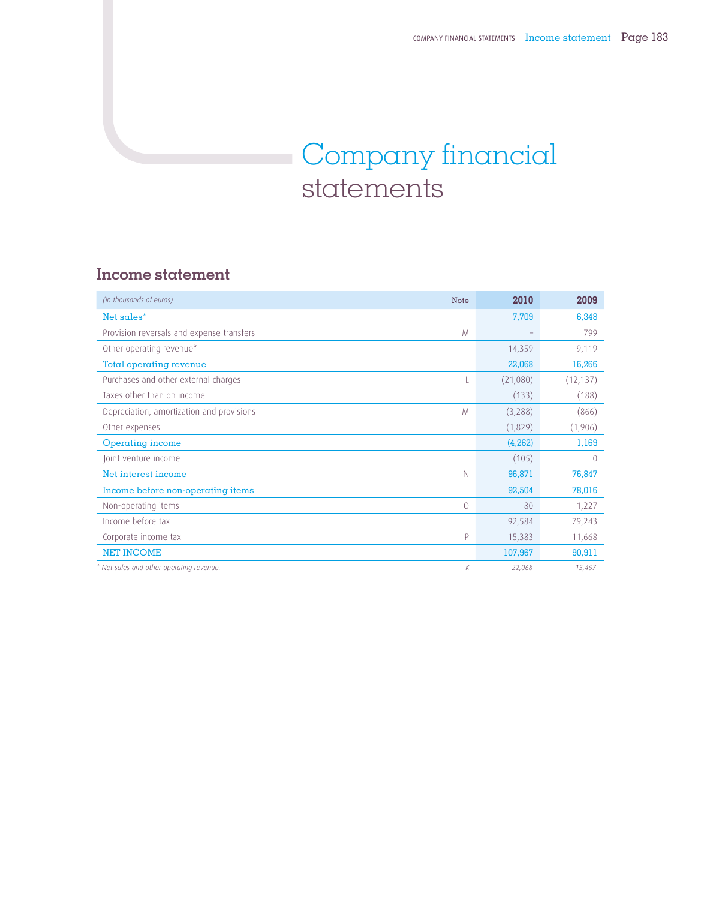# Company financial statements

## Income statement

| *(in thousands of euros)* | Note | 2010 | 2009 |
|---|---|---|---|
| Net sales* | | 7,709 | 6,348 |
| Provision reversals and expense transfers | M | – | 799 |
| Other operating revenue* | | 14,359 | 9,119 |
| Total operating revenue | | 22,068 | 16,266 |
| Purchases and other external charges | L | (21,080) | (12,137) |
| Taxes other than on income | | (133) | (188) |
| Depreciation, amortization and provisions | M | (3,288) | (866) |
| Other expenses | | (1,829) | (1,906) |
| Operating income | | (4,262) | 1,169 |
| Joint venture income | | (105) | 0 |
| Net interest income | N | 96,871 | 76,847 |
| Income before non-operating items | | 92,504 | 78,016 |
| Non-operating items | O | 80 | 1,227 |
| Income before tax | | 92,584 | 79,243 |
| Corporate income tax | P | 15,383 | 11,668 |
| NET INCOME | | 107,967 | 90,911 |
| *\* Net sales and other operating revenue.* | *K* | *22,068* | *15,467* |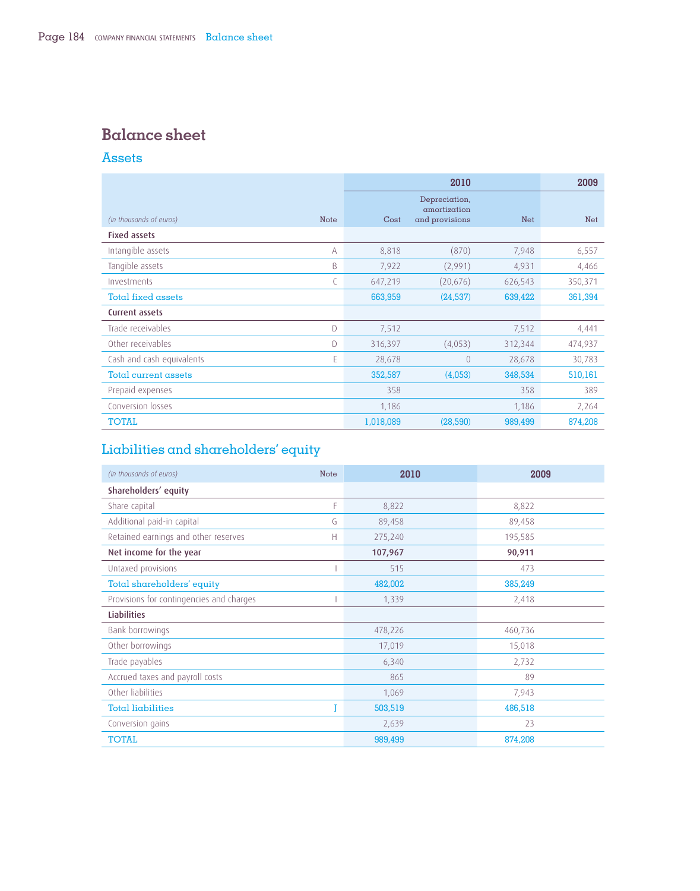# Balance sheet

## Assets

| (in thousands of euros) | Note | 2010 Cost | 2010 Depreciation, amortization and provisions | 2010 Net | 2009 Net |
|---|---|---|---|---|---|
| **Fixed assets** | | | | | |
| Intangible assets | A | 8,818 | (870) | 7,948 | 6,557 |
| Tangible assets | B | 7,922 | (2,991) | 4,931 | 4,466 |
| Investments | C | 647,219 | (20,676) | 626,543 | 350,371 |
| Total fixed assets | | 663,959 | (24,537) | 639,422 | 361,394 |
| **Current assets** | | | | | |
| Trade receivables | D | 7,512 | | 7,512 | 4,441 |
| Other receivables | D | 316,397 | (4,053) | 312,344 | 474,937 |
| Cash and cash equivalents | E | 28,678 | 0 | 28,678 | 30,783 |
| Total current assets | | 352,587 | (4,053) | 348,534 | 510,161 |
| Prepaid expenses | | 358 | | 358 | 389 |
| Conversion losses | | 1,186 | | 1,186 | 2,264 |
| TOTAL | | 1,018,089 | (28,590) | 989,499 | 874,208 |

## Liabilities and shareholders' equity

| (in thousands of euros) | Note | 2010 | 2009 |
|---|---|---|---|
| **Shareholders' equity** | | | |
| Share capital | F | 8,822 | 8,822 |
| Additional paid-in capital | G | 89,458 | 89,458 |
| Retained earnings and other reserves | H | 275,240 | 195,585 |
| **Net income for the year** | | **107,967** | **90,911** |
| Untaxed provisions | I | 515 | 473 |
| Total shareholders' equity | | 482,002 | 385,249 |
| Provisions for contingencies and charges | I | 1,339 | 2,418 |
| **Liabilities** | | | |
| Bank borrowings | | 478,226 | 460,736 |
| Other borrowings | | 17,019 | 15,018 |
| Trade payables | | 6,340 | 2,732 |
| Accrued taxes and payroll costs | | 865 | 89 |
| Other liabilities | | 1,069 | 7,943 |
| Total liabilities | J | 503,519 | 486,518 |
| Conversion gains | | 2,639 | 23 |
| TOTAL | | 989,499 | 874,208 |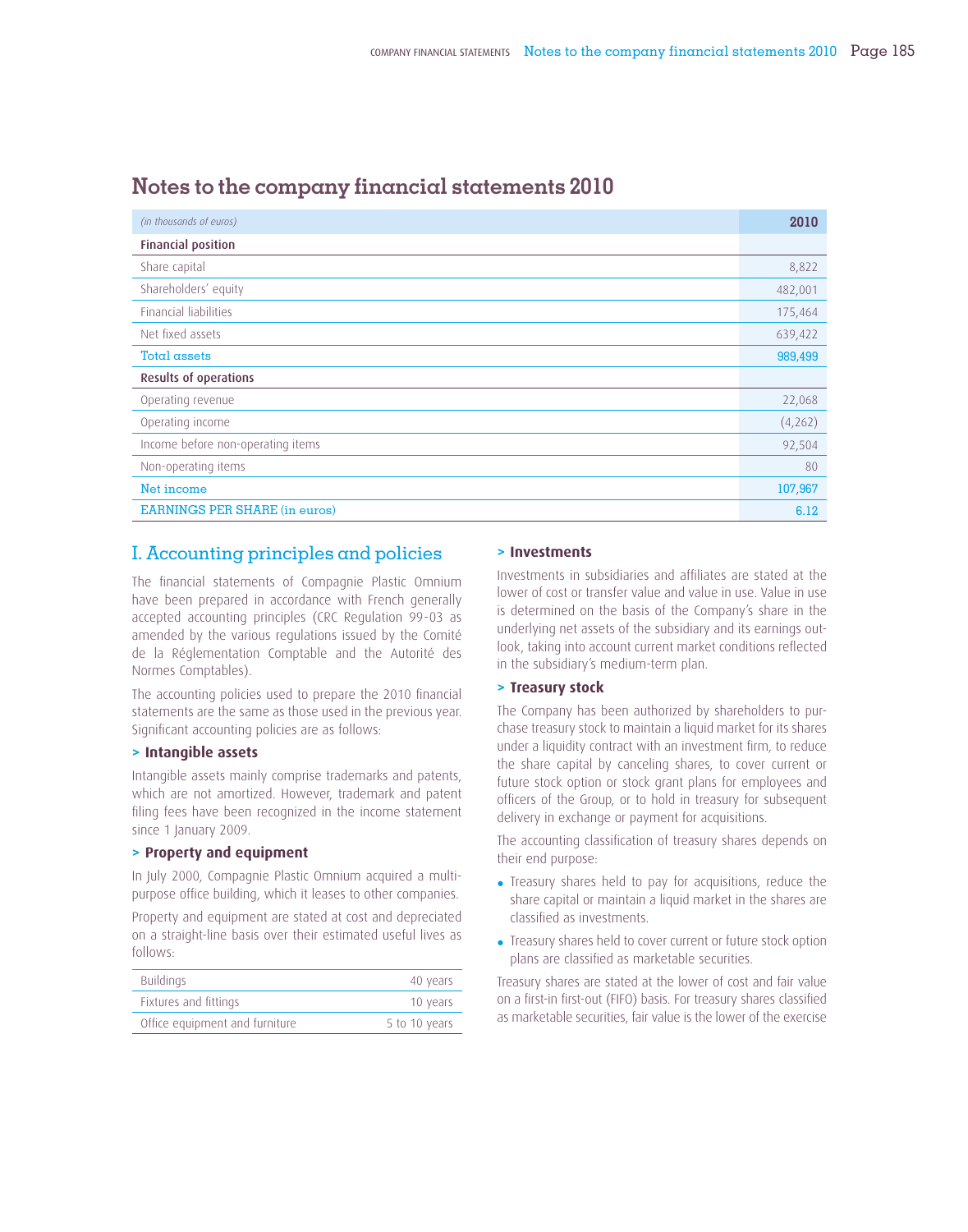# Notes to the company financial statements 2010

| *(in thousands of euros)* | 2010 |
|---|---|
| **Financial position** | |
| Share capital | 8,822 |
| Shareholders' equity | 482,001 |
| Financial liabilities | 175,464 |
| Net fixed assets | 639,422 |
| Total assets | 989,499 |
| **Results of operations** | |
| Operating revenue | 22,068 |
| Operating income | (4,262) |
| Income before non-operating items | 92,504 |
| Non-operating items | 80 |
| Net income | 107,967 |
| EARNINGS PER SHARE (in euros) | 6.12 |

## I. Accounting principles and policies

The financial statements of Compagnie Plastic Omnium have been prepared in accordance with French generally accepted accounting principles (CRC Regulation 99-03 as amended by the various regulations issued by the Comité de la Réglementation Comptable and the Autorité des Normes Comptables).

The accounting policies used to prepare the 2010 financial statements are the same as those used in the previous year. Significant accounting policies are as follows:

### > Intangible assets

Intangible assets mainly comprise trademarks and patents, which are not amortized. However, trademark and patent filing fees have been recognized in the income statement since 1 January 2009.

### > Property and equipment

In July 2000, Compagnie Plastic Omnium acquired a multi-purpose office building, which it leases to other companies.

Property and equipment are stated at cost and depreciated on a straight-line basis over their estimated useful lives as follows:

| | |
|---|---|
| Buildings | 40 years |
| Fixtures and fittings | 10 years |
| Office equipment and furniture | 5 to 10 years |

### > Investments

Investments in subsidiaries and affiliates are stated at the lower of cost or transfer value and value in use. Value in use is determined on the basis of the Company's share in the underlying net assets of the subsidiary and its earnings outlook, taking into account current market conditions reflected in the subsidiary's medium-term plan.

### > Treasury stock

The Company has been authorized by shareholders to purchase treasury stock to maintain a liquid market for its shares under a liquidity contract with an investment firm, to reduce the share capital by canceling shares, to cover current or future stock option or stock grant plans for employees and officers of the Group, or to hold in treasury for subsequent delivery in exchange or payment for acquisitions.

The accounting classification of treasury shares depends on their end purpose:

- Treasury shares held to pay for acquisitions, reduce the share capital or maintain a liquid market in the shares are classified as investments.
- Treasury shares held to cover current or future stock option plans are classified as marketable securities.

Treasury shares are stated at the lower of cost and fair value on a first-in first-out (FIFO) basis. For treasury shares classified as marketable securities, fair value is the lower of the exercise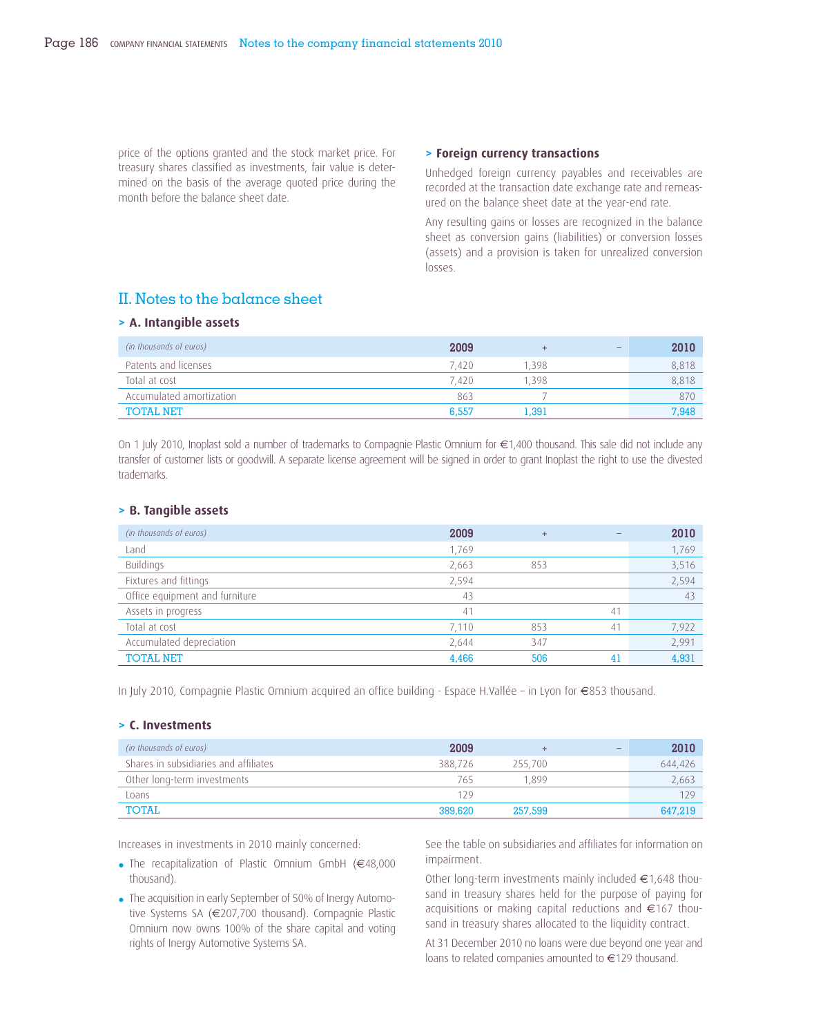price of the options granted and the stock market price. For treasury shares classified as investments, fair value is determined on the basis of the average quoted price during the month before the balance sheet date.

> **Foreign currency transactions**

Unhedged foreign currency payables and receivables are recorded at the transaction date exchange rate and remeasured on the balance sheet date at the year-end rate.

Any resulting gains or losses are recognized in the balance sheet as conversion gains (liabilities) or conversion losses (assets) and a provision is taken for unrealized conversion losses.

## II. Notes to the balance sheet

### > A. Intangible assets

| *(in thousands of euros)* | 2009 | + | – | 2010 |
|---|---|---|---|---|
| Patents and licenses | 7,420 | 1,398 | | 8,818 |
| Total at cost | 7,420 | 1,398 | | 8,818 |
| Accumulated amortization | 863 | 7 | | 870 |
| TOTAL NET | 6,557 | 1,391 | | 7,948 |

On 1 July 2010, Inoplast sold a number of trademarks to Compagnie Plastic Omnium for €1,400 thousand. This sale did not include any transfer of customer lists or goodwill. A separate license agreement will be signed in order to grant Inoplast the right to use the divested trademarks.

### > B. Tangible assets

| *(in thousands of euros)* | 2009 | + | – | 2010 |
|---|---|---|---|---|
| Land | 1,769 | | | 1,769 |
| Buildings | 2,663 | 853 | | 3,516 |
| Fixtures and fittings | 2,594 | | | 2,594 |
| Office equipment and furniture | 43 | | | 43 |
| Assets in progress | 41 | | 41 | |
| Total at cost | 7,110 | 853 | 41 | 7,922 |
| Accumulated depreciation | 2,644 | 347 | | 2,991 |
| TOTAL NET | 4,466 | 506 | 41 | 4,931 |

In July 2010, Compagnie Plastic Omnium acquired an office building - Espace H.Vallée – in Lyon for €853 thousand.

### > C. Investments

| *(in thousands of euros)* | 2009 | + | – | 2010 |
|---|---|---|---|---|
| Shares in subsidiaries and affiliates | 388,726 | 255,700 | | 644,426 |
| Other long-term investments | 765 | 1,899 | | 2,663 |
| Loans | 129 | | | 129 |
| TOTAL | 389,620 | 257,599 | | 647,219 |

Increases in investments in 2010 mainly concerned:

- The recapitalization of Plastic Omnium GmbH (€48,000 thousand).
- The acquisition in early September of 50% of Inergy Automotive Systems SA (€207,700 thousand). Compagnie Plastic Omnium now owns 100% of the share capital and voting rights of Inergy Automotive Systems SA.

See the table on subsidiaries and affiliates for information on impairment.

Other long-term investments mainly included €1,648 thousand in treasury shares held for the purpose of paying for acquisitions or making capital reductions and €167 thousand in treasury shares allocated to the liquidity contract.

At 31 December 2010 no loans were due beyond one year and loans to related companies amounted to €129 thousand.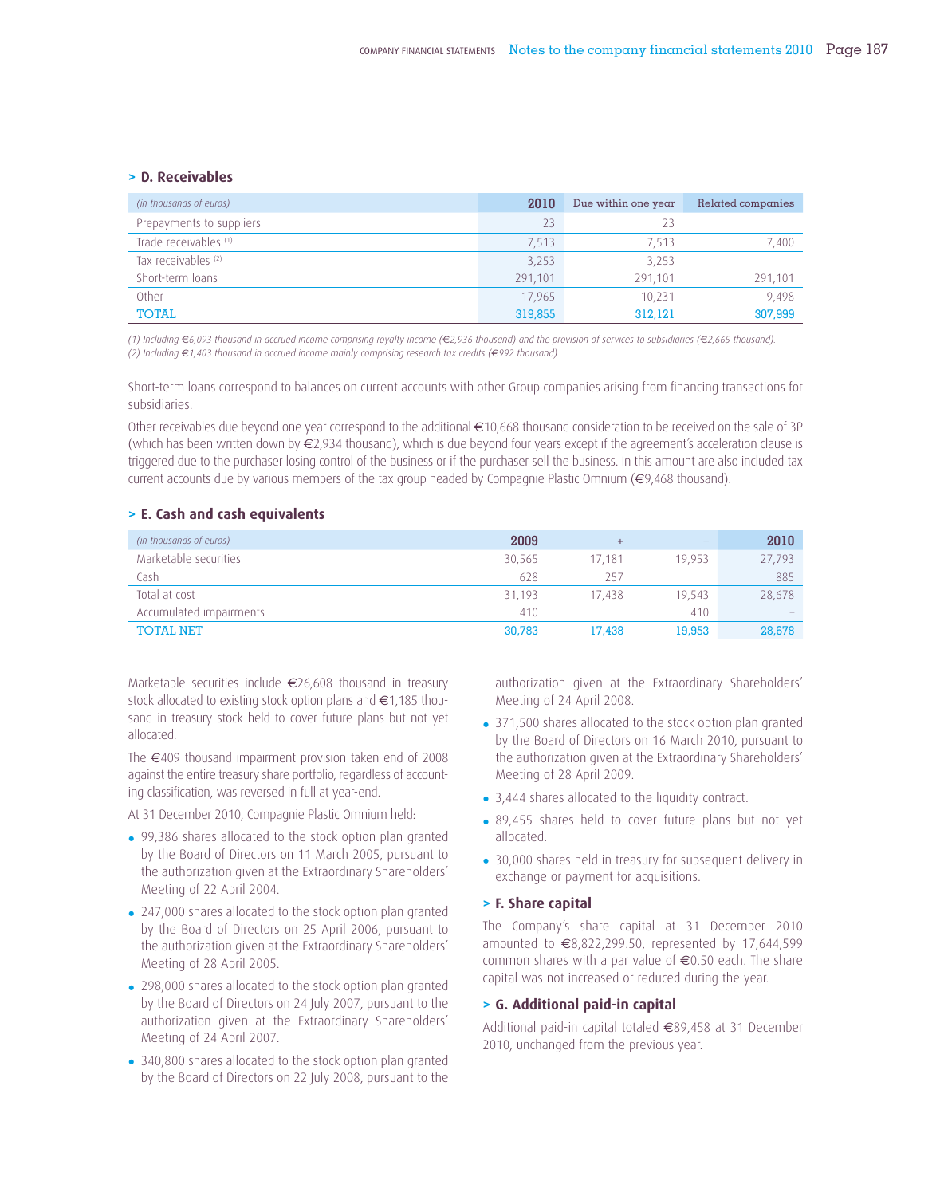## > D. Receivables

| *(in thousands of euros)* | 2010 | Due within one year | Related companies |
|---|---|---|---|
| Prepayments to suppliers | 23 | 23 | |
| Trade receivables [(1)] | 7,513 | 7,513 | 7,400 |
| Tax receivables [(2)] | 3,253 | 3,253 | |
| Short-term loans | 291,101 | 291,101 | 291,101 |
| Other | 17,965 | 10,231 | 9,498 |
| TOTAL | 319,855 | 312,121 | 307,999 |

*(1) Including €6,093 thousand in accrued income comprising royalty income (€2,936 thousand) and the provision of services to subsidiaries (€2,665 thousand).*
*(2) Including €1,403 thousand in accrued income mainly comprising research tax credits (€992 thousand).*

Short-term loans correspond to balances on current accounts with other Group companies arising from financing transactions for subsidiaries.

Other receivables due beyond one year correspond to the additional €10,668 thousand consideration to be received on the sale of 3P (which has been written down by €2,934 thousand), which is due beyond four years except if the agreement's acceleration clause is triggered due to the purchaser losing control of the business or if the purchaser sell the business. In this amount are also included tax current accounts due by various members of the tax group headed by Compagnie Plastic Omnium (€9,468 thousand).

## > E. Cash and cash equivalents

| *(in thousands of euros)* | 2009 | + | – | 2010 |
|---|---|---|---|---|
| Marketable securities | 30,565 | 17,181 | 19,953 | 27,793 |
| Cash | 628 | 257 | | 885 |
| Total at cost | 31,193 | 17,438 | 19,543 | 28,678 |
| Accumulated impairments | 410 | | 410 | – |
| TOTAL NET | 30,783 | 17,438 | 19,953 | 28,678 |

Marketable securities include €26,608 thousand in treasury stock allocated to existing stock option plans and €1,185 thousand in treasury stock held to cover future plans but not yet allocated.

The €409 thousand impairment provision taken end of 2008 against the entire treasury share portfolio, regardless of accounting classification, was reversed in full at year-end.

At 31 December 2010, Compagnie Plastic Omnium held:

- 99,386 shares allocated to the stock option plan granted by the Board of Directors on 11 March 2005, pursuant to the authorization given at the Extraordinary Shareholders' Meeting of 22 April 2004.
- 247,000 shares allocated to the stock option plan granted by the Board of Directors on 25 April 2006, pursuant to the authorization given at the Extraordinary Shareholders' Meeting of 28 April 2005.
- 298,000 shares allocated to the stock option plan granted by the Board of Directors on 24 July 2007, pursuant to the authorization given at the Extraordinary Shareholders' Meeting of 24 April 2007.
- 340,800 shares allocated to the stock option plan granted by the Board of Directors on 22 July 2008, pursuant to the authorization given at the Extraordinary Shareholders' Meeting of 24 April 2008.
- 371,500 shares allocated to the stock option plan granted by the Board of Directors on 16 March 2010, pursuant to the authorization given at the Extraordinary Shareholders' Meeting of 28 April 2009.
- 3,444 shares allocated to the liquidity contract.
- 89,455 shares held to cover future plans but not yet allocated.
- 30,000 shares held in treasury for subsequent delivery in exchange or payment for acquisitions.

## > F. Share capital

The Company's share capital at 31 December 2010 amounted to €8,822,299.50, represented by 17,644,599 common shares with a par value of €0.50 each. The share capital was not increased or reduced during the year.

## > G. Additional paid-in capital

Additional paid-in capital totaled €89,458 at 31 December 2010, unchanged from the previous year.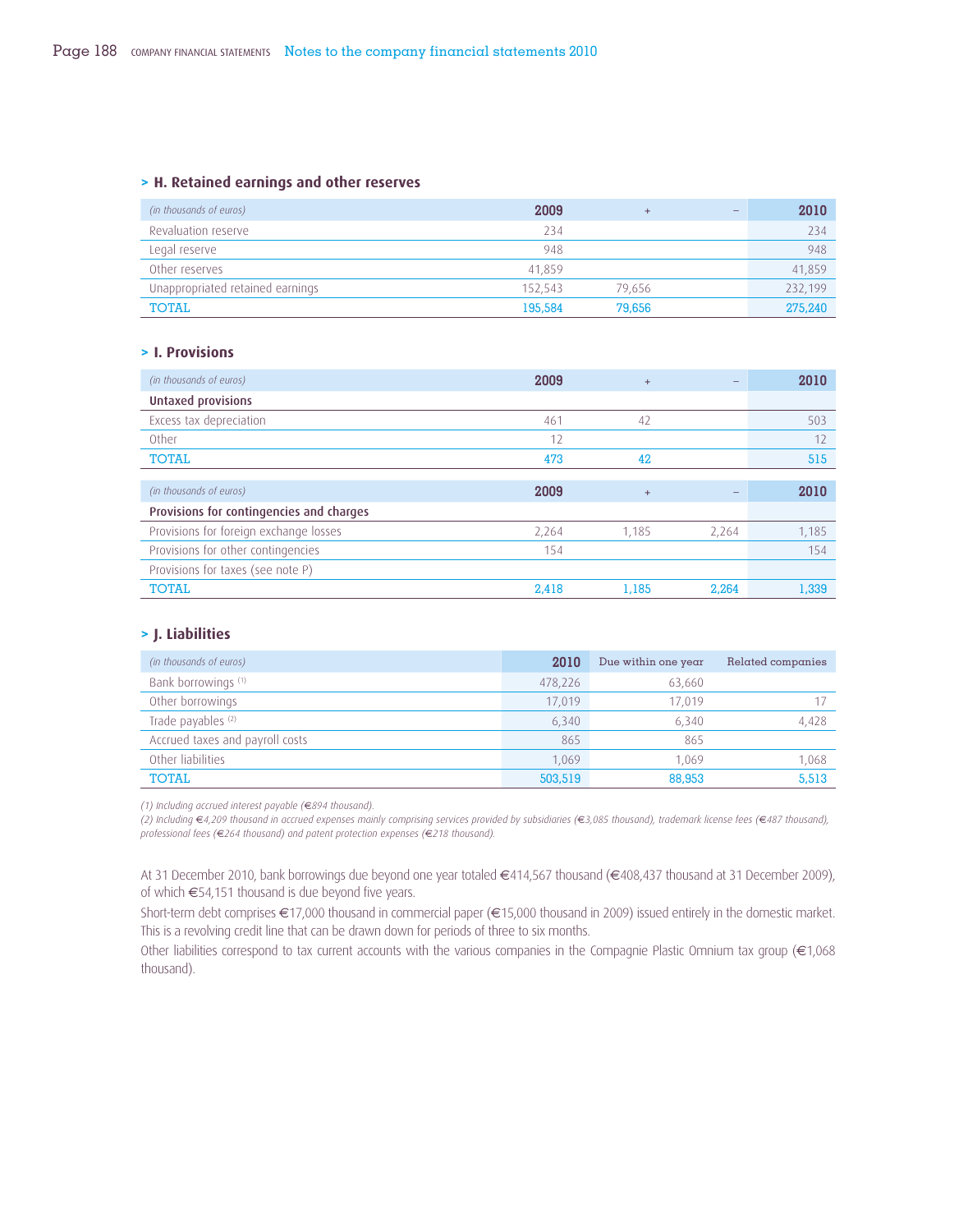## H. Retained earnings and other reserves

| (in thousands of euros) | 2009 | + | – | 2010 |
|---|---|---|---|---|
| Revaluation reserve | 234 | | | 234 |
| Legal reserve | 948 | | | 948 |
| Other reserves | 41,859 | | | 41,859 |
| Unappropriated retained earnings | 152,543 | 79,656 | | 232,199 |
| TOTAL | 195,584 | 79,656 | | 275,240 |

## I. Provisions

| (in thousands of euros) | 2009 | + | – | 2010 |
|---|---|---|---|---|
| **Untaxed provisions** | | | | |
| Excess tax depreciation | 461 | 42 | | 503 |
| Other | 12 | | | 12 |
| TOTAL | 473 | 42 | | 515 |

| (in thousands of euros) | 2009 | + | – | 2010 |
|---|---|---|---|---|
| **Provisions for contingencies and charges** | | | | |
| Provisions for foreign exchange losses | 2,264 | 1,185 | 2,264 | 1,185 |
| Provisions for other contingencies | 154 | | | 154 |
| Provisions for taxes (see note P) | | | | |
| TOTAL | 2,418 | 1,185 | 2,264 | 1,339 |

## J. Liabilities

| (in thousands of euros) | 2010 | Due within one year | Related companies |
|---|---|---|---|
| Bank borrowings (1) | 478,226 | 63,660 | |
| Other borrowings | 17,019 | 17,019 | 17 |
| Trade payables (2) | 6,340 | 6,340 | 4,428 |
| Accrued taxes and payroll costs | 865 | 865 | |
| Other liabilities | 1,069 | 1,069 | 1,068 |
| TOTAL | 503,519 | 88,953 | 5,513 |

*(1) Including accrued interest payable (€894 thousand).*
*(2) Including €4,209 thousand in accrued expenses mainly comprising services provided by subsidiaries (€3,085 thousand), trademark license fees (€487 thousand), professional fees (€264 thousand) and patent protection expenses (€218 thousand).*

At 31 December 2010, bank borrowings due beyond one year totaled €414,567 thousand (€408,437 thousand at 31 December 2009), of which €54,151 thousand is due beyond five years.

Short-term debt comprises €17,000 thousand in commercial paper (€15,000 thousand in 2009) issued entirely in the domestic market. This is a revolving credit line that can be drawn down for periods of three to six months.

Other liabilities correspond to tax current accounts with the various companies in the Compagnie Plastic Omnium tax group (€1,068 thousand).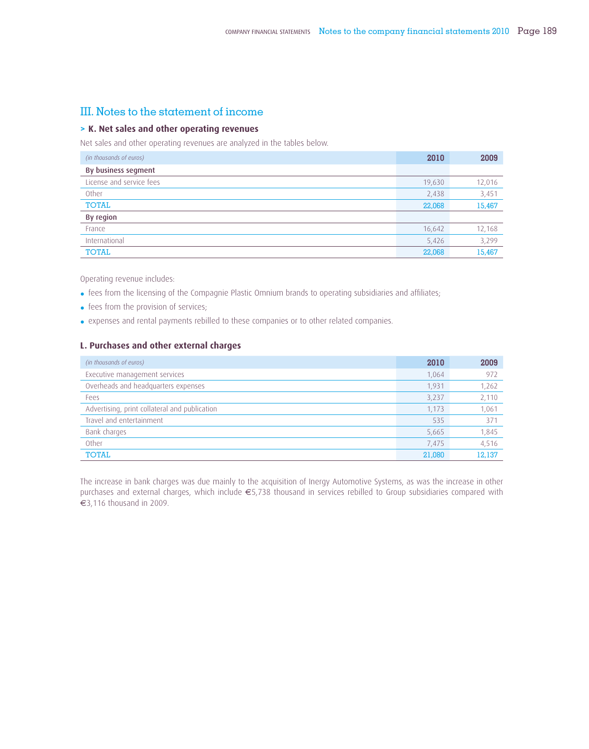## III. Notes to the statement of income

### > K. Net sales and other operating revenues

Net sales and other operating revenues are analyzed in the tables below.

| *(in thousands of euros)* | 2010 | 2009 |
|---|---|---|
| **By business segment** | | |
| License and service fees | 19,630 | 12,016 |
| Other | 2,438 | 3,451 |
| TOTAL | 22,068 | 15,467 |
| **By region** | | |
| France | 16,642 | 12,168 |
| International | 5,426 | 3,299 |
| TOTAL | 22,068 | 15,467 |

Operating revenue includes:

- fees from the licensing of the Compagnie Plastic Omnium brands to operating subsidiaries and affiliates;
- fees from the provision of services;
- expenses and rental payments rebilled to these companies or to other related companies.

### L. Purchases and other external charges

| *(in thousands of euros)* | 2010 | 2009 |
|---|---|---|
| Executive management services | 1,064 | 972 |
| Overheads and headquarters expenses | 1,931 | 1,262 |
| Fees | 3,237 | 2,110 |
| Advertising, print collateral and publication | 1,173 | 1,061 |
| Travel and entertainment | 535 | 371 |
| Bank charges | 5,665 | 1,845 |
| Other | 7,475 | 4,516 |
| TOTAL | 21,080 | 12,137 |

The increase in bank charges was due mainly to the acquisition of Inergy Automotive Systems, as was the increase in other purchases and external charges, which include €5,738 thousand in services rebilled to Group subsidiaries compared with €3,116 thousand in 2009.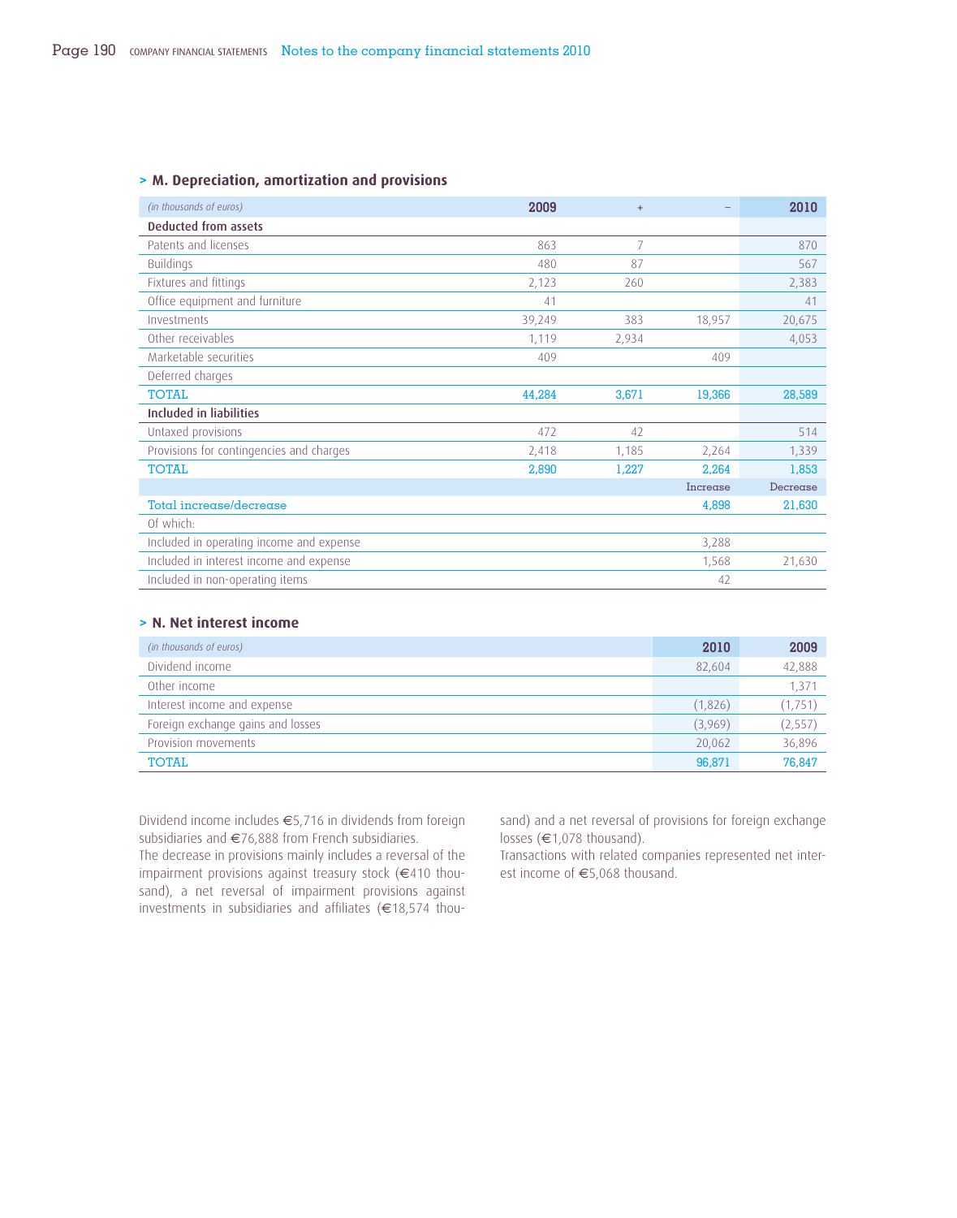## > M. Depreciation, amortization and provisions

| *(in thousands of euros)* | 2009 | + | – | 2010 |
|---|---|---|---|---|
| **Deducted from assets** | | | | |
| Patents and licenses | 863 | 7 | | 870 |
| Buildings | 480 | 87 | | 567 |
| Fixtures and fittings | 2,123 | 260 | | 2,383 |
| Office equipment and furniture | 41 | | | 41 |
| Investments | 39,249 | 383 | 18,957 | 20,675 |
| Other receivables | 1,119 | 2,934 | | 4,053 |
| Marketable securities | 409 | | 409 | |
| Deferred charges | | | | |
| TOTAL | 44,284 | 3,671 | 19,366 | 28,589 |
| **Included in liabilities** | | | | |
| Untaxed provisions | 472 | 42 | | 514 |
| Provisions for contingencies and charges | 2,418 | 1,185 | 2,264 | 1,339 |
| TOTAL | 2,890 | 1,227 | 2,264 | 1,853 |
| | | | Increase | Decrease |
| Total increase/decrease | | | 4,898 | 21,630 |
| Of which: | | | | |
| Included in operating income and expense | | | 3,288 | |
| Included in interest income and expense | | | 1,568 | 21,630 |
| Included in non-operating items | | | 42 | |

## > N. Net interest income

| *(in thousands of euros)* | 2010 | 2009 |
|---|---|---|
| Dividend income | 82,604 | 42,888 |
| Other income | | 1,371 |
| Interest income and expense | (1,826) | (1,751) |
| Foreign exchange gains and losses | (3,969) | (2,557) |
| Provision movements | 20,062 | 36,896 |
| TOTAL | 96,871 | 76,847 |

Dividend income includes €5,716 in dividends from foreign subsidiaries and €76,888 from French subsidiaries.

The decrease in provisions mainly includes a reversal of the impairment provisions against treasury stock (€410 thousand), a net reversal of impairment provisions against investments in subsidiaries and affiliates (€18,574 thousand) and a net reversal of provisions for foreign exchange losses (€1,078 thousand).

Transactions with related companies represented net interest income of €5,068 thousand.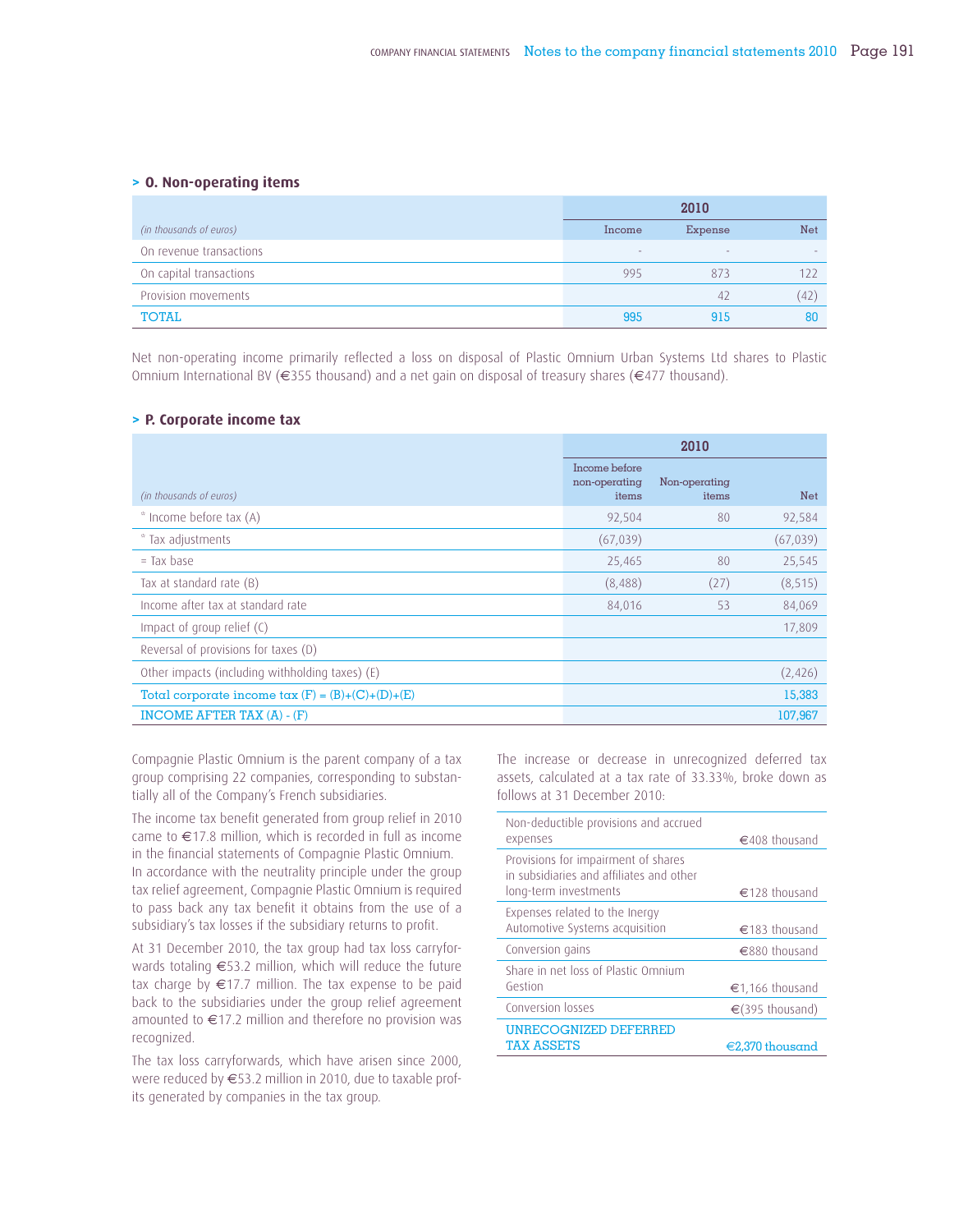## > O. Non-operating items

| *(in thousands of euros)* | 2010 | | |
|---|---|---|---|
| | Income | Expense | Net |
| On revenue transactions | - | - | - |
| On capital transactions | 995 | 873 | 122 |
| Provision movements | | 42 | (42) |
| **TOTAL** | **995** | **915** | **80** |

Net non-operating income primarily reflected a loss on disposal of Plastic Omnium Urban Systems Ltd shares to Plastic Omnium International BV (€355 thousand) and a net gain on disposal of treasury shares (€477 thousand).

## > P. Corporate income tax

| *(in thousands of euros)* | 2010 | | |
|---|---|---|---|
| | Income before non-operating items | Non-operating items | Net |
| * Income before tax (A) | 92,504 | 80 | 92,584 |
| * Tax adjustments | (67,039) | | (67,039) |
| = Tax base | 25,465 | 80 | 25,545 |
| Tax at standard rate (B) | (8,488) | (27) | (8,515) |
| Income after tax at standard rate | 84,016 | 53 | 84,069 |
| Impact of group relief (C) | | | 17,809 |
| Reversal of provisions for taxes (D) | | | |
| Other impacts (including withholding taxes) (E) | | | (2,426) |
| **Total corporate income tax (F) = (B)+(C)+(D)+(E)** | | | **15,383** |
| **INCOME AFTER TAX (A) - (F)** | | | **107,967** |

Compagnie Plastic Omnium is the parent company of a tax group comprising 22 companies, corresponding to substantially all of the Company's French subsidiaries.

The income tax benefit generated from group relief in 2010 came to €17.8 million, which is recorded in full as income in the financial statements of Compagnie Plastic Omnium. In accordance with the neutrality principle under the group tax relief agreement, Compagnie Plastic Omnium is required to pass back any tax benefit it obtains from the use of a subsidiary's tax losses if the subsidiary returns to profit.

At 31 December 2010, the tax group had tax loss carryforwards totaling €53.2 million, which will reduce the future tax charge by €17.7 million. The tax expense to be paid back to the subsidiaries under the group relief agreement amounted to €17.2 million and therefore no provision was recognized.

The tax loss carryforwards, which have arisen since 2000, were reduced by €53.2 million in 2010, due to taxable profits generated by companies in the tax group.

The increase or decrease in unrecognized deferred tax assets, calculated at a tax rate of 33.33%, broke down as follows at 31 December 2010:

| | |
|---|---|
| Non-deductible provisions and accrued expenses | €408 thousand |
| Provisions for impairment of shares in subsidiaries and affiliates and other long-term investments | €128 thousand |
| Expenses related to the Inergy Automotive Systems acquisition | €183 thousand |
| Conversion gains | €880 thousand |
| Share in net loss of Plastic Omnium Gestion | €1,166 thousand |
| Conversion losses | €(395 thousand) |
| **UNRECOGNIZED DEFERRED TAX ASSETS** | **€2,370 thousand** |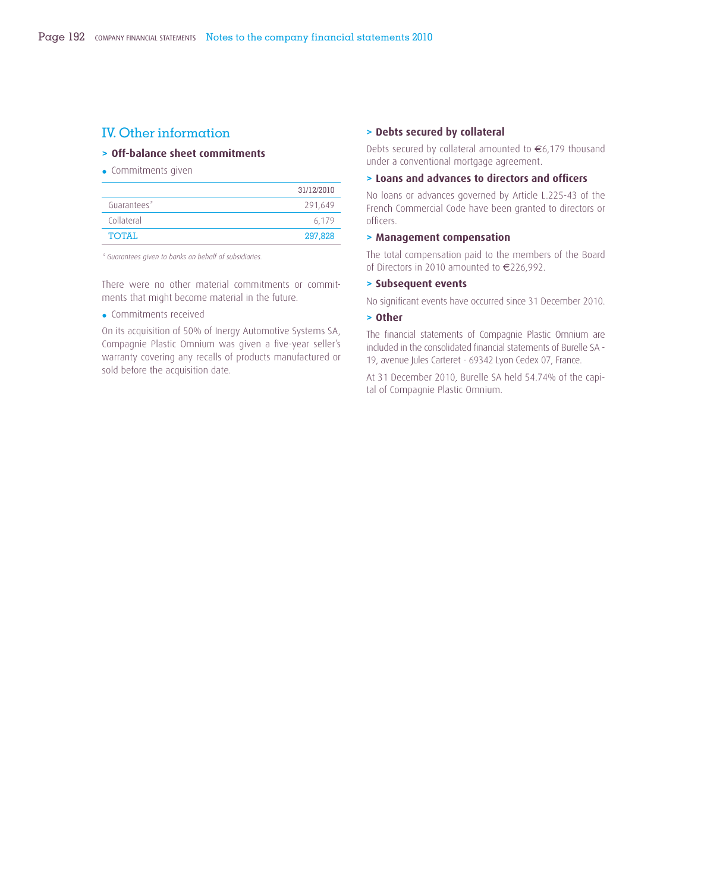## IV. Other information

### > Off-balance sheet commitments

- Commitments given

| | 31/12/2010 |
|---|---|
| Guarantees* | 291,649 |
| Collateral | 6,179 |
| TOTAL | 297,828 |

*\* Guarantees given to banks on behalf of subsidiaries.*

There were no other material commitments or commitments that might become material in the future.

- Commitments received

On its acquisition of 50% of Inergy Automotive Systems SA, Compagnie Plastic Omnium was given a five-year seller's warranty covering any recalls of products manufactured or sold before the acquisition date.

### > Debts secured by collateral

Debts secured by collateral amounted to €6,179 thousand under a conventional mortgage agreement.

### > Loans and advances to directors and officers

No loans or advances governed by Article L.225-43 of the French Commercial Code have been granted to directors or officers.

### > Management compensation

The total compensation paid to the members of the Board of Directors in 2010 amounted to €226,992.

### > Subsequent events

No significant events have occurred since 31 December 2010.

### > Other

The financial statements of Compagnie Plastic Omnium are included in the consolidated financial statements of Burelle SA - 19, avenue Jules Carteret - 69342 Lyon Cedex 07, France.

At 31 December 2010, Burelle SA held 54.74% of the capital of Compagnie Plastic Omnium.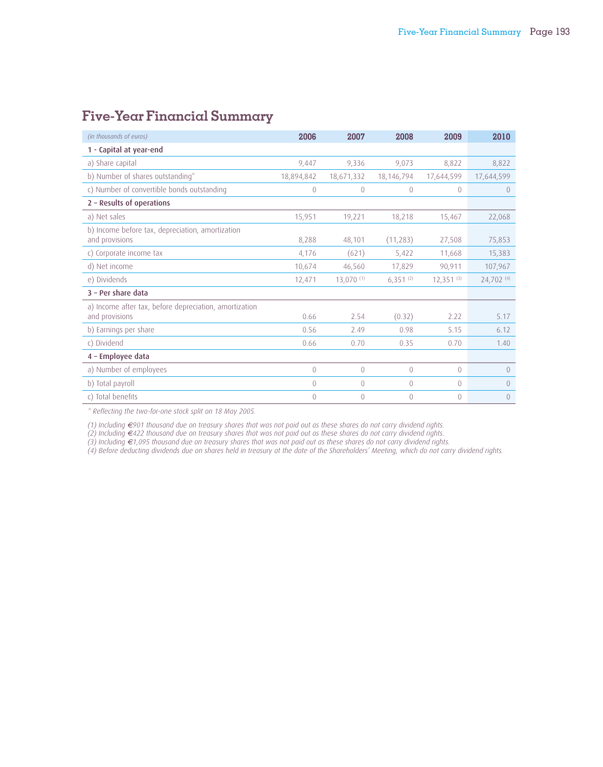# Five-Year Financial Summary

| *(in thousands of euros)* | 2006 | 2007 | 2008 | 2009 | 2010 |
|---|---|---|---|---|---|
| **1 - Capital at year-end** | | | | | |
| a) Share capital | 9,447 | 9,336 | 9,073 | 8,822 | 8,822 |
| b) Number of shares outstanding* | 18,894,842 | 18,671,332 | 18,146,794 | 17,644,599 | 17,644,599 |
| c) Number of convertible bonds outstanding | 0 | 0 | 0 | 0 | 0 |
| **2 – Results of operations** | | | | | |
| a) Net sales | 15,951 | 19,221 | 18,218 | 15,467 | 22,068 |
| b) Income before tax, depreciation, amortization and provisions | 8,288 | 48,101 | (11,283) | 27,508 | 75,853 |
| c) Corporate income tax | 4,176 | (621) | 5,422 | 11,668 | 15,383 |
| d) Net income | 10,674 | 46,560 | 17,829 | 90,911 | 107,967 |
| e) Dividends | 12,471 | 13,070 (1) | 6,351 (2) | 12,351 (3) | 24,702 (4) |
| **3 – Per share data** | | | | | |
| a) Income after tax, before depreciation, amortization and provisions | 0.66 | 2.54 | (0.32) | 2.22 | 5.17 |
| b) Earnings per share | 0.56 | 2.49 | 0.98 | 5.15 | 6.12 |
| c) Dividend | 0.66 | 0.70 | 0.35 | 0.70 | 1.40 |
| **4 – Employee data** | | | | | |
| a) Number of employees | 0 | 0 | 0 | 0 | 0 |
| b) Total payroll | 0 | 0 | 0 | 0 | 0 |
| c) Total benefits | 0 | 0 | 0 | 0 | 0 |

*\* Reflecting the two-for-one stock split on 18 May 2005.*

*(1) Including €901 thousand due on treasury shares that was not paid out as these shares do not carry dividend rights.*
*(2) Including €422 thousand due on treasury shares that was not paid out as these shares do not carry dividend rights.*
*(3) Including €1,095 thousand due on treasury shares that was not paid out as these shares do not carry dividend rights.*
*(4) Before deducting dividends due on shares held in treasury at the date of the Shareholders' Meeting, which do not carry dividend rights.*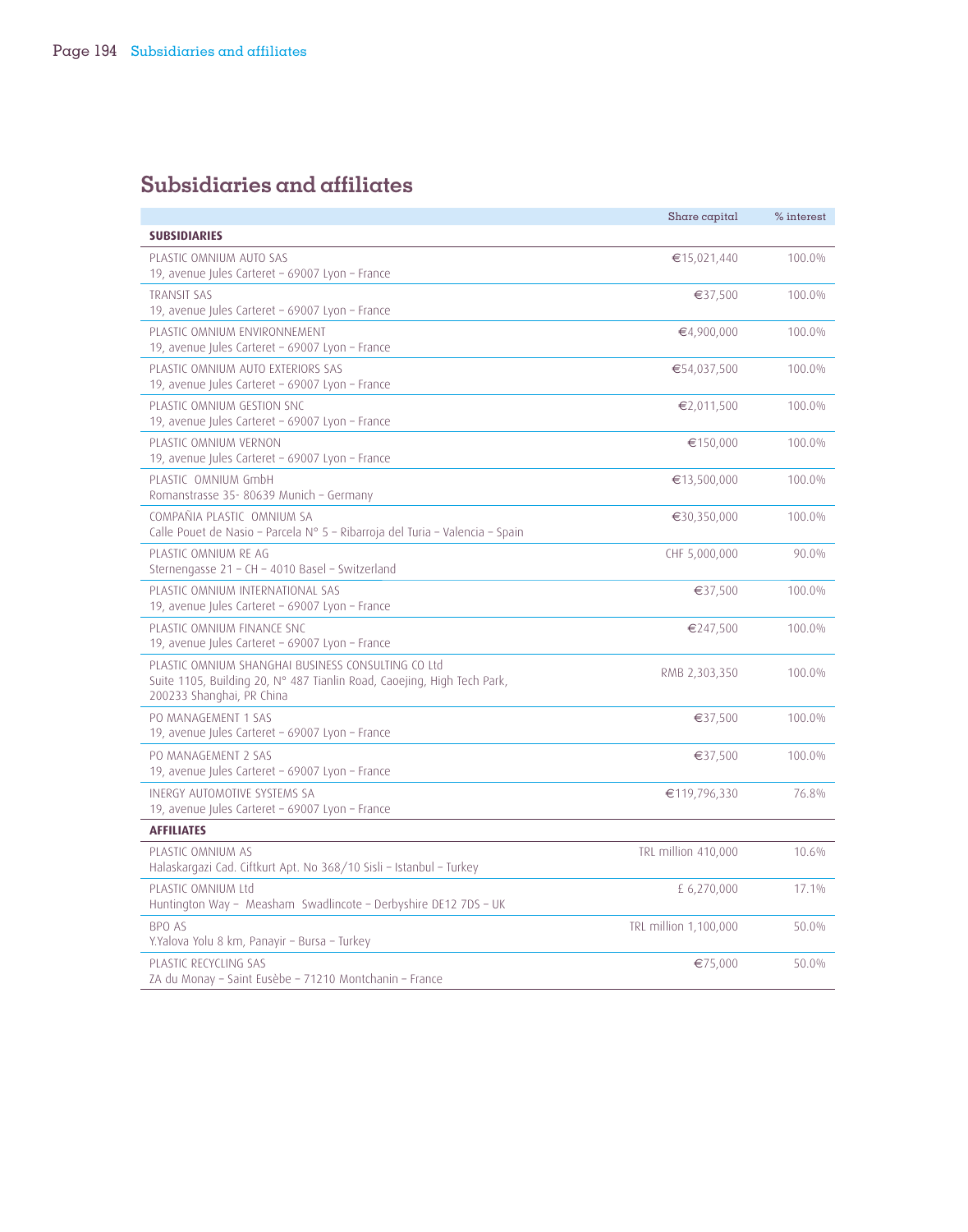# Subsidiaries and affiliates

| | Share capital | % interest |
|---|---|---|
| **SUBSIDIARIES** | | |
| PLASTIC OMNIUM AUTO SAS<br>19, avenue Jules Carteret – 69007 Lyon – France | €15,021,440 | 100.0% |
| TRANSIT SAS<br>19, avenue Jules Carteret – 69007 Lyon – France | €37,500 | 100.0% |
| PLASTIC OMNIUM ENVIRONNEMENT<br>19, avenue Jules Carteret – 69007 Lyon – France | €4,900,000 | 100.0% |
| PLASTIC OMNIUM AUTO EXTERIORS SAS<br>19, avenue Jules Carteret – 69007 Lyon – France | €54,037,500 | 100.0% |
| PLASTIC OMNIUM GESTION SNC<br>19, avenue Jules Carteret – 69007 Lyon – France | €2,011,500 | 100.0% |
| PLASTIC OMNIUM VERNON<br>19, avenue Jules Carteret – 69007 Lyon – France | €150,000 | 100.0% |
| PLASTIC OMNIUM GmbH<br>Romanstrasse 35- 80639 Munich – Germany | €13,500,000 | 100.0% |
| COMPAÑIA PLASTIC OMNIUM SA<br>Calle Pouet de Nasio – Parcela N° 5 – Ribarroja del Turia – Valencia – Spain | €30,350,000 | 100.0% |
| PLASTIC OMNIUM RE AG<br>Sternengasse 21 – CH – 4010 Basel – Switzerland | CHF 5,000,000 | 90.0% |
| PLASTIC OMNIUM INTERNATIONAL SAS<br>19, avenue Jules Carteret – 69007 Lyon – France | €37,500 | 100.0% |
| PLASTIC OMNIUM FINANCE SNC<br>19, avenue Jules Carteret – 69007 Lyon – France | €247,500 | 100.0% |
| PLASTIC OMNIUM SHANGHAI BUSINESS CONSULTING CO Ltd<br>Suite 1105, Building 20, N° 487 Tianlin Road, Caoejing, High Tech Park, 200233 Shanghai, PR China | RMB 2,303,350 | 100.0% |
| PO MANAGEMENT 1 SAS<br>19, avenue Jules Carteret – 69007 Lyon – France | €37,500 | 100.0% |
| PO MANAGEMENT 2 SAS<br>19, avenue Jules Carteret – 69007 Lyon – France | €37,500 | 100.0% |
| INERGY AUTOMOTIVE SYSTEMS SA<br>19, avenue Jules Carteret – 69007 Lyon – France | €119,796,330 | 76.8% |
| **AFFILIATES** | | |
| PLASTIC OMNIUM AS<br>Halaskargazi Cad. Ciftkurt Apt. No 368/10 Sisli – Istanbul – Turkey | TRL million 410,000 | 10.6% |
| PLASTIC OMNIUM Ltd<br>Huntington Way – Measham Swadlincote – Derbyshire DE12 7DS – UK | £ 6,270,000 | 17.1% |
| BPO AS<br>Y.Yalova Yolu 8 km, Panayir – Bursa – Turkey | TRL million 1,100,000 | 50.0% |
| PLASTIC RECYCLING SAS<br>ZA du Monay – Saint Eusèbe – 71210 Montchanin – France | €75,000 | 50.0% |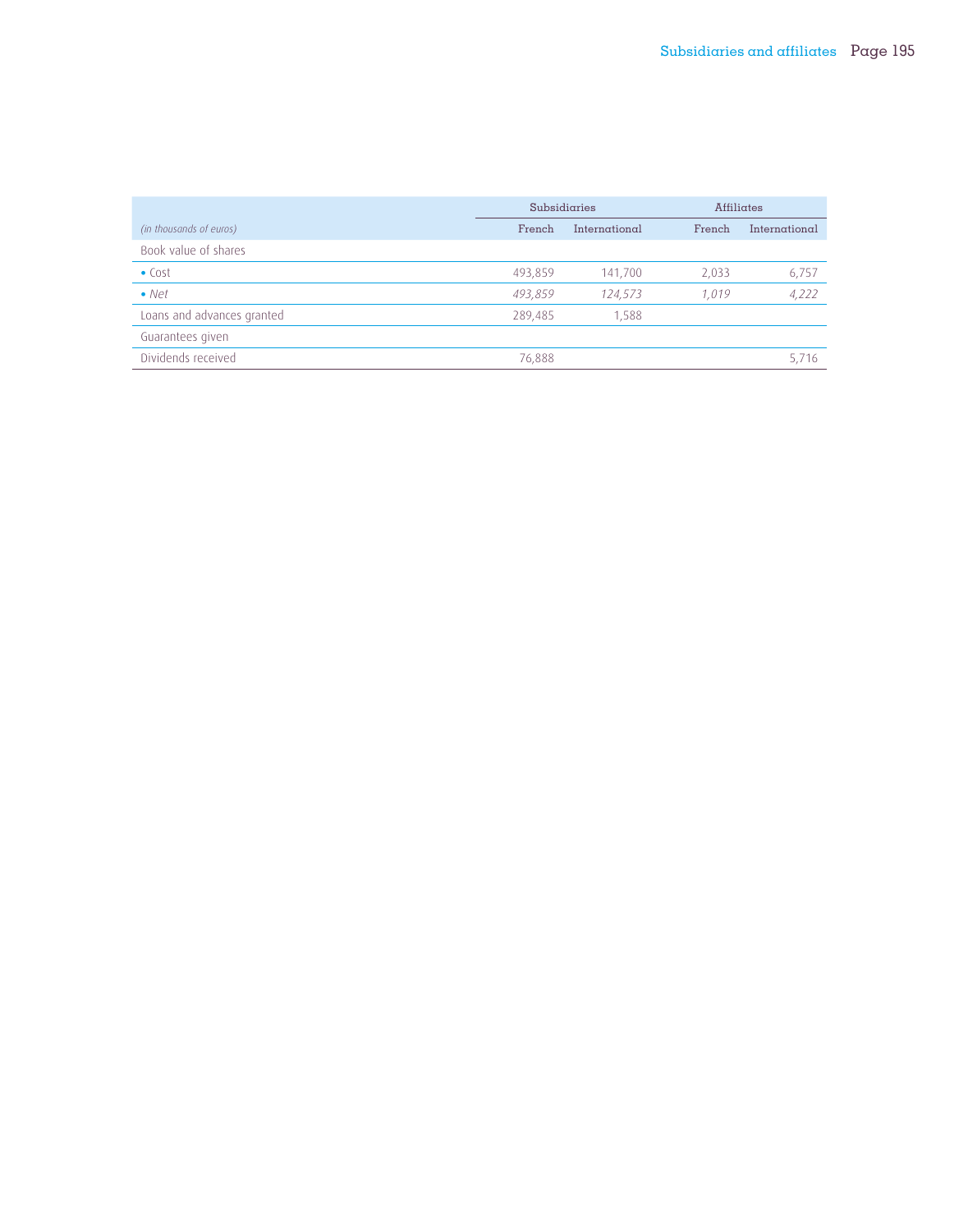| (in thousands of euros) | Subsidiaries | | Affiliates | |
|---|---|---|---|---|
| | French | International | French | International |
| Book value of shares | | | | |
| • Cost | 493,859 | 141,700 | 2,033 | 6,757 |
| • *Net* | *493,859* | *124,573* | *1,019* | *4,222* |
| Loans and advances granted | 289,485 | 1,588 | | |
| Guarantees given | | | | |
| Dividends received | 76,888 | | | 5,716 |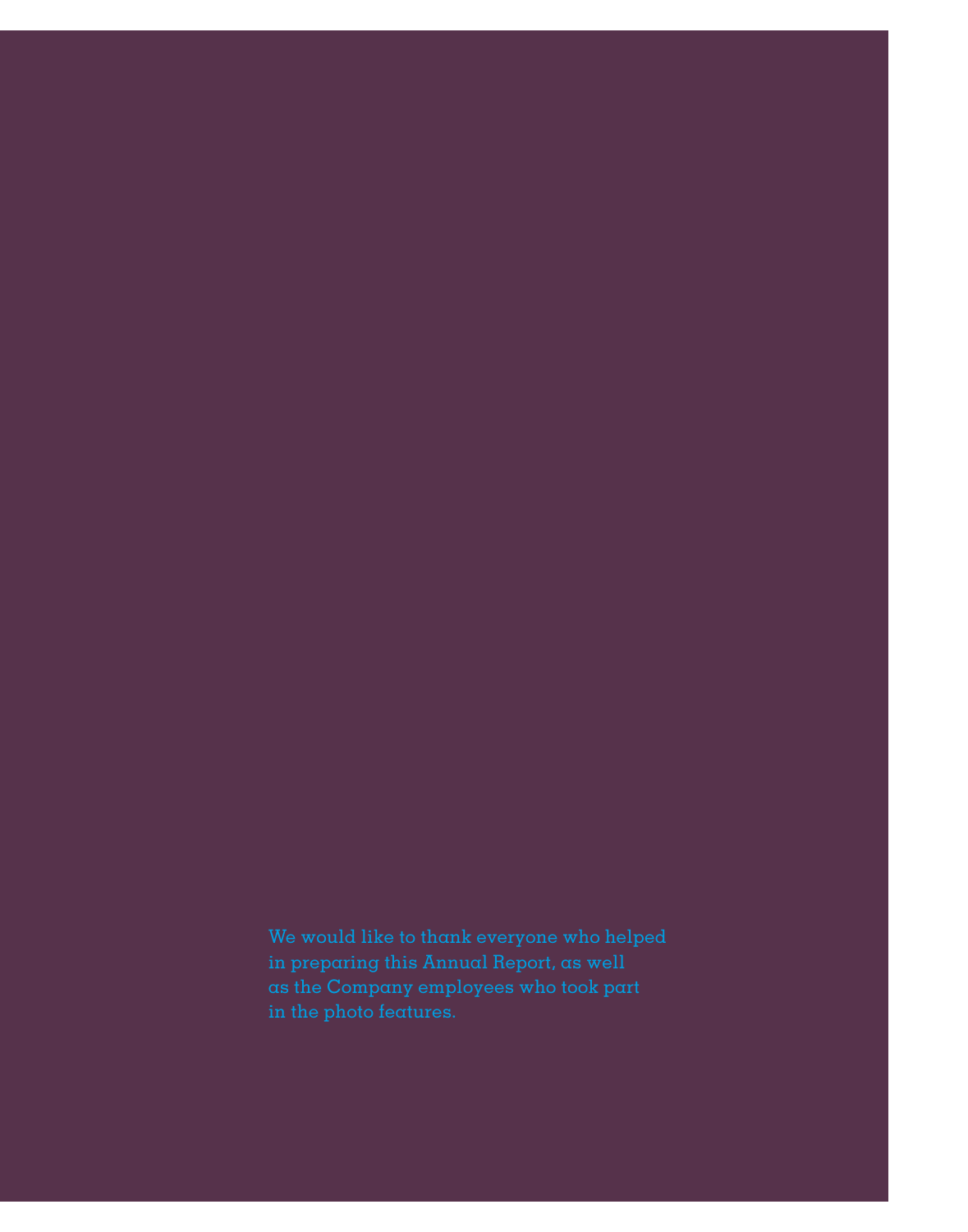We would like to thank everyone who helped in preparing this Annual Report, as well as the Company employees who took part in the photo features.